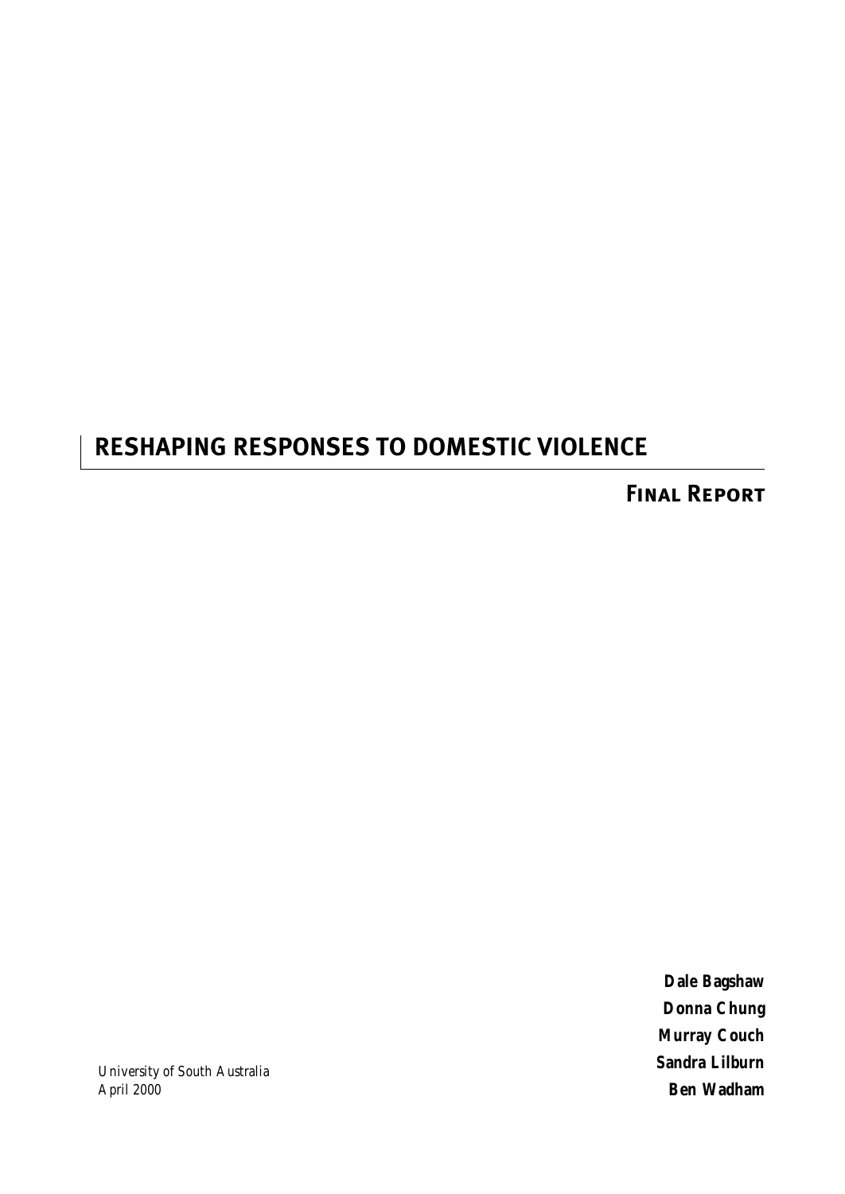# RESHAPING RESPONSES TO DOMESTIC VIOLENCE

## Final Report

**Dale Bagshaw**
**Donna Chung**
**Murray Couch**
**Sandra Lilburn**
**Ben Wadham**

*University of South Australia*
*April 2000*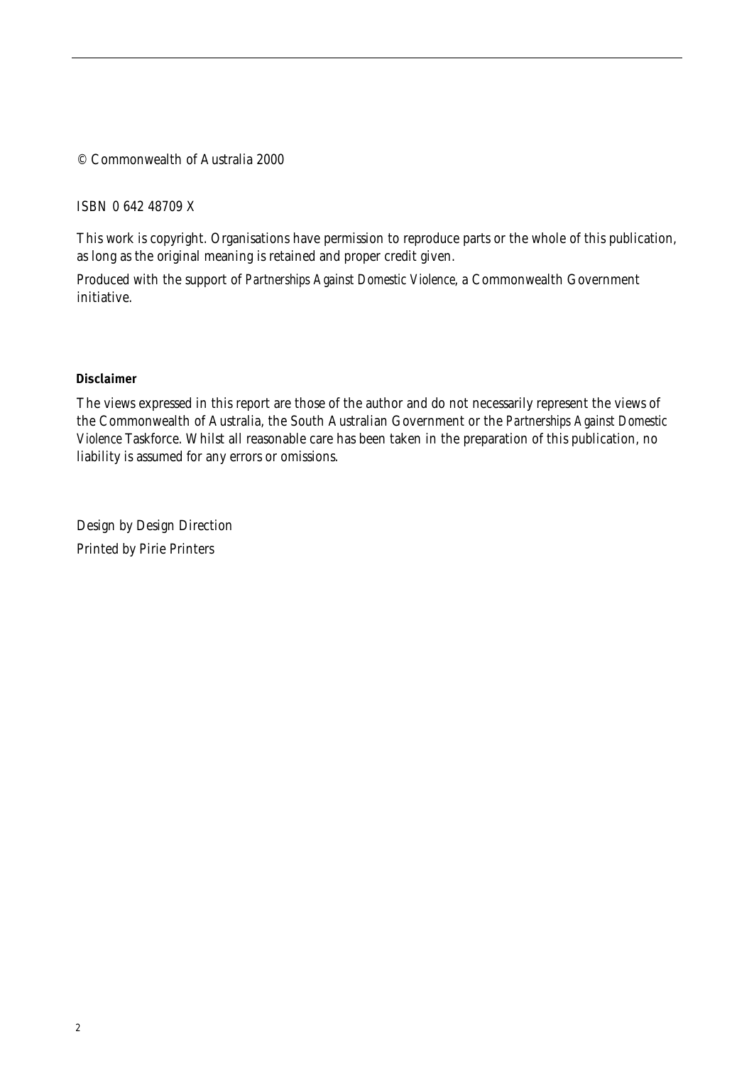© Commonwealth of Australia 2000

ISBN 0 642 48709 X

This work is copyright. Organisations have permission to reproduce parts or the whole of this publication, as long as the original meaning is retained and proper credit given.

Produced with the support of *Partnerships Against Domestic Violence*, a Commonwealth Government initiative.

**Disclaimer**

The views expressed in this report are those of the author and do not necessarily represent the views of the Commonwealth of Australia, the South Australian Government or the *Partnerships Against Domestic Violence* Taskforce. Whilst all reasonable care has been taken in the preparation of this publication, no liability is assumed for any errors or omissions.

Design by Design Direction

Printed by Pirie Printers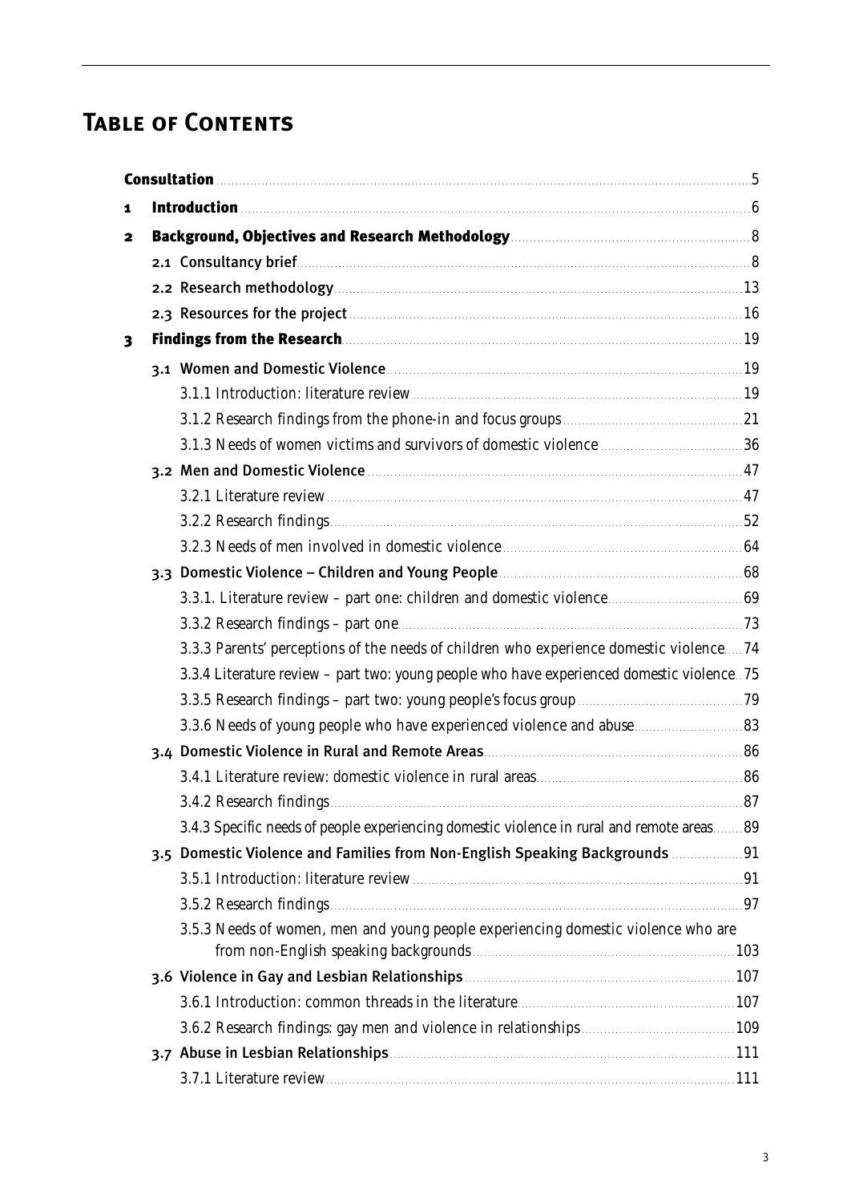# Table of Contents

| | | |
|---|---|---|
| **Consultation** | | 5 |
| **1** | **Introduction** | 6 |
| **2** | **Background, Objectives and Research Methodology** | 8 |
| | 2.1 Consultancy brief | 8 |
| | 2.2 Research methodology | 13 |
| | 2.3 Resources for the project | 16 |
| **3** | **Findings from the Research** | 19 |
| | 3.1 Women and Domestic Violence | 19 |
| | 3.1.1 Introduction: literature review | 19 |
| | 3.1.2 Research findings from the phone-in and focus groups | 21 |
| | 3.1.3 Needs of women victims and survivors of domestic violence | 36 |
| | 3.2 Men and Domestic Violence | 47 |
| | 3.2.1 Literature review | 47 |
| | 3.2.2 Research findings | 52 |
| | 3.2.3 Needs of men involved in domestic violence | 64 |
| | 3.3 Domestic Violence – Children and Young People | 68 |
| | 3.3.1. Literature review – part one: children and domestic violence | 69 |
| | 3.3.2 Research findings – part one | 73 |
| | 3.3.3 Parents' perceptions of the needs of children who experience domestic violence | 74 |
| | 3.3.4 Literature review – part two: young people who have experienced domestic violence | 75 |
| | 3.3.5 Research findings – part two: young people's focus group | 79 |
| | 3.3.6 Needs of young people who have experienced violence and abuse | 83 |
| | 3.4 Domestic Violence in Rural and Remote Areas | 86 |
| | 3.4.1 Literature review: domestic violence in rural areas | 86 |
| | 3.4.2 Research findings | 87 |
| | 3.4.3 Specific needs of people experiencing domestic violence in rural and remote areas | 89 |
| | 3.5 Domestic Violence and Families from Non-English Speaking Backgrounds | 91 |
| | 3.5.1 Introduction: literature review | 91 |
| | 3.5.2 Research findings | 97 |
| | 3.5.3 Needs of women, men and young people experiencing domestic violence who are from non-English speaking backgrounds | 103 |
| | 3.6 Violence in Gay and Lesbian Relationships | 107 |
| | 3.6.1 Introduction: common threads in the literature | 107 |
| | 3.6.2 Research findings: gay men and violence in relationships | 109 |
| | 3.7 Abuse in Lesbian Relationships | 111 |
| | 3.7.1 Literature review | 111 |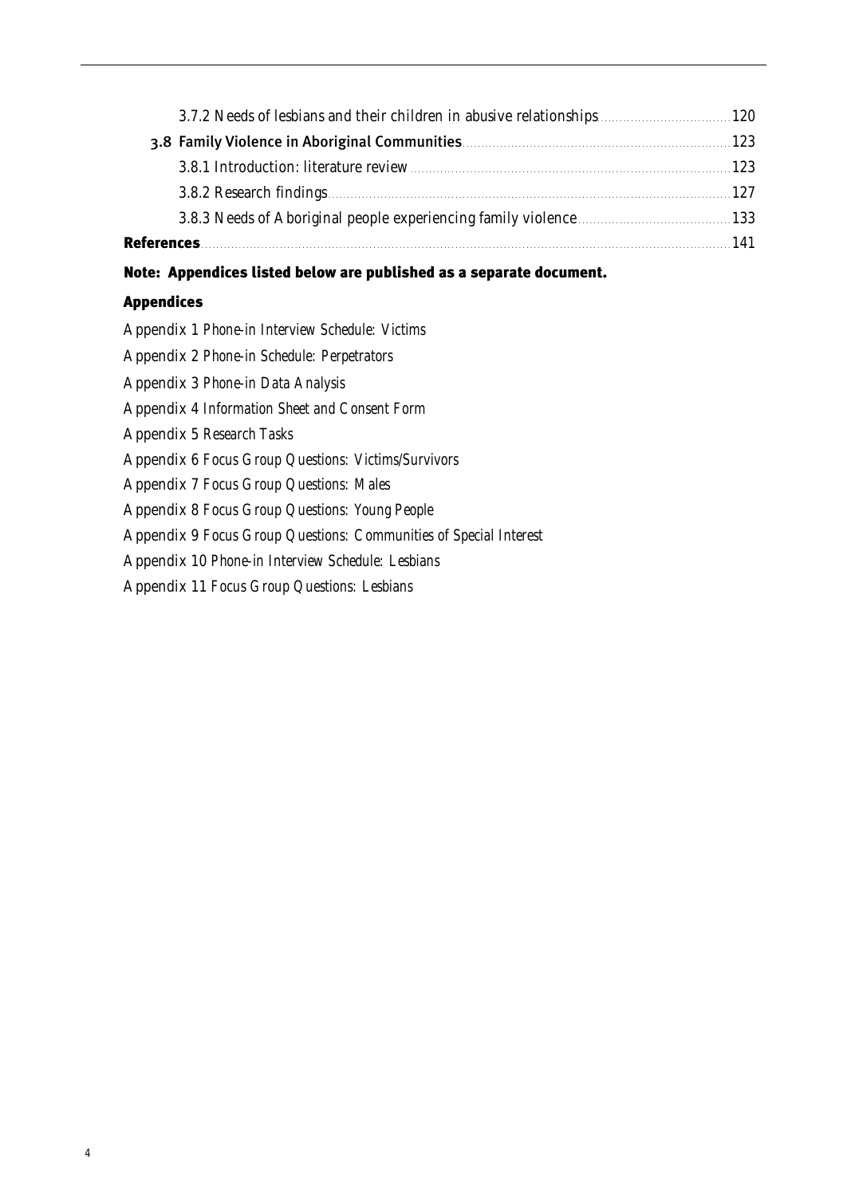3.7.2 Needs of lesbians and their children in abusive relationships ..... 120

**3.8 Family Violence in Aboriginal Communities** ..... 123

3.8.1 Introduction: literature review ..... 123

3.8.2 Research findings ..... 127

3.8.3 Needs of Aboriginal people experiencing family violence ..... 133

**References** ..... 141

**Note: Appendices listed below are published as a separate document.**

**Appendices**

Appendix 1 *Phone-in Interview Schedule: Victims*

Appendix 2 *Phone-in Schedule: Perpetrators*

Appendix 3 *Phone-in Data Analysis*

Appendix 4 *Information Sheet and Consent Form*

Appendix 5 *Research Tasks*

Appendix 6 *Focus Group Questions: Victims/Survivors*

Appendix 7 *Focus Group Questions: Males*

Appendix 8 *Focus Group Questions: Young People*

Appendix 9 *Focus Group Questions: Communities of Special Interest*

Appendix 10 *Phone-in Interview Schedule: Lesbians*

Appendix 11 *Focus Group Questions: Lesbians*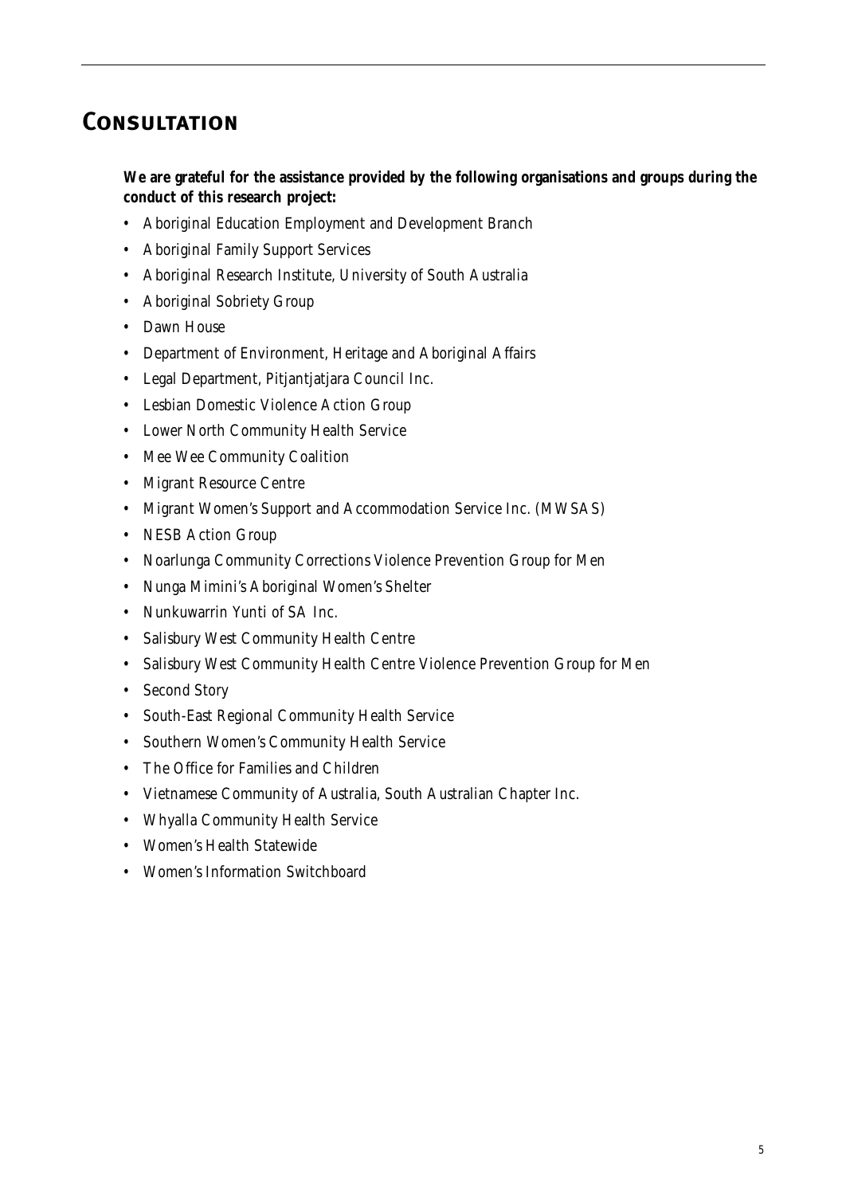# Consultation

**We are grateful for the assistance provided by the following organisations and groups during the conduct of this research project:**

- Aboriginal Education Employment and Development Branch
- Aboriginal Family Support Services
- Aboriginal Research Institute, University of South Australia
- Aboriginal Sobriety Group
- Dawn House
- Department of Environment, Heritage and Aboriginal Affairs
- Legal Department, Pitjantjatjara Council Inc.
- Lesbian Domestic Violence Action Group
- Lower North Community Health Service
- Mee Wee Community Coalition
- Migrant Resource Centre
- Migrant Women's Support and Accommodation Service Inc. (MWSAS)
- NESB Action Group
- Noarlunga Community Corrections Violence Prevention Group for Men
- Nunga Mimini's Aboriginal Women's Shelter
- Nunkuwarrin Yunti of SA Inc.
- Salisbury West Community Health Centre
- Salisbury West Community Health Centre Violence Prevention Group for Men
- Second Story
- South-East Regional Community Health Service
- Southern Women's Community Health Service
- The Office for Families and Children
- Vietnamese Community of Australia, South Australian Chapter Inc.
- Whyalla Community Health Service
- Women's Health Statewide
- Women's Information Switchboard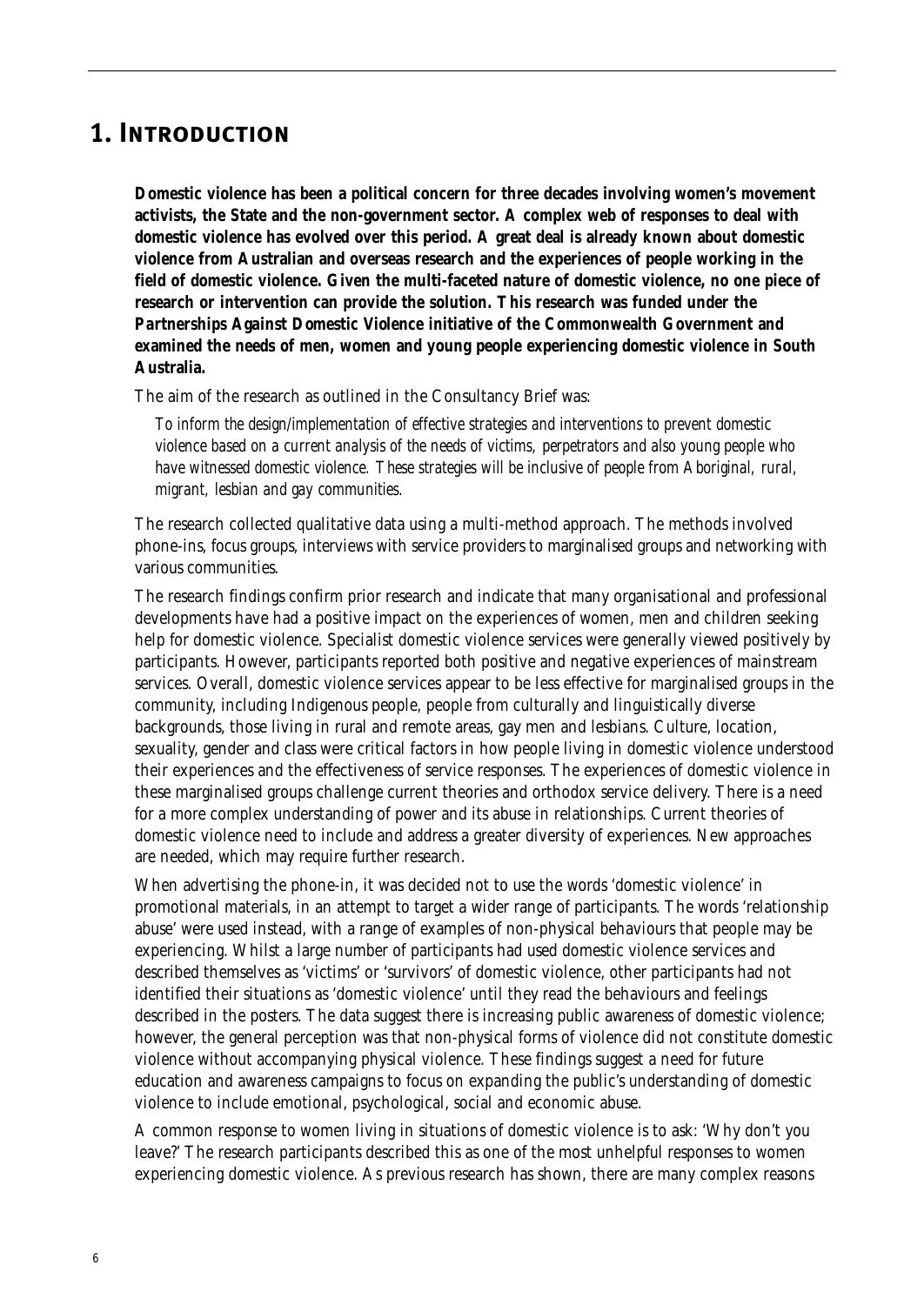# 1. Introduction

**Domestic violence has been a political concern for three decades involving women's movement activists, the State and the non-government sector. A complex web of responses to deal with domestic violence has evolved over this period. A great deal is already known about domestic violence from Australian and overseas research and the experiences of people working in the field of domestic violence. Given the multi-faceted nature of domestic violence, no one piece of research or intervention can provide the solution. This research was funded under the Partnerships Against Domestic Violence initiative of the Commonwealth Government and examined the needs of men, women and young people experiencing domestic violence in South Australia.**

The aim of the research as outlined in the Consultancy Brief was:

> *To inform the design/implementation of effective strategies and interventions to prevent domestic violence based on a current analysis of the needs of victims, perpetrators and also young people who have witnessed domestic violence. These strategies will be inclusive of people from Aboriginal, rural, migrant, lesbian and gay communities.*

The research collected qualitative data using a multi-method approach. The methods involved phone-ins, focus groups, interviews with service providers to marginalised groups and networking with various communities.

The research findings confirm prior research and indicate that many organisational and professional developments have had a positive impact on the experiences of women, men and children seeking help for domestic violence. Specialist domestic violence services were generally viewed positively by participants. However, participants reported both positive and negative experiences of mainstream services. Overall, domestic violence services appear to be less effective for marginalised groups in the community, including Indigenous people, people from culturally and linguistically diverse backgrounds, those living in rural and remote areas, gay men and lesbians. Culture, location, sexuality, gender and class were critical factors in how people living in domestic violence understood their experiences and the effectiveness of service responses. The experiences of domestic violence in these marginalised groups challenge current theories and orthodox service delivery. There is a need for a more complex understanding of power and its abuse in relationships. Current theories of domestic violence need to include and address a greater diversity of experiences. New approaches are needed, which may require further research.

When advertising the phone-in, it was decided not to use the words 'domestic violence' in promotional materials, in an attempt to target a wider range of participants. The words 'relationship abuse' were used instead, with a range of examples of non-physical behaviours that people may be experiencing. Whilst a large number of participants had used domestic violence services and described themselves as 'victims' or 'survivors' of domestic violence, other participants had not identified their situations as 'domestic violence' until they read the behaviours and feelings described in the posters. The data suggest there is increasing public awareness of domestic violence; however, the general perception was that non-physical forms of violence did not constitute domestic violence without accompanying physical violence. These findings suggest a need for future education and awareness campaigns to focus on expanding the public's understanding of domestic violence to include emotional, psychological, social and economic abuse.

A common response to women living in situations of domestic violence is to ask: 'Why don't you leave?' The research participants described this as one of the most unhelpful responses to women experiencing domestic violence. As previous research has shown, there are many complex reasons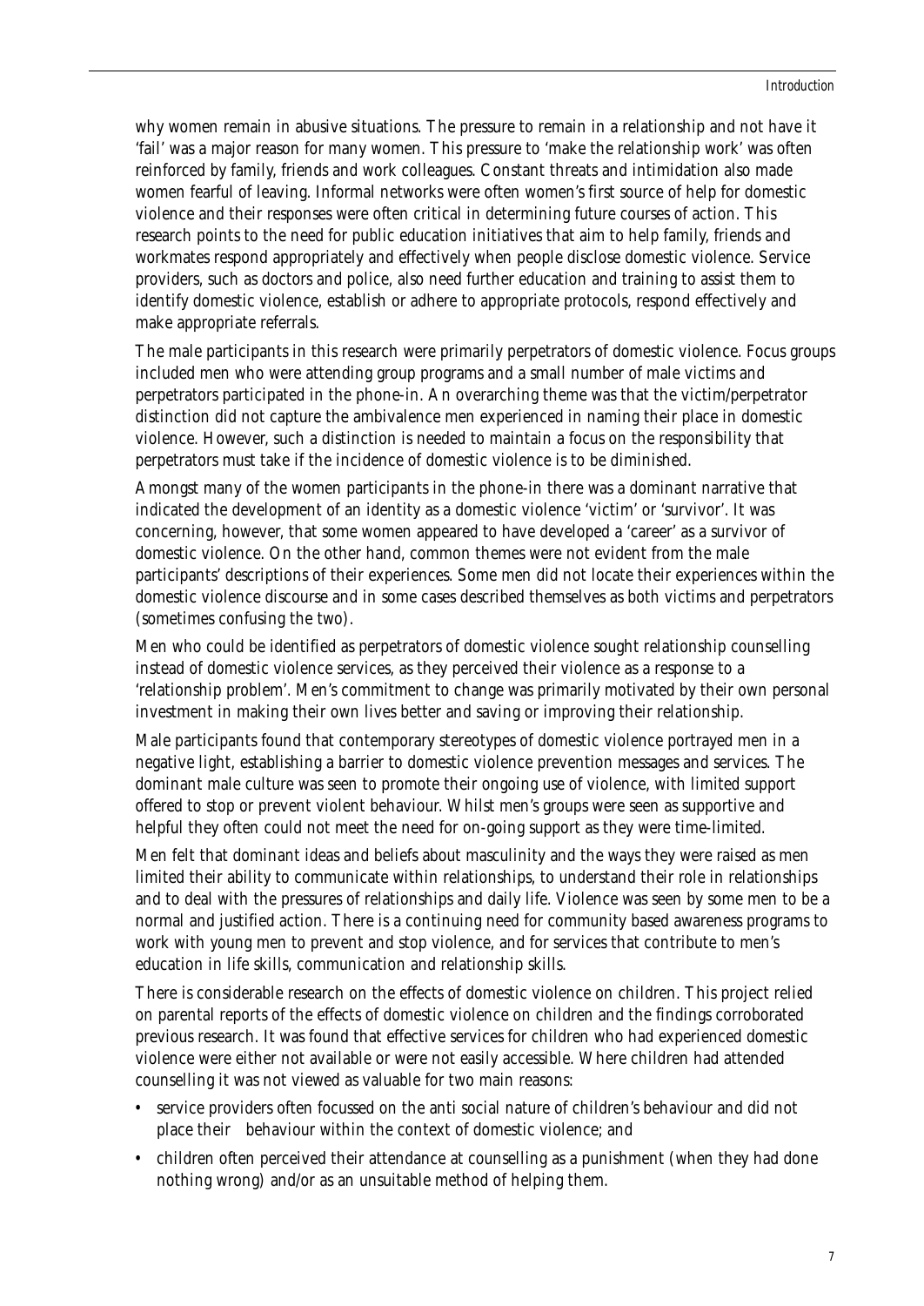why women remain in abusive situations. The pressure to remain in a relationship and not have it 'fail' was a major reason for many women. This pressure to 'make the relationship work' was often reinforced by family, friends and work colleagues. Constant threats and intimidation also made women fearful of leaving. Informal networks were often women's first source of help for domestic violence and their responses were often critical in determining future courses of action. This research points to the need for public education initiatives that aim to help family, friends and workmates respond appropriately and effectively when people disclose domestic violence. Service providers, such as doctors and police, also need further education and training to assist them to identify domestic violence, establish or adhere to appropriate protocols, respond effectively and make appropriate referrals.

The male participants in this research were primarily perpetrators of domestic violence. Focus groups included men who were attending group programs and a small number of male victims and perpetrators participated in the phone-in. An overarching theme was that the victim/perpetrator distinction did not capture the ambivalence men experienced in naming their place in domestic violence. However, such a distinction is needed to maintain a focus on the responsibility that perpetrators must take if the incidence of domestic violence is to be diminished.

Amongst many of the women participants in the phone-in there was a dominant narrative that indicated the development of an identity as a domestic violence 'victim' or 'survivor'. It was concerning, however, that some women appeared to have developed a 'career' as a survivor of domestic violence. On the other hand, common themes were not evident from the male participants' descriptions of their experiences. Some men did not locate their experiences within the domestic violence discourse and in some cases described themselves as both victims and perpetrators (sometimes confusing the two).

Men who could be identified as perpetrators of domestic violence sought relationship counselling instead of domestic violence services, as they perceived their violence as a response to a 'relationship problem'. Men's commitment to change was primarily motivated by their own personal investment in making their own lives better and saving or improving their relationship.

Male participants found that contemporary stereotypes of domestic violence portrayed men in a negative light, establishing a barrier to domestic violence prevention messages and services. The dominant male culture was seen to promote their ongoing use of violence, with limited support offered to stop or prevent violent behaviour. Whilst men's groups were seen as supportive and helpful they often could not meet the need for on-going support as they were time-limited.

Men felt that dominant ideas and beliefs about masculinity and the ways they were raised as men limited their ability to communicate within relationships, to understand their role in relationships and to deal with the pressures of relationships and daily life. Violence was seen by some men to be a normal and justified action. There is a continuing need for community based awareness programs to work with young men to prevent and stop violence, and for services that contribute to men's education in life skills, communication and relationship skills.

There is considerable research on the effects of domestic violence on children. This project relied on parental reports of the effects of domestic violence on children and the findings corroborated previous research. It was found that effective services for children who had experienced domestic violence were either not available or were not easily accessible. Where children had attended counselling it was not viewed as valuable for two main reasons:

- service providers often focussed on the anti social nature of children's behaviour and did not place their behaviour within the context of domestic violence; and
- children often perceived their attendance at counselling as a punishment (when they had done nothing wrong) and/or as an unsuitable method of helping them.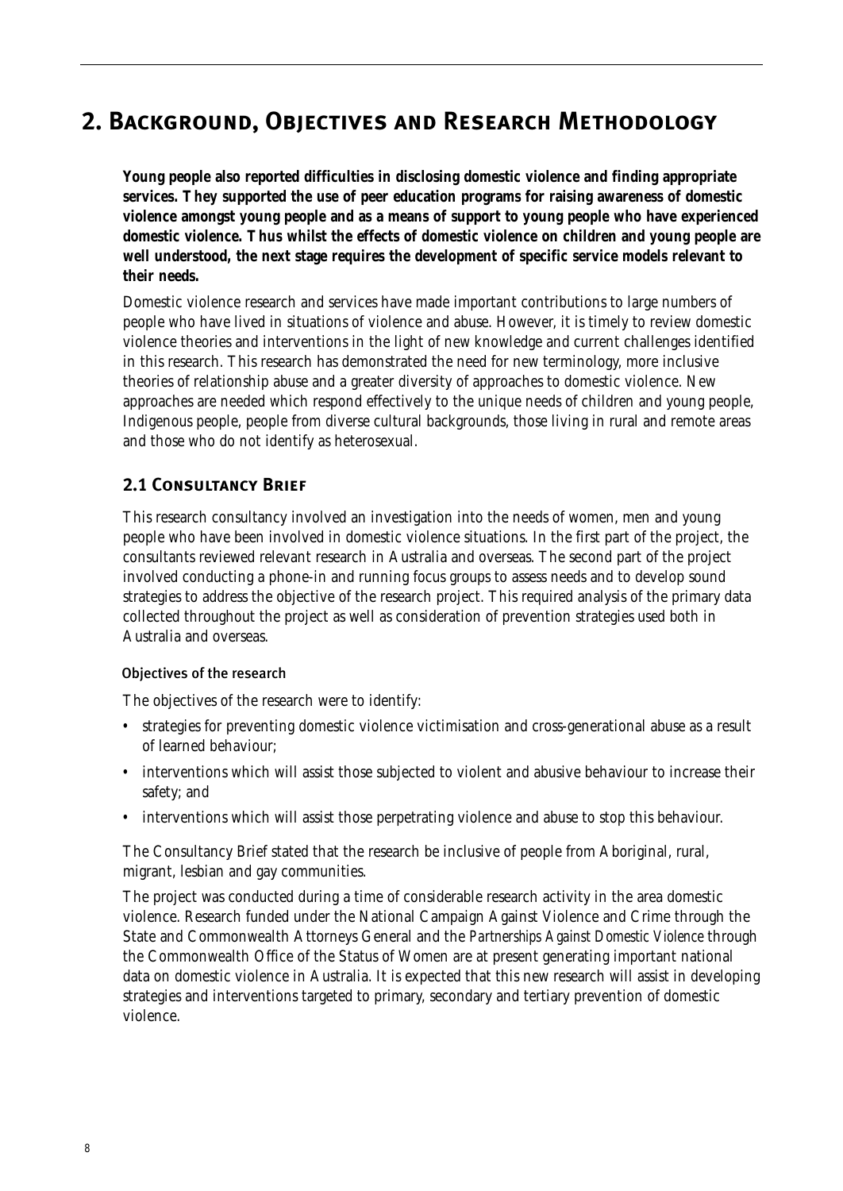# 2. Background, Objectives and Research Methodology

**Young people also reported difficulties in disclosing domestic violence and finding appropriate services. They supported the use of peer education programs for raising awareness of domestic violence amongst young people and as a means of support to young people who have experienced domestic violence. Thus whilst the effects of domestic violence on children and young people are well understood, the next stage requires the development of specific service models relevant to their needs.**

Domestic violence research and services have made important contributions to large numbers of people who have lived in situations of violence and abuse. However, it is timely to review domestic violence theories and interventions in the light of new knowledge and current challenges identified in this research. This research has demonstrated the need for new terminology, more inclusive theories of relationship abuse and a greater diversity of approaches to domestic violence. New approaches are needed which respond effectively to the unique needs of children and young people, Indigenous people, people from diverse cultural backgrounds, those living in rural and remote areas and those who do not identify as heterosexual.

## 2.1 Consultancy Brief

This research consultancy involved an investigation into the needs of women, men and young people who have been involved in domestic violence situations. In the first part of the project, the consultants reviewed relevant research in Australia and overseas. The second part of the project involved conducting a phone-in and running focus groups to assess needs and to develop sound strategies to address the objective of the research project. This required analysis of the primary data collected throughout the project as well as consideration of prevention strategies used both in Australia and overseas.

### Objectives of the research

The objectives of the research were to identify:

- strategies for preventing domestic violence victimisation and cross-generational abuse as a result of learned behaviour;
- interventions which will assist those subjected to violent and abusive behaviour to increase their safety; and
- interventions which will assist those perpetrating violence and abuse to stop this behaviour.

The Consultancy Brief stated that the research be inclusive of people from Aboriginal, rural, migrant, lesbian and gay communities.

The project was conducted during a time of considerable research activity in the area domestic violence. Research funded under the National Campaign Against Violence and Crime through the State and Commonwealth Attorneys General and the *Partnerships Against Domestic Violence* through the Commonwealth Office of the Status of Women are at present generating important national data on domestic violence in Australia. It is expected that this new research will assist in developing strategies and interventions targeted to primary, secondary and tertiary prevention of domestic violence.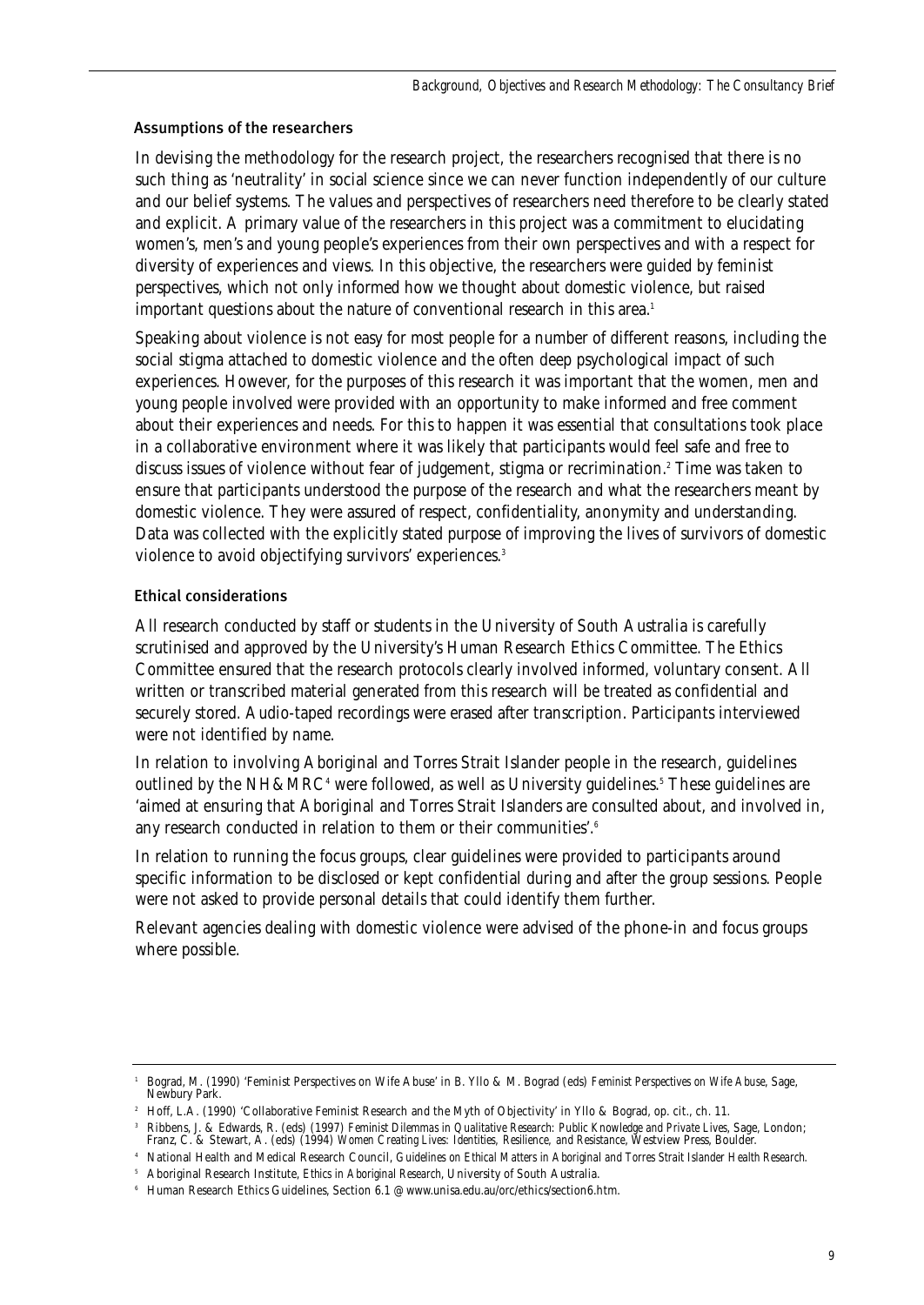### Assumptions of the researchers

In devising the methodology for the research project, the researchers recognised that there is no such thing as 'neutrality' in social science since we can never function independently of our culture and our belief systems. The values and perspectives of researchers need therefore to be clearly stated and explicit. A primary value of the researchers in this project was a commitment to elucidating women's, men's and young people's experiences from their own perspectives and with a respect for diversity of experiences and views. In this objective, the researchers were guided by feminist perspectives, which not only informed how we thought about domestic violence, but raised important questions about the nature of conventional research in this area.[1]

Speaking about violence is not easy for most people for a number of different reasons, including the social stigma attached to domestic violence and the often deep psychological impact of such experiences. However, for the purposes of this research it was important that the women, men and young people involved were provided with an opportunity to make informed and free comment about their experiences and needs. For this to happen it was essential that consultations took place in a collaborative environment where it was likely that participants would feel safe and free to discuss issues of violence without fear of judgement, stigma or recrimination.[2] Time was taken to ensure that participants understood the purpose of the research and what the researchers meant by domestic violence. They were assured of respect, confidentiality, anonymity and understanding. Data was collected with the explicitly stated purpose of improving the lives of survivors of domestic violence to avoid objectifying survivors' experiences.[3]

### Ethical considerations

All research conducted by staff or students in the University of South Australia is carefully scrutinised and approved by the University's Human Research Ethics Committee. The Ethics Committee ensured that the research protocols clearly involved informed, voluntary consent. All written or transcribed material generated from this research will be treated as confidential and securely stored. Audio-taped recordings were erased after transcription. Participants interviewed were not identified by name.

In relation to involving Aboriginal and Torres Strait Islander people in the research, guidelines outlined by the NH&MRC[4] were followed, as well as University guidelines.[5] These guidelines are 'aimed at ensuring that Aboriginal and Torres Strait Islanders are consulted about, and involved in, any research conducted in relation to them or their communities'.[6]

In relation to running the focus groups, clear guidelines were provided to participants around specific information to be disclosed or kept confidential during and after the group sessions. People were not asked to provide personal details that could identify them further.

Relevant agencies dealing with domestic violence were advised of the phone-in and focus groups where possible.

---

[1] Bograd, M. (1990) 'Feminist Perspectives on Wife Abuse' in B. Yllo & M. Bograd (eds) *Feminist Perspectives on Wife Abuse*, Sage, Newbury Park.

[2] Hoff, L.A. (1990) 'Collaborative Feminist Research and the Myth of Objectivity' in Yllo & Bograd, op. cit., ch. 11.

[3] Ribbens, J. & Edwards, R. (eds) (1997) *Feminist Dilemmas in Qualitative Research: Public Knowledge and Private Lives*, Sage, London; Franz, C. & Stewart, A. (eds) (1994) *Women Creating Lives: Identities, Resilience, and Resistance*, Westview Press, Boulder.

[4] National Health and Medical Research Council, *Guidelines on Ethical Matters in Aboriginal and Torres Strait Islander Health Research.*

[5] Aboriginal Research Institute, *Ethics in Aboriginal Research*, University of South Australia.

[6] Human Research Ethics Guidelines, Section 6.1 @ www.unisa.edu.au/orc/ethics/section6.htm.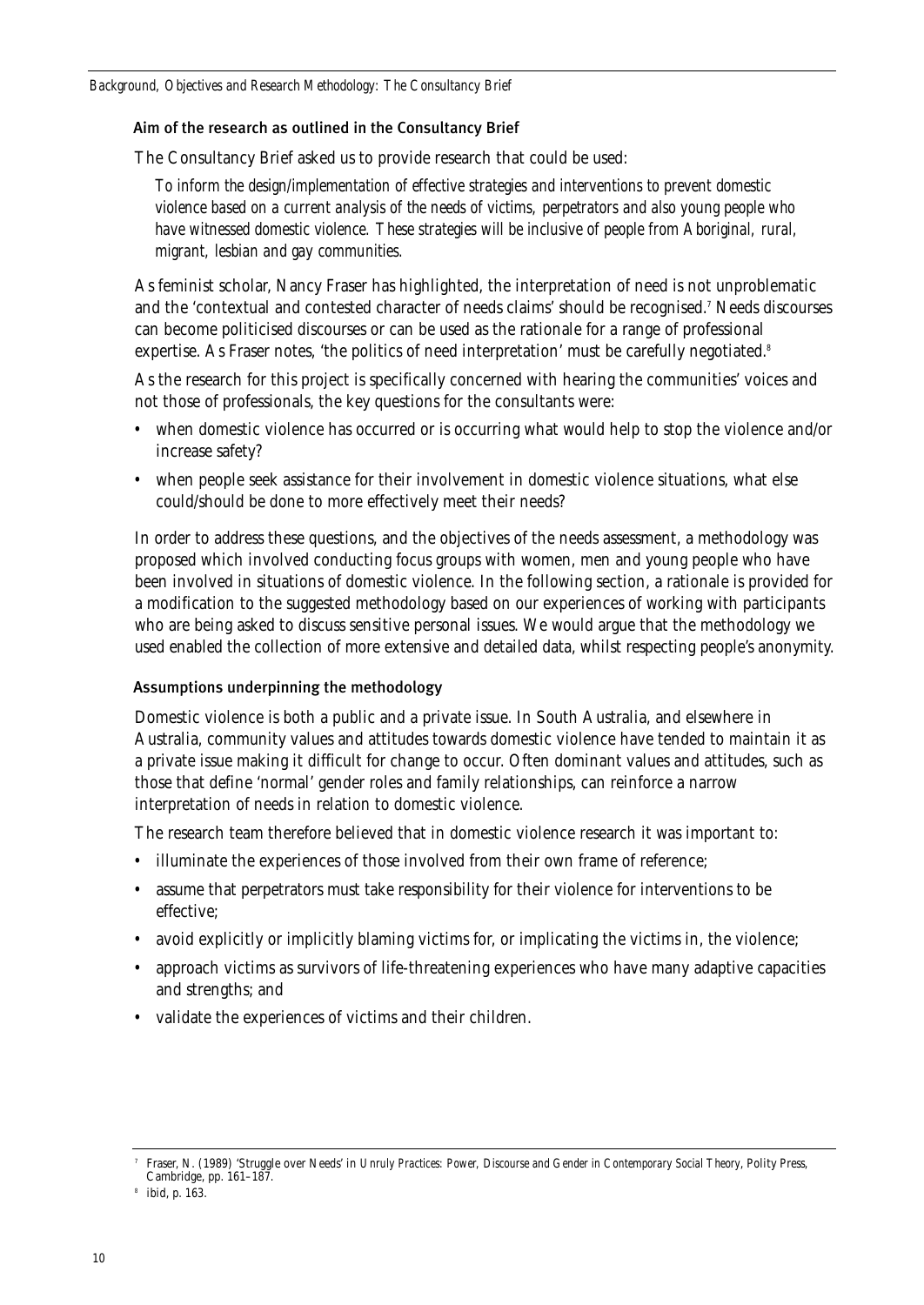### Aim of the research as outlined in the Consultancy Brief

The Consultancy Brief asked us to provide research that could be used:

> *To inform the design/implementation of effective strategies and interventions to prevent domestic violence based on a current analysis of the needs of victims, perpetrators and also young people who have witnessed domestic violence. These strategies will be inclusive of people from Aboriginal, rural, migrant, lesbian and gay communities.*

As feminist scholar, Nancy Fraser has highlighted, the interpretation of need is not unproblematic and the 'contextual and contested character of needs claims' should be recognised.[7] Needs discourses can become politicised discourses or can be used as the rationale for a range of professional expertise. As Fraser notes, 'the politics of need interpretation' must be carefully negotiated.[8]

As the research for this project is specifically concerned with hearing the communities' voices and not those of professionals, the key questions for the consultants were:

- when domestic violence has occurred or is occurring what would help to stop the violence and/or increase safety?
- when people seek assistance for their involvement in domestic violence situations, what else could/should be done to more effectively meet their needs?

In order to address these questions, and the objectives of the needs assessment, a methodology was proposed which involved conducting focus groups with women, men and young people who have been involved in situations of domestic violence. In the following section, a rationale is provided for a modification to the suggested methodology based on our experiences of working with participants who are being asked to discuss sensitive personal issues. We would argue that the methodology we used enabled the collection of more extensive and detailed data, whilst respecting people's anonymity.

### Assumptions underpinning the methodology

Domestic violence is both a public and a private issue. In South Australia, and elsewhere in Australia, community values and attitudes towards domestic violence have tended to maintain it as a private issue making it difficult for change to occur. Often dominant values and attitudes, such as those that define 'normal' gender roles and family relationships, can reinforce a narrow interpretation of needs in relation to domestic violence.

The research team therefore believed that in domestic violence research it was important to:

- illuminate the experiences of those involved from their own frame of reference;
- assume that perpetrators must take responsibility for their violence for interventions to be effective;
- avoid explicitly or implicitly blaming victims for, or implicating the victims in, the violence;
- approach victims as survivors of life-threatening experiences who have many adaptive capacities and strengths; and
- validate the experiences of victims and their children.

---

[7] Fraser, N. (1989) 'Struggle over Needs' in *Unruly Practices: Power, Discourse and Gender in Contemporary Social Theory*, Polity Press, Cambridge, pp. 161–187.

[8] ibid, p. 163.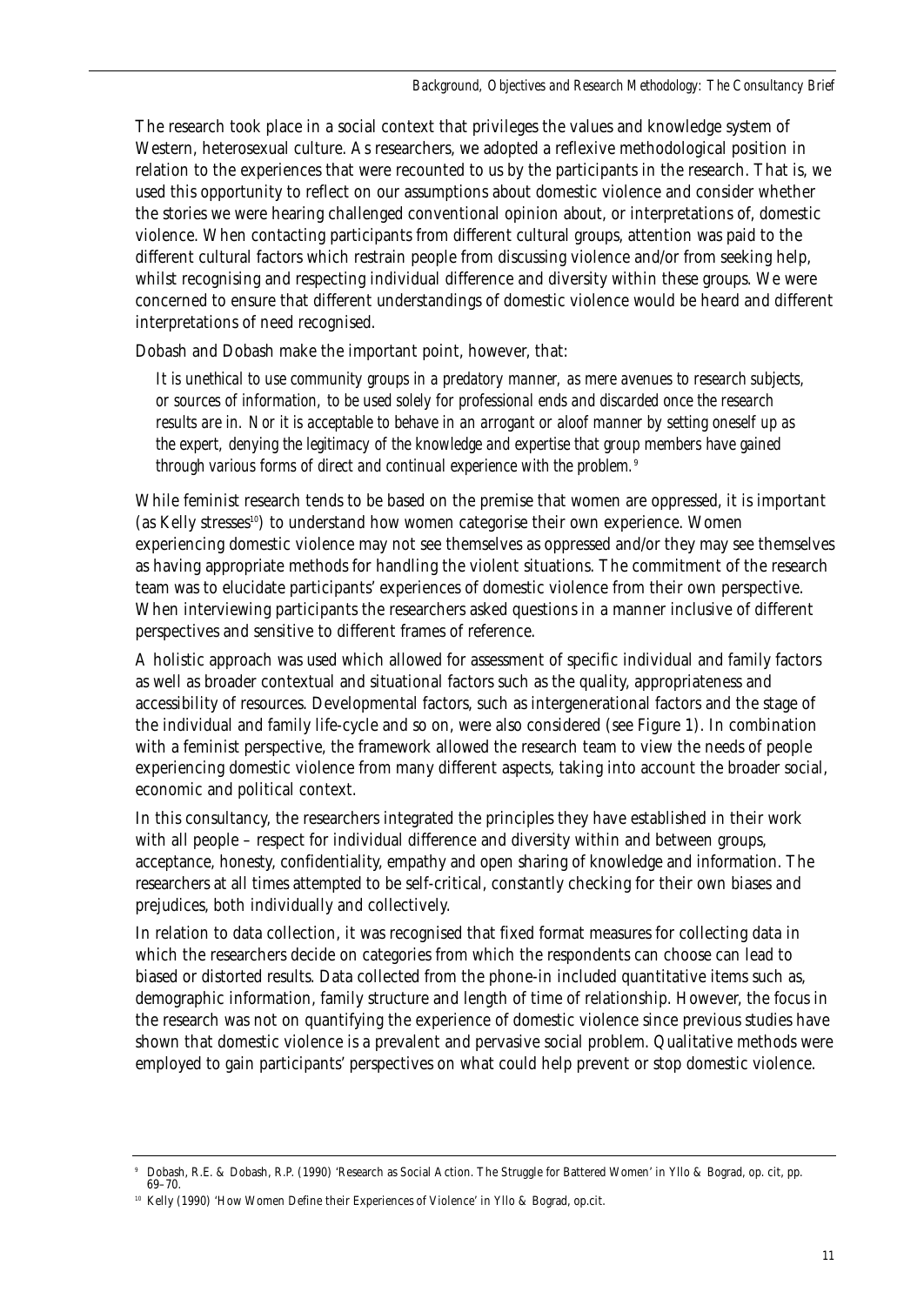The research took place in a social context that privileges the values and knowledge system of Western, heterosexual culture. As researchers, we adopted a reflexive methodological position in relation to the experiences that were recounted to us by the participants in the research. That is, we used this opportunity to reflect on our assumptions about domestic violence and consider whether the stories we were hearing challenged conventional opinion about, or interpretations of, domestic violence. When contacting participants from different cultural groups, attention was paid to the different cultural factors which restrain people from discussing violence and/or from seeking help, whilst recognising and respecting individual difference and diversity within these groups. We were concerned to ensure that different understandings of domestic violence would be heard and different interpretations of need recognised.

Dobash and Dobash make the important point, however, that:

> *It is unethical to use community groups in a predatory manner, as mere avenues to research subjects, or sources of information, to be used solely for professional ends and discarded once the research results are in. Nor it is acceptable to behave in an arrogant or aloof manner by setting oneself up as the expert, denying the legitimacy of the knowledge and expertise that group members have gained through various forms of direct and continual experience with the problem.*[9]

While feminist research tends to be based on the premise that women are oppressed, it is important (as Kelly stresses[10]) to understand how women categorise their own experience. Women experiencing domestic violence may not see themselves as oppressed and/or they may see themselves as having appropriate methods for handling the violent situations. The commitment of the research team was to elucidate participants' experiences of domestic violence from their own perspective. When interviewing participants the researchers asked questions in a manner inclusive of different perspectives and sensitive to different frames of reference.

A holistic approach was used which allowed for assessment of specific individual and family factors as well as broader contextual and situational factors such as the quality, appropriateness and accessibility of resources. Developmental factors, such as intergenerational factors and the stage of the individual and family life-cycle and so on, were also considered (see Figure 1). In combination with a feminist perspective, the framework allowed the research team to view the needs of people experiencing domestic violence from many different aspects, taking into account the broader social, economic and political context.

In this consultancy, the researchers integrated the principles they have established in their work with all people – respect for individual difference and diversity within and between groups, acceptance, honesty, confidentiality, empathy and open sharing of knowledge and information. The researchers at all times attempted to be self-critical, constantly checking for their own biases and prejudices, both individually and collectively.

In relation to data collection, it was recognised that fixed format measures for collecting data in which the researchers decide on categories from which the respondents can choose can lead to biased or distorted results. Data collected from the phone-in included quantitative items such as, demographic information, family structure and length of time of relationship. However, the focus in the research was not on quantifying the experience of domestic violence since previous studies have shown that domestic violence is a prevalent and pervasive social problem. Qualitative methods were employed to gain participants' perspectives on what could help prevent or stop domestic violence.

---

[9] Dobash, R.E. & Dobash, R.P. (1990) 'Research as Social Action. The Struggle for Battered Women' in Yllo & Bograd, op. cit, pp. 69–70.

[10] Kelly (1990) 'How Women Define their Experiences of Violence' in Yllo & Bograd, op.cit.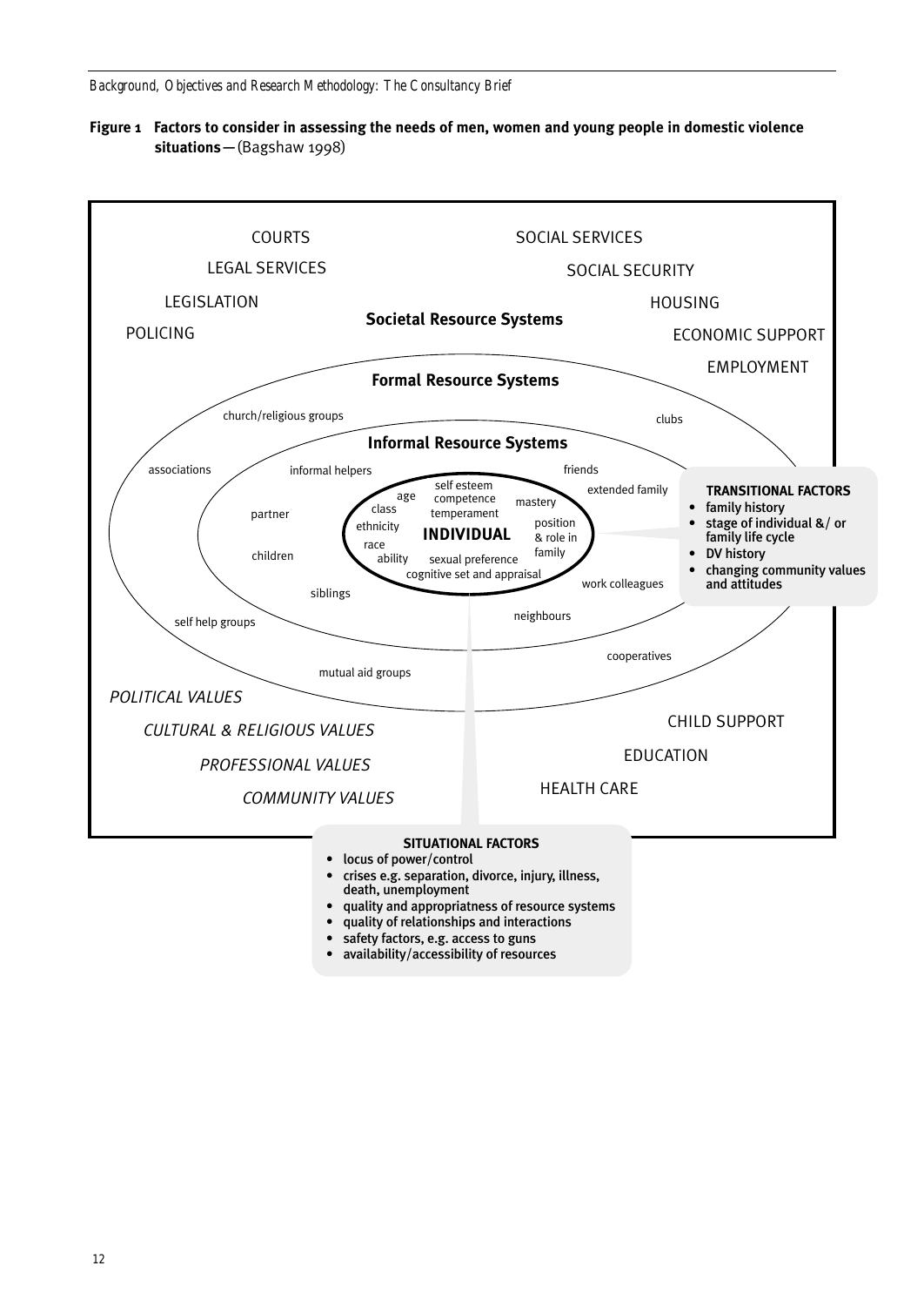**Figure 1 Factors to consider in assessing the needs of men, women and young people in domestic violence situations**—(Bagshaw 1998)

**Societal Resource Systems**

COURTS
LEGAL SERVICES
LEGISLATION
POLICING
SOCIAL SERVICES
SOCIAL SECURITY
HOUSING
ECONOMIC SUPPORT
EMPLOYMENT
CHILD SUPPORT
EDUCATION
HEALTH CARE

*POLITICAL VALUES*
*CULTURAL & RELIGIOUS VALUES*
*PROFESSIONAL VALUES*
*COMMUNITY VALUES*

**Formal Resource Systems**

church/religious groups
clubs
associations
self help groups
mutual aid groups
cooperatives

**Informal Resource Systems**

informal helpers
friends
extended family
partner
children
siblings
neighbours
work colleagues

**INDIVIDUAL**

self esteem
competence
temperament
age
class
ethnicity
race
ability
mastery
position & role in family
sexual preference
cognitive set and appraisal

**TRANSITIONAL FACTORS**

- family history
- stage of individual &/ or family life cycle
- DV history
- changing community values and attitudes

**SITUATIONAL FACTORS**

- locus of power/control
- crises e.g. separation, divorce, injury, illness, death, unemployment
- quality and appropriatness of resource systems
- quality of relationships and interactions
- safety factors, e.g. access to guns
- availability/accessibility of resources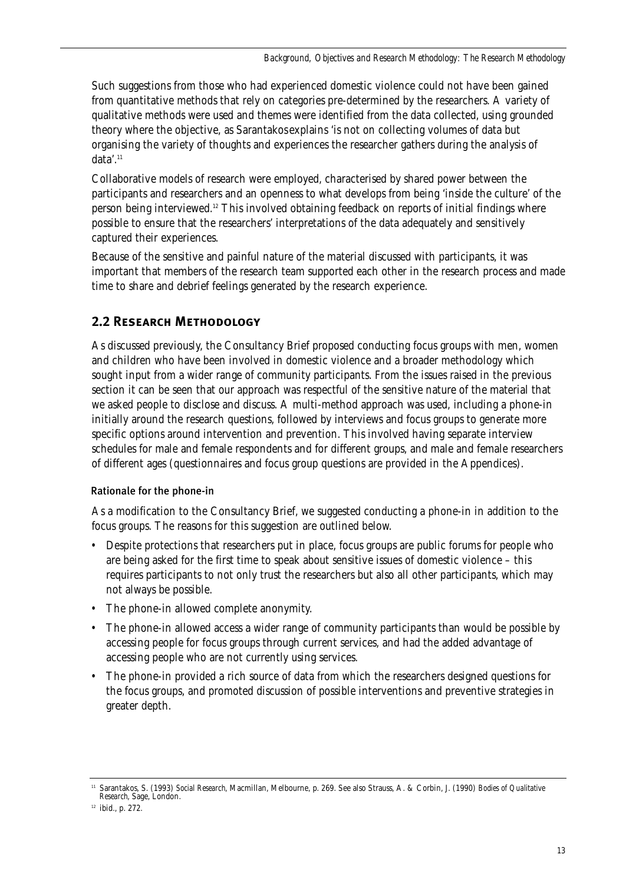Such suggestions from those who had experienced domestic violence could not have been gained from quantitative methods that rely on categories pre-determined by the researchers. A variety of qualitative methods were used and themes were identified from the data collected, using grounded theory where the objective, as Sarantakos explains 'is not on collecting volumes of data but organising the variety of thoughts and experiences the researcher gathers during the analysis of data'.[11]

Collaborative models of research were employed, characterised by shared power between the participants and researchers and an openness to what develops from being 'inside the culture' of the person being interviewed.[12] This involved obtaining feedback on reports of initial findings where possible to ensure that the researchers' interpretations of the data adequately and sensitively captured their experiences.

Because of the sensitive and painful nature of the material discussed with participants, it was important that members of the research team supported each other in the research process and made time to share and debrief feelings generated by the research experience.

## 2.2 Research Methodology

As discussed previously, the Consultancy Brief proposed conducting focus groups with men, women and children who have been involved in domestic violence and a broader methodology which sought input from a wider range of community participants. From the issues raised in the previous section it can be seen that our approach was respectful of the sensitive nature of the material that we asked people to disclose and discuss. A multi-method approach was used, including a phone-in initially around the research questions, followed by interviews and focus groups to generate more specific options around intervention and prevention. This involved having separate interview schedules for male and female respondents and for different groups, and male and female researchers of different ages (questionnaires and focus group questions are provided in the Appendices).

### Rationale for the phone-in

As a modification to the Consultancy Brief, we suggested conducting a phone-in in addition to the focus groups. The reasons for this suggestion are outlined below.

- Despite protections that researchers put in place, focus groups are public forums for people who are being asked for the first time to speak about sensitive issues of domestic violence – this requires participants to not only trust the researchers but also all other participants, which may not always be possible.
- The phone-in allowed complete anonymity.
- The phone-in allowed access a wider range of community participants than would be possible by accessing people for focus groups through current services, and had the added advantage of accessing people who are not currently using services.
- The phone-in provided a rich source of data from which the researchers designed questions for the focus groups, and promoted discussion of possible interventions and preventive strategies in greater depth.

---

[11] Sarantakos, S. (1993) *Social Research*, Macmillan, Melbourne, p. 269. See also Strauss, A. & Corbin, J. (1990) *Bodies of Qualitative Research*, Sage, London.

[12] ibid., p. 272.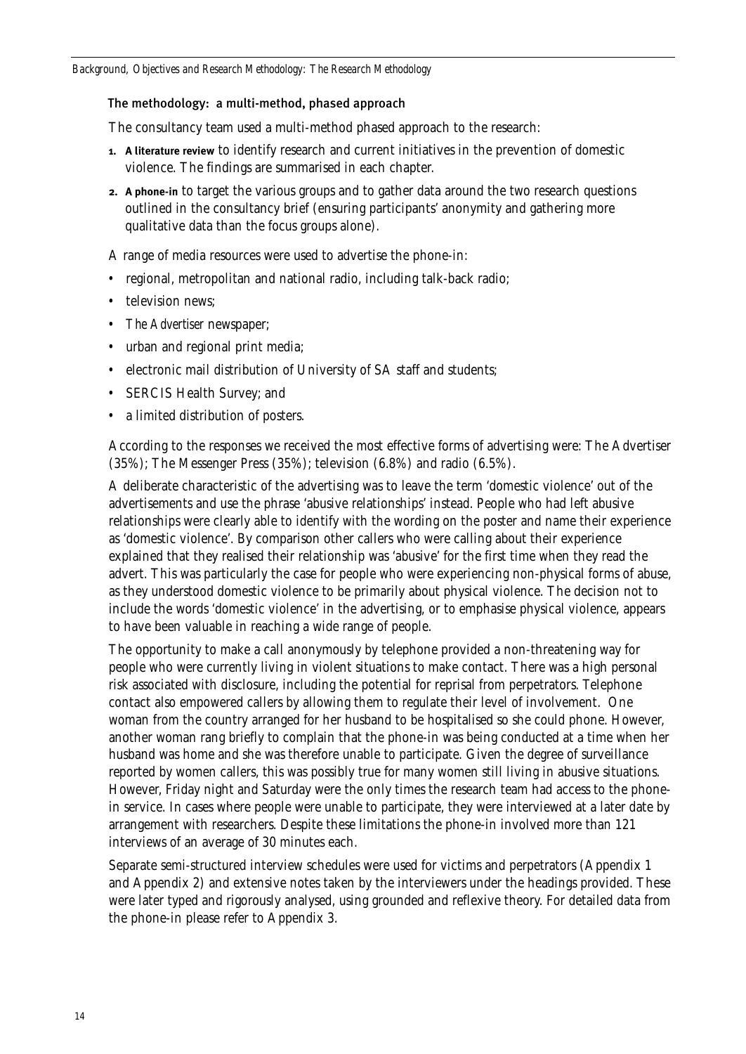### The methodology: a multi-method, phased approach

The consultancy team used a multi-method phased approach to the research:

1. **A literature review** to identify research and current initiatives in the prevention of domestic violence. The findings are summarised in each chapter.
2. **A phone-in** to target the various groups and to gather data around the two research questions outlined in the consultancy brief (ensuring participants' anonymity and gathering more qualitative data than the focus groups alone).

A range of media resources were used to advertise the phone-in:

- regional, metropolitan and national radio, including talk-back radio;
- television news;
- *The Advertiser* newspaper;
- urban and regional print media;
- electronic mail distribution of University of SA staff and students;
- SERCIS Health Survey; and
- a limited distribution of posters.

According to the responses we received the most effective forms of advertising were: The Advertiser (35%); The Messenger Press (35%); television (6.8%) and radio (6.5%).

A deliberate characteristic of the advertising was to leave the term 'domestic violence' out of the advertisements and use the phrase 'abusive relationships' instead. People who had left abusive relationships were clearly able to identify with the wording on the poster and name their experience as 'domestic violence'. By comparison other callers who were calling about their experience explained that they realised their relationship was 'abusive' for the first time when they read the advert. This was particularly the case for people who were experiencing non-physical forms of abuse, as they understood domestic violence to be primarily about physical violence. The decision not to include the words 'domestic violence' in the advertising, or to emphasise physical violence, appears to have been valuable in reaching a wide range of people.

The opportunity to make a call anonymously by telephone provided a non-threatening way for people who were currently living in violent situations to make contact. There was a high personal risk associated with disclosure, including the potential for reprisal from perpetrators. Telephone contact also empowered callers by allowing them to regulate their level of involvement. One woman from the country arranged for her husband to be hospitalised so she could phone. However, another woman rang briefly to complain that the phone-in was being conducted at a time when her husband was home and she was therefore unable to participate. Given the degree of surveillance reported by women callers, this was possibly true for many women still living in abusive situations. However, Friday night and Saturday were the only times the research team had access to the phone-in service. In cases where people were unable to participate, they were interviewed at a later date by arrangement with researchers. Despite these limitations the phone-in involved more than 121 interviews of an average of 30 minutes each.

Separate semi-structured interview schedules were used for victims and perpetrators (Appendix 1 and Appendix 2) and extensive notes taken by the interviewers under the headings provided. These were later typed and rigorously analysed, using grounded and reflexive theory. For detailed data from the phone-in please refer to Appendix 3.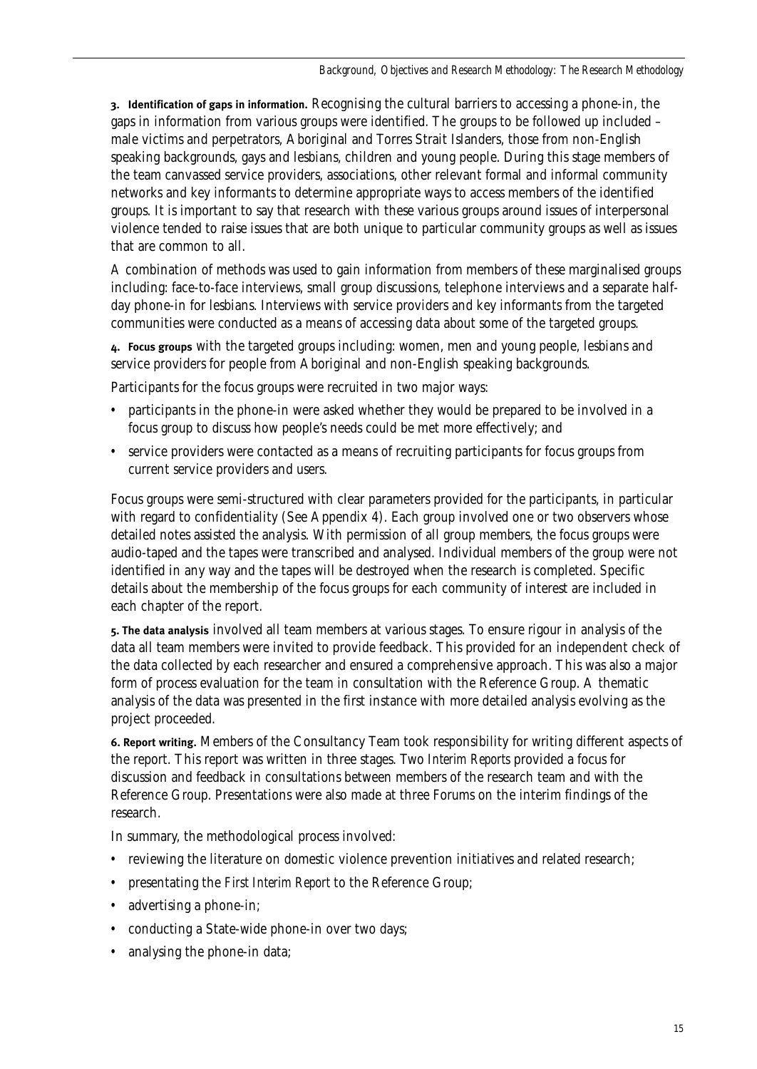**3. Identification of gaps in information.** Recognising the cultural barriers to accessing a phone-in, the gaps in information from various groups were identified. The groups to be followed up included – male victims and perpetrators, Aboriginal and Torres Strait Islanders, those from non-English speaking backgrounds, gays and lesbians, children and young people. During this stage members of the team canvassed service providers, associations, other relevant formal and informal community networks and key informants to determine appropriate ways to access members of the identified groups. It is important to say that research with these various groups around issues of interpersonal violence tended to raise issues that are both unique to particular community groups as well as issues that are common to all.

A combination of methods was used to gain information from members of these marginalised groups including: face-to-face interviews, small group discussions, telephone interviews and a separate half-day phone-in for lesbians. Interviews with service providers and key informants from the targeted communities were conducted as a means of accessing data about some of the targeted groups.

**4. Focus groups** with the targeted groups including: women, men and young people, lesbians and service providers for people from Aboriginal and non-English speaking backgrounds.

Participants for the focus groups were recruited in two major ways:

- participants in the phone-in were asked whether they would be prepared to be involved in a focus group to discuss how people's needs could be met more effectively; and
- service providers were contacted as a means of recruiting participants for focus groups from current service providers and users.

Focus groups were semi-structured with clear parameters provided for the participants, in particular with regard to confidentiality (See Appendix 4). Each group involved one or two observers whose detailed notes assisted the analysis. With permission of all group members, the focus groups were audio-taped and the tapes were transcribed and analysed. Individual members of the group were not identified in any way and the tapes will be destroyed when the research is completed. Specific details about the membership of the focus groups for each community of interest are included in each chapter of the report.

**5. The data analysis** involved all team members at various stages. To ensure rigour in analysis of the data all team members were invited to provide feedback. This provided for an independent check of the data collected by each researcher and ensured a comprehensive approach. This was also a major form of process evaluation for the team in consultation with the Reference Group. A thematic analysis of the data was presented in the first instance with more detailed analysis evolving as the project proceeded.

**6. Report writing.** Members of the Consultancy Team took responsibility for writing different aspects of the report. This report was written in three stages. Two *Interim Reports* provided a focus for discussion and feedback in consultations between members of the research team and with the Reference Group. Presentations were also made at three Forums on the interim findings of the research.

In summary, the methodological process involved:

- reviewing the literature on domestic violence prevention initiatives and related research;
- presentating the *First Interim Report* to the Reference Group;
- advertising a phone-in;
- conducting a State-wide phone-in over two days;
- analysing the phone-in data;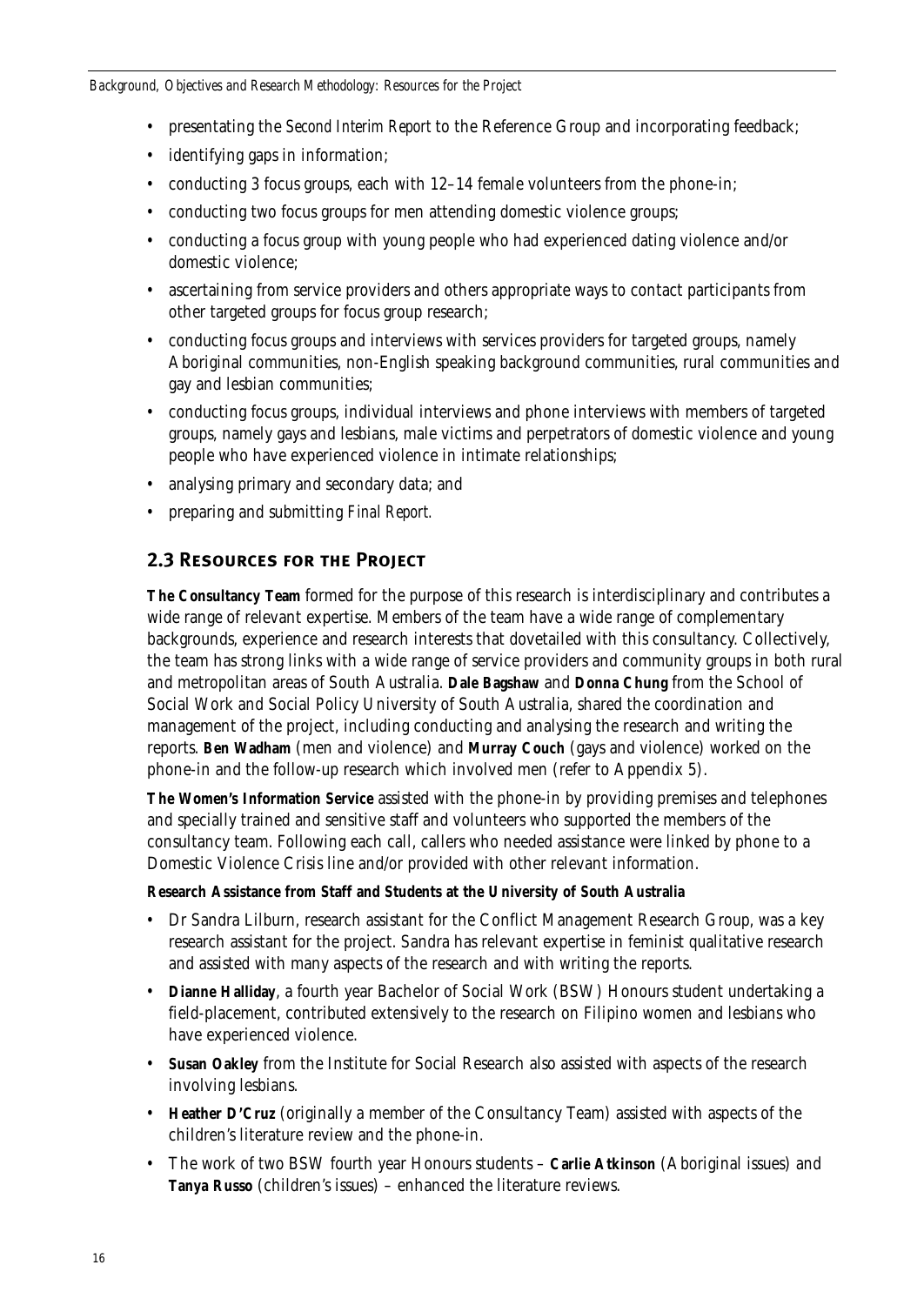- presentating the *Second Interim Report* to the Reference Group and incorporating feedback;
- identifying gaps in information;
- conducting 3 focus groups, each with 12–14 female volunteers from the phone-in;
- conducting two focus groups for men attending domestic violence groups;
- conducting a focus group with young people who had experienced dating violence and/or domestic violence;
- ascertaining from service providers and others appropriate ways to contact participants from other targeted groups for focus group research;
- conducting focus groups and interviews with services providers for targeted groups, namely Aboriginal communities, non-English speaking background communities, rural communities and gay and lesbian communities;
- conducting focus groups, individual interviews and phone interviews with members of targeted groups, namely gays and lesbians, male victims and perpetrators of domestic violence and young people who have experienced violence in intimate relationships;
- analysing primary and secondary data; and
- preparing and submitting *Final Report.*

## 2.3 Resources for the Project

**The Consultancy Team** formed for the purpose of this research is interdisciplinary and contributes a wide range of relevant expertise. Members of the team have a wide range of complementary backgrounds, experience and research interests that dovetailed with this consultancy. Collectively, the team has strong links with a wide range of service providers and community groups in both rural and metropolitan areas of South Australia. **Dale Bagshaw** and **Donna Chung** from the School of Social Work and Social Policy University of South Australia, shared the coordination and management of the project, including conducting and analysing the research and writing the reports. **Ben Wadham** (men and violence) and **Murray Couch** (gays and violence) worked on the phone-in and the follow-up research which involved men (refer to Appendix 5).

**The Women's Information Service** assisted with the phone-in by providing premises and telephones and specially trained and sensitive staff and volunteers who supported the members of the consultancy team. Following each call, callers who needed assistance were linked by phone to a Domestic Violence Crisis line and/or provided with other relevant information.

**Research Assistance from Staff and Students at the University of South Australia**

- Dr Sandra Lilburn, research assistant for the Conflict Management Research Group, was a key research assistant for the project. Sandra has relevant expertise in feminist qualitative research and assisted with many aspects of the research and with writing the reports.
- **Dianne Halliday**, a fourth year Bachelor of Social Work (BSW) Honours student undertaking a field-placement, contributed extensively to the research on Filipino women and lesbians who have experienced violence.
- **Susan Oakley** from the Institute for Social Research also assisted with aspects of the research involving lesbians.
- **Heather D'Cruz** (originally a member of the Consultancy Team) assisted with aspects of the children's literature review and the phone-in.
- The work of two BSW fourth year Honours students – **Carlie Atkinson** (Aboriginal issues) and **Tanya Russo** (children's issues) – enhanced the literature reviews.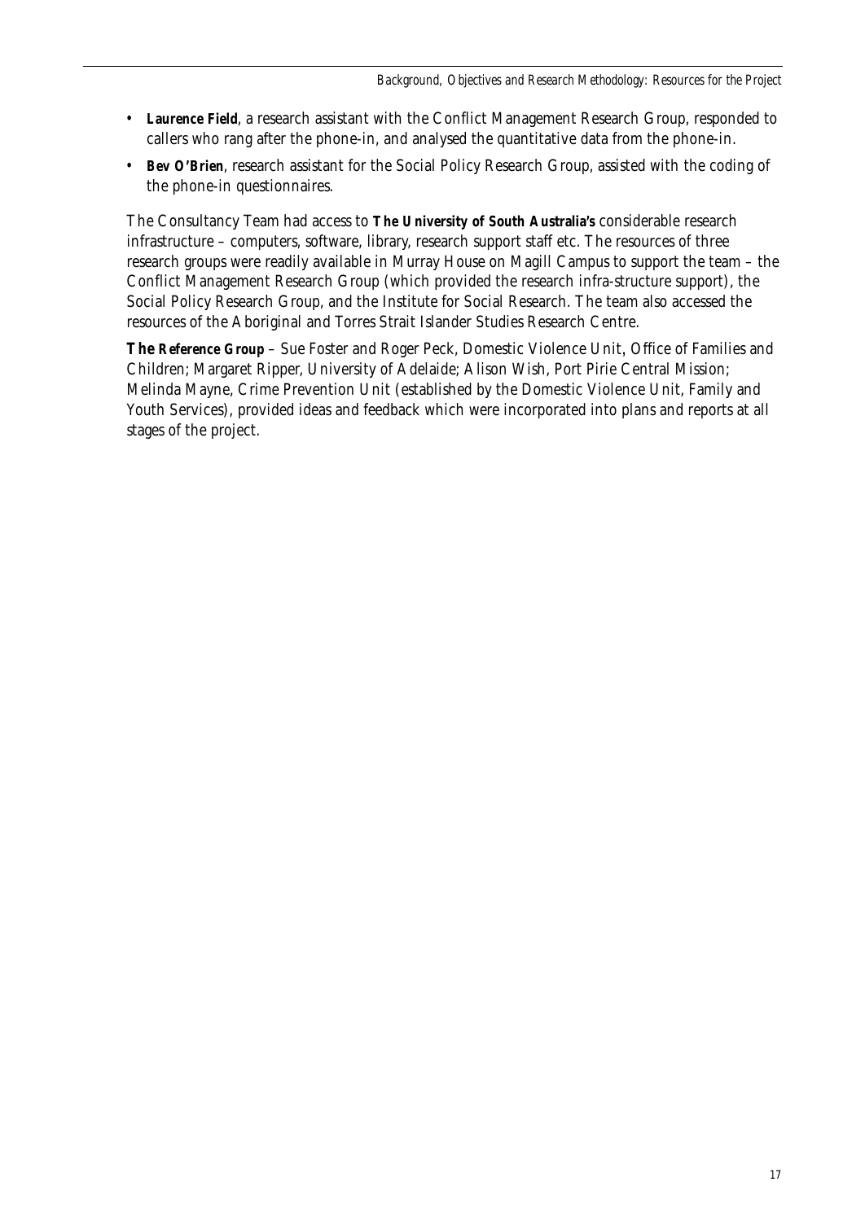- **Laurence Field**, a research assistant with the Conflict Management Research Group, responded to callers who rang after the phone-in, and analysed the quantitative data from the phone-in.
- **Bev O'Brien**, research assistant for the Social Policy Research Group, assisted with the coding of the phone-in questionnaires.

The Consultancy Team had access to **The University of South Australia's** considerable research infrastructure – computers, software, library, research support staff etc. The resources of three research groups were readily available in Murray House on Magill Campus to support the team – the Conflict Management Research Group (which provided the research infra-structure support), the Social Policy Research Group, and the Institute for Social Research. The team also accessed the resources of the Aboriginal and Torres Strait Islander Studies Research Centre.

**The Reference Group** – Sue Foster and Roger Peck, Domestic Violence Unit, Office of Families and Children; Margaret Ripper, University of Adelaide; Alison Wish, Port Pirie Central Mission; Melinda Mayne, Crime Prevention Unit (established by the Domestic Violence Unit, Family and Youth Services), provided ideas and feedback which were incorporated into plans and reports at all stages of the project.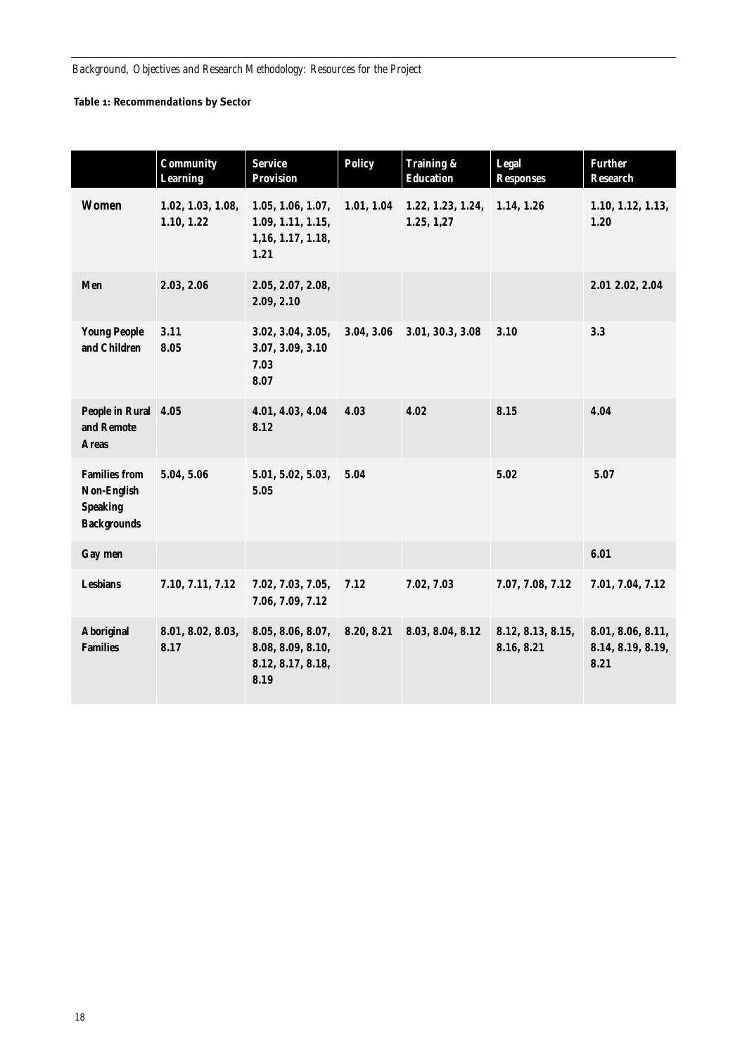**Table 1: Recommendations by Sector**

| | Community Learning | Service Provision | Policy | Training & Education | Legal Responses | Further Research |
|---|---|---|---|---|---|---|
| **Women** | 1.02, 1.03, 1.08, 1.10, 1.22 | 1.05, 1.06, 1.07, 1.09, 1.11, 1.15, 1,16, 1.17, 1.18, 1.21 | 1.01, 1.04 | 1.22, 1.23, 1.24, 1.25, 1,27 | 1.14, 1.26 | 1.10, 1.12, 1.13, 1.20 |
| **Men** | 2.03, 2.06 | 2.05, 2.07, 2.08, 2.09, 2.10 | | | | 2.01 2.02, 2.04 |
| **Young People and Children** | 3.11 8.05 | 3.02, 3.04, 3.05, 3.07, 3.09, 3.10 7.03 8.07 | 3.04, 3.06 | 3.01, 30.3, 3.08 | 3.10 | 3.3 |
| **People in Rural and Remote Areas** | 4.05 | 4.01, 4.03, 4.04 8.12 | 4.03 | 4.02 | 8.15 | 4.04 |
| **Families from Non-English Speaking Backgrounds** | 5.04, 5.06 | 5.01, 5.02, 5.03, 5.05 | 5.04 | | 5.02 | 5.07 |
| **Gay men** | | | | | | 6.01 |
| **Lesbians** | 7.10, 7.11, 7.12 | 7.02, 7.03, 7.05, 7.06, 7.09, 7.12 | 7.12 | 7.02, 7.03 | 7.07, 7.08, 7.12 | 7.01, 7.04, 7.12 |
| **Aboriginal Families** | 8.01, 8.02, 8.03, 8.17 | 8.05, 8.06, 8.07, 8.08, 8.09, 8.10, 8.12, 8.17, 8.18, 8.19 | 8.20, 8.21 | 8.03, 8.04, 8.12 | 8.12, 8.13, 8.15, 8.16, 8.21 | 8.01, 8.06, 8.11, 8.14, 8.19, 8.19, 8.21 |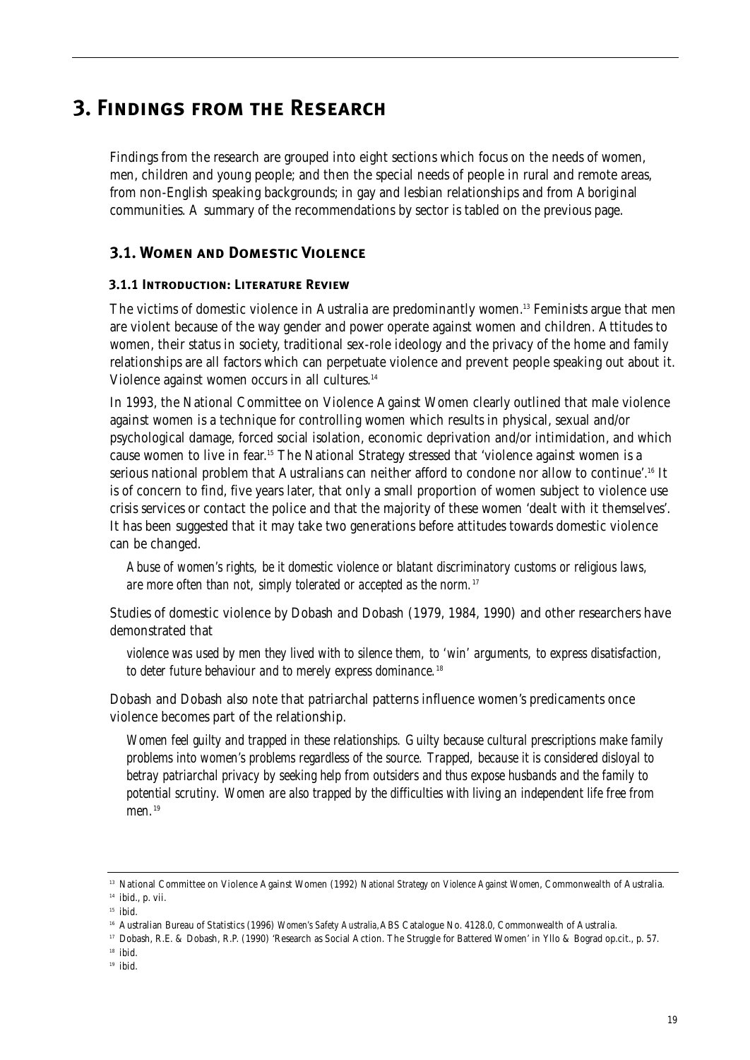# 3. Findings from the Research

Findings from the research are grouped into eight sections which focus on the needs of women, men, children and young people; and then the special needs of people in rural and remote areas, from non-English speaking backgrounds; in gay and lesbian relationships and from Aboriginal communities. A summary of the recommendations by sector is tabled on the previous page.

## 3.1. Women and Domestic Violence

### 3.1.1 Introduction: Literature Review

The victims of domestic violence in Australia are predominantly women.[13] Feminists argue that men are violent because of the way gender and power operate against women and children. Attitudes to women, their status in society, traditional sex-role ideology and the privacy of the home and family relationships are all factors which can perpetuate violence and prevent people speaking out about it. Violence against women occurs in all cultures.[14]

In 1993, the National Committee on Violence Against Women clearly outlined that male violence against women is a technique for controlling women which results in physical, sexual and/or psychological damage, forced social isolation, economic deprivation and/or intimidation, and which cause women to live in fear.[15] The National Strategy stressed that 'violence against women is a serious national problem that Australians can neither afford to condone nor allow to continue'.[16] It is of concern to find, five years later, that only a small proportion of women subject to violence use crisis services or contact the police and that the majority of these women 'dealt with it themselves'. It has been suggested that it may take two generations before attitudes towards domestic violence can be changed.

> *Abuse of women's rights, be it domestic violence or blatant discriminatory customs or religious laws, are more often than not, simply tolerated or accepted as the norm.*[17]

Studies of domestic violence by Dobash and Dobash (1979, 1984, 1990) and other researchers have demonstrated that

> *violence was used by men they lived with to silence them, to 'win' arguments, to express disatisfaction, to deter future behaviour and to merely express dominance.*[18]

Dobash and Dobash also note that patriarchal patterns influence women's predicaments once violence becomes part of the relationship.

> *Women feel guilty and trapped in these relationships. Guilty because cultural prescriptions make family problems into women's problems regardless of the source. Trapped, because it is considered disloyal to betray patriarchal privacy by seeking help from outsiders and thus expose husbands and the family to potential scrutiny. Women are also trapped by the difficulties with living an independent life free from men.*[19]

---

[13] National Committee on Violence Against Women (1992) *National Strategy on Violence Against Women*, Commonwealth of Australia.

[14] ibid., p. vii.

[15] ibid.

[16] Australian Bureau of Statistics (1996) *Women's Safety Australia*, ABS Catalogue No. 4128.0, Commonwealth of Australia.

[17] Dobash, R.E. & Dobash, R.P. (1990) 'Research as Social Action. The Struggle for Battered Women' in Yllo & Bograd op.cit., p. 57.

[18] ibid.

[19] ibid.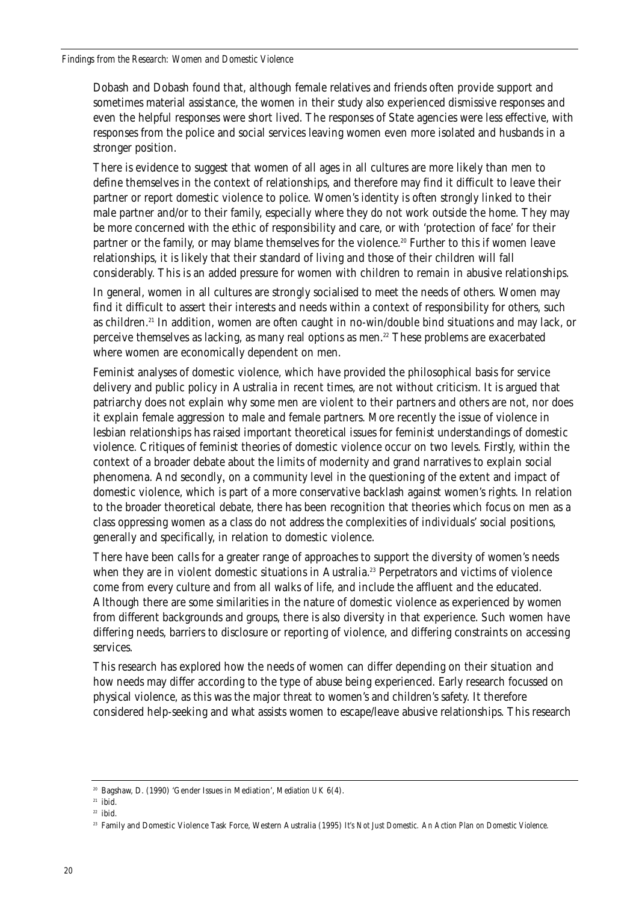Dobash and Dobash found that, although female relatives and friends often provide support and sometimes material assistance, the women in their study also experienced dismissive responses and even the helpful responses were short lived. The responses of State agencies were less effective, with responses from the police and social services leaving women even more isolated and husbands in a stronger position.

There is evidence to suggest that women of all ages in all cultures are more likely than men to define themselves in the context of relationships, and therefore may find it difficult to leave their partner or report domestic violence to police. Women's identity is often strongly linked to their male partner and/or to their family, especially where they do not work outside the home. They may be more concerned with the ethic of responsibility and care, or with 'protection of face' for their partner or the family, or may blame themselves for the violence.[20] Further to this if women leave relationships, it is likely that their standard of living and those of their children will fall considerably. This is an added pressure for women with children to remain in abusive relationships.

In general, women in all cultures are strongly socialised to meet the needs of others. Women may find it difficult to assert their interests and needs within a context of responsibility for others, such as children.[21] In addition, women are often caught in no-win/double bind situations and may lack, or perceive themselves as lacking, as many real options as men.[22] These problems are exacerbated where women are economically dependent on men.

Feminist analyses of domestic violence, which have provided the philosophical basis for service delivery and public policy in Australia in recent times, are not without criticism. It is argued that patriarchy does not explain why some men are violent to their partners and others are not, nor does it explain female aggression to male and female partners. More recently the issue of violence in lesbian relationships has raised important theoretical issues for feminist understandings of domestic violence. Critiques of feminist theories of domestic violence occur on two levels. Firstly, within the context of a broader debate about the limits of modernity and grand narratives to explain social phenomena. And secondly, on a community level in the questioning of the extent and impact of domestic violence, which is part of a more conservative backlash against women's rights. In relation to the broader theoretical debate, there has been recognition that theories which focus on men as a class oppressing women as a class do not address the complexities of individuals' social positions, generally and specifically, in relation to domestic violence.

There have been calls for a greater range of approaches to support the diversity of women's needs when they are in violent domestic situations in Australia.[23] Perpetrators and victims of violence come from every culture and from all walks of life, and include the affluent and the educated. Although there are some similarities in the nature of domestic violence as experienced by women from different backgrounds and groups, there is also diversity in that experience. Such women have differing needs, barriers to disclosure or reporting of violence, and differing constraints on accessing services.

This research has explored how the needs of women can differ depending on their situation and how needs may differ according to the type of abuse being experienced. Early research focussed on physical violence, as this was the major threat to women's and children's safety. It therefore considered help-seeking and what assists women to escape/leave abusive relationships. This research

---

[20] Bagshaw, D. (1990) 'Gender Issues in Mediation', *Mediation UK* 6(4).

[21] ibid.

[22] ibid.

[23] Family and Domestic Violence Task Force, Western Australia (1995) *It's Not Just Domestic. An Action Plan on Domestic Violence.*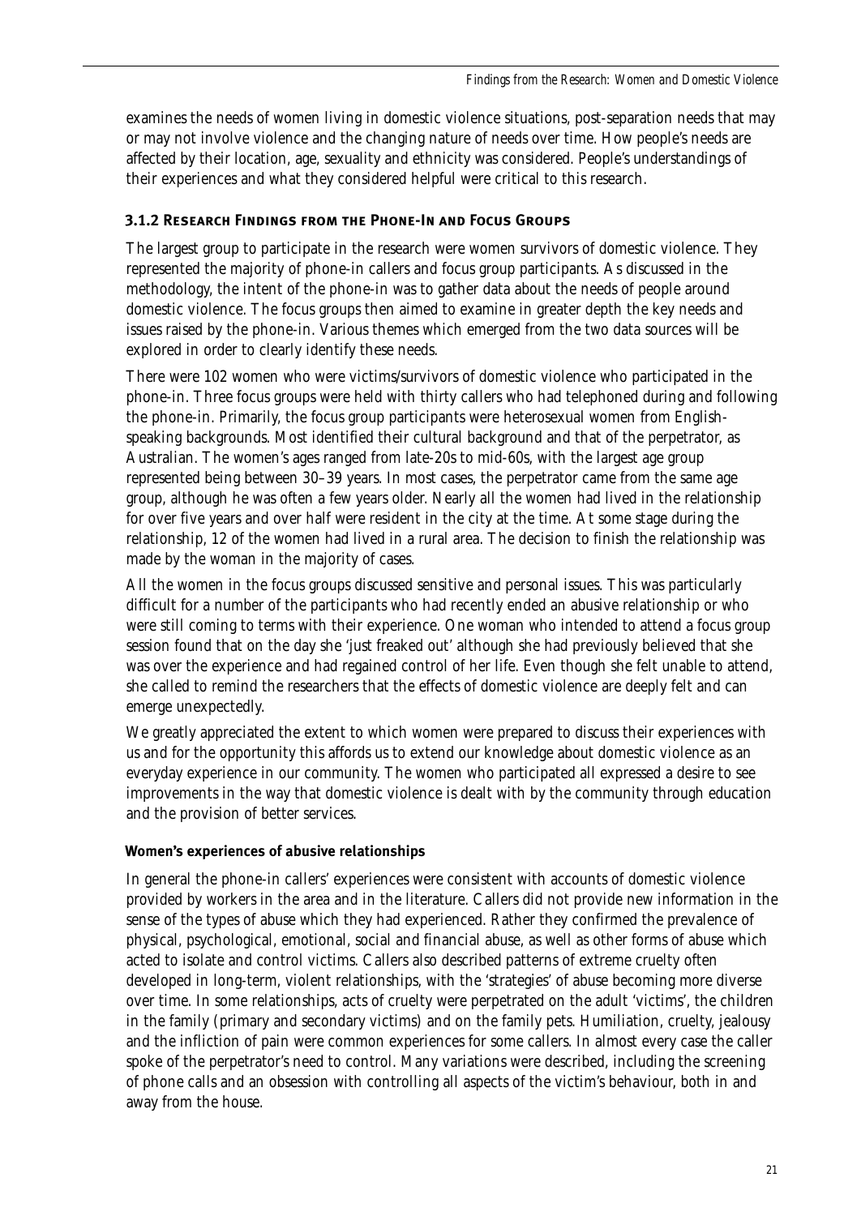examines the needs of women living in domestic violence situations, post-separation needs that may or may not involve violence and the changing nature of needs over time. How people's needs are affected by their location, age, sexuality and ethnicity was considered. People's understandings of their experiences and what they considered helpful were critical to this research.

### 3.1.2 Research Findings from the Phone-In and Focus Groups

The largest group to participate in the research were women survivors of domestic violence. They represented the majority of phone-in callers and focus group participants. As discussed in the methodology, the intent of the phone-in was to gather data about the needs of people around domestic violence. The focus groups then aimed to examine in greater depth the key needs and issues raised by the phone-in. Various themes which emerged from the two data sources will be explored in order to clearly identify these needs.

There were 102 women who were victims/survivors of domestic violence who participated in the phone-in. Three focus groups were held with thirty callers who had telephoned during and following the phone-in. Primarily, the focus group participants were heterosexual women from English-speaking backgrounds. Most identified their cultural background and that of the perpetrator, as Australian. The women's ages ranged from late-20s to mid-60s, with the largest age group represented being between 30–39 years. In most cases, the perpetrator came from the same age group, although he was often a few years older. Nearly all the women had lived in the relationship for over five years and over half were resident in the city at the time. At some stage during the relationship, 12 of the women had lived in a rural area. The decision to finish the relationship was made by the woman in the majority of cases.

All the women in the focus groups discussed sensitive and personal issues. This was particularly difficult for a number of the participants who had recently ended an abusive relationship or who were still coming to terms with their experience. One woman who intended to attend a focus group session found that on the day she 'just freaked out' although she had previously believed that she was over the experience and had regained control of her life. Even though she felt unable to attend, she called to remind the researchers that the effects of domestic violence are deeply felt and can emerge unexpectedly.

We greatly appreciated the extent to which women were prepared to discuss their experiences with us and for the opportunity this affords us to extend our knowledge about domestic violence as an everyday experience in our community. The women who participated all expressed a desire to see improvements in the way that domestic violence is dealt with by the community through education and the provision of better services.

#### Women's experiences of abusive relationships

In general the phone-in callers' experiences were consistent with accounts of domestic violence provided by workers in the area and in the literature. Callers did not provide new information in the sense of the types of abuse which they had experienced. Rather they confirmed the prevalence of physical, psychological, emotional, social and financial abuse, as well as other forms of abuse which acted to isolate and control victims. Callers also described patterns of extreme cruelty often developed in long-term, violent relationships, with the 'strategies' of abuse becoming more diverse over time. In some relationships, acts of cruelty were perpetrated on the adult 'victims', the children in the family (primary and secondary victims) and on the family pets. Humiliation, cruelty, jealousy and the infliction of pain were common experiences for some callers. In almost every case the caller spoke of the perpetrator's need to control. Many variations were described, including the screening of phone calls and an obsession with controlling all aspects of the victim's behaviour, both in and away from the house.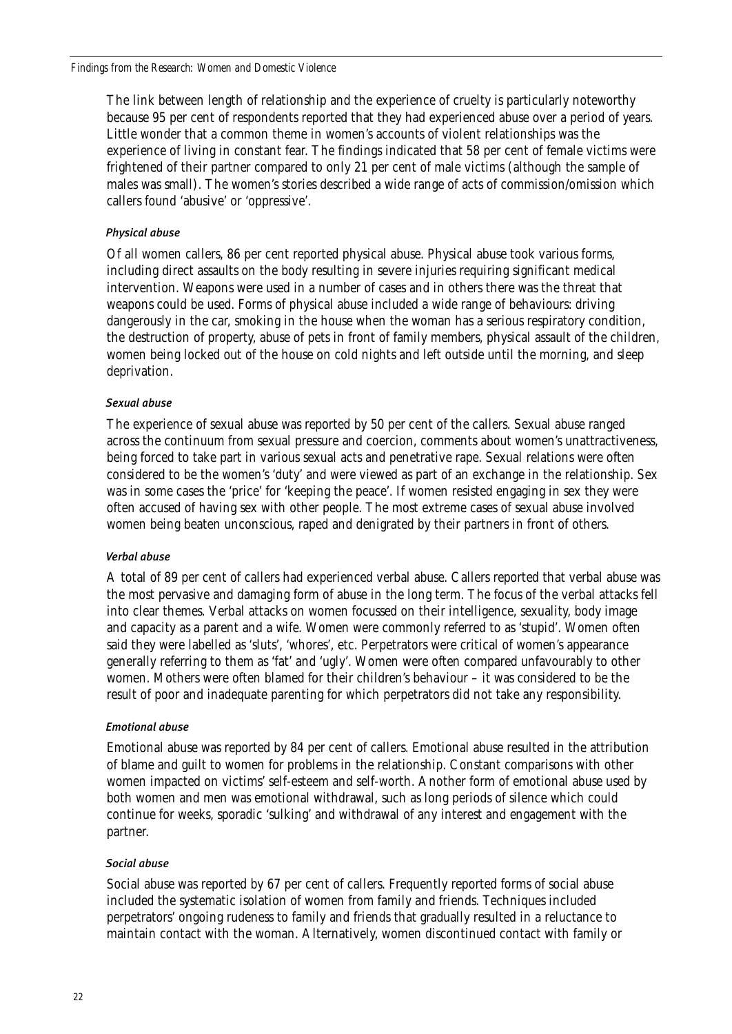The link between length of relationship and the experience of cruelty is particularly noteworthy because 95 per cent of respondents reported that they had experienced abuse over a period of years. Little wonder that a common theme in women's accounts of violent relationships was the experience of living in constant fear. The findings indicated that 58 per cent of female victims were frightened of their partner compared to only 21 per cent of male victims (although the sample of males was small). The women's stories described a wide range of acts of commission/omission which callers found 'abusive' or 'oppressive'.

#### *Physical abuse*

Of all women callers, 86 per cent reported physical abuse. Physical abuse took various forms, including direct assaults on the body resulting in severe injuries requiring significant medical intervention. Weapons were used in a number of cases and in others there was the threat that weapons could be used. Forms of physical abuse included a wide range of behaviours: driving dangerously in the car, smoking in the house when the woman has a serious respiratory condition, the destruction of property, abuse of pets in front of family members, physical assault of the children, women being locked out of the house on cold nights and left outside until the morning, and sleep deprivation.

#### *Sexual abuse*

The experience of sexual abuse was reported by 50 per cent of the callers. Sexual abuse ranged across the continuum from sexual pressure and coercion, comments about women's unattractiveness, being forced to take part in various sexual acts and penetrative rape. Sexual relations were often considered to be the women's 'duty' and were viewed as part of an exchange in the relationship. Sex was in some cases the 'price' for 'keeping the peace'. If women resisted engaging in sex they were often accused of having sex with other people. The most extreme cases of sexual abuse involved women being beaten unconscious, raped and denigrated by their partners in front of others.

#### *Verbal abuse*

A total of 89 per cent of callers had experienced verbal abuse. Callers reported that verbal abuse was the most pervasive and damaging form of abuse in the long term. The focus of the verbal attacks fell into clear themes. Verbal attacks on women focussed on their intelligence, sexuality, body image and capacity as a parent and a wife. Women were commonly referred to as 'stupid'. Women often said they were labelled as 'sluts', 'whores', etc. Perpetrators were critical of women's appearance generally referring to them as 'fat' and 'ugly'. Women were often compared unfavourably to other women. Mothers were often blamed for their children's behaviour – it was considered to be the result of poor and inadequate parenting for which perpetrators did not take any responsibility.

#### *Emotional abuse*

Emotional abuse was reported by 84 per cent of callers. Emotional abuse resulted in the attribution of blame and guilt to women for problems in the relationship. Constant comparisons with other women impacted on victims' self-esteem and self-worth. Another form of emotional abuse used by both women and men was emotional withdrawal, such as long periods of silence which could continue for weeks, sporadic 'sulking' and withdrawal of any interest and engagement with the partner.

#### *Social abuse*

Social abuse was reported by 67 per cent of callers. Frequently reported forms of social abuse included the systematic isolation of women from family and friends. Techniques included perpetrators' ongoing rudeness to family and friends that gradually resulted in a reluctance to maintain contact with the woman. Alternatively, women discontinued contact with family or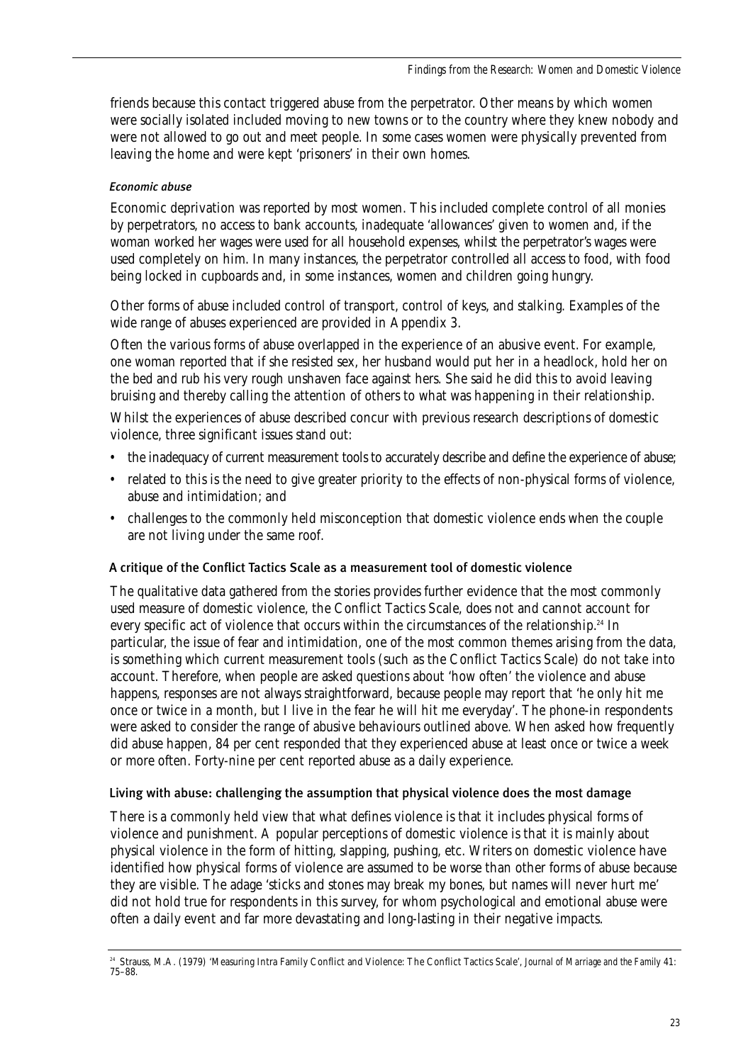friends because this contact triggered abuse from the perpetrator. Other means by which women were socially isolated included moving to new towns or to the country where they knew nobody and were not allowed to go out and meet people. In some cases women were physically prevented from leaving the home and were kept 'prisoners' in their own homes.

#### *Economic abuse*

Economic deprivation was reported by most women. This included complete control of all monies by perpetrators, no access to bank accounts, inadequate 'allowances' given to women and, if the woman worked her wages were used for all household expenses, whilst the perpetrator's wages were used completely on him. In many instances, the perpetrator controlled all access to food, with food being locked in cupboards and, in some instances, women and children going hungry.

Other forms of abuse included control of transport, control of keys, and stalking. Examples of the wide range of abuses experienced are provided in Appendix 3.

Often the various forms of abuse overlapped in the experience of an abusive event. For example, one woman reported that if she resisted sex, her husband would put her in a headlock, hold her on the bed and rub his very rough unshaven face against hers. She said he did this to avoid leaving bruising and thereby calling the attention of others to what was happening in their relationship.

Whilst the experiences of abuse described concur with previous research descriptions of domestic violence, three significant issues stand out:

- the inadequacy of current measurement tools to accurately describe and define the experience of abuse;
- related to this is the need to give greater priority to the effects of non-physical forms of violence, abuse and intimidation; and
- challenges to the commonly held misconception that domestic violence ends when the couple are not living under the same roof.

### A critique of the Conflict Tactics Scale as a measurement tool of domestic violence

The qualitative data gathered from the stories provides further evidence that the most commonly used measure of domestic violence, the Conflict Tactics Scale, does not and cannot account for every specific act of violence that occurs within the circumstances of the relationship.[24] In particular, the issue of fear and intimidation, one of the most common themes arising from the data, is something which current measurement tools (such as the Conflict Tactics Scale) do not take into account. Therefore, when people are asked questions about 'how often' the violence and abuse happens, responses are not always straightforward, because people may report that 'he only hit me once or twice in a month, but I live in the fear he will hit me everyday'. The phone-in respondents were asked to consider the range of abusive behaviours outlined above. When asked how frequently did abuse happen, 84 per cent responded that they experienced abuse at least once or twice a week or more often. Forty-nine per cent reported abuse as a daily experience.

### Living with abuse: challenging the assumption that physical violence does the most damage

There is a commonly held view that what defines violence is that it includes physical forms of violence and punishment. A popular perceptions of domestic violence is that it is mainly about physical violence in the form of hitting, slapping, pushing, etc. Writers on domestic violence have identified how physical forms of violence are assumed to be worse than other forms of abuse because they are visible. The adage 'sticks and stones may break my bones, but names will never hurt me' did not hold true for respondents in this survey, for whom psychological and emotional abuse were often a daily event and far more devastating and long-lasting in their negative impacts.

---

[24] Strauss, M.A. (1979) 'Measuring Intra Family Conflict and Violence: The Conflict Tactics Scale', *Journal of Marriage and the Family* 41: 75–88.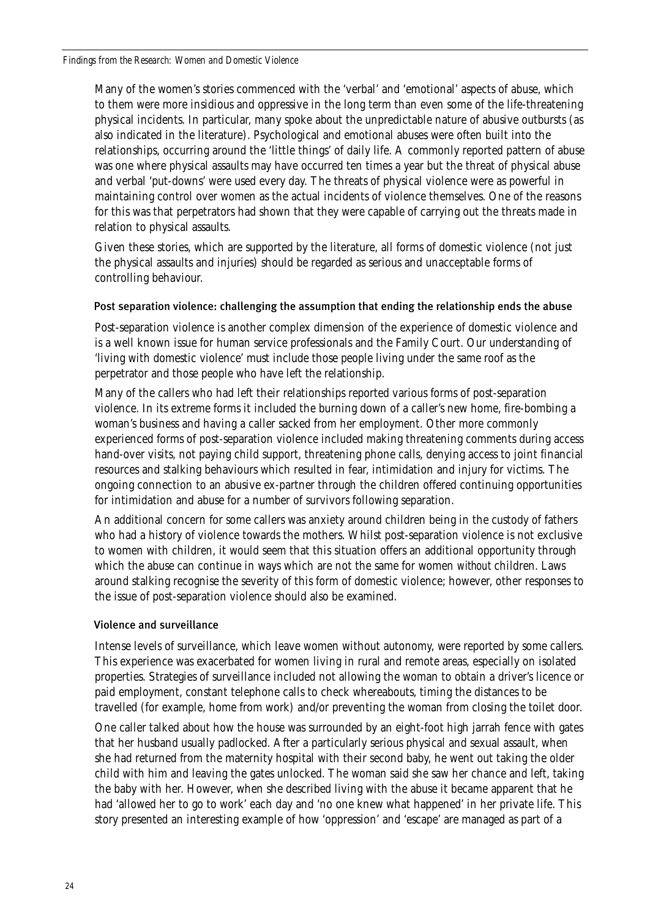Many of the women's stories commenced with the 'verbal' and 'emotional' aspects of abuse, which to them were more insidious and oppressive in the long term than even some of the life-threatening physical incidents. In particular, many spoke about the unpredictable nature of abusive outbursts (as also indicated in the literature). Psychological and emotional abuses were often built into the relationships, occurring around the 'little things' of daily life. A commonly reported pattern of abuse was one where physical assaults may have occurred ten times a year but the threat of physical abuse and verbal 'put-downs' were used every day. The threats of physical violence were as powerful in maintaining control over women as the actual incidents of violence themselves. One of the reasons for this was that perpetrators had shown that they were capable of carrying out the threats made in relation to physical assaults.

Given these stories, which are supported by the literature, all forms of domestic violence (not just the physical assaults and injuries) should be regarded as serious and unacceptable forms of controlling behaviour.

### Post separation violence: challenging the assumption that ending the relationship ends the abuse

Post-separation violence is another complex dimension of the experience of domestic violence and is a well known issue for human service professionals and the Family Court. Our understanding of 'living with domestic violence' must include those people living under the same roof as the perpetrator and those people who have left the relationship.

Many of the callers who had left their relationships reported various forms of post-separation violence. In its extreme forms it included the burning down of a caller's new home, fire-bombing a woman's business and having a caller sacked from her employment. Other more commonly experienced forms of post-separation violence included making threatening comments during access hand-over visits, not paying child support, threatening phone calls, denying access to joint financial resources and stalking behaviours which resulted in fear, intimidation and injury for victims. The ongoing connection to an abusive ex-partner through the children offered continuing opportunities for intimidation and abuse for a number of survivors following separation.

An additional concern for some callers was anxiety around children being in the custody of fathers who had a history of violence towards the mothers. Whilst post-separation violence is not exclusive to women with children, it would seem that this situation offers an additional opportunity through which the abuse can continue in ways which are not the same for women *without* children. Laws around stalking recognise the severity of this form of domestic violence; however, other responses to the issue of post-separation violence should also be examined.

### Violence and surveillance

Intense levels of surveillance, which leave women without autonomy, were reported by some callers. This experience was exacerbated for women living in rural and remote areas, especially on isolated properties. Strategies of surveillance included not allowing the woman to obtain a driver's licence or paid employment, constant telephone calls to check whereabouts, timing the distances to be travelled (for example, home from work) and/or preventing the woman from closing the toilet door.

One caller talked about how the house was surrounded by an eight-foot high jarrah fence with gates that her husband usually padlocked. After a particularly serious physical and sexual assault, when she had returned from the maternity hospital with their second baby, he went out taking the older child with him and leaving the gates unlocked. The woman said she saw her chance and left, taking the baby with her. However, when she described living with the abuse it became apparent that he had 'allowed her to go to work' each day and 'no one knew what happened' in her private life. This story presented an interesting example of how 'oppression' and 'escape' are managed as part of a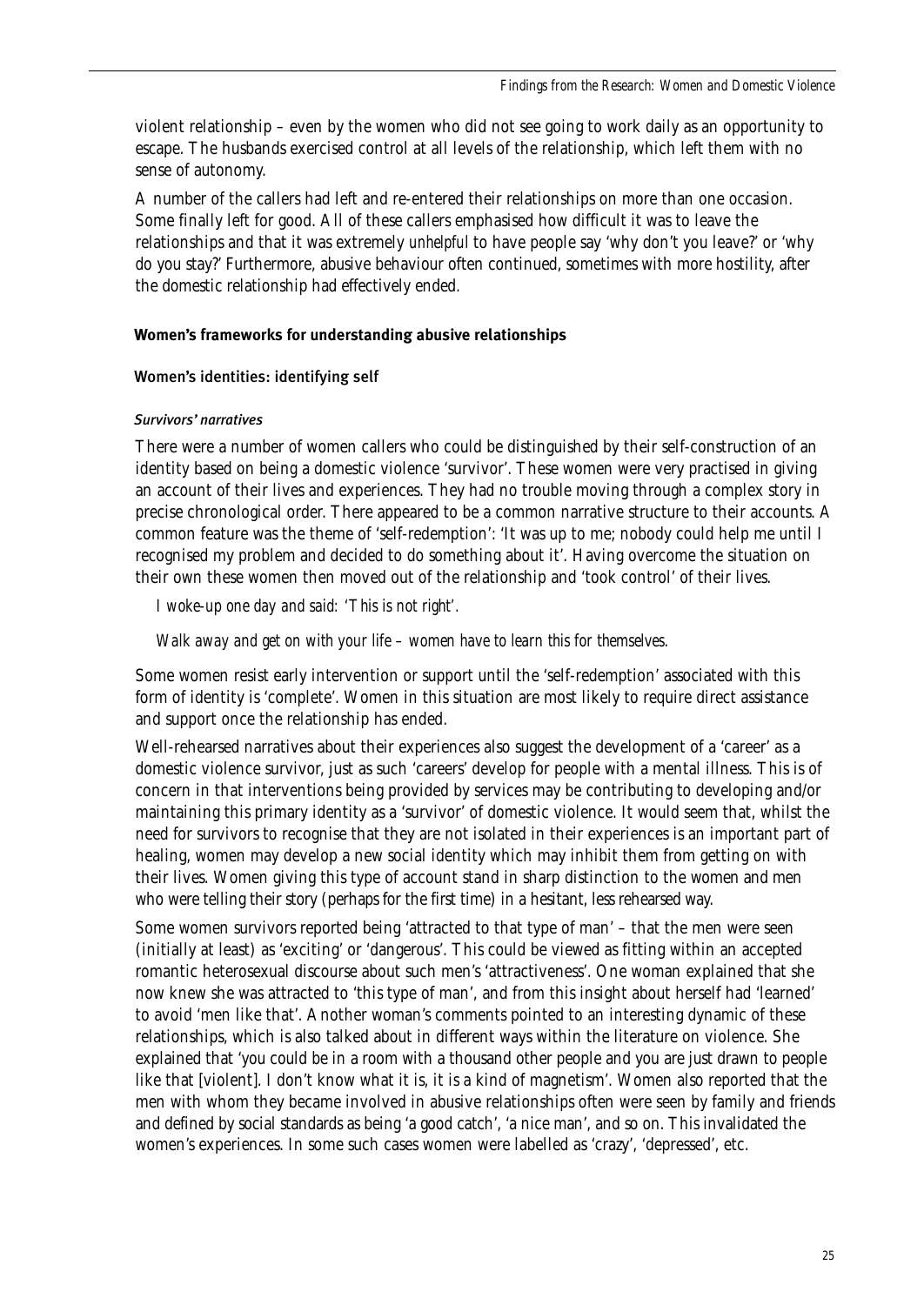violent relationship – even by the women who did not see going to work daily as an opportunity to escape. The husbands exercised control at all levels of the relationship, which left them with no sense of autonomy.

A number of the callers had left and re-entered their relationships on more than one occasion. Some finally left for good. All of these callers emphasised how difficult it was to leave the relationships and that it was extremely *unhelpful* to have people say 'why don't you leave?' or 'why do you stay?' Furthermore, abusive behaviour often continued, sometimes with more hostility, after the domestic relationship had effectively ended.

## Women's frameworks for understanding abusive relationships

### Women's identities: identifying self

#### *Survivors' narratives*

There were a number of women callers who could be distinguished by their self-construction of an identity based on being a domestic violence 'survivor'. These women were very practised in giving an account of their lives and experiences. They had no trouble moving through a complex story in precise chronological order. There appeared to be a common narrative structure to their accounts. A common feature was the theme of 'self-redemption': 'It was up to me; nobody could help me until I recognised my problem and decided to do something about it'. Having overcome the situation on their own these women then moved out of the relationship and 'took control' of their lives.

> *I woke-up one day and said: 'This is not right'.*
>
> *Walk away and get on with your life – women have to learn this for themselves.*

Some women resist early intervention or support until the 'self-redemption' associated with this form of identity is 'complete'. Women in this situation are most likely to require direct assistance and support once the relationship has ended.

Well-rehearsed narratives about their experiences also suggest the development of a 'career' as a domestic violence survivor, just as such 'careers' develop for people with a mental illness. This is of concern in that interventions being provided by services may be contributing to developing and/or maintaining this primary identity as a 'survivor' of domestic violence. It would seem that, whilst the need for survivors to recognise that they are not isolated in their experiences is an important part of healing, women may develop a new social identity which may inhibit them from getting on with their lives. Women giving this type of account stand in sharp distinction to the women and men who were telling their story (perhaps for the first time) in a hesitant, less rehearsed way.

Some women survivors reported being 'attracted to that type of man' – that the men were seen (initially at least) as 'exciting' or 'dangerous'. This could be viewed as fitting within an accepted romantic heterosexual discourse about such men's 'attractiveness'. One woman explained that she now knew she was attracted to 'this type of man', and from this insight about herself had 'learned' to avoid 'men like that'. Another woman's comments pointed to an interesting dynamic of these relationships, which is also talked about in different ways within the literature on violence. She explained that 'you could be in a room with a thousand other people and you are just drawn to people like that [violent]. I don't know what it is, it is a kind of magnetism'. Women also reported that the men with whom they became involved in abusive relationships often were seen by family and friends and defined by social standards as being 'a good catch', 'a nice man', and so on. This invalidated the women's experiences. In some such cases women were labelled as 'crazy', 'depressed', etc.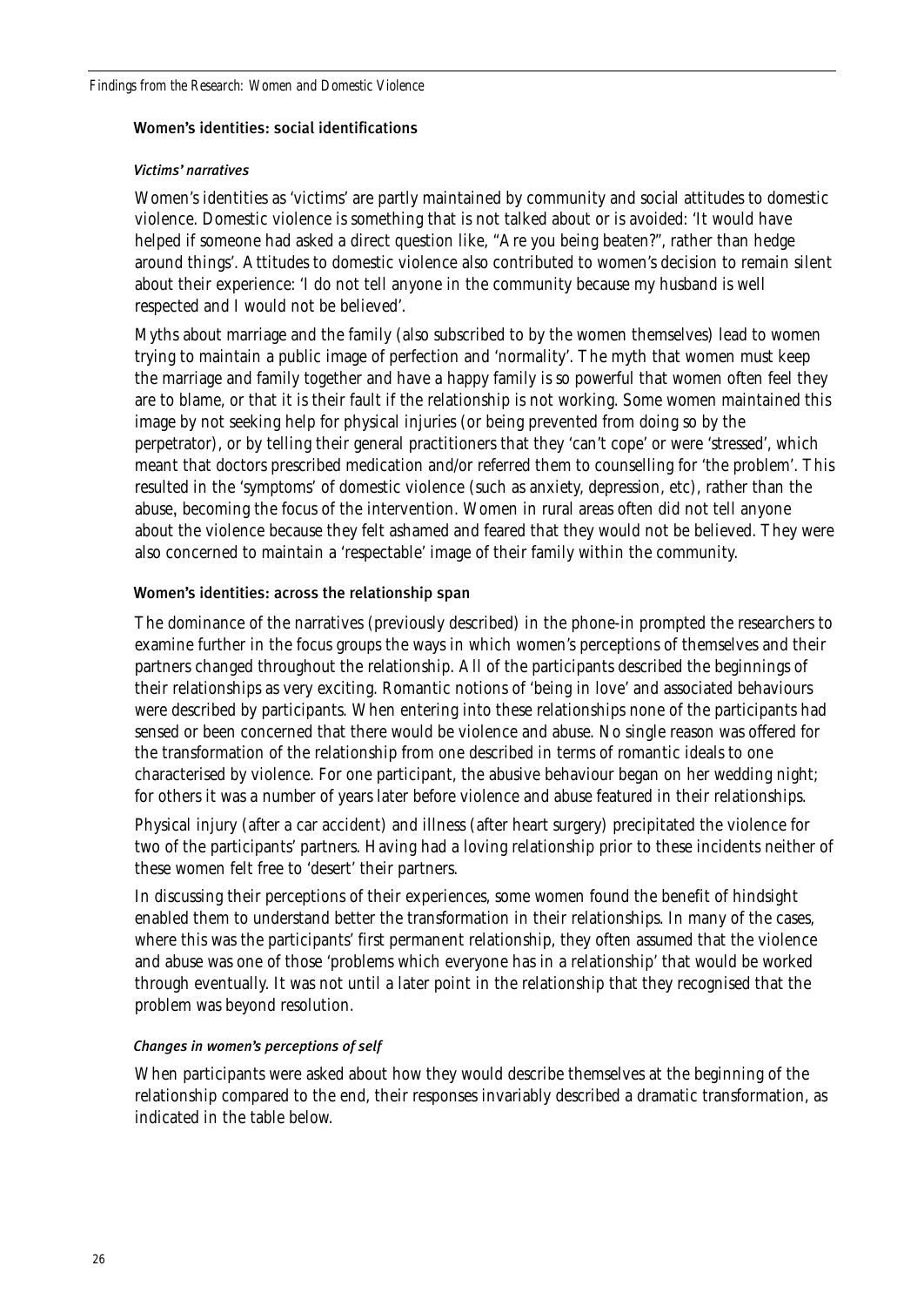## Women's identities: social identifications

### *Victims' narratives*

Women's identities as 'victims' are partly maintained by community and social attitudes to domestic violence. Domestic violence is something that is not talked about or is avoided: 'It would have helped if someone had asked a direct question like, "Are you being beaten?", rather than hedge around things'. Attitudes to domestic violence also contributed to women's decision to remain silent about their experience: 'I do not tell anyone in the community because my husband is well respected and I would not be believed'.

Myths about marriage and the family (also subscribed to by the women themselves) lead to women trying to maintain a public image of perfection and 'normality'. The myth that women must keep the marriage and family together and have a happy family is so powerful that women often feel they are to blame, or that it is their fault if the relationship is not working. Some women maintained this image by not seeking help for physical injuries (or being prevented from doing so by the perpetrator), or by telling their general practitioners that they 'can't cope' or were 'stressed', which meant that doctors prescribed medication and/or referred them to counselling for 'the problem'. This resulted in the 'symptoms' of domestic violence (such as anxiety, depression, etc), rather than the abuse, becoming the focus of the intervention. Women in rural areas often did not tell anyone about the violence because they felt ashamed and feared that they would not be believed. They were also concerned to maintain a 'respectable' image of their family within the community.

## Women's identities: across the relationship span

The dominance of the narratives (previously described) in the phone-in prompted the researchers to examine further in the focus groups the ways in which women's perceptions of themselves and their partners changed throughout the relationship. All of the participants described the beginnings of their relationships as very exciting. Romantic notions of 'being in love' and associated behaviours were described by participants. When entering into these relationships none of the participants had sensed or been concerned that there would be violence and abuse. No single reason was offered for the transformation of the relationship from one described in terms of romantic ideals to one characterised by violence. For one participant, the abusive behaviour began on her wedding night; for others it was a number of years later before violence and abuse featured in their relationships.

Physical injury (after a car accident) and illness (after heart surgery) precipitated the violence for two of the participants' partners. Having had a loving relationship prior to these incidents neither of these women felt free to 'desert' their partners.

In discussing their perceptions of their experiences, some women found the benefit of hindsight enabled them to understand better the transformation in their relationships. In many of the cases, where this was the participants' first permanent relationship, they often assumed that the violence and abuse was one of those 'problems which everyone has in a relationship' that would be worked through eventually. It was not until a later point in the relationship that they recognised that the problem was beyond resolution.

### *Changes in women's perceptions of self*

When participants were asked about how they would describe themselves at the beginning of the relationship compared to the end, their responses invariably described a dramatic transformation, as indicated in the table below.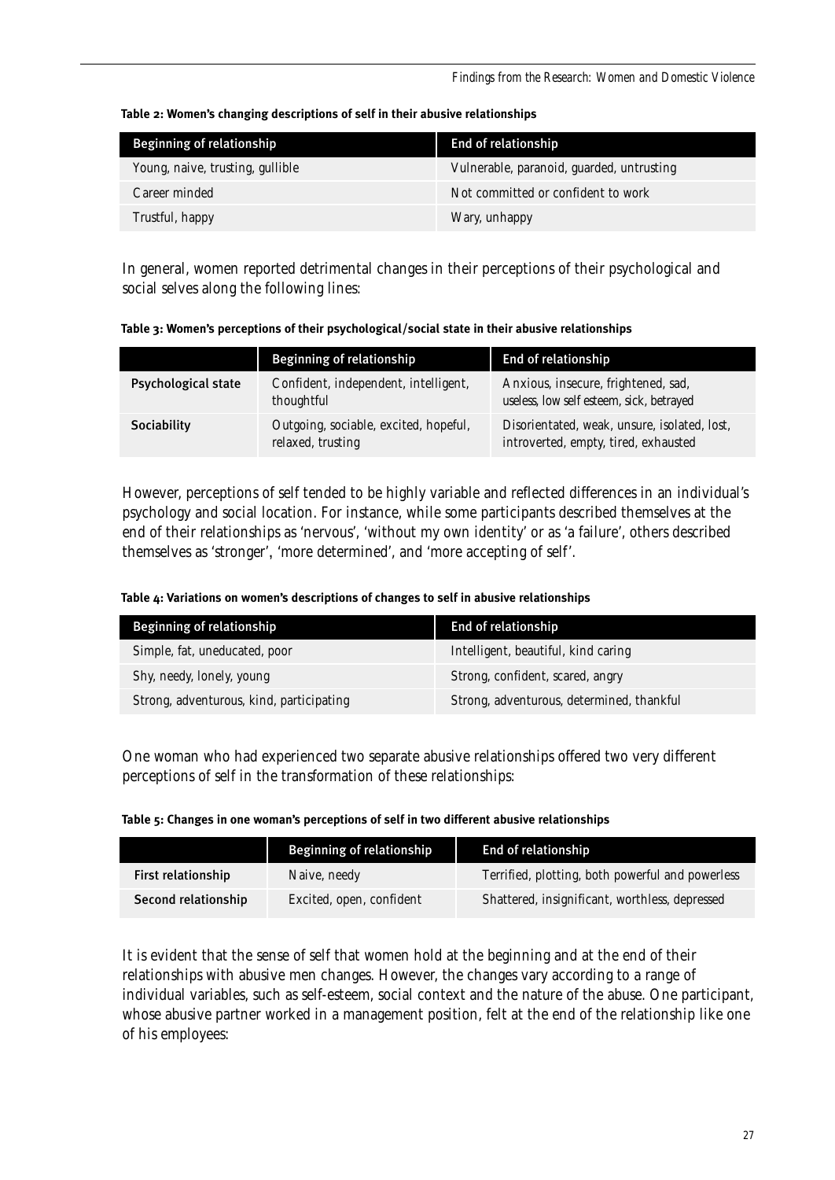**Table 2: Women's changing descriptions of self in their abusive relationships**

| Beginning of relationship | End of relationship |
|---|---|
| Young, naive, trusting, gullible | Vulnerable, paranoid, guarded, untrusting |
| Career minded | Not committed or confident to work |
| Trustful, happy | Wary, unhappy |

In general, women reported detrimental changes in their perceptions of their psychological and social selves along the following lines:

**Table 3: Women's perceptions of their psychological/social state in their abusive relationships**

| | Beginning of relationship | End of relationship |
|---|---|---|
| Psychological state | Confident, independent, intelligent, thoughtful | Anxious, insecure, frightened, sad, useless, low self esteem, sick, betrayed |
| Sociability | Outgoing, sociable, excited, hopeful, relaxed, trusting | Disorientated, weak, unsure, isolated, lost, introverted, empty, tired, exhausted |

However, perceptions of self tended to be highly variable and reflected differences in an individual's psychology and social location. For instance, while some participants described themselves at the end of their relationships as 'nervous', 'without my own identity' or as 'a failure', others described themselves as 'stronger', 'more determined', and 'more accepting of self'.

**Table 4: Variations on women's descriptions of changes to self in abusive relationships**

| Beginning of relationship | End of relationship |
|---|---|
| Simple, fat, uneducated, poor | Intelligent, beautiful, kind caring |
| Shy, needy, lonely, young | Strong, confident, scared, angry |
| Strong, adventurous, kind, participating | Strong, adventurous, determined, thankful |

One woman who had experienced two separate abusive relationships offered two very different perceptions of self in the transformation of these relationships:

**Table 5: Changes in one woman's perceptions of self in two different abusive relationships**

| | Beginning of relationship | End of relationship |
|---|---|---|
| First relationship | Naive, needy | Terrified, plotting, both powerful and powerless |
| Second relationship | Excited, open, confident | Shattered, insignificant, worthless, depressed |

It is evident that the sense of self that women hold at the beginning and at the end of their relationships with abusive men changes. However, the changes vary according to a range of individual variables, such as self-esteem, social context and the nature of the abuse. One participant, whose abusive partner worked in a management position, felt at the end of the relationship like one of his employees: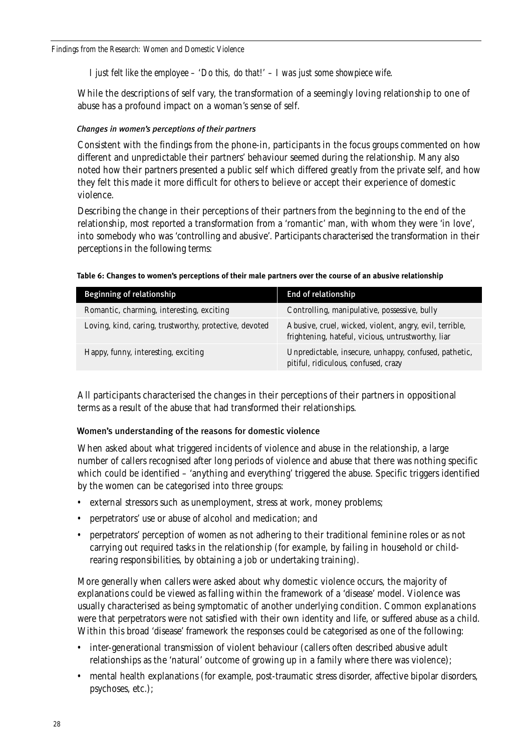*I just felt like the employee – 'Do this, do that!' – I was just some showpiece wife.*

While the descriptions of self vary, the transformation of a seemingly loving relationship to one of abuse has a profound impact on a woman's sense of self.

#### *Changes in women's perceptions of their partners*

Consistent with the findings from the phone-in, participants in the focus groups commented on how different and unpredictable their partners' behaviour seemed during the relationship. Many also noted how their partners presented a public self which differed greatly from the private self, and how they felt this made it more difficult for others to believe or accept their experience of domestic violence.

Describing the change in their perceptions of their partners from the beginning to the end of the relationship, most reported a transformation from a 'romantic' man, with whom they were 'in love', into somebody who was 'controlling and abusive'. Participants characterised the transformation in their perceptions in the following terms:

**Table 6: Changes to women's perceptions of their male partners over the course of an abusive relationship**

| Beginning of relationship | End of relationship |
| --- | --- |
| Romantic, charming, interesting, exciting | Controlling, manipulative, possessive, bully |
| Loving, kind, caring, trustworthy, protective, devoted | Abusive, cruel, wicked, violent, angry, evil, terrible, frightening, hateful, vicious, untrustworthy, liar |
| Happy, funny, interesting, exciting | Unpredictable, insecure, unhappy, confused, pathetic, pitiful, ridiculous, confused, crazy |

All participants characterised the changes in their perceptions of their partners in oppositional terms as a result of the abuse that had transformed their relationships.

### Women's understanding of the reasons for domestic violence

When asked about what triggered incidents of violence and abuse in the relationship, a large number of callers recognised after long periods of violence and abuse that there was nothing specific which could be identified – 'anything and everything' triggered the abuse. Specific triggers identified by the women can be categorised into three groups:

- external stressors such as unemployment, stress at work, money problems;
- perpetrators' use or abuse of alcohol and medication; and
- perpetrators' perception of women as not adhering to their traditional feminine roles or as not carrying out required tasks in the relationship (for example, by failing in household or child-rearing responsibilities, by obtaining a job or undertaking training).

More generally when callers were asked about why domestic violence occurs, the majority of explanations could be viewed as falling within the framework of a 'disease' model. Violence was usually characterised as being symptomatic of another underlying condition. Common explanations were that perpetrators were not satisfied with their own identity and life, or suffered abuse as a child. Within this broad 'disease' framework the responses could be categorised as one of the following:

- inter-generational transmission of violent behaviour (callers often described abusive adult relationships as the 'natural' outcome of growing up in a family where there was violence);
- mental health explanations (for example, post-traumatic stress disorder, affective bipolar disorders, psychoses, etc.);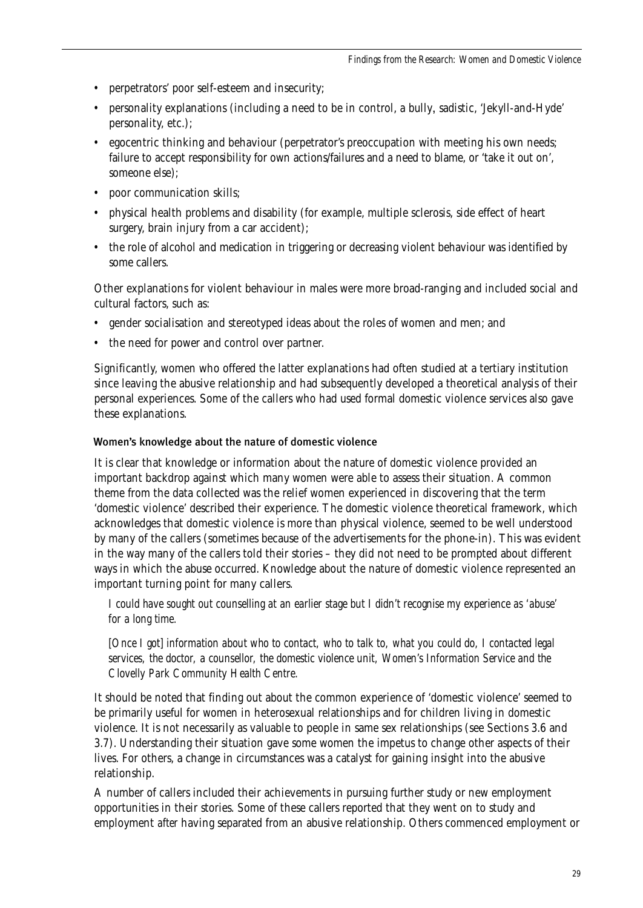- perpetrators' poor self-esteem and insecurity;
- personality explanations (including a need to be in control, a bully, sadistic, 'Jekyll-and-Hyde' personality, etc.);
- egocentric thinking and behaviour (perpetrator's preoccupation with meeting his own needs; failure to accept responsibility for own actions/failures and a need to blame, or 'take it out on', someone else);
- poor communication skills;
- physical health problems and disability (for example, multiple sclerosis, side effect of heart surgery, brain injury from a car accident);
- the role of alcohol and medication in triggering or decreasing violent behaviour was identified by some callers.

Other explanations for violent behaviour in males were more broad-ranging and included social and cultural factors, such as:

- gender socialisation and stereotyped ideas about the roles of women and men; and
- the need for power and control over partner.

Significantly, women who offered the latter explanations had often studied at a tertiary institution since leaving the abusive relationship and had subsequently developed a theoretical analysis of their personal experiences. Some of the callers who had used formal domestic violence services also gave these explanations.

#### Women's knowledge about the nature of domestic violence

It is clear that knowledge or information about the nature of domestic violence provided an important backdrop against which many women were able to assess their situation. A common theme from the data collected was the relief women experienced in discovering that the term 'domestic violence' described their experience. The domestic violence theoretical framework, which acknowledges that domestic violence is more than physical violence, seemed to be well understood by many of the callers (sometimes because of the advertisements for the phone-in). This was evident in the way many of the callers told their stories – they did not need to be prompted about different ways in which the abuse occurred. Knowledge about the nature of domestic violence represented an important turning point for many callers.

> *I could have sought out counselling at an earlier stage but I didn't recognise my experience as 'abuse' for a long time.*
>
> *[Once I got] information about who to contact, who to talk to, what you could do, I contacted legal services, the doctor, a counsellor, the domestic violence unit, Women's Information Service and the Clovelly Park Community Health Centre.*

It should be noted that finding out about the common experience of 'domestic violence' seemed to be primarily useful for women in heterosexual relationships and for children living in domestic violence. It is not necessarily as valuable to people in same sex relationships (see Sections 3.6 and 3.7). Understanding their situation gave some women the impetus to change other aspects of their lives. For others, a change in circumstances was a catalyst for gaining insight into the abusive relationship.

A number of callers included their achievements in pursuing further study or new employment opportunities in their stories. Some of these callers reported that they went on to study and employment *after* having separated from an abusive relationship. Others commenced employment or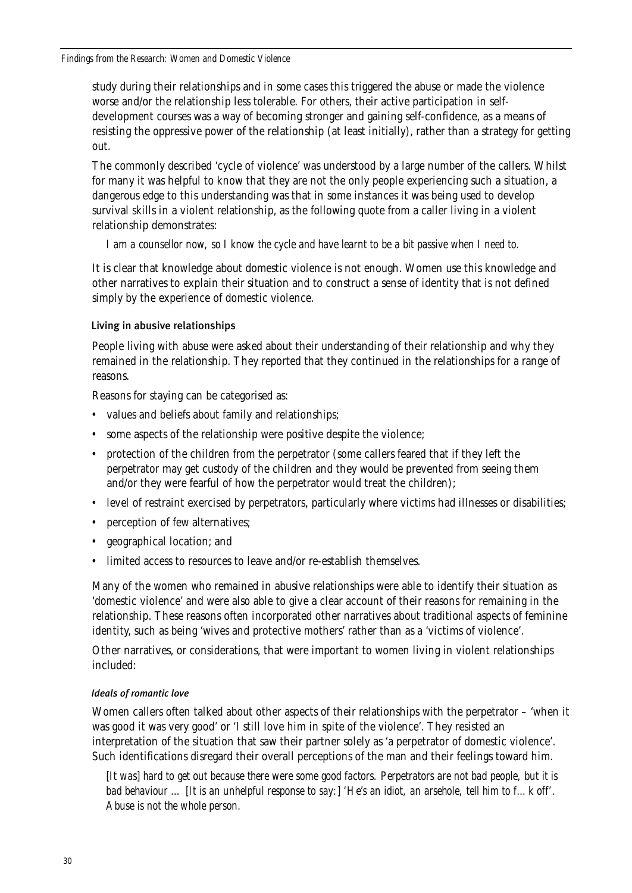study during their relationships and in some cases this triggered the abuse or made the violence worse and/or the relationship less tolerable. For others, their active participation in self-development courses was a way of becoming stronger and gaining self-confidence, as a means of resisting the oppressive power of the relationship (at least initially), rather than a strategy for getting out.

The commonly described 'cycle of violence' was understood by a large number of the callers. Whilst for many it was helpful to know that they are not the only people experiencing such a situation, a dangerous edge to this understanding was that in some instances it was being used to develop survival skills in a violent relationship, as the following quote from a caller living in a violent relationship demonstrates:

> *I am a counsellor now, so I know the cycle and have learnt to be a bit passive when I need to.*

It is clear that knowledge about domestic violence is not enough. Women use this knowledge and other narratives to explain their situation and to construct a sense of identity that is not defined simply by the experience of domestic violence.

### Living in abusive relationships

People living with abuse were asked about their understanding of their relationship and why they remained in the relationship. They reported that they continued in the relationships for a range of reasons.

Reasons for staying can be categorised as:

- values and beliefs about family and relationships;
- some aspects of the relationship were positive despite the violence;
- protection of the children from the perpetrator (some callers feared that if they left the perpetrator may get custody of the children and they would be prevented from seeing them and/or they were fearful of how the perpetrator would treat the children);
- level of restraint exercised by perpetrators, particularly where victims had illnesses or disabilities;
- perception of few alternatives;
- geographical location; and
- limited access to resources to leave and/or re-establish themselves.

Many of the women who remained in abusive relationships were able to identify their situation as 'domestic violence' and were also able to give a clear account of their reasons for remaining in the relationship. These reasons often incorporated other narratives about traditional aspects of feminine identity, such as being 'wives and protective mothers' rather than as a 'victims of violence'.

Other narratives, or considerations, that were important to women living in violent relationships included:

#### *Ideals of romantic love*

Women callers often talked about other aspects of their relationships with the perpetrator – 'when it was good it was very good' or 'I still love him in spite of the violence'. They resisted an interpretation of the situation that saw their partner solely as 'a perpetrator of domestic violence'. Such identifications disregard their overall perceptions of the man and their feelings toward him.

> *[It was] hard to get out because there were some good factors. Perpetrators are not bad people, but it is bad behaviour … [It is an unhelpful response to say:] 'He's an idiot, an arsehole, tell him to f…k off'. Abuse is not the whole person.*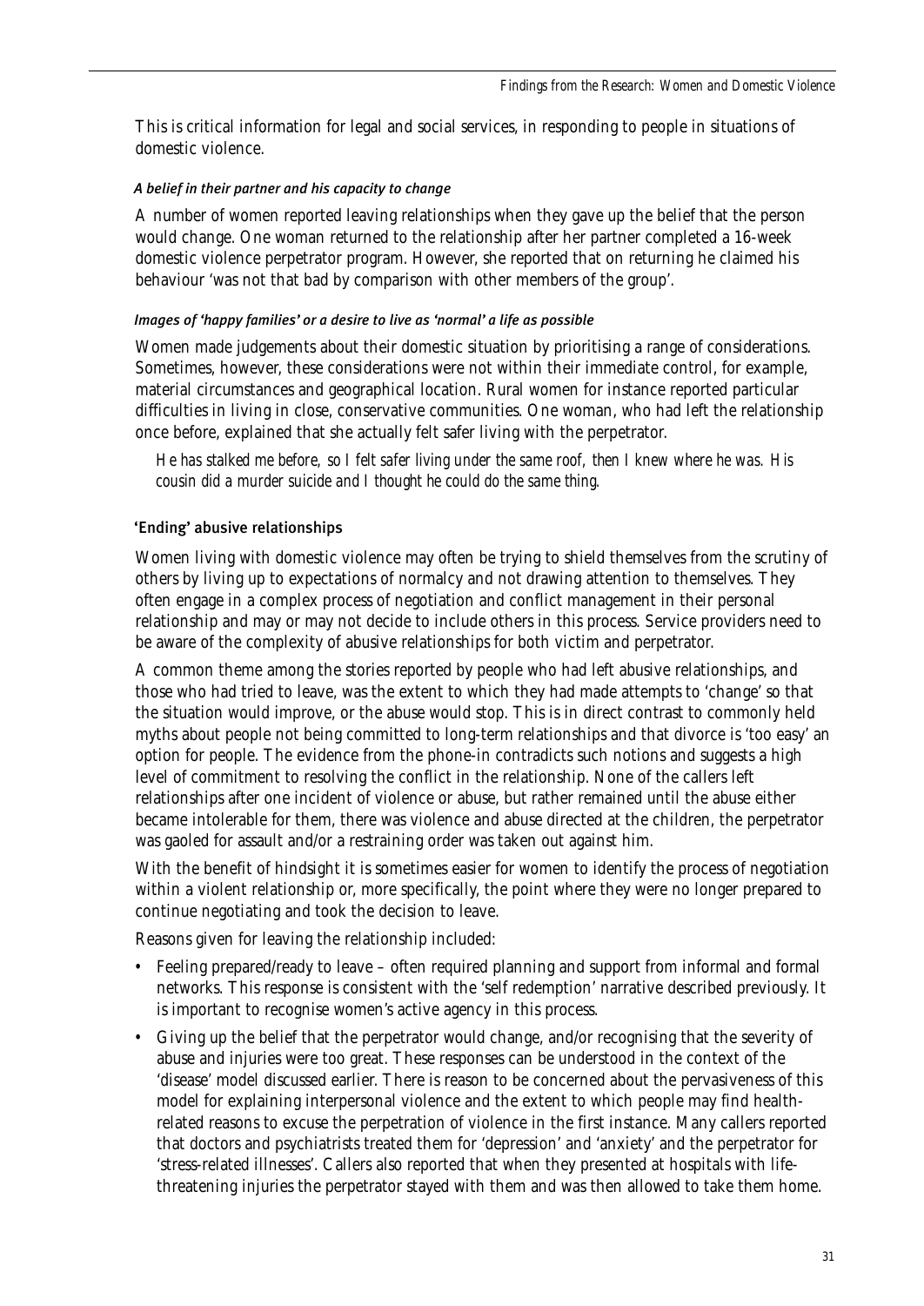This is critical information for legal and social services, in responding to people in situations of domestic violence.

#### *A belief in their partner and his capacity to change*

A number of women reported leaving relationships when they gave up the belief that the person would change. One woman returned to the relationship after her partner completed a 16-week domestic violence perpetrator program. However, she reported that on returning he claimed his behaviour 'was not that bad by comparison with other members of the group'.

#### *Images of 'happy families' or a desire to live as 'normal' a life as possible*

Women made judgements about their domestic situation by prioritising a range of considerations. Sometimes, however, these considerations were not within their immediate control, for example, material circumstances and geographical location. Rural women for instance reported particular difficulties in living in close, conservative communities. One woman, who had left the relationship once before, explained that she actually felt safer living with the perpetrator.

> *He has stalked me before, so I felt safer living under the same roof, then I knew where he was. His cousin did a murder suicide and I thought he could do the same thing.*

### 'Ending' abusive relationships

Women living with domestic violence may often be trying to shield themselves from the scrutiny of others by living up to expectations of normalcy and not drawing attention to themselves. They often engage in a complex process of negotiation and conflict management in their personal relationship and may or may not decide to include others in this process. Service providers need to be aware of the complexity of abusive relationships for both victim and perpetrator.

A common theme among the stories reported by people who had left abusive relationships, and those who had tried to leave, was the extent to which they had made attempts to 'change' so that the situation would improve, or the abuse would stop. This is in direct contrast to commonly held myths about people not being committed to long-term relationships and that divorce is 'too easy' an option for people. The evidence from the phone-in contradicts such notions and suggests a high level of commitment to resolving the conflict in the relationship. None of the callers left relationships after one incident of violence or abuse, but rather remained until the abuse either became intolerable for them, there was violence and abuse directed at the children, the perpetrator was gaoled for assault and/or a restraining order was taken out against him.

With the benefit of hindsight it is sometimes easier for women to identify the process of negotiation within a violent relationship or, more specifically, the point where they were no longer prepared to continue negotiating and took the decision to leave.

Reasons given for leaving the relationship included:

- Feeling prepared/ready to leave – often required planning and support from informal and formal networks. This response is consistent with the 'self redemption' narrative described previously. It is important to recognise women's active agency in this process.
- Giving up the belief that the perpetrator would change, and/or recognising that the severity of abuse and injuries were too great. These responses can be understood in the context of the 'disease' model discussed earlier. There is reason to be concerned about the pervasiveness of this model for explaining interpersonal violence and the extent to which people may find health-related reasons to excuse the perpetration of violence in the first instance. Many callers reported that doctors and psychiatrists treated them for 'depression' and 'anxiety' and the perpetrator for 'stress-related illnesses'. Callers also reported that when they presented at hospitals with life-threatening injuries the perpetrator stayed with them and was then allowed to take them home.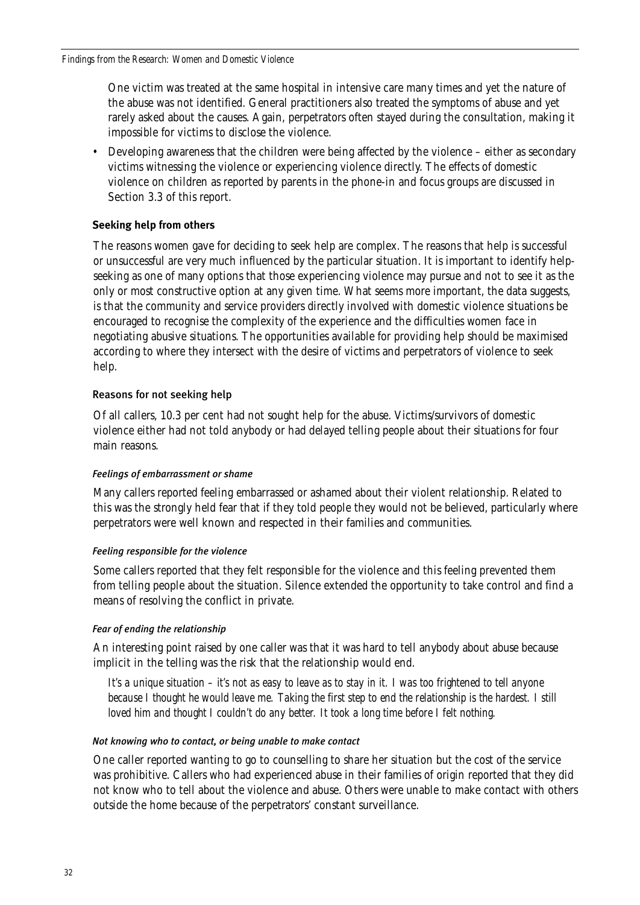One victim was treated at the same hospital in intensive care many times and yet the nature of the abuse was not identified. General practitioners also treated the symptoms of abuse and yet rarely asked about the causes. Again, perpetrators often stayed during the consultation, making it impossible for victims to disclose the violence.

- Developing awareness that the children were being affected by the violence – either as secondary victims witnessing the violence or experiencing violence directly. The effects of domestic violence on children as reported by parents in the phone-in and focus groups are discussed in Section 3.3 of this report.

### Seeking help from others

The reasons women gave for deciding to seek help are complex. The reasons that help is successful or unsuccessful are very much influenced by the particular situation. It is important to identify help-seeking as one of many options that those experiencing violence may pursue and not to see it as the only or most constructive option at any given time. What seems more important, the data suggests, is that the community and service providers directly involved with domestic violence situations be encouraged to recognise the complexity of the experience and the difficulties women face in negotiating abusive situations. The opportunities available for providing help should be maximised according to where they intersect with the desire of victims and perpetrators of violence to seek help.

#### Reasons for not seeking help

Of all callers, 10.3 per cent had not sought help for the abuse. Victims/survivors of domestic violence either had not told anybody or had delayed telling people about their situations for four main reasons.

##### *Feelings of embarrassment or shame*

Many callers reported feeling embarrassed or ashamed about their violent relationship. Related to this was the strongly held fear that if they told people they would not be believed, particularly where perpetrators were well known and respected in their families and communities.

##### *Feeling responsible for the violence*

Some callers reported that they felt responsible for the violence and this feeling prevented them from telling people about the situation. Silence extended the opportunity to take control and find a means of resolving the conflict in private.

##### *Fear of ending the relationship*

An interesting point raised by one caller was that it was hard to tell anybody about abuse because implicit in the telling was the risk that the relationship would end.

> *It's a unique situation – it's not as easy to leave as to stay in it. I was too frightened to tell anyone because I thought he would leave me. Taking the first step to end the relationship is the hardest. I still loved him and thought I couldn't do any better. It took a long time before I felt nothing.*

##### *Not knowing who to contact, or being unable to make contact*

One caller reported wanting to go to counselling to share her situation but the cost of the service was prohibitive. Callers who had experienced abuse in their families of origin reported that they did not know who to tell about the violence and abuse. Others were unable to make contact with others outside the home because of the perpetrators' constant surveillance.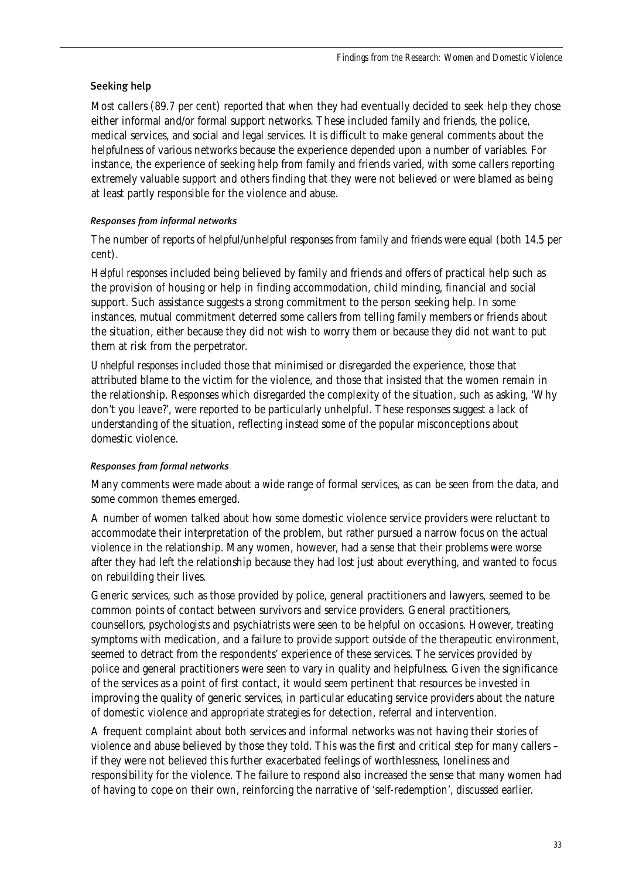## Seeking help

Most callers (89.7 per cent) reported that when they had eventually decided to seek help they chose either informal and/or formal support networks. These included family and friends, the police, medical services, and social and legal services. It is difficult to make general comments about the helpfulness of various networks because the experience depended upon a number of variables. For instance, the experience of seeking help from family and friends varied, with some callers reporting extremely valuable support and others finding that they were not believed or were blamed as being at least partly responsible for the violence and abuse.

### *Responses from informal networks*

The number of reports of helpful/unhelpful responses from family and friends were equal (both 14.5 per cent).

*Helpful responses* included being believed by family and friends and offers of practical help such as the provision of housing or help in finding accommodation, child minding, financial and social support. Such assistance suggests a strong commitment to the person seeking help. In some instances, mutual commitment deterred some callers from telling family members or friends about the situation, either because they did not wish to worry them or because they did not want to put them at risk from the perpetrator.

*Unhelpful responses* included those that minimised or disregarded the experience, those that attributed blame to the victim for the violence, and those that insisted that the women remain in the relationship. Responses which disregarded the complexity of the situation, such as asking, 'Why don't you leave?', were reported to be particularly unhelpful. These responses suggest a lack of understanding of the situation, reflecting instead some of the popular misconceptions about domestic violence.

### *Responses from formal networks*

Many comments were made about a wide range of formal services, as can be seen from the data, and some common themes emerged.

A number of women talked about how some domestic violence service providers were reluctant to accommodate their interpretation of the problem, but rather pursued a narrow focus on the actual violence in the relationship. Many women, however, had a sense that their problems were worse after they had left the relationship because they had lost just about everything, and wanted to focus on rebuilding their lives.

Generic services, such as those provided by police, general practitioners and lawyers, seemed to be common points of contact between survivors and service providers. General practitioners, counsellors, psychologists and psychiatrists were seen to be helpful on occasions. However, treating symptoms with medication, and a failure to provide support outside of the therapeutic environment, seemed to detract from the respondents' experience of these services. The services provided by police and general practitioners were seen to vary in quality and helpfulness. Given the significance of the services as a point of first contact, it would seem pertinent that resources be invested in improving the quality of generic services, in particular educating service providers about the nature of domestic violence and appropriate strategies for detection, referral and intervention.

A frequent complaint about both services and informal networks was not having their stories of violence and abuse believed by those they told. This was the first and critical step for many callers – if they were not believed this further exacerbated feelings of worthlessness, loneliness and responsibility for the violence. The failure to respond also increased the sense that many women had of having to cope on their own, reinforcing the narrative of 'self-redemption', discussed earlier.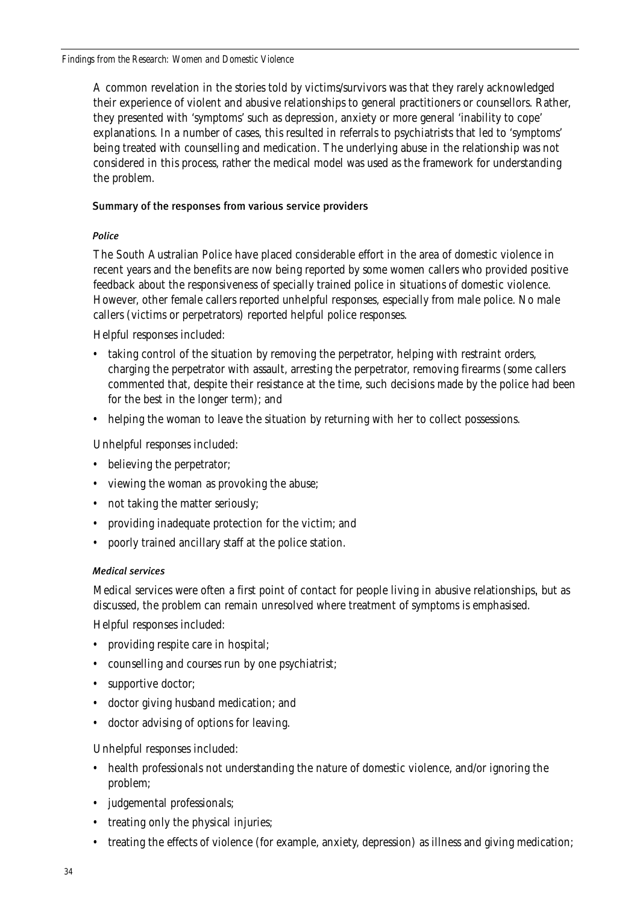A common revelation in the stories told by victims/survivors was that they rarely acknowledged their experience of violent and abusive relationships to general practitioners or counsellors. Rather, they presented with 'symptoms' such as depression, anxiety or more general 'inability to cope' explanations. In a number of cases, this resulted in referrals to psychiatrists that led to 'symptoms' being treated with counselling and medication. The underlying abuse in the relationship was not considered in this process, rather the medical model was used as the framework for understanding the problem.

### Summary of the responses from various service providers

#### *Police*

The South Australian Police have placed considerable effort in the area of domestic violence in recent years and the benefits are now being reported by some women callers who provided positive feedback about the responsiveness of specially trained police in situations of domestic violence. However, other female callers reported unhelpful responses, especially from male police. No male callers (victims or perpetrators) reported helpful police responses.

Helpful responses included:

- taking control of the situation by removing the perpetrator, helping with restraint orders, charging the perpetrator with assault, arresting the perpetrator, removing firearms (some callers commented that, despite their resistance at the time, such decisions made by the police had been for the best in the longer term); and
- helping the woman to leave the situation by returning with her to collect possessions.

Unhelpful responses included:

- believing the perpetrator;
- viewing the woman as provoking the abuse;
- not taking the matter seriously;
- providing inadequate protection for the victim; and
- poorly trained ancillary staff at the police station.

#### *Medical services*

Medical services were often a first point of contact for people living in abusive relationships, but as discussed, the problem can remain unresolved where treatment of symptoms is emphasised.

Helpful responses included:

- providing respite care in hospital;
- counselling and courses run by one psychiatrist;
- supportive doctor;
- doctor giving husband medication; and
- doctor advising of options for leaving.

Unhelpful responses included:

- health professionals not understanding the nature of domestic violence, and/or ignoring the problem;
- judgemental professionals;
- treating only the physical injuries;
- treating the effects of violence (for example, anxiety, depression) as illness and giving medication;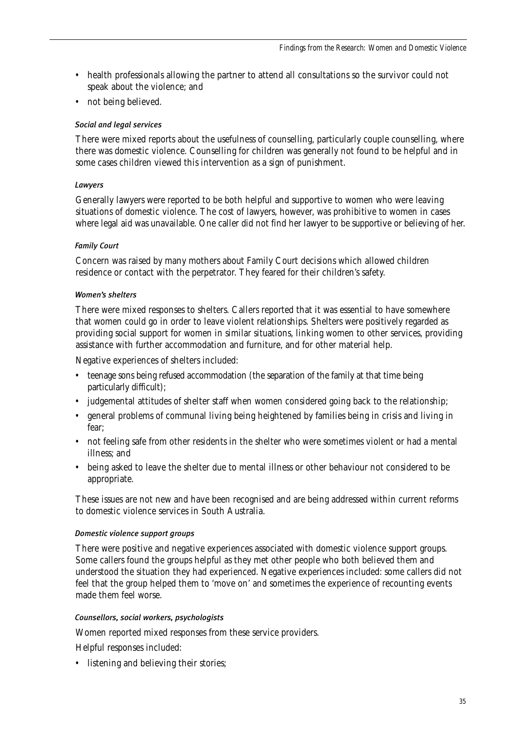- health professionals allowing the partner to attend all consultations so the survivor could not speak about the violence; and
- not being believed.

#### *Social and legal services*

There were mixed reports about the usefulness of counselling, particularly couple counselling, where there was domestic violence. Counselling for children was generally not found to be helpful and in some cases children viewed this intervention as a sign of punishment.

#### *Lawyers*

Generally lawyers were reported to be both helpful and supportive to women who were leaving situations of domestic violence. The cost of lawyers, however, was prohibitive to women in cases where legal aid was unavailable. One caller did not find her lawyer to be supportive or believing of her.

#### *Family Court*

Concern was raised by many mothers about Family Court decisions which allowed children residence or contact with the perpetrator. They feared for their children's safety.

#### *Women's shelters*

There were mixed responses to shelters. Callers reported that it was essential to have somewhere that women could go in order to leave violent relationships. Shelters were positively regarded as providing social support for women in similar situations, linking women to other services, providing assistance with further accommodation and furniture, and for other material help.

Negative experiences of shelters included:

- teenage sons being refused accommodation (the separation of the family at that time being particularly difficult);
- judgemental attitudes of shelter staff when women considered going back to the relationship;
- general problems of communal living being heightened by families being in crisis and living in fear;
- not feeling safe from other residents in the shelter who were sometimes violent or had a mental illness; and
- being asked to leave the shelter due to mental illness or other behaviour not considered to be appropriate.

These issues are not new and have been recognised and are being addressed within current reforms to domestic violence services in South Australia.

#### *Domestic violence support groups*

There were positive and negative experiences associated with domestic violence support groups. Some callers found the groups helpful as they met other people who both believed them and understood the situation they had experienced. Negative experiences included: some callers did not feel that the group helped them to 'move on' and sometimes the experience of recounting events made them feel worse.

#### *Counsellors, social workers, psychologists*

Women reported mixed responses from these service providers.

Helpful responses included:

- listening and believing their stories;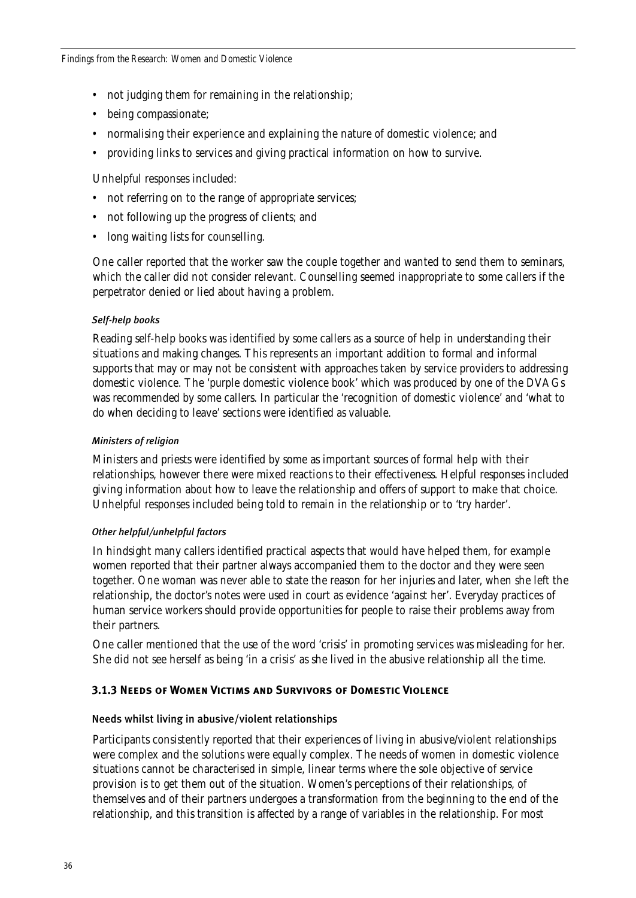- not judging them for remaining in the relationship;
- being compassionate;
- normalising their experience and explaining the nature of domestic violence; and
- providing links to services and giving practical information on how to survive.

Unhelpful responses included:

- not referring on to the range of appropriate services;
- not following up the progress of clients; and
- long waiting lists for counselling.

One caller reported that the worker saw the couple together and wanted to send them to seminars, which the caller did not consider relevant. Counselling seemed inappropriate to some callers if the perpetrator denied or lied about having a problem.

#### *Self-help books*

Reading self-help books was identified by some callers as a source of help in understanding their situations and making changes. This represents an important addition to formal and informal supports that may or may not be consistent with approaches taken by service providers to addressing domestic violence. The 'purple domestic violence book' which was produced by one of the DVAGs was recommended by some callers. In particular the 'recognition of domestic violence' and 'what to do when deciding to leave' sections were identified as valuable.

#### *Ministers of religion*

Ministers and priests were identified by some as important sources of formal help with their relationships, however there were mixed reactions to their effectiveness. Helpful responses included giving information about how to leave the relationship and offers of support to make that choice. Unhelpful responses included being told to remain in the relationship or to 'try harder'.

#### *Other helpful/unhelpful factors*

In hindsight many callers identified practical aspects that would have helped them, for example women reported that their partner always accompanied them to the doctor and they were seen together. One woman was never able to state the reason for her injuries and later, when she left the relationship, the doctor's notes were used in court as evidence 'against her'. Everyday practices of human service workers should provide opportunities for people to raise their problems away from their partners.

One caller mentioned that the use of the word 'crisis' in promoting services was misleading for her. She did not see herself as being 'in a crisis' as she lived in the abusive relationship all the time.

### 3.1.3 Needs of Women Victims and Survivors of Domestic Violence

#### Needs whilst living in abusive/violent relationships

Participants consistently reported that their experiences of living in abusive/violent relationships were complex and the solutions were equally complex. The needs of women in domestic violence situations cannot be characterised in simple, linear terms where the sole objective of service provision is to get them out of the situation. Women's perceptions of their relationships, of themselves and of their partners undergoes a transformation from the beginning to the end of the relationship, and this transition is affected by a range of variables in the relationship. For most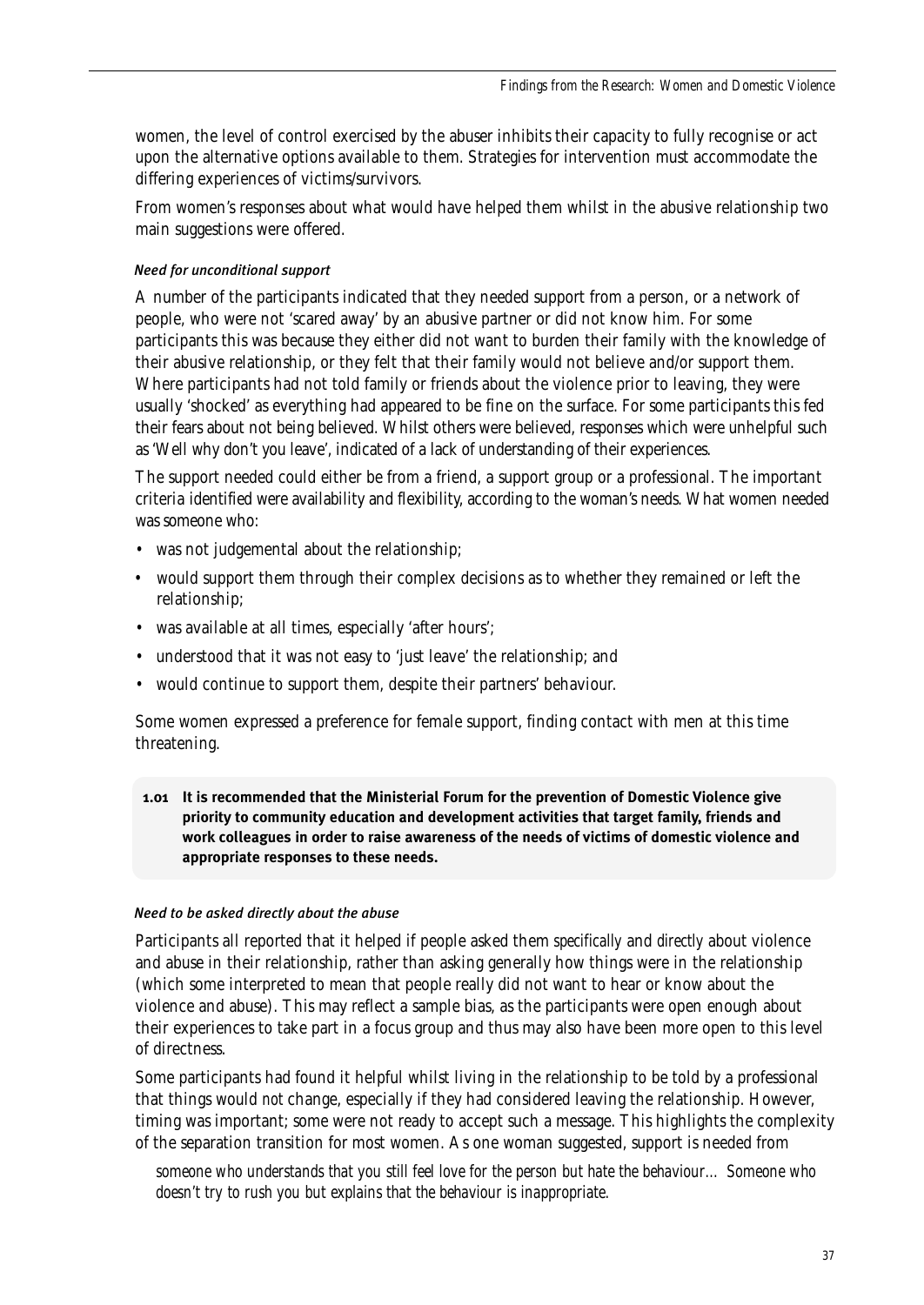women, the level of control exercised by the abuser inhibits their capacity to fully recognise or act upon the alternative options available to them. Strategies for intervention must accommodate the differing experiences of victims/survivors.

From women's responses about what would have helped them whilst in the abusive relationship two main suggestions were offered.

#### *Need for unconditional support*

A number of the participants indicated that they needed support from a person, or a network of people, who were not 'scared away' by an abusive partner or did not know him. For some participants this was because they either did not want to burden their family with the knowledge of their abusive relationship, or they felt that their family would not believe and/or support them. Where participants had not told family or friends about the violence prior to leaving, they were usually 'shocked' as everything had appeared to be fine on the surface. For some participants this fed their fears about not being believed. Whilst others were believed, responses which were unhelpful such as 'Well why don't you leave', indicated of a lack of understanding of their experiences.

The support needed could either be from a friend, a support group or a professional. The important criteria identified were availability and flexibility, according to the woman's needs. What women needed was someone who:

- was not judgemental about the relationship;
- would support them through their complex decisions as to whether they remained or left the relationship;
- was available at all times, especially 'after hours';
- understood that it was not easy to 'just leave' the relationship; and
- would continue to support them, despite their partners' behaviour.

Some women expressed a preference for female support, finding contact with men at this time threatening.

> **1.01 It is recommended that the Ministerial Forum for the prevention of Domestic Violence give priority to community education and development activities that target family, friends and work colleagues in order to raise awareness of the needs of victims of domestic violence and appropriate responses to these needs.**

#### *Need to be asked directly about the abuse*

Participants all reported that it helped if people asked them *specifically* and *directly* about violence and abuse in their relationship, rather than asking generally how things were in the relationship (which some interpreted to mean that people really did not want to hear or know about the violence and abuse). This may reflect a sample bias, as the participants were open enough about their experiences to take part in a focus group and thus may also have been more open to this level of directness.

Some participants had found it helpful whilst living in the relationship to be told by a professional that things would *not* change, especially if they had considered leaving the relationship. However, timing was important; some were not ready to accept such a message. This highlights the complexity of the separation transition for most women. As one woman suggested, support is needed from

> *someone who understands that you still feel love for the person but hate the behaviour… Someone who doesn't try to rush you but explains that the behaviour is inappropriate.*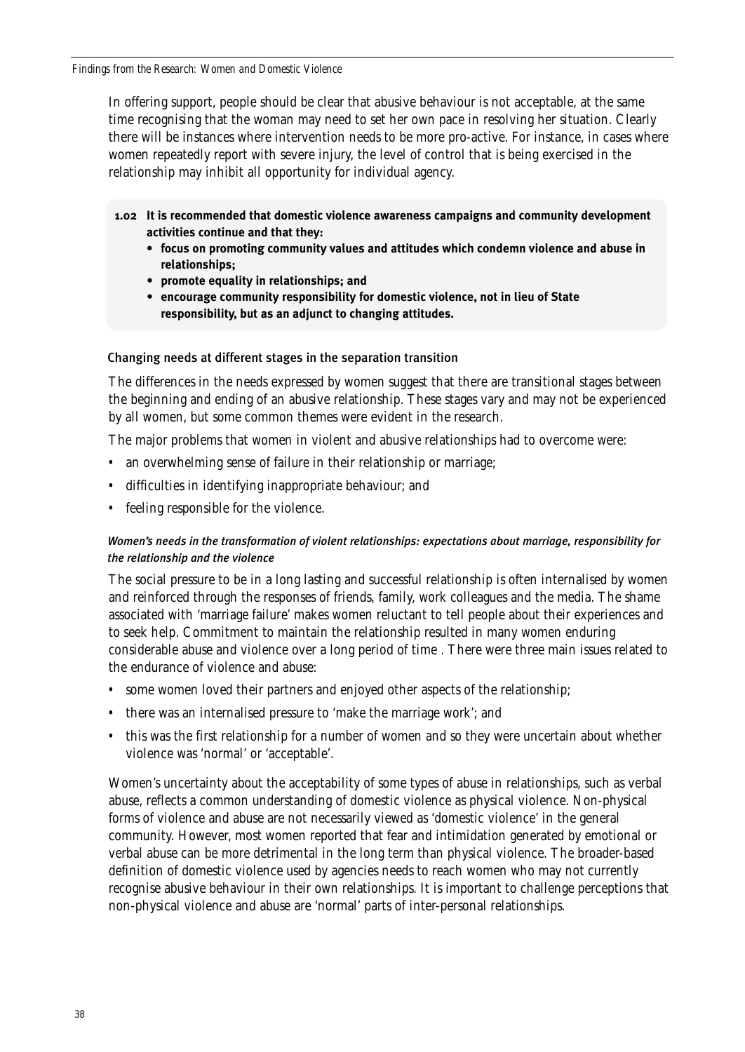In offering support, people should be clear that abusive behaviour is not acceptable, at the same time recognising that the woman may need to set her own pace in resolving her situation. Clearly there will be instances where intervention needs to be more pro-active. For instance, in cases where women repeatedly report with severe injury, the level of control that is being exercised in the relationship may inhibit all opportunity for individual agency.

> **1.02 It is recommended that domestic violence awareness campaigns and community development activities continue and that they:**
> - **focus on promoting community values and attitudes which condemn violence and abuse in relationships;**
> - **promote equality in relationships; and**
> - **encourage community responsibility for domestic violence, not in lieu of State responsibility, but as an adjunct to changing attitudes.**

### Changing needs at different stages in the separation transition

The differences in the needs expressed by women suggest that there are transitional stages between the beginning and ending of an abusive relationship. These stages vary and may not be experienced by all women, but some common themes were evident in the research.

The major problems that women in violent and abusive relationships had to overcome were:

- an overwhelming sense of failure in their relationship or marriage;
- difficulties in identifying inappropriate behaviour; and
- feeling responsible for the violence.

#### *Women's needs in the transformation of violent relationships: expectations about marriage, responsibility for the relationship and the violence*

The social pressure to be in a long lasting and successful relationship is often internalised by women and reinforced through the responses of friends, family, work colleagues and the media. The shame associated with 'marriage failure' makes women reluctant to tell people about their experiences and to seek help. Commitment to maintain the relationship resulted in many women enduring considerable abuse and violence over a long period of time . There were three main issues related to the endurance of violence and abuse:

- some women loved their partners and enjoyed other aspects of the relationship;
- there was an internalised pressure to 'make the marriage work'; and
- this was the first relationship for a number of women and so they were uncertain about whether violence was 'normal' or 'acceptable'.

Women's uncertainty about the acceptability of some types of abuse in relationships, such as verbal abuse, reflects a common understanding of domestic violence as physical violence. Non-physical forms of violence and abuse are not necessarily viewed as 'domestic violence' in the general community. However, most women reported that fear and intimidation generated by emotional or verbal abuse can be more detrimental in the long term than physical violence. The broader-based definition of domestic violence used by agencies needs to reach women who may not currently recognise abusive behaviour in their own relationships. It is important to challenge perceptions that non-physical violence and abuse are 'normal' parts of inter-personal relationships.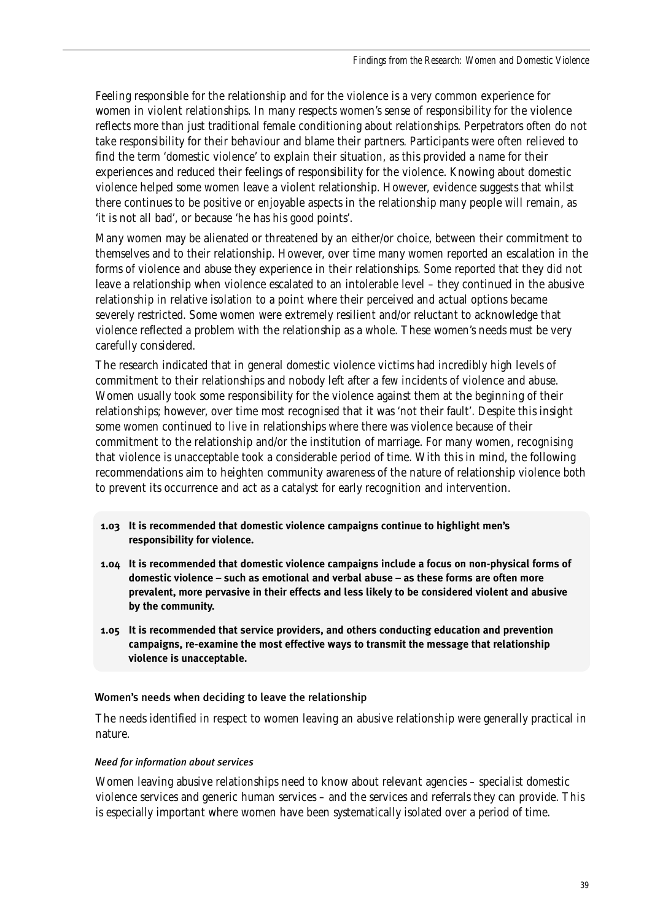Feeling responsible for the relationship and for the violence is a very common experience for women in violent relationships. In many respects women's sense of responsibility for the violence reflects more than just traditional female conditioning about relationships. Perpetrators often do not take responsibility for their behaviour and blame their partners. Participants were often relieved to find the term 'domestic violence' to explain their situation, as this provided a name for their experiences and reduced their feelings of responsibility for the violence. Knowing about domestic violence helped some women leave a violent relationship. However, evidence suggests that whilst there continues to be positive or enjoyable aspects in the relationship many people will remain, as 'it is not all bad', or because 'he has his good points'.

Many women may be alienated or threatened by an either/or choice, between their commitment to themselves and to their relationship. However, over time many women reported an escalation in the forms of violence and abuse they experience in their relationships. Some reported that they did not leave a relationship when violence escalated to an intolerable level – they continued in the abusive relationship in relative isolation to a point where their perceived and actual options became severely restricted. Some women were extremely resilient and/or reluctant to acknowledge that violence reflected a problem with the relationship as a whole. These women's needs must be very carefully considered.

The research indicated that in general domestic violence victims had incredibly high levels of commitment to their relationships and nobody left after a few incidents of violence and abuse. Women usually took some responsibility for the violence against them at the beginning of their relationships; however, over time most recognised that it was 'not their fault'. Despite this insight some women continued to live in relationships where there was violence because of their commitment to the relationship and/or the institution of marriage. For many women, recognising that violence is unacceptable took a considerable period of time. With this in mind, the following recommendations aim to heighten community awareness of the nature of relationship violence both to prevent its occurrence and act as a catalyst for early recognition and intervention.

**1.03 It is recommended that domestic violence campaigns continue to highlight men's responsibility for violence.**

**1.04 It is recommended that domestic violence campaigns include a focus on non-physical forms of domestic violence – such as emotional and verbal abuse – as these forms are often more prevalent, more pervasive in their effects and less likely to be considered violent and abusive by the community.**

**1.05 It is recommended that service providers, and others conducting education and prevention campaigns, re-examine the most effective ways to transmit the message that relationship violence is unacceptable.**

### Women's needs when deciding to leave the relationship

The needs identified in respect to women leaving an abusive relationship were generally practical in nature.

#### *Need for information about services*

Women leaving abusive relationships need to know about relevant agencies – specialist domestic violence services and generic human services – and the services and referrals they can provide. This is especially important where women have been systematically isolated over a period of time.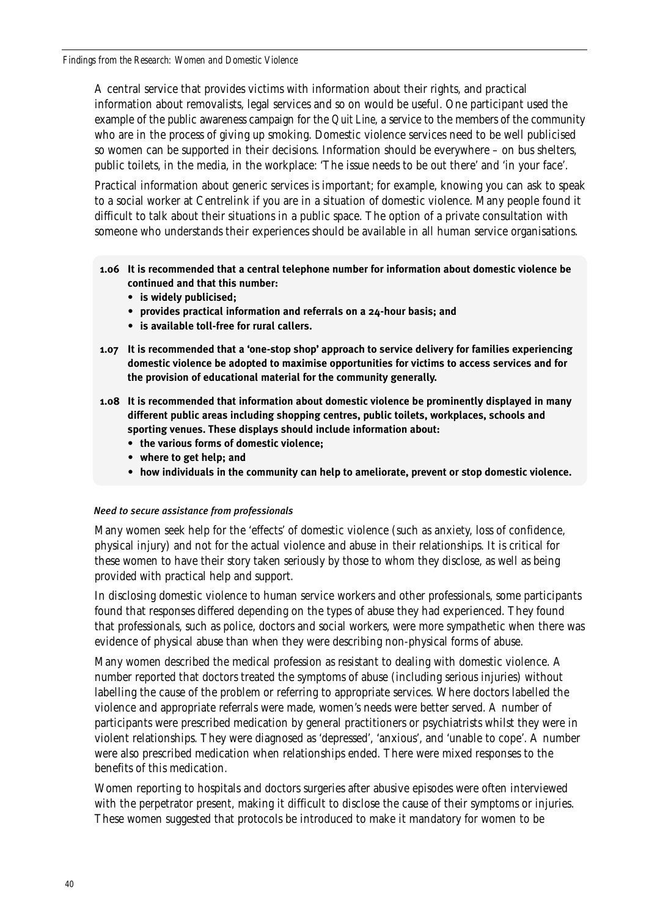A central service that provides victims with information about their rights, and practical information about removalists, legal services and so on would be useful. One participant used the example of the public awareness campaign for the *Quit Line*, a service to the members of the community who are in the process of giving up smoking. Domestic violence services need to be well publicised so women can be supported in their decisions. Information should be everywhere – on bus shelters, public toilets, in the media, in the workplace: 'The issue needs to be out there' and 'in your face'.

Practical information about generic services is important; for example, knowing you can ask to speak to a social worker at Centrelink if you are in a situation of domestic violence. Many people found it difficult to talk about their situations in a public space. The option of a private consultation with someone who understands their experiences should be available in all human service organisations.

**1.06 It is recommended that a central telephone number for information about domestic violence be continued and that this number:**

- **is widely publicised;**
- **provides practical information and referrals on a 24-hour basis; and**
- **is available toll-free for rural callers.**

**1.07 It is recommended that a 'one-stop shop' approach to service delivery for families experiencing domestic violence be adopted to maximise opportunities for victims to access services and for the provision of educational material for the community generally.**

**1.08 It is recommended that information about domestic violence be prominently displayed in many different public areas including shopping centres, public toilets, workplaces, schools and sporting venues. These displays should include information about:**

- **the various forms of domestic violence;**
- **where to get help; and**
- **how individuals in the community can help to ameliorate, prevent or stop domestic violence.**

#### *Need to secure assistance from professionals*

Many women seek help for the 'effects' of domestic violence (such as anxiety, loss of confidence, physical injury) and not for the actual violence and abuse in their relationships. It is critical for these women to have their story taken seriously by those to whom they disclose, as well as being provided with practical help and support.

In disclosing domestic violence to human service workers and other professionals, some participants found that responses differed depending on the types of abuse they had experienced. They found that professionals, such as police, doctors and social workers, were more sympathetic when there was evidence of physical abuse than when they were describing non-physical forms of abuse.

Many women described the medical profession as resistant to dealing with domestic violence. A number reported that doctors treated the symptoms of abuse (including serious injuries) without labelling the cause of the problem or referring to appropriate services. Where doctors labelled the violence and appropriate referrals were made, women's needs were better served. A number of participants were prescribed medication by general practitioners or psychiatrists whilst they were in violent relationships. They were diagnosed as 'depressed', 'anxious', and 'unable to cope'. A number were also prescribed medication when relationships ended. There were mixed responses to the benefits of this medication.

Women reporting to hospitals and doctors surgeries after abusive episodes were often interviewed with the perpetrator present, making it difficult to disclose the cause of their symptoms or injuries. These women suggested that protocols be introduced to make it mandatory for women to be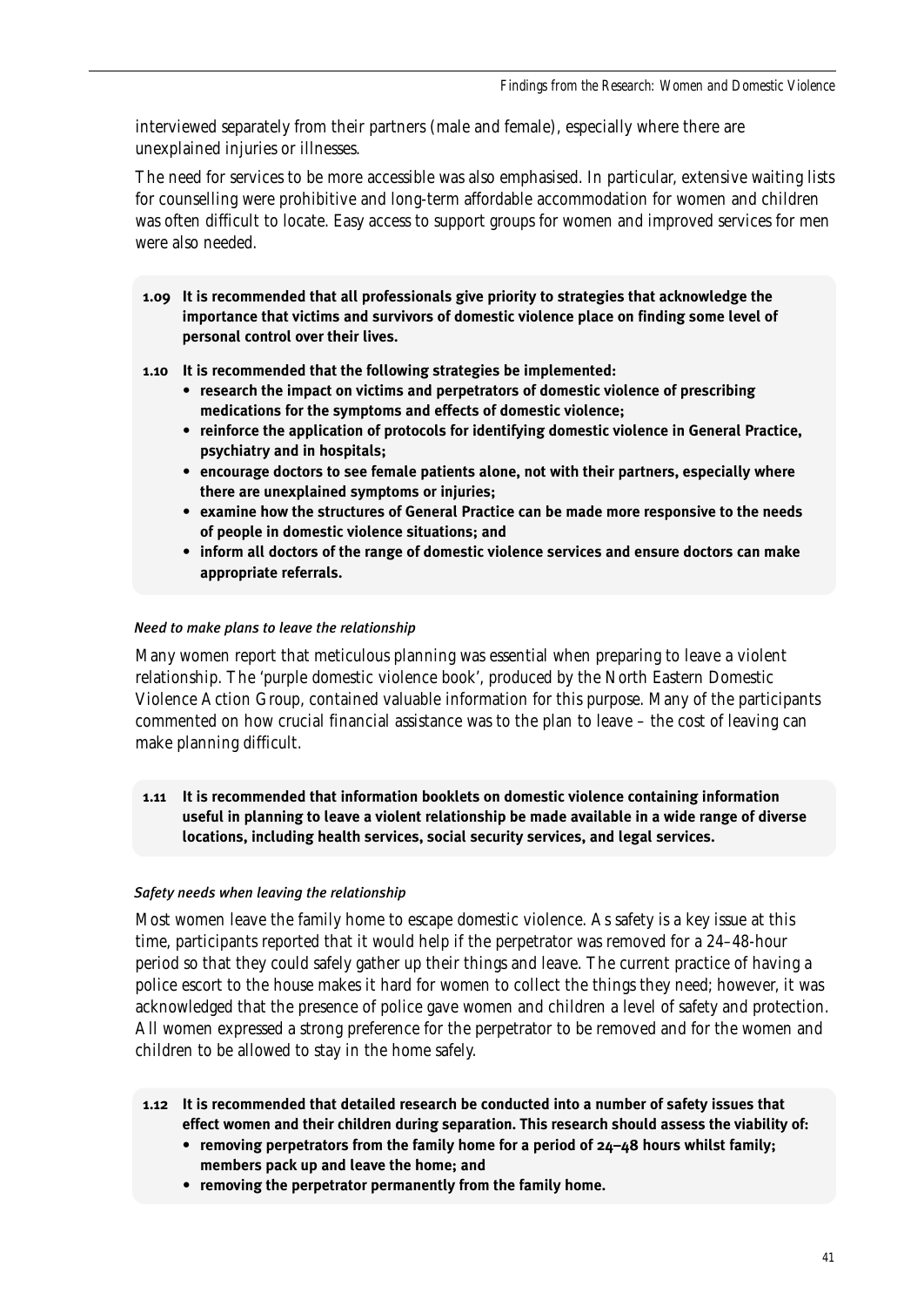interviewed separately from their partners (male and female), especially where there are unexplained injuries or illnesses.

The need for services to be more accessible was also emphasised. In particular, extensive waiting lists for counselling were prohibitive and long-term affordable accommodation for women and children was often difficult to locate. Easy access to support groups for women and improved services for men were also needed.

**1.09 It is recommended that all professionals give priority to strategies that acknowledge the importance that victims and survivors of domestic violence place on finding some level of personal control over their lives.**

**1.10 It is recommended that the following strategies be implemented:**

- **research the impact on victims and perpetrators of domestic violence of prescribing medications for the symptoms and effects of domestic violence;**
- **reinforce the application of protocols for identifying domestic violence in General Practice, psychiatry and in hospitals;**
- **encourage doctors to see female patients alone, not with their partners, especially where there are unexplained symptoms or injuries;**
- **examine how the structures of General Practice can be made more responsive to the needs of people in domestic violence situations; and**
- **inform all doctors of the range of domestic violence services and ensure doctors can make appropriate referrals.**

### *Need to make plans to leave the relationship*

Many women report that meticulous planning was essential when preparing to leave a violent relationship. The 'purple domestic violence book', produced by the North Eastern Domestic Violence Action Group, contained valuable information for this purpose. Many of the participants commented on how crucial financial assistance was to the plan to leave – the cost of leaving can make planning difficult.

**1.11 It is recommended that information booklets on domestic violence containing information useful in planning to leave a violent relationship be made available in a wide range of diverse locations, including health services, social security services, and legal services.**

### *Safety needs when leaving the relationship*

Most women leave the family home to escape domestic violence. As safety is a key issue at this time, participants reported that it would help if the perpetrator was removed for a 24–48-hour period so that they could safely gather up their things and leave. The current practice of having a police escort to the house makes it hard for women to collect the things they need; however, it was acknowledged that the presence of police gave women and children a level of safety and protection. All women expressed a strong preference for the perpetrator to be removed and for the women and children to be allowed to stay in the home safely.

**1.12 It is recommended that detailed research be conducted into a number of safety issues that effect women and their children during separation. This research should assess the viability of:**

- **removing perpetrators from the family home for a period of 24–48 hours whilst family; members pack up and leave the home; and**
- **removing the perpetrator permanently from the family home.**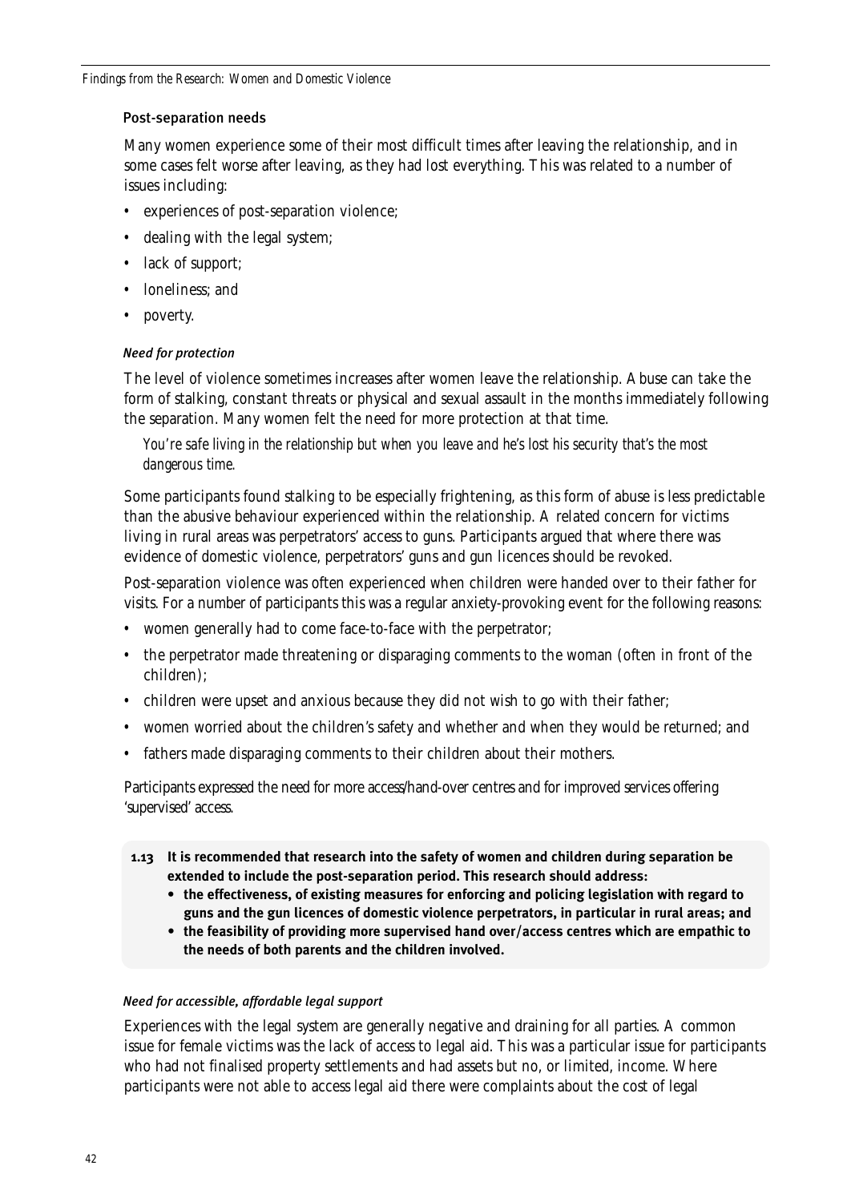### Post-separation needs

Many women experience some of their most difficult times after leaving the relationship, and in some cases felt worse after leaving, as they had lost everything. This was related to a number of issues including:

- experiences of post-separation violence;
- dealing with the legal system;
- lack of support;
- loneliness; and
- poverty.

#### *Need for protection*

The level of violence sometimes increases after women leave the relationship. Abuse can take the form of stalking, constant threats or physical and sexual assault in the months immediately following the separation. Many women felt the need for more protection at that time.

> *You're safe living in the relationship but when you leave and he's lost his security that's the most dangerous time.*

Some participants found stalking to be especially frightening, as this form of abuse is less predictable than the abusive behaviour experienced within the relationship. A related concern for victims living in rural areas was perpetrators' access to guns. Participants argued that where there was evidence of domestic violence, perpetrators' guns and gun licences should be revoked.

Post-separation violence was often experienced when children were handed over to their father for visits. For a number of participants this was a regular anxiety-provoking event for the following reasons:

- women generally had to come face-to-face with the perpetrator;
- the perpetrator made threatening or disparaging comments to the woman (often in front of the children);
- children were upset and anxious because they did not wish to go with their father;
- women worried about the children's safety and whether and when they would be returned; and
- fathers made disparaging comments to their children about their mothers.

Participants expressed the need for more access/hand-over centres and for improved services offering 'supervised' access.

> **1.13 It is recommended that research into the safety of women and children during separation be extended to include the post-separation period. This research should address:**
>
> - **the effectiveness, of existing measures for enforcing and policing legislation with regard to guns and the gun licences of domestic violence perpetrators, in particular in rural areas; and**
> - **the feasibility of providing more supervised hand over/access centres which are empathic to the needs of both parents and the children involved.**

#### *Need for accessible, affordable legal support*

Experiences with the legal system are generally negative and draining for all parties. A common issue for female victims was the lack of access to legal aid. This was a particular issue for participants who had not finalised property settlements and had assets but no, or limited, income. Where participants were not able to access legal aid there were complaints about the cost of legal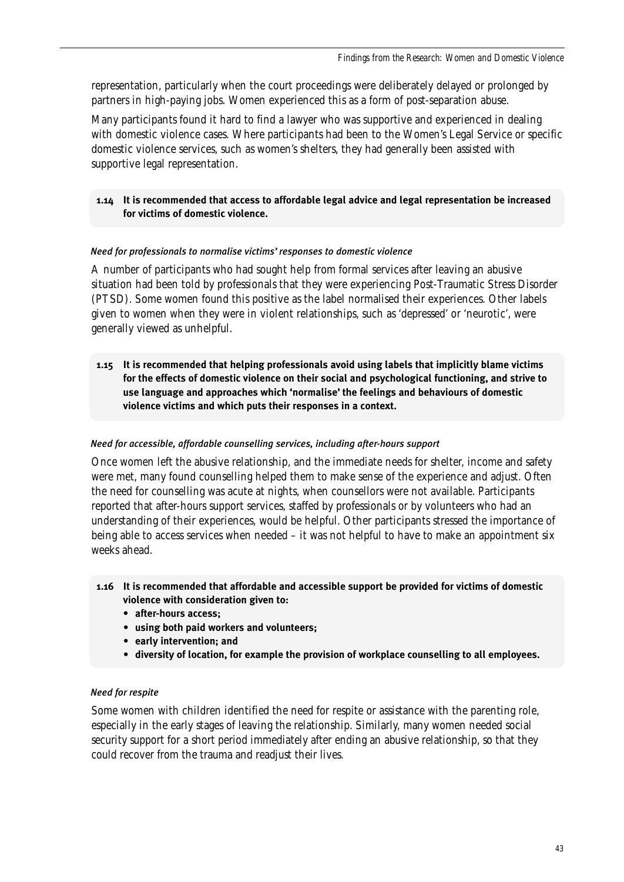representation, particularly when the court proceedings were deliberately delayed or prolonged by partners in high-paying jobs. Women experienced this as a form of post-separation abuse.

Many participants found it hard to find a lawyer who was supportive and experienced in dealing with domestic violence cases. Where participants had been to the Women's Legal Service or specific domestic violence services, such as women's shelters, they had generally been assisted with supportive legal representation.

> **1.14 It is recommended that access to affordable legal advice and legal representation be increased for victims of domestic violence.**

#### *Need for professionals to normalise victims' responses to domestic violence*

A number of participants who had sought help from formal services after leaving an abusive situation had been told by professionals that they were experiencing Post-Traumatic Stress Disorder (PTSD). Some women found this positive as the label normalised their experiences. Other labels given to women when they were in violent relationships, such as 'depressed' or 'neurotic', were generally viewed as unhelpful.

> **1.15 It is recommended that helping professionals avoid using labels that implicitly blame victims for the effects of domestic violence on their social and psychological functioning, and strive to use language and approaches which 'normalise' the feelings and behaviours of domestic violence victims and which puts their responses in a context.**

#### *Need for accessible, affordable counselling services, including after-hours support*

Once women left the abusive relationship, and the immediate needs for shelter, income and safety were met, many found counselling helped them to make sense of the experience and adjust. Often the need for counselling was acute at nights, when counsellors were not available. Participants reported that after-hours support services, staffed by professionals or by volunteers who had an understanding of their experiences, would be helpful. Other participants stressed the importance of being able to access services when needed – it was not helpful to have to make an appointment six weeks ahead.

> **1.16 It is recommended that affordable and accessible support be provided for victims of domestic violence with consideration given to:**
> - **after-hours access;**
> - **using both paid workers and volunteers;**
> - **early intervention; and**
> - **diversity of location, for example the provision of workplace counselling to all employees.**

#### *Need for respite*

Some women with children identified the need for respite or assistance with the parenting role, especially in the early stages of leaving the relationship. Similarly, many women needed social security support for a short period immediately after ending an abusive relationship, so that they could recover from the trauma and readjust their lives.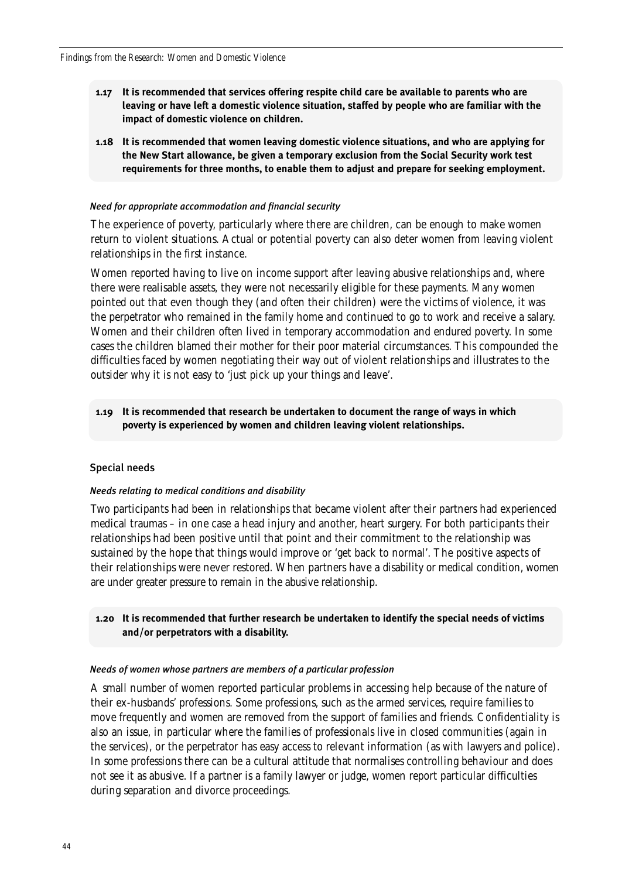**1.17 It is recommended that services offering respite child care be available to parents who are leaving or have left a domestic violence situation, staffed by people who are familiar with the impact of domestic violence on children.**

**1.18 It is recommended that women leaving domestic violence situations, and who are applying for the New Start allowance, be given a temporary exclusion from the Social Security work test requirements for three months, to enable them to adjust and prepare for seeking employment.**

#### *Need for appropriate accommodation and financial security*

The experience of poverty, particularly where there are children, can be enough to make women return to violent situations. Actual or potential poverty can also deter women from leaving violent relationships in the first instance.

Women reported having to live on income support after leaving abusive relationships and, where there were realisable assets, they were not necessarily eligible for these payments. Many women pointed out that even though they (and often their children) were the victims of violence, it was the perpetrator who remained in the family home and continued to go to work and receive a salary. Women and their children often lived in temporary accommodation and endured poverty. In some cases the children blamed their mother for their poor material circumstances. This compounded the difficulties faced by women negotiating their way out of violent relationships and illustrates to the outsider why it is not easy to 'just pick up your things and leave'.

**1.19 It is recommended that research be undertaken to document the range of ways in which poverty is experienced by women and children leaving violent relationships.**

### Special needs

#### *Needs relating to medical conditions and disability*

Two participants had been in relationships that became violent after their partners had experienced medical traumas – in one case a head injury and another, heart surgery. For both participants their relationships had been positive until that point and their commitment to the relationship was sustained by the hope that things would improve or 'get back to normal'. The positive aspects of their relationships were never restored. When partners have a disability or medical condition, women are under greater pressure to remain in the abusive relationship.

**1.20 It is recommended that further research be undertaken to identify the special needs of victims and/or perpetrators with a disability.**

#### *Needs of women whose partners are members of a particular profession*

A small number of women reported particular problems in accessing help because of the nature of their ex-husbands' professions. Some professions, such as the armed services, require families to move frequently and women are removed from the support of families and friends. Confidentiality is also an issue, in particular where the families of professionals live in closed communities (again in the services), or the perpetrator has easy access to relevant information (as with lawyers and police). In some professions there can be a cultural attitude that normalises controlling behaviour and does not see it as abusive. If a partner is a family lawyer or judge, women report particular difficulties during separation and divorce proceedings.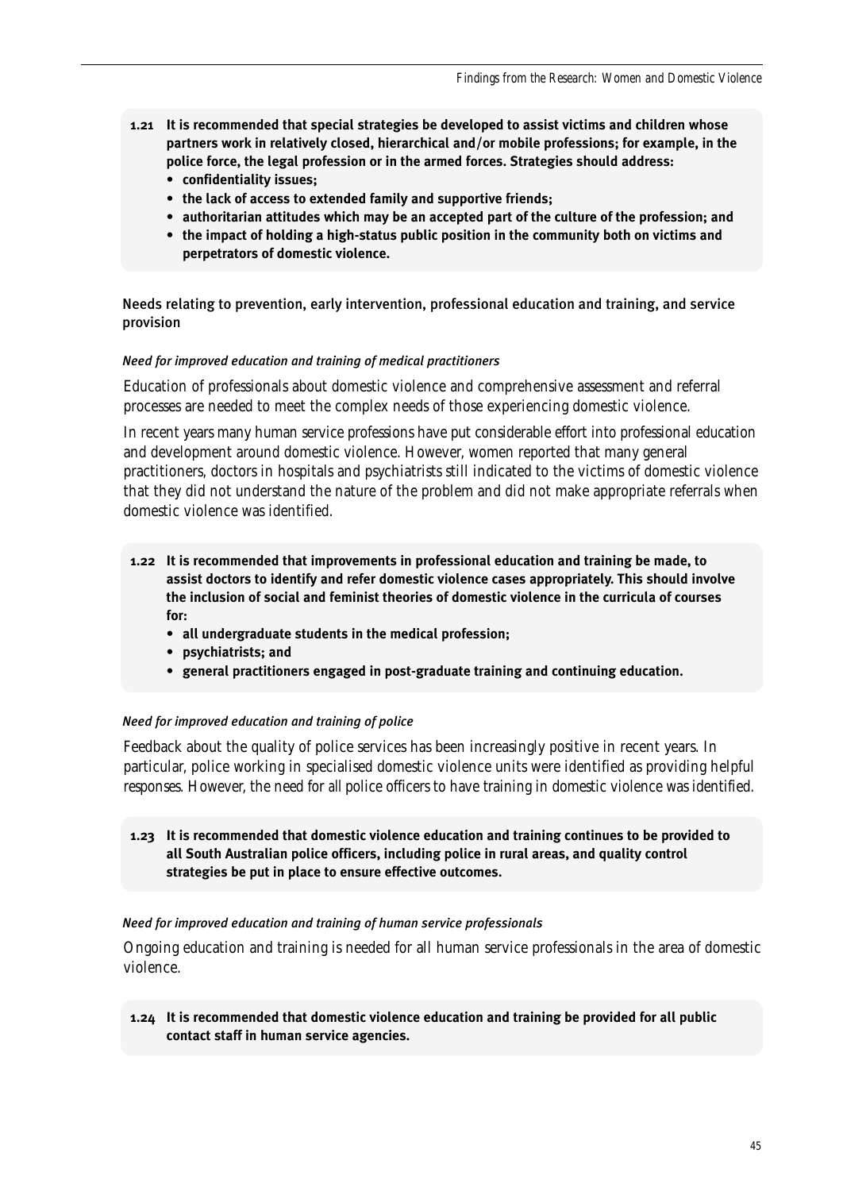**1.21 It is recommended that special strategies be developed to assist victims and children whose partners work in relatively closed, hierarchical and/or mobile professions; for example, in the police force, the legal profession or in the armed forces. Strategies should address:**

- **confidentiality issues;**
- **the lack of access to extended family and supportive friends;**
- **authoritarian attitudes which may be an accepted part of the culture of the profession; and**
- **the impact of holding a high-status public position in the community both on victims and perpetrators of domestic violence.**

### Needs relating to prevention, early intervention, professional education and training, and service provision

#### *Need for improved education and training of medical practitioners*

Education of professionals about domestic violence and comprehensive assessment and referral processes are needed to meet the complex needs of those experiencing domestic violence.

In recent years many human service professions have put considerable effort into professional education and development around domestic violence. However, women reported that many general practitioners, doctors in hospitals and psychiatrists still indicated to the victims of domestic violence that they did not understand the nature of the problem and did not make appropriate referrals when domestic violence was identified.

**1.22 It is recommended that improvements in professional education and training be made, to assist doctors to identify and refer domestic violence cases appropriately. This should involve the inclusion of social and feminist theories of domestic violence in the curricula of courses for:**

- **all undergraduate students in the medical profession;**
- **psychiatrists; and**
- **general practitioners engaged in post-graduate training and continuing education.**

#### *Need for improved education and training of police*

Feedback about the quality of police services has been increasingly positive in recent years. In particular, police working in specialised domestic violence units were identified as providing helpful responses. However, the need for all police officers to have training in domestic violence was identified.

**1.23 It is recommended that domestic violence education and training continues to be provided to all South Australian police officers, including police in rural areas, and quality control strategies be put in place to ensure effective outcomes.**

#### *Need for improved education and training of human service professionals*

Ongoing education and training is needed for all human service professionals in the area of domestic violence.

**1.24 It is recommended that domestic violence education and training be provided for all public contact staff in human service agencies.**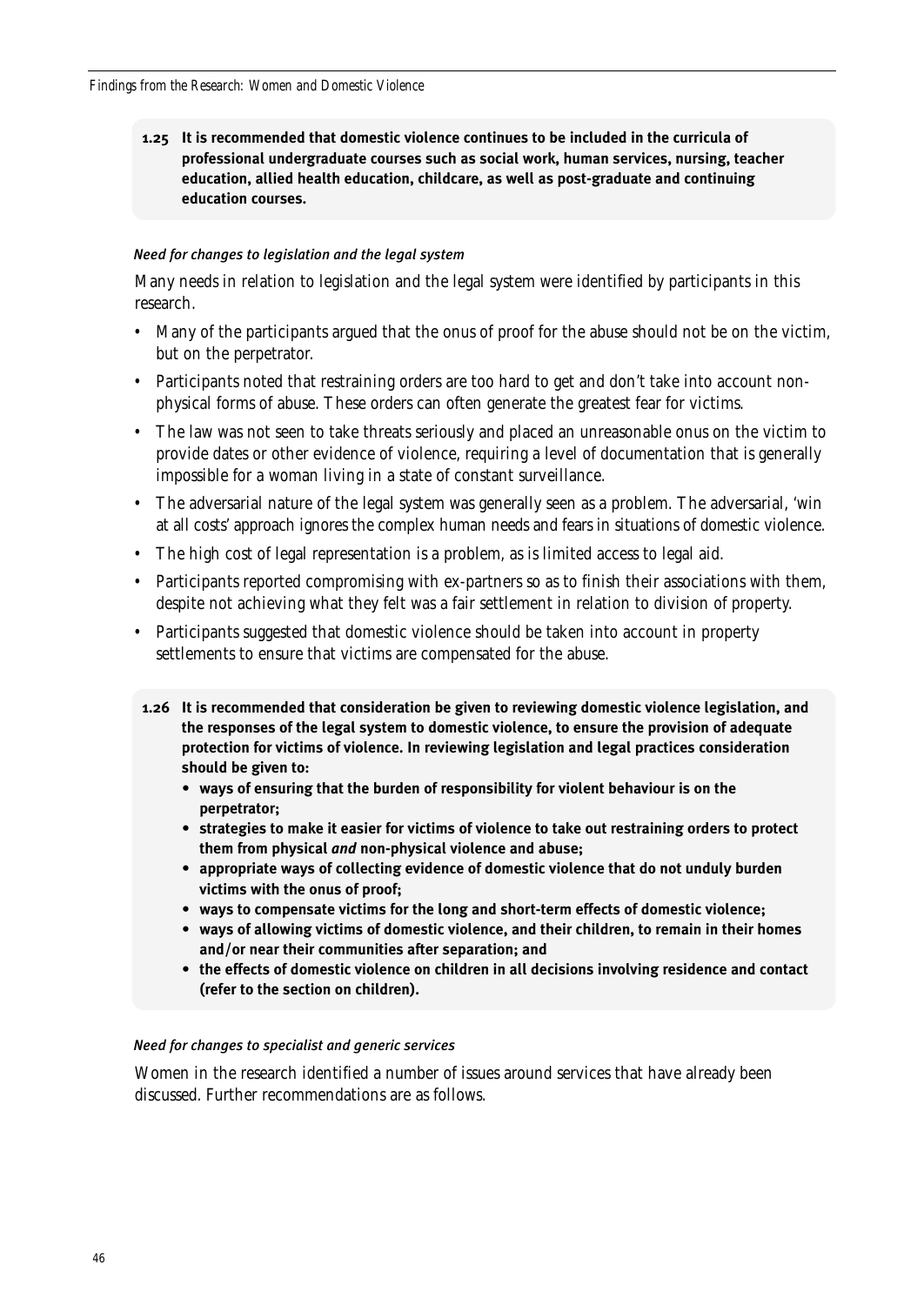**1.25 It is recommended that domestic violence continues to be included in the curricula of professional undergraduate courses such as social work, human services, nursing, teacher education, allied health education, childcare, as well as post-graduate and continuing education courses.**

### *Need for changes to legislation and the legal system*

Many needs in relation to legislation and the legal system were identified by participants in this research.

- Many of the participants argued that the onus of proof for the abuse should not be on the victim, but on the perpetrator.
- Participants noted that restraining orders are too hard to get and don't take into account non-physical forms of abuse. These orders can often generate the greatest fear for victims.
- The law was not seen to take threats seriously and placed an unreasonable onus on the victim to provide dates or other evidence of violence, requiring a level of documentation that is generally impossible for a woman living in a state of constant surveillance.
- The adversarial nature of the legal system was generally seen as a problem. The adversarial, 'win at all costs' approach ignores the complex human needs and fears in situations of domestic violence.
- The high cost of legal representation is a problem, as is limited access to legal aid.
- Participants reported compromising with ex-partners so as to finish their associations with them, despite not achieving what they felt was a fair settlement in relation to division of property.
- Participants suggested that domestic violence should be taken into account in property settlements to ensure that victims are compensated for the abuse.

**1.26 It is recommended that consideration be given to reviewing domestic violence legislation, and the responses of the legal system to domestic violence, to ensure the provision of adequate protection for victims of violence. In reviewing legislation and legal practices consideration should be given to:**

- **ways of ensuring that the burden of responsibility for violent behaviour is on the perpetrator;**
- **strategies to make it easier for victims of violence to take out restraining orders to protect them from physical *and* non-physical violence and abuse;**
- **appropriate ways of collecting evidence of domestic violence that do not unduly burden victims with the onus of proof;**
- **ways to compensate victims for the long and short-term effects of domestic violence;**
- **ways of allowing victims of domestic violence, and their children, to remain in their homes and/or near their communities after separation; and**
- **the effects of domestic violence on children in all decisions involving residence and contact (refer to the section on children).**

### *Need for changes to specialist and generic services*

Women in the research identified a number of issues around services that have already been discussed. Further recommendations are as follows.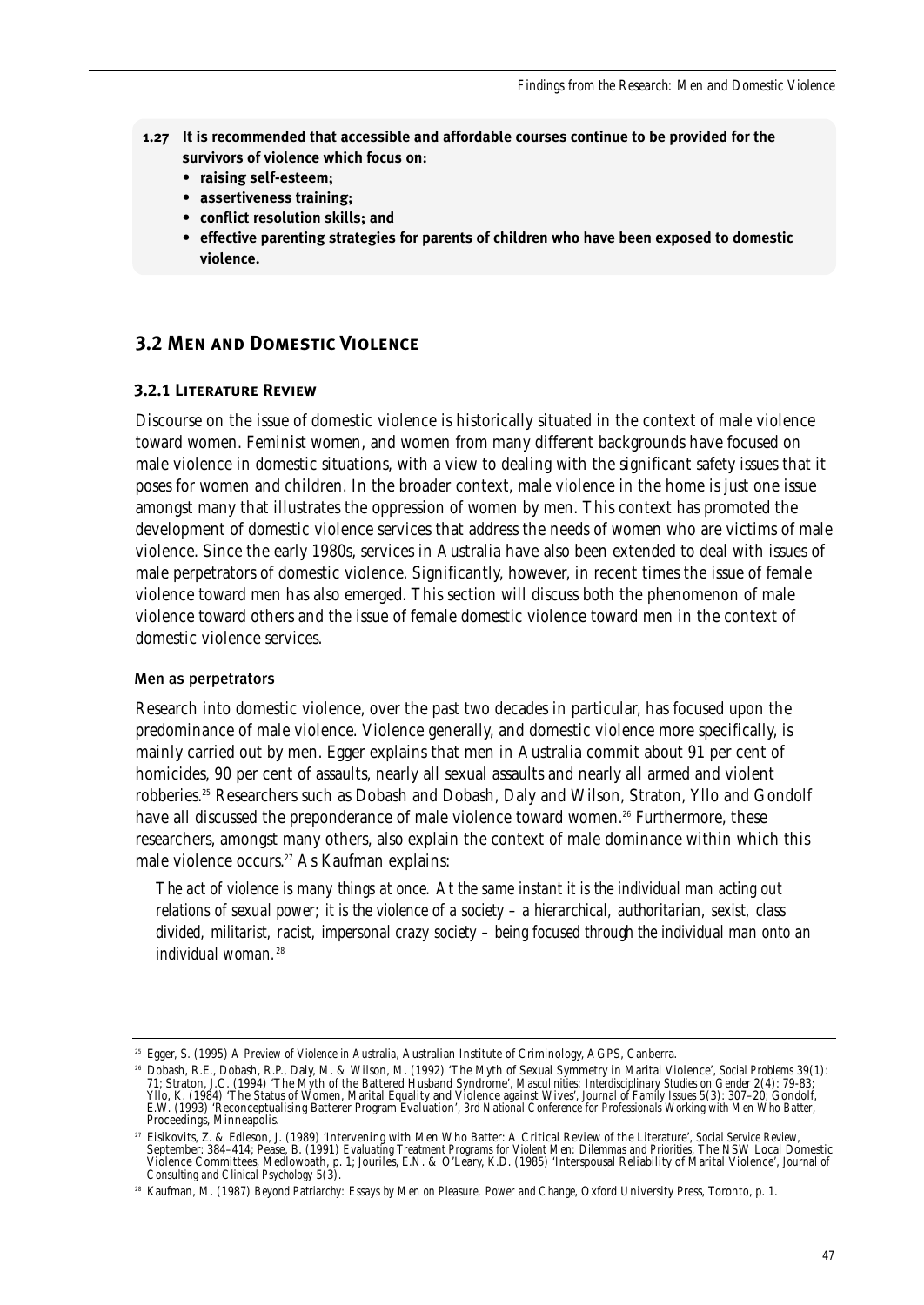**1.27 It is recommended that accessible and affordable courses continue to be provided for the survivors of violence which focus on:**

- **raising self-esteem;**
- **assertiveness training;**
- **conflict resolution skills; and**
- **effective parenting strategies for parents of children who have been exposed to domestic violence.**

## 3.2 Men and Domestic Violence

### 3.2.1 Literature Review

Discourse on the issue of domestic violence is historically situated in the context of male violence toward women. Feminist women, and women from many different backgrounds have focused on male violence in domestic situations, with a view to dealing with the significant safety issues that it poses for women and children. In the broader context, male violence in the home is just one issue amongst many that illustrates the oppression of women by men. This context has promoted the development of domestic violence services that address the needs of women who are victims of male violence. Since the early 1980s, services in Australia have also been extended to deal with issues of male perpetrators of domestic violence. Significantly, however, in recent times the issue of female violence toward men has also emerged. This section will discuss both the phenomenon of male violence toward others and the issue of female domestic violence toward men in the context of domestic violence services.

#### Men as perpetrators

Research into domestic violence, over the past two decades in particular, has focused upon the predominance of male violence. Violence generally, and domestic violence more specifically, is mainly carried out by men. Egger explains that men in Australia commit about 91 per cent of homicides, 90 per cent of assaults, nearly all sexual assaults and nearly all armed and violent robberies.[25] Researchers such as Dobash and Dobash, Daly and Wilson, Straton, Yllo and Gondolf have all discussed the preponderance of male violence toward women.[26] Furthermore, these researchers, amongst many others, also explain the context of male dominance within which this male violence occurs.[27] As Kaufman explains:

> *The act of violence is many things at once. At the same instant it is the individual man acting out relations of sexual power; it is the violence of a society – a hierarchical, authoritarian, sexist, class divided, militarist, racist, impersonal crazy society – being focused through the individual man onto an individual woman.*[28]

---

[25] Egger, S. (1995) *A Preview of Violence in Australia*, Australian Institute of Criminology, AGPS, Canberra.

[26] Dobash, R.E., Dobash, R.P., Daly, M. & Wilson, M. (1992) 'The Myth of Sexual Symmetry in Marital Violence', *Social Problems* 39(1): 71; Straton, J.C. (1994) 'The Myth of the Battered Husband Syndrome', *Masculinities: Interdisciplinary Studies on Gender* 2(4): 79-83; Yllo, K. (1984) 'The Status of Women, Marital Equality and Violence against Wives', *Journal of Family Issues* 5(3): 307–20; Gondolf, E.W. (1993) 'Reconceptualising Batterer Program Evaluation', *3rd National Conference for Professionals Working with Men Who Batter*, Proceedings, Minneapolis.

[27] Eisikovits, Z. & Edleson, J. (1989) 'Intervening with Men Who Batter: A Critical Review of the Literature', *Social Service Review*, September: 384–414; Pease, B. (1991) *Evaluating Treatment Programs for Violent Men: Dilemmas and Priorities*, The NSW Local Domestic Violence Committees, Medlowbath, p. 1; Jouriles, E.N. & O'Leary, K.D. (1985) 'Interspousal Reliability of Marital Violence', *Journal of Consulting and Clinical Psychology* 5(3).

[28] Kaufman, M. (1987) *Beyond Patriarchy: Essays by Men on Pleasure, Power and Change*, Oxford University Press, Toronto, p. 1.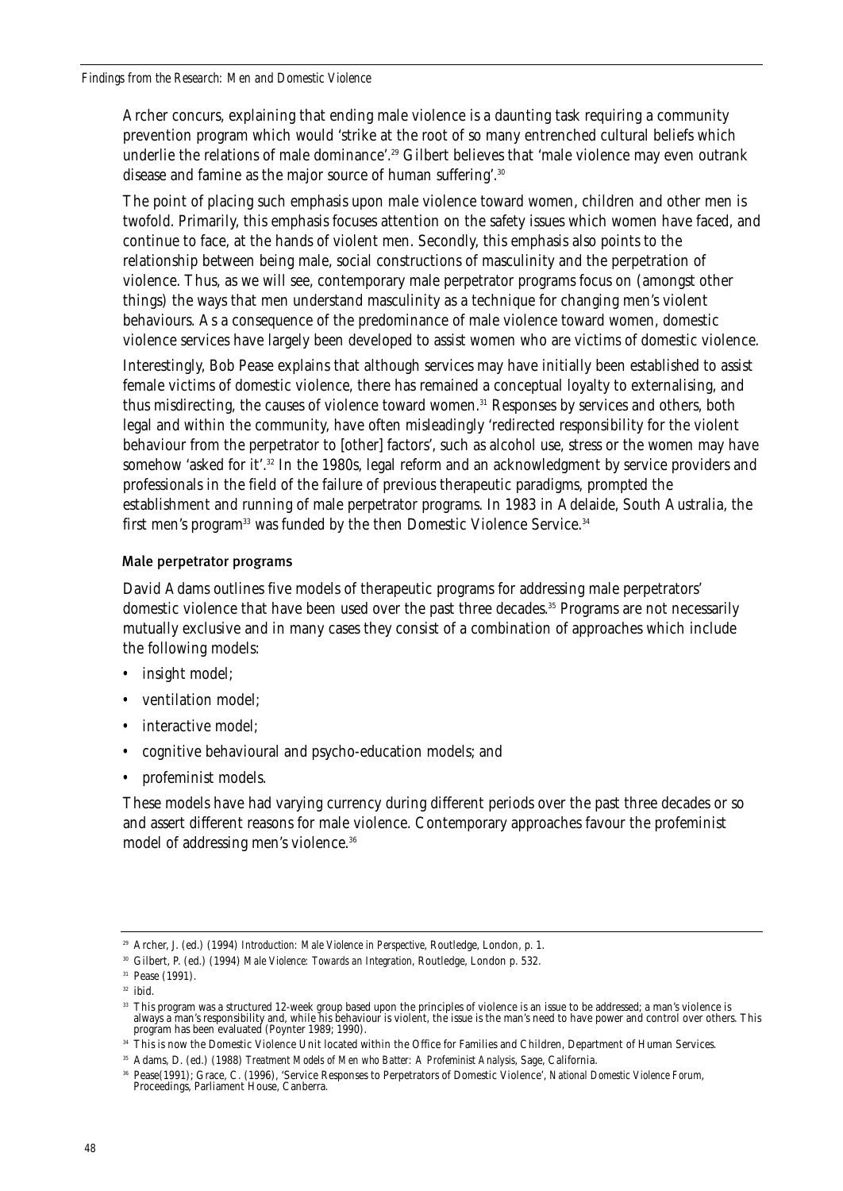Archer concurs, explaining that ending male violence is a daunting task requiring a community prevention program which would 'strike at the root of so many entrenched cultural beliefs which underlie the relations of male dominance'.[29] Gilbert believes that 'male violence may even outrank disease and famine as the major source of human suffering'.[30]

The point of placing such emphasis upon male violence toward women, children and other men is twofold. Primarily, this emphasis focuses attention on the safety issues which women have faced, and continue to face, at the hands of violent men. Secondly, this emphasis also points to the relationship between being male, social constructions of masculinity and the perpetration of violence. Thus, as we will see, contemporary male perpetrator programs focus on (amongst other things) the ways that men understand masculinity as a technique for changing men's violent behaviours. As a consequence of the predominance of male violence toward women, domestic violence services have largely been developed to assist women who are victims of domestic violence.

Interestingly, Bob Pease explains that although services may have initially been established to assist female victims of domestic violence, there has remained a conceptual loyalty to externalising, and thus misdirecting, the causes of violence toward women.[31] Responses by services and others, both legal and within the community, have often misleadingly 'redirected responsibility for the violent behaviour from the perpetrator to [other] factors', such as alcohol use, stress or the women may have somehow 'asked for it'.[32] In the 1980s, legal reform and an acknowledgment by service providers and professionals in the field of the failure of previous therapeutic paradigms, prompted the establishment and running of male perpetrator programs. In 1983 in Adelaide, South Australia, the first men's program[33] was funded by the then Domestic Violence Service.[34]

### Male perpetrator programs

David Adams outlines five models of therapeutic programs for addressing male perpetrators' domestic violence that have been used over the past three decades.[35] Programs are not necessarily mutually exclusive and in many cases they consist of a combination of approaches which include the following models:

- insight model;
- ventilation model;
- interactive model;
- cognitive behavioural and psycho-education models; and
- profeminist models.

These models have had varying currency during different periods over the past three decades or so and assert different reasons for male violence. Contemporary approaches favour the profeminist model of addressing men's violence.[36]

---

[29] Archer, J. (ed.) (1994) *Introduction: Male Violence in Perspective*, Routledge, London, p. 1.

[30] Gilbert, P. (ed.) (1994) *Male Violence: Towards an Integration*, Routledge, London p. 532.

[31] Pease (1991).

[32] ibid.

[33] This program was a structured 12-week group based upon the principles of violence is an issue to be addressed; a man's violence is always a man's responsibility and, while his behaviour is violent, the issue is the man's need to have power and control over others. This program has been evaluated (Poynter 1989; 1990).

[34] This is now the Domestic Violence Unit located within the Office for Families and Children, Department of Human Services.

[35] Adams, D. (ed.) (1988) *Treatment Models of Men who Batter: A Profeminist Analysis*, Sage, California.

[36] Pease(1991); Grace, C. (1996), 'Service Responses to Perpetrators of Domestic Violence', *National Domestic Violence Forum*, Proceedings, Parliament House, Canberra.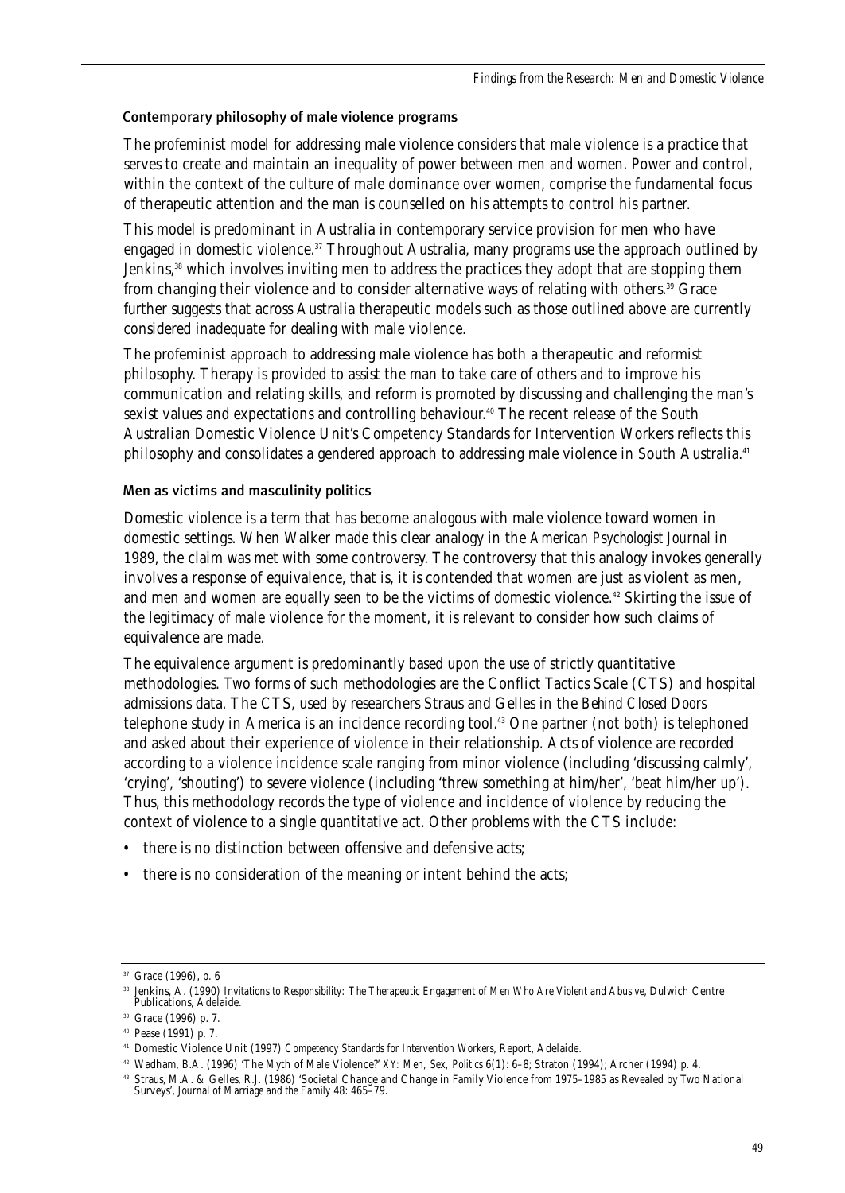### Contemporary philosophy of male violence programs

The profeminist model for addressing male violence considers that male violence is a practice that serves to create and maintain an inequality of power between men and women. Power and control, within the context of the culture of male dominance over women, comprise the fundamental focus of therapeutic attention and the man is counselled on his attempts to control his partner.

This model is predominant in Australia in contemporary service provision for men who have engaged in domestic violence.[37] Throughout Australia, many programs use the approach outlined by Jenkins,[38] which involves inviting men to address the practices they adopt that are stopping them from changing their violence and to consider alternative ways of relating with others.[39] Grace further suggests that across Australia therapeutic models such as those outlined above are currently considered inadequate for dealing with male violence.

The profeminist approach to addressing male violence has both a therapeutic and reformist philosophy. Therapy is provided to assist the man to take care of others and to improve his communication and relating skills, and reform is promoted by discussing and challenging the man's sexist values and expectations and controlling behaviour.[40] The recent release of the South Australian Domestic Violence Unit's Competency Standards for Intervention Workers reflects this philosophy and consolidates a gendered approach to addressing male violence in South Australia.[41]

### Men as victims and masculinity politics

Domestic violence is a term that has become analogous with male violence toward women in domestic settings. When Walker made this clear analogy in the *American Psychologist Journal* in 1989, the claim was met with some controversy. The controversy that this analogy invokes generally involves a response of equivalence, that is, it is contended that women are just as violent as men, and men and women are equally seen to be the victims of domestic violence.[42] Skirting the issue of the legitimacy of male violence for the moment, it is relevant to consider how such claims of equivalence are made.

The equivalence argument is predominantly based upon the use of strictly quantitative methodologies. Two forms of such methodologies are the Conflict Tactics Scale (CTS) and hospital admissions data. The CTS, used by researchers Straus and Gelles in the *Behind Closed Doors* telephone study in America is an incidence recording tool.[43] One partner (not both) is telephoned and asked about their experience of violence in their relationship. Acts of violence are recorded according to a violence incidence scale ranging from minor violence (including 'discussing calmly', 'crying', 'shouting') to severe violence (including 'threw something at him/her', 'beat him/her up'). Thus, this methodology records the type of violence and incidence of violence by reducing the context of violence to a single quantitative act. Other problems with the CTS include:

- there is no distinction between offensive and defensive acts;
- there is no consideration of the meaning or intent behind the acts;

---

[37] Grace (1996), p. 6

[38] Jenkins, A. (1990) *Invitations to Responsibility: The Therapeutic Engagement of Men Who Are Violent and Abusive*, Dulwich Centre Publications, Adelaide.

[39] Grace (1996) p. 7.

[40] Pease (1991) p. 7.

[41] Domestic Violence Unit (1997) *Competency Standards for Intervention Workers*, Report, Adelaide.

[42] Wadham, B.A. (1996) 'The Myth of Male Violence?' *XY: Men, Sex, Politics* 6(1): 6–8; Straton (1994); Archer (1994) p. 4.

[43] Straus, M.A. & Gelles, R.J. (1986) 'Societal Change and Change in Family Violence from 1975–1985 as Revealed by Two National Surveys', *Journal of Marriage and the Family* 48: 465–79.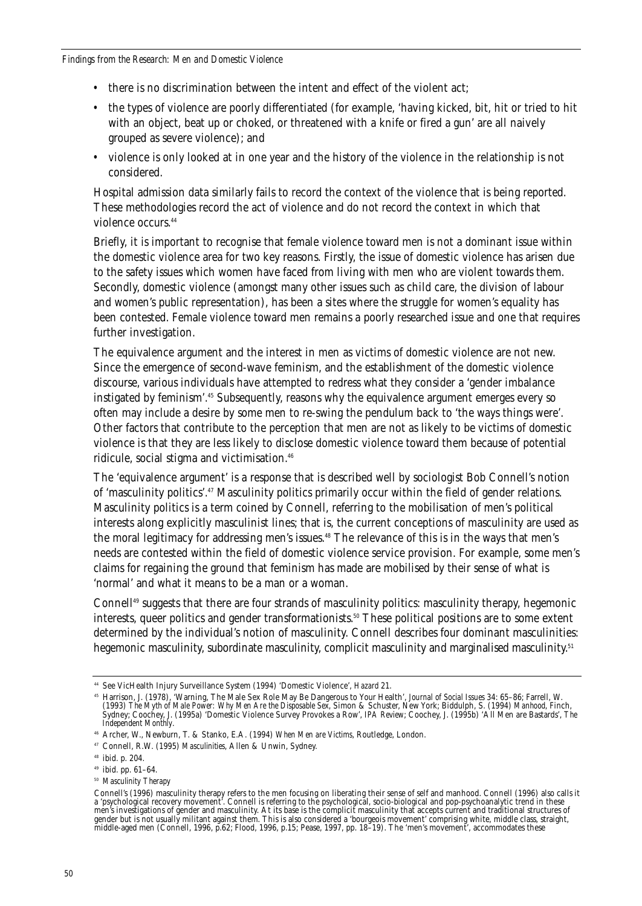- there is no discrimination between the intent and effect of the violent act;
- the types of violence are poorly differentiated (for example, 'having kicked, bit, hit or tried to hit with an object, beat up or choked, or threatened with a knife or fired a gun' are all naively grouped as severe violence); and
- violence is only looked at in one year and the history of the violence in the relationship is not considered.

Hospital admission data similarly fails to record the context of the violence that is being reported. These methodologies record the act of violence and do not record the context in which that violence occurs.[44]

Briefly, it is important to recognise that female violence toward men is not a dominant issue within the domestic violence area for two key reasons. Firstly, the issue of domestic violence has arisen due to the safety issues which women have faced from living with men who are violent towards them. Secondly, domestic violence (amongst many other issues such as child care, the division of labour and women's public representation), has been a sites where the struggle for women's equality has been contested. Female violence toward men remains a poorly researched issue and one that requires further investigation.

The equivalence argument and the interest in men as victims of domestic violence are not new. Since the emergence of second-wave feminism, and the establishment of the domestic violence discourse, various individuals have attempted to redress what they consider a 'gender imbalance instigated by feminism'.[45] Subsequently, reasons why the equivalence argument emerges every so often may include a desire by some men to re-swing the pendulum back to 'the ways things were'. Other factors that contribute to the perception that men are not as likely to be victims of domestic violence is that they are less likely to disclose domestic violence toward them because of potential ridicule, social stigma and victimisation.[46]

The 'equivalence argument' is a response that is described well by sociologist Bob Connell's notion of 'masculinity politics'.[47] Masculinity politics primarily occur within the field of gender relations. Masculinity politics is a term coined by Connell, referring to the mobilisation of men's political interests along explicitly masculinist lines; that is, the current conceptions of masculinity are used as the moral legitimacy for addressing men's issues.[48] The relevance of this is in the ways that men's needs are contested within the field of domestic violence service provision. For example, some men's claims for regaining the ground that feminism has made are mobilised by their sense of what is 'normal' and what it means to be a man or a woman.

Connell[49] suggests that there are four strands of masculinity politics: masculinity therapy, hegemonic interests, queer politics and gender transformationists.[50] These political positions are to some extent determined by the individual's notion of masculinity. Connell describes four dominant masculinities: hegemonic masculinity, subordinate masculinity, complicit masculinity and marginalised masculinity.[51]

---

[44] See VicHealth Injury Surveillance System (1994) 'Domestic Violence', *Hazard* 21.

[45] Harrison, J. (1978), 'Warning, The Male Sex Role May Be Dangerous to Your Health', *Journal of Social Issues* 34: 65–86; Farrell, W. (1993) *The Myth of Male Power: Why Men Are the Disposable Sex*, Simon & Schuster, New York; Biddulph, S. (1994) *Manhood*, Finch, Sydney; Coochey, J. (1995a) 'Domestic Violence Survey Provokes a Row', *IPA Review*; Coochey, J. (1995b) 'All Men are Bastards', *The Independent Monthly*.

[46] Archer, W., Newburn, T. & Stanko, E.A. (1994) *When Men are Victims*, Routledge, London.

[47] Connell, R.W. (1995) *Masculinities*, Allen & Unwin, Sydney.

[48] ibid. p. 204.

[49] ibid. pp. 61–64.

[50] *Masculinity Therapy*

Connell's (1996) masculinity therapy refers to the men focusing on liberating their sense of self and manhood. Connell (1996) also calls it a 'psychological recovery movement'. Connell is referring to the psychological, socio-biological and pop-psychoanalytic trend in these men's investigations of gender and masculinity. At its base is the complicit masculinity that accepts current and traditional structures of gender but is not usually militant against them. This is also considered a 'bourgeois movement' comprising white, middle class, straight, middle-aged men (Connell, 1996, p.62; Flood, 1996, p.15; Pease, 1997, pp. 18–19). The 'men's movement', accommodates these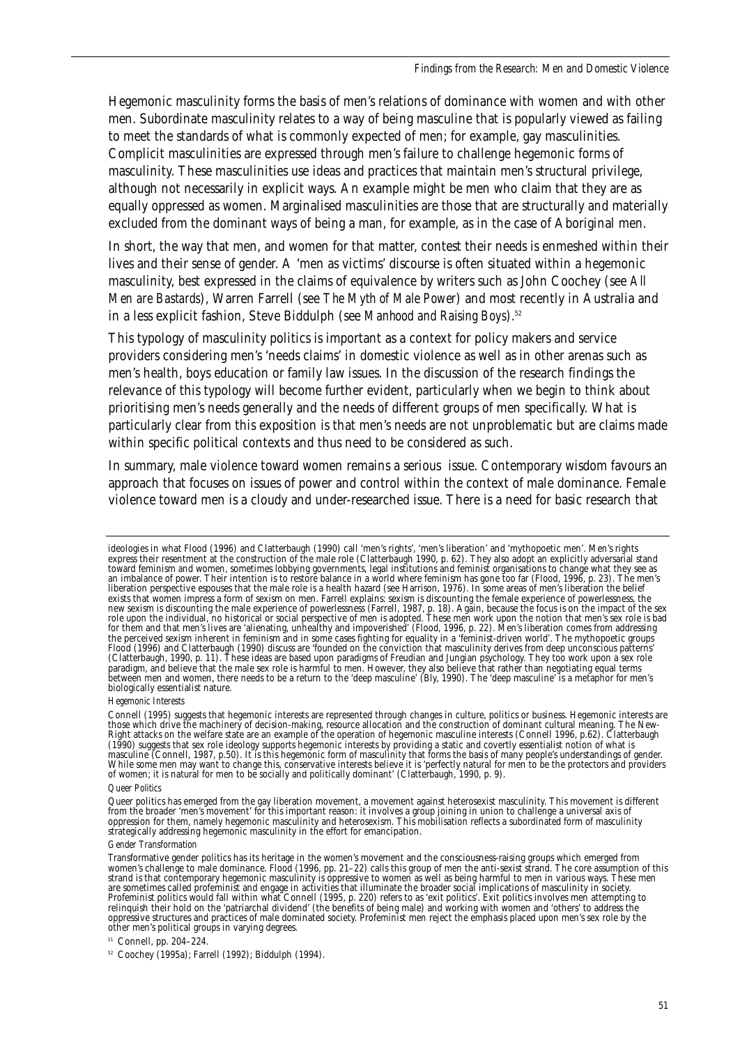Hegemonic masculinity forms the basis of men's relations of dominance with women and with other men. Subordinate masculinity relates to a way of being masculine that is popularly viewed as failing to meet the standards of what is commonly expected of men; for example, gay masculinities. Complicit masculinities are expressed through men's failure to challenge hegemonic forms of masculinity. These masculinities use ideas and practices that maintain men's structural privilege, although not necessarily in explicit ways. An example might be men who claim that they are as equally oppressed as women. Marginalised masculinities are those that are structurally and materially excluded from the dominant ways of being a man, for example, as in the case of Aboriginal men.

In short, the way that men, and women for that matter, contest their needs is enmeshed within their lives and their sense of gender. A 'men as victims' discourse is often situated within a hegemonic masculinity, best expressed in the claims of equivalence by writers such as John Coochey (see *All Men are Bastards*), Warren Farrell (see *The Myth of Male Power*) and most recently in Australia and in a less explicit fashion, Steve Biddulph (see *Manhood and Raising Boys*).[52]

This typology of masculinity politics is important as a context for policy makers and service providers considering men's 'needs claims' in domestic violence as well as in other arenas such as men's health, boys education or family law issues. In the discussion of the research findings the relevance of this typology will become further evident, particularly when we begin to think about prioritising men's needs generally and the needs of different groups of men specifically. What is particularly clear from this exposition is that men's needs are not unproblematic but are claims made within specific political contexts and thus need to be considered as such.

In summary, male violence toward women remains a serious issue. Contemporary wisdom favours an approach that focuses on issues of power and control within the context of male dominance. Female violence toward men is a cloudy and under-researched issue. There is a need for basic research that

---

ideologies in what Flood (1996) and Clatterbaugh (1990) call 'men's rights', 'men's liberation' and 'mythopoetic men'. Men's rights express their resentment at the construction of the male role (Clatterbaugh 1990, p. 62). They also adopt an explicitly adversarial stand toward feminism and women, sometimes lobbying governments, legal institutions and feminist organisations to change what they see as an imbalance of power. Their intention is to restore balance in a world where feminism has gone too far (Flood, 1996, p. 23). The men's liberation perspective espouses that the male role is a health hazard (see Harrison, 1976). In some areas of men's liberation the belief exists that women impress a form of sexism on men. Farrell explains: sexism is discounting the female experience of powerlessness, the new sexism is discounting the male experience of powerlessness (Farrell, 1987, p. 18). Again, because the focus is on the impact of the sex role upon the individual, no historical or social perspective of men is adopted. These men work upon the notion that men's sex role is bad for them and that men's lives are 'alienating, unhealthy and impoverished' (Flood, 1996, p. 22). Men's liberation comes from addressing the perceived sexism inherent in feminism and in some cases fighting for equality in a 'feminist-driven world'. The mythopoetic groups Flood (1996) and Clatterbaugh (1990) discuss are 'founded on the conviction that masculinity derives from deep unconscious patterns' (Clatterbaugh, 1990, p. 11). These ideas are based upon paradigms of Freudian and Jungian psychology. They too work upon a sex role paradigm, and believe that the male sex role is harmful to men. However, they also believe that rather than negotiating equal terms between men and women, there needs to be a return to the 'deep masculine' (Bly, 1990). The 'deep masculine' is a metaphor for men's biologically essentialist nature.

*Hegemonic Interests*

Connell (1995) suggests that hegemonic interests are represented through changes in culture, politics or business. Hegemonic interests are those which drive the machinery of decision-making, resource allocation and the construction of dominant cultural meaning. The New-Right attacks on the welfare state are an example of the operation of hegemonic masculine interests (Connell 1996, p.62). Clatterbaugh (1990) suggests that sex role ideology supports hegemonic interests by providing a static and covertly essentialist notion of what is masculine (Connell, 1987, p.50). It is this hegemonic form of masculinity that forms the basis of many people's understandings of gender. While some men may want to change this, conservative interests believe it is 'perfectly natural for men to be the protectors and providers of women; it is natural for men to be socially and politically dominant' (Clatterbaugh, 1990, p. 9).

*Queer Politics*

Queer politics has emerged from the gay liberation movement, a movement against heterosexist masculinity. This movement is different from the broader 'men's movement' for this important reason: it involves a group joining in union to challenge a universal axis of oppression for them, namely hegemonic masculinity and heterosexism. This mobilisation reflects a subordinated form of masculinity strategically addressing hegemonic masculinity in the effort for emancipation.

*Gender Transformation*

Transformative gender politics has its heritage in the women's movement and the consciousness-raising groups which emerged from women's challenge to male dominance. Flood (1996, pp. 21–22) calls this group of men the anti-sexist strand. The core assumption of this strand is that contemporary hegemonic masculinity is oppressive to women as well as being harmful to men in various ways. These men are sometimes called profeminist and engage in activities that illuminate the broader social implications of masculinity in society. Profeminist politics would fall within what Connell (1995, p. 220) refers to as 'exit politics'. Exit politics involves men attempting to relinquish their hold on the 'patriarchal dividend' (the benefits of being male) and working with women and 'others' to address the oppressive structures and practices of male dominated society. Profeminist men reject the emphasis placed upon men's sex role by the other men's political groups in varying degrees.

[51] Connell, pp. 204–224.

[52] Coochey (1995a); Farrell (1992); Biddulph (1994).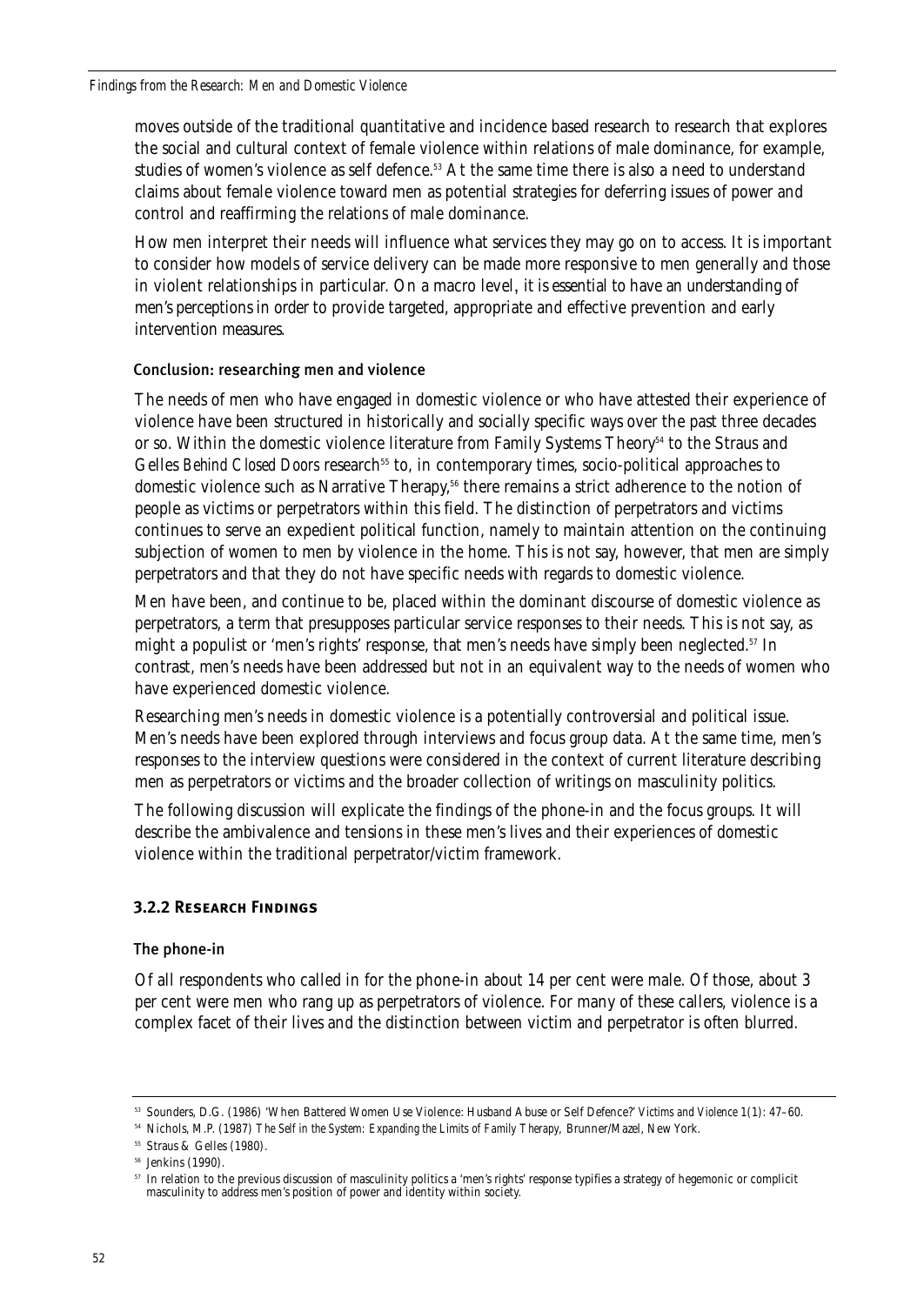moves outside of the traditional quantitative and incidence based research to research that explores the social and cultural context of female violence within relations of male dominance, for example, studies of women's violence as self defence.[53] At the same time there is also a need to understand claims about female violence toward men as potential strategies for deferring issues of power and control and reaffirming the relations of male dominance.

How men interpret their needs will influence what services they may go on to access. It is important to consider how models of service delivery can be made more responsive to men generally and those in violent relationships in particular. On a macro level, it is essential to have an understanding of men's perceptions in order to provide targeted, appropriate and effective prevention and early intervention measures.

#### Conclusion: researching men and violence

The needs of men who have engaged in domestic violence or who have attested their experience of violence have been structured in historically and socially specific ways over the past three decades or so. Within the domestic violence literature from Family Systems Theory[54] to the Straus and Gelles *Behind Closed Doors* research[55] to, in contemporary times, socio-political approaches to domestic violence such as Narrative Therapy,[56] there remains a strict adherence to the notion of people as victims or perpetrators within this field. The distinction of perpetrators and victims continues to serve an expedient political function, namely to maintain attention on the continuing subjection of women to men by violence in the home. This is not say, however, that men are simply perpetrators and that they do not have specific needs with regards to domestic violence.

Men have been, and continue to be, placed within the dominant discourse of domestic violence as perpetrators, a term that presupposes particular service responses to their needs. This is not say, as might a populist or 'men's rights' response, that men's needs have simply been neglected.[57] In contrast, men's needs have been addressed but not in an equivalent way to the needs of women who have experienced domestic violence.

Researching men's needs in domestic violence is a potentially controversial and political issue. Men's needs have been explored through interviews and focus group data. At the same time, men's responses to the interview questions were considered in the context of current literature describing men as perpetrators or victims and the broader collection of writings on masculinity politics.

The following discussion will explicate the findings of the phone-in and the focus groups. It will describe the ambivalence and tensions in these men's lives and their experiences of domestic violence within the traditional perpetrator/victim framework.

### 3.2.2 Research Findings

#### The phone-in

Of all respondents who called in for the phone-in about 14 per cent were male. Of those, about 3 per cent were men who rang up as perpetrators of violence. For many of these callers, violence is a complex facet of their lives and the distinction between victim and perpetrator is often blurred.

---

[53] Sounders, D.G. (1986) 'When Battered Women Use Violence: Husband Abuse or Self Defence?' *Victims and Violence* 1(1): 47–60.

[54] Nichols, M.P. (1987) *The Self in the System: Expanding the Limits of Family Therapy*, Brunner/Mazel, New York.

[55] Straus & Gelles (1980).

[56] Jenkins (1990).

[57] In relation to the previous discussion of masculinity politics a 'men's rights' response typifies a strategy of hegemonic or complicit masculinity to address men's position of power and identity within society.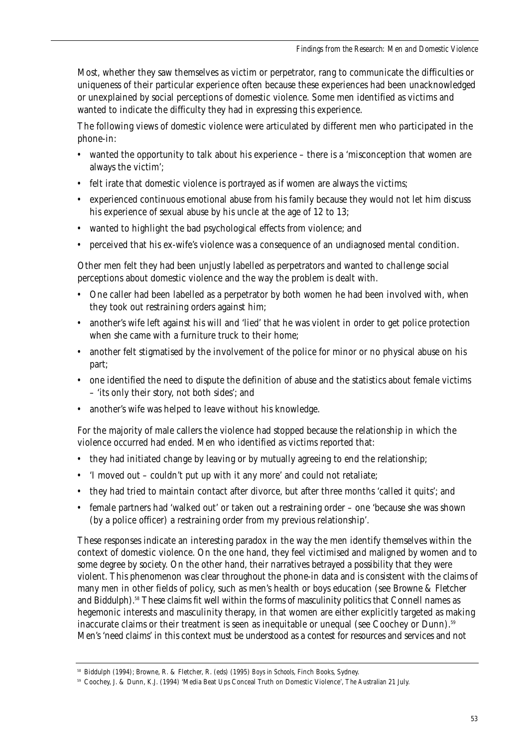Most, whether they saw themselves as victim or perpetrator, rang to communicate the difficulties or uniqueness of their particular experience often because these experiences had been unacknowledged or unexplained by social perceptions of domestic violence. Some men identified as victims and wanted to indicate the difficulty they had in expressing this experience.

The following views of domestic violence were articulated by different men who participated in the phone-in:

- wanted the opportunity to talk about his experience – there is a 'misconception that women are always the victim';
- felt irate that domestic violence is portrayed as if women are always the victims;
- experienced continuous emotional abuse from his family because they would not let him discuss his experience of sexual abuse by his uncle at the age of 12 to 13;
- wanted to highlight the bad psychological effects from violence; and
- perceived that his ex-wife's violence was a consequence of an undiagnosed mental condition.

Other men felt they had been unjustly labelled as perpetrators and wanted to challenge social perceptions about domestic violence and the way the problem is dealt with.

- One caller had been labelled as a perpetrator by both women he had been involved with, when they took out restraining orders against him;
- another's wife left against his will and 'lied' that he was violent in order to get police protection when she came with a furniture truck to their home;
- another felt stigmatised by the involvement of the police for minor or no physical abuse on his part;
- one identified the need to dispute the definition of abuse and the statistics about female victims – 'its only their story, not both sides'; and
- another's wife was helped to leave without his knowledge.

For the majority of male callers the violence had stopped because the relationship in which the violence occurred had ended. Men who identified as victims reported that:

- they had initiated change by leaving or by mutually agreeing to end the relationship;
- 'I moved out – couldn't put up with it any more' and could not retaliate;
- they had tried to maintain contact after divorce, but after three months 'called it quits'; and
- female partners had 'walked out' or taken out a restraining order – one 'because she was shown (by a police officer) a restraining order from my previous relationship'.

These responses indicate an interesting paradox in the way the men identify themselves within the context of domestic violence. On the one hand, they feel victimised and maligned by women and to some degree by society. On the other hand, their narratives betrayed a possibility that they were violent. This phenomenon was clear throughout the phone-in data and is consistent with the claims of many men in other fields of policy, such as men's health or boys education (see Browne & Fletcher and Biddulph).[58] These claims fit well within the forms of masculinity politics that Connell names as hegemonic interests and masculinity therapy, in that women are either explicitly targeted as making inaccurate claims or their treatment is seen as inequitable or unequal (see Coochey or Dunn).[59] Men's 'need claims' in this context must be understood as a contest for resources and services and not

---

[58] Biddulph (1994); Browne, R. & Fletcher, R. (eds) (1995) *Boys in Schools*, Finch Books, Sydney.

[59] Coochey, J. & Dunn, K.J. (1994) 'Media Beat Ups Conceal Truth on Domestic Violence', *The Australian* 21 July.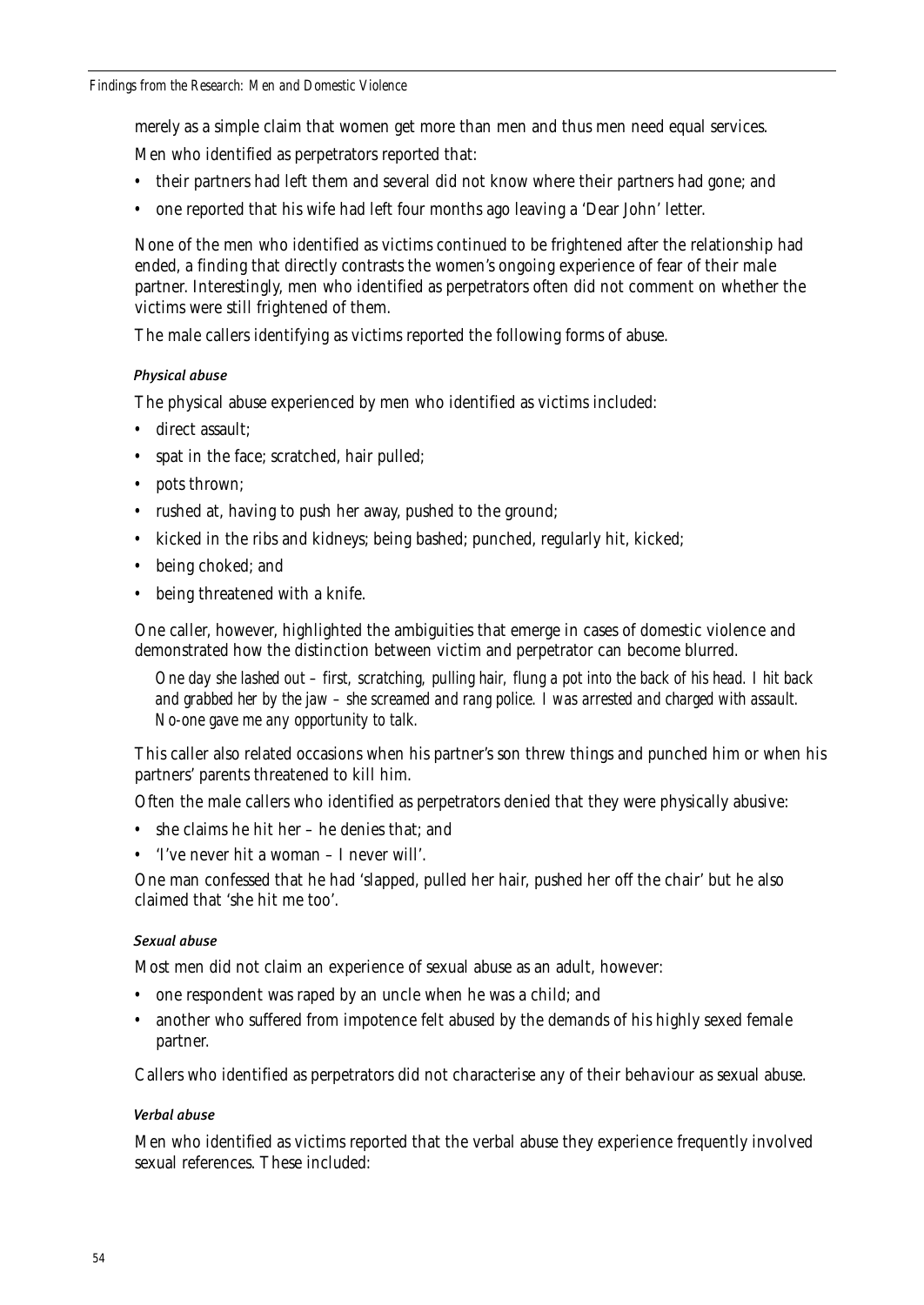merely as a simple claim that women get more than men and thus men need equal services.

Men who identified as perpetrators reported that:

- their partners had left them and several did not know where their partners had gone; and
- one reported that his wife had left four months ago leaving a 'Dear John' letter.

None of the men who identified as victims continued to be frightened after the relationship had ended, a finding that directly contrasts the women's ongoing experience of fear of their male partner. Interestingly, men who identified as perpetrators often did not comment on whether the victims were still frightened of them.

The male callers identifying as victims reported the following forms of abuse.

#### *Physical abuse*

The physical abuse experienced by men who identified as victims included:

- direct assault;
- spat in the face; scratched, hair pulled;
- pots thrown;
- rushed at, having to push her away, pushed to the ground;
- kicked in the ribs and kidneys; being bashed; punched, regularly hit, kicked;
- being choked; and
- being threatened with a knife.

One caller, however, highlighted the ambiguities that emerge in cases of domestic violence and demonstrated how the distinction between victim and perpetrator can become blurred.

> *One day she lashed out – first, scratching, pulling hair, flung a pot into the back of his head. I hit back and grabbed her by the jaw – she screamed and rang police. I was arrested and charged with assault. No-one gave me any opportunity to talk.*

This caller also related occasions when his partner's son threw things and punched him or when his partners' parents threatened to kill him.

Often the male callers who identified as perpetrators denied that they were physically abusive:

- she claims he hit her – he denies that; and
- 'I've never hit a woman – I never will'.

One man confessed that he had 'slapped, pulled her hair, pushed her off the chair' but he also claimed that 'she hit me too'.

#### *Sexual abuse*

Most men did not claim an experience of sexual abuse as an adult, however:

- one respondent was raped by an uncle when he was a child; and
- another who suffered from impotence felt abused by the demands of his highly sexed female partner.

Callers who identified as perpetrators did not characterise any of their behaviour as sexual abuse.

#### *Verbal abuse*

Men who identified as victims reported that the verbal abuse they experience frequently involved sexual references. These included: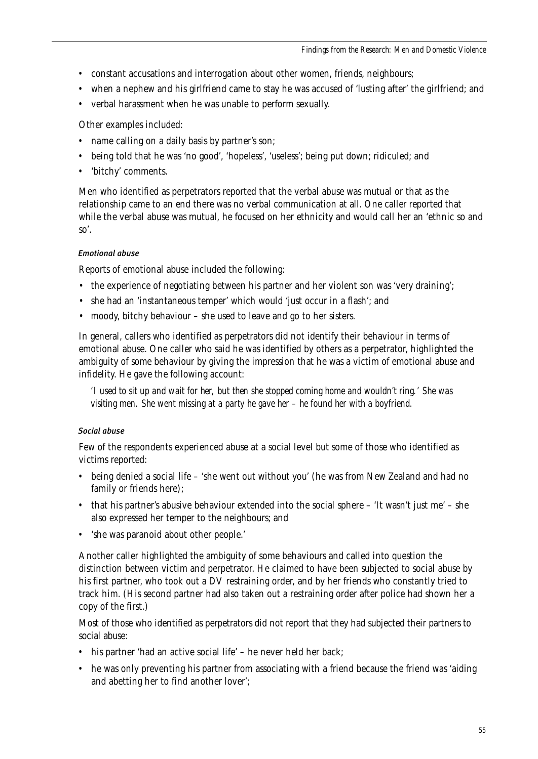- constant accusations and interrogation about other women, friends, neighbours;
- when a nephew and his girlfriend came to stay he was accused of 'lusting after' the girlfriend; and
- verbal harassment when he was unable to perform sexually.

Other examples included:

- name calling on a daily basis by partner's son;
- being told that he was 'no good', 'hopeless', 'useless'; being put down; ridiculed; and
- 'bitchy' comments.

Men who identified as perpetrators reported that the verbal abuse was mutual or that as the relationship came to an end there was no verbal communication at all. One caller reported that while the verbal abuse was mutual, he focused on her ethnicity and would call her an 'ethnic so and so'.

#### *Emotional abuse*

Reports of emotional abuse included the following:

- the experience of negotiating between his partner and her violent son was 'very draining';
- she had an 'instantaneous temper' which would 'just occur in a flash'; and
- moody, bitchy behaviour – she used to leave and go to her sisters.

In general, callers who identified as perpetrators did not identify their behaviour in terms of emotional abuse. One caller who said he was identified by others as a perpetrator, highlighted the ambiguity of some behaviour by giving the impression that he was a victim of emotional abuse and infidelity. He gave the following account:

> *'I used to sit up and wait for her, but then she stopped coming home and wouldn't ring.' She was visiting men. She went missing at a party he gave her – he found her with a boyfriend.*

#### *Social abuse*

Few of the respondents experienced abuse at a social level but some of those who identified as victims reported:

- being denied a social life – 'she went out without you' (he was from New Zealand and had no family or friends here);
- that his partner's abusive behaviour extended into the social sphere – 'It wasn't just me' – she also expressed her temper to the neighbours; and
- 'she was paranoid about other people.'

Another caller highlighted the ambiguity of some behaviours and called into question the distinction between victim and perpetrator. He claimed to have been subjected to social abuse by his first partner, who took out a DV restraining order, and by her friends who constantly tried to track him. (His second partner had also taken out a restraining order after police had shown her a copy of the first.)

Most of those who identified as perpetrators did not report that they had subjected their partners to social abuse:

- his partner 'had an active social life' – he never held her back;
- he was only preventing his partner from associating with a friend because the friend was 'aiding and abetting her to find another lover';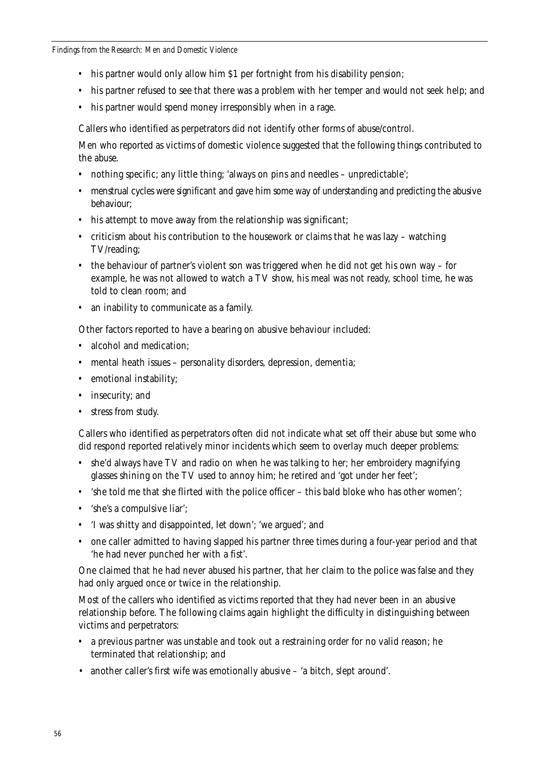- his partner would only allow him $1 per fortnight from his disability pension;
- his partner refused to see that there was a problem with her temper and would not seek help; and
- his partner would spend money irresponsibly when in a rage.

Callers who identified as perpetrators did not identify other forms of abuse/control.

Men who reported as victims of domestic violence suggested that the following things contributed to the abuse.

- nothing specific; any little thing; 'always on pins and needles – unpredictable';
- menstrual cycles were significant and gave him some way of understanding and predicting the abusive behaviour;
- his attempt to move away from the relationship was significant;
- criticism about his contribution to the housework or claims that he was lazy – watching TV/reading;
- the behaviour of partner's violent son was triggered when he did not get his own way – for example, he was not allowed to watch a TV show, his meal was not ready, school time, he was told to clean room; and
- an inability to communicate as a family.

Other factors reported to have a bearing on abusive behaviour included:

- alcohol and medication;
- mental heath issues – personality disorders, depression, dementia;
- emotional instability;
- insecurity; and
- stress from study.

Callers who identified as perpetrators often did not indicate what set off their abuse but some who did respond reported relatively minor incidents which seem to overlay much deeper problems:

- she'd always have TV and radio on when he was talking to her; her embroidery magnifying glasses shining on the TV used to annoy him; he retired and 'got under her feet';
- 'she told me that she flirted with the police officer – this bald bloke who has other women';
- 'she's a compulsive liar';
- 'I was shitty and disappointed, let down'; 'we argued'; and
- one caller admitted to having slapped his partner three times during a four-year period and that 'he had never punched her with a fist'.

One claimed that he had never abused his partner, that her claim to the police was false and they had only argued once or twice in the relationship.

Most of the callers who identified as victims reported that they had never been in an abusive relationship before. The following claims again highlight the difficulty in distinguishing between victims and perpetrators:

- a previous partner was unstable and took out a restraining order for no valid reason; he terminated that relationship; and
- another caller's first wife was emotionally abusive – 'a bitch, slept around'.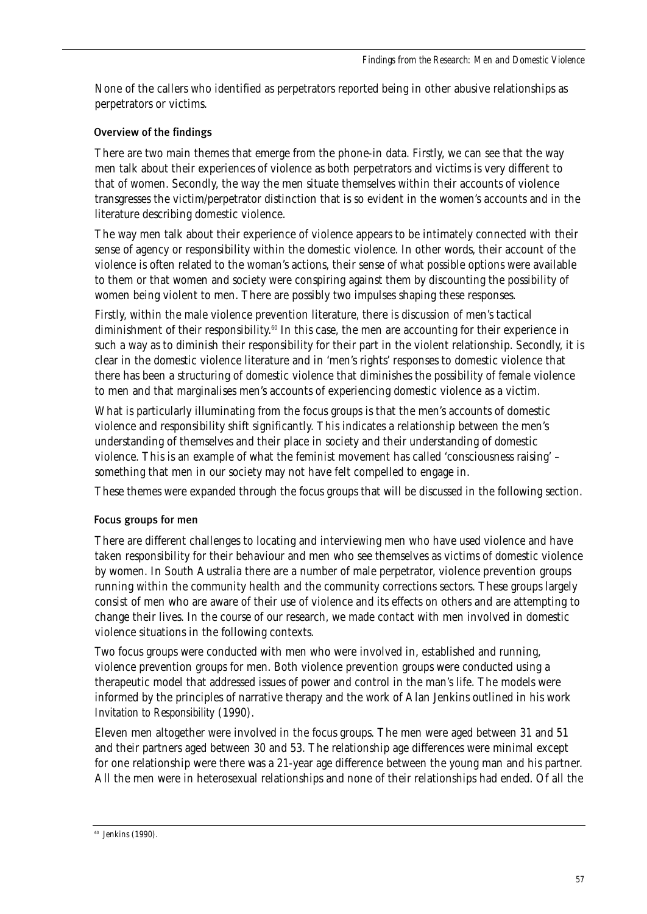None of the callers who identified as perpetrators reported being in other abusive relationships as perpetrators or victims.

### Overview of the findings

There are two main themes that emerge from the phone-in data. Firstly, we can see that the way men talk about their experiences of violence as both perpetrators and victims is very different to that of women. Secondly, the way the men situate themselves within their accounts of violence transgresses the victim/perpetrator distinction that is so evident in the women's accounts and in the literature describing domestic violence.

The way men talk about their experience of violence appears to be intimately connected with their sense of agency or responsibility within the domestic violence. In other words, their account of the violence is often related to the woman's actions, their sense of what possible options were available to them or that women and society were conspiring against them by discounting the possibility of women being violent to men. There are possibly two impulses shaping these responses.

Firstly, within the male violence prevention literature, there is discussion of men's tactical diminishment of their responsibility.[60] In this case, the men are accounting for their experience in such a way as to diminish their responsibility for their part in the violent relationship. Secondly, it is clear in the domestic violence literature and in 'men's rights' responses to domestic violence that there has been a structuring of domestic violence that diminishes the possibility of female violence to men and that marginalises men's accounts of experiencing domestic violence as a victim.

What is particularly illuminating from the focus groups is that the men's accounts of domestic violence and responsibility shift significantly. This indicates a relationship between the men's understanding of themselves and their place in society and their understanding of domestic violence. This is an example of what the feminist movement has called 'consciousness raising' – something that men in our society may not have felt compelled to engage in.

These themes were expanded through the focus groups that will be discussed in the following section.

### Focus groups for men

There are different challenges to locating and interviewing men who have used violence and have taken responsibility for their behaviour and men who see themselves as victims of domestic violence by women. In South Australia there are a number of male perpetrator, violence prevention groups running within the community health and the community corrections sectors. These groups largely consist of men who are aware of their use of violence and its effects on others and are attempting to change their lives. In the course of our research, we made contact with men involved in domestic violence situations in the following contexts.

Two focus groups were conducted with men who were involved in, established and running, violence prevention groups for men. Both violence prevention groups were conducted using a therapeutic model that addressed issues of power and control in the man's life. The models were informed by the principles of narrative therapy and the work of Alan Jenkins outlined in his work *Invitation to Responsibility* (1990).

Eleven men altogether were involved in the focus groups. The men were aged between 31 and 51 and their partners aged between 30 and 53. The relationship age differences were minimal except for one relationship were there was a 21-year age difference between the young man and his partner. All the men were in heterosexual relationships and none of their relationships had ended. Of all the

[60] Jenkins (1990).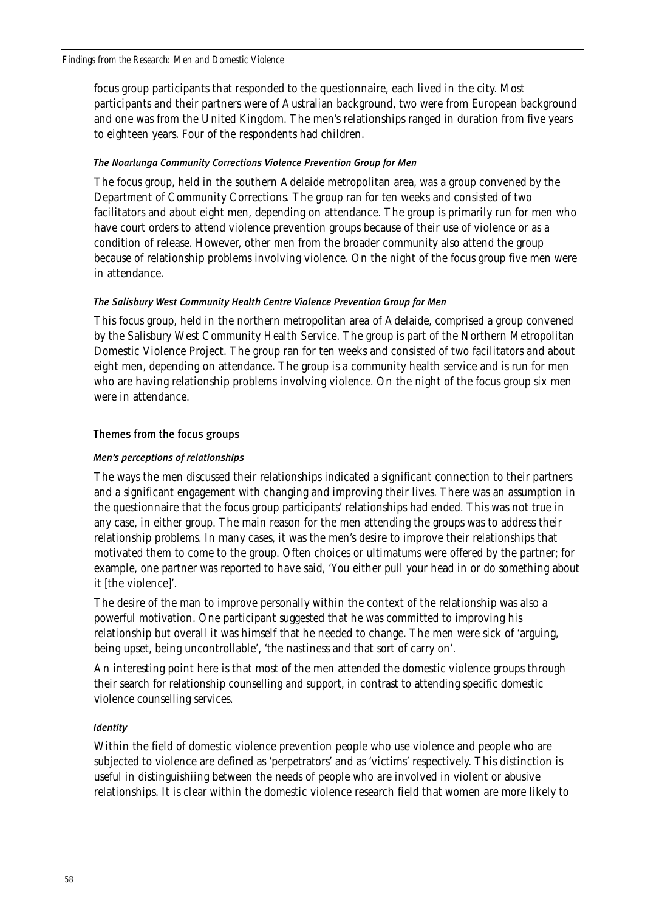focus group participants that responded to the questionnaire, each lived in the city. Most participants and their partners were of Australian background, two were from European background and one was from the United Kingdom. The men's relationships ranged in duration from five years to eighteen years. Four of the respondents had children.

#### *The Noarlunga Community Corrections Violence Prevention Group for Men*

The focus group, held in the southern Adelaide metropolitan area, was a group convened by the Department of Community Corrections. The group ran for ten weeks and consisted of two facilitators and about eight men, depending on attendance. The group is primarily run for men who have court orders to attend violence prevention groups because of their use of violence or as a condition of release. However, other men from the broader community also attend the group because of relationship problems involving violence. On the night of the focus group five men were in attendance.

#### *The Salisbury West Community Health Centre Violence Prevention Group for Men*

This focus group, held in the northern metropolitan area of Adelaide, comprised a group convened by the Salisbury West Community Health Service. The group is part of the Northern Metropolitan Domestic Violence Project. The group ran for ten weeks and consisted of two facilitators and about eight men, depending on attendance. The group is a community health service and is run for men who are having relationship problems involving violence. On the night of the focus group six men were in attendance.

### Themes from the focus groups

#### *Men's perceptions of relationships*

The ways the men discussed their relationships indicated a significant connection to their partners and a significant engagement with changing and improving their lives. There was an assumption in the questionnaire that the focus group participants' relationships had ended. This was not true in any case, in either group. The main reason for the men attending the groups was to address their relationship problems. In many cases, it was the men's desire to improve their relationships that motivated them to come to the group. Often choices or ultimatums were offered by the partner; for example, one partner was reported to have said, 'You either pull your head in or do something about it [the violence]'.

The desire of the man to improve personally within the context of the relationship was also a powerful motivation. One participant suggested that he was committed to improving his relationship but overall it was himself that he needed to change. The men were sick of 'arguing, being upset, being uncontrollable', 'the nastiness and that sort of carry on'.

An interesting point here is that most of the men attended the domestic violence groups through their search for relationship counselling and support, in contrast to attending specific domestic violence counselling services.

#### *Identity*

Within the field of domestic violence prevention people who use violence and people who are subjected to violence are defined as 'perpetrators' and as 'victims' respectively. This distinction is useful in distinguishiing between the needs of people who are involved in violent or abusive relationships. It is clear within the domestic violence research field that women are more likely to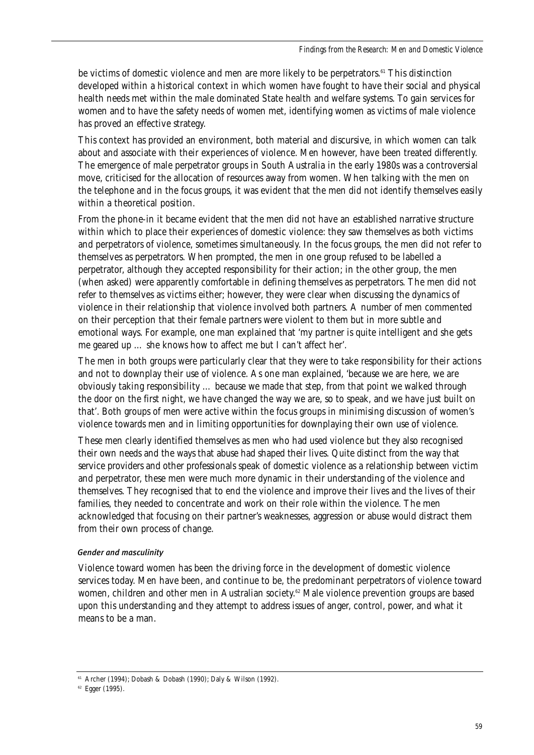be victims of domestic violence and men are more likely to be perpetrators.[61] This distinction developed within a historical context in which women have fought to have their social and physical health needs met within the male dominated State health and welfare systems. To gain services for women and to have the safety needs of women met, identifying women as victims of male violence has proved an effective strategy.

This context has provided an environment, both material and discursive, in which women can talk about and associate with their experiences of violence. Men however, have been treated differently. The emergence of male perpetrator groups in South Australia in the early 1980s was a controversial move, criticised for the allocation of resources away from women. When talking with the men on the telephone and in the focus groups, it was evident that the men did not identify themselves easily within a theoretical position.

From the phone-in it became evident that the men did not have an established narrative structure within which to place their experiences of domestic violence: they saw themselves as both victims and perpetrators of violence, sometimes simultaneously. In the focus groups, the men did not refer to themselves as perpetrators. When prompted, the men in one group refused to be labelled a perpetrator, although they accepted responsibility for their action; in the other group, the men (when asked) were apparently comfortable in defining themselves as perpetrators. The men did not refer to themselves as victims either; however, they were clear when discussing the dynamics of violence in their relationship that violence involved both partners. A number of men commented on their perception that their female partners were violent to them but in more subtle and emotional ways. For example, one man explained that 'my partner is quite intelligent and she gets me geared up … she knows how to affect me but I can't affect her'.

The men in both groups were particularly clear that they were to take responsibility for their actions and not to downplay their use of violence. As one man explained, 'because we are here, we are obviously taking responsibility … because we made that step, from that point we walked through the door on the first night, we have changed the way we are, so to speak, and we have just built on that'. Both groups of men were active within the focus groups in minimising discussion of women's violence towards men and in limiting opportunities for downplaying their own use of violence.

These men clearly identified themselves as men who had used violence but they also recognised their own needs and the ways that abuse had shaped their lives. Quite distinct from the way that service providers and other professionals speak of domestic violence as a relationship between victim and perpetrator, these men were much more dynamic in their understanding of the violence and themselves. They recognised that to end the violence and improve their lives and the lives of their families, they needed to concentrate and work on their role within the violence. The men acknowledged that focusing on their partner's weaknesses, aggression or abuse would distract them from their own process of change.

#### *Gender and masculinity*

Violence toward women has been the driving force in the development of domestic violence services today. Men have been, and continue to be, the predominant perpetrators of violence toward women, children and other men in Australian society.[62] Male violence prevention groups are based upon this understanding and they attempt to address issues of anger, control, power, and what it means to be a man.

---

[61] Archer (1994); Dobash & Dobash (1990); Daly & Wilson (1992).

[62] Egger (1995).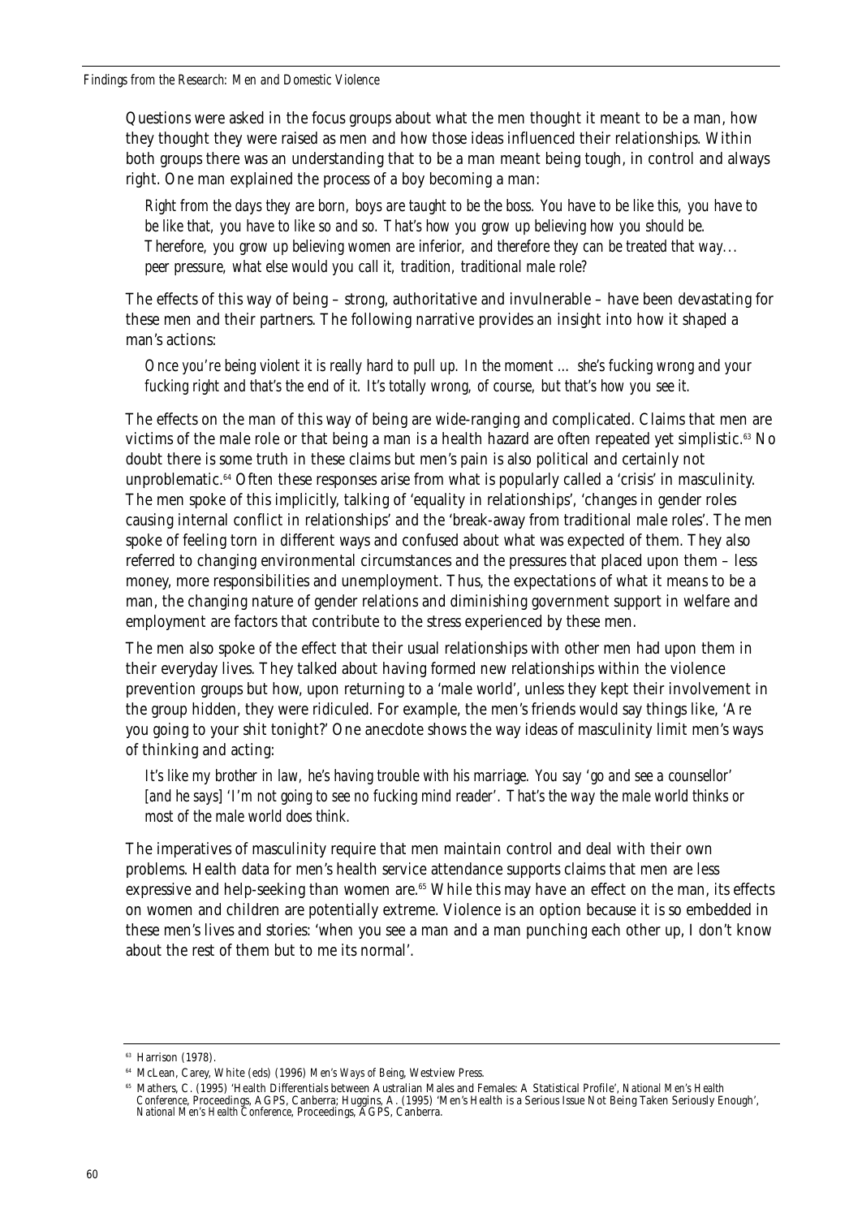Questions were asked in the focus groups about what the men thought it meant to be a man, how they thought they were raised as men and how those ideas influenced their relationships. Within both groups there was an understanding that to be a man meant being tough, in control and always right. One man explained the process of a boy becoming a man:

> *Right from the days they are born, boys are taught to be the boss. You have to be like this, you have to be like that, you have to like so and so. That's how you grow up believing how you should be. Therefore, you grow up believing women are inferior, and therefore they can be treated that way… peer pressure, what else would you call it, tradition, traditional male role?*

The effects of this way of being – strong, authoritative and invulnerable – have been devastating for these men and their partners. The following narrative provides an insight into how it shaped a man's actions:

> *Once you're being violent it is really hard to pull up. In the moment … she's fucking wrong and your fucking right and that's the end of it. It's totally wrong, of course, but that's how you see it.*

The effects on the man of this way of being are wide-ranging and complicated. Claims that men are victims of the male role or that being a man is a health hazard are often repeated yet simplistic.[63] No doubt there is some truth in these claims but men's pain is also political and certainly not unproblematic.[64] Often these responses arise from what is popularly called a 'crisis' in masculinity. The men spoke of this implicitly, talking of 'equality in relationships', 'changes in gender roles causing internal conflict in relationships' and the 'break-away from traditional male roles'. The men spoke of feeling torn in different ways and confused about what was expected of them. They also referred to changing environmental circumstances and the pressures that placed upon them – less money, more responsibilities and unemployment. Thus, the expectations of what it means to be a man, the changing nature of gender relations and diminishing government support in welfare and employment are factors that contribute to the stress experienced by these men.

The men also spoke of the effect that their usual relationships with other men had upon them in their everyday lives. They talked about having formed new relationships within the violence prevention groups but how, upon returning to a 'male world', unless they kept their involvement in the group hidden, they were ridiculed. For example, the men's friends would say things like, 'Are you going to your shit tonight?' One anecdote shows the way ideas of masculinity limit men's ways of thinking and acting:

> *It's like my brother in law, he's having trouble with his marriage. You say 'go and see a counsellor' [and he says] 'I'm not going to see no fucking mind reader'. That's the way the male world thinks or most of the male world does think.*

The imperatives of masculinity require that men maintain control and deal with their own problems. Health data for men's health service attendance supports claims that men are less expressive and help-seeking than women are.[65] While this may have an effect on the man, its effects on women and children are potentially extreme. Violence is an option because it is so embedded in these men's lives and stories: 'when you see a man and a man punching each other up, I don't know about the rest of them but to me its normal'.

---

[63] Harrison (1978).

[64] McLean, Carey, White (eds) (1996) *Men's Ways of Being*, Westview Press.

[65] Mathers, C. (1995) 'Health Differentials between Australian Males and Females: A Statistical Profile', *National Men's Health Conference*, Proceedings, AGPS, Canberra; Huggins, A. (1995) 'Men's Health is a Serious Issue Not Being Taken Seriously Enough', *National Men's Health Conference*, Proceedings, AGPS, Canberra.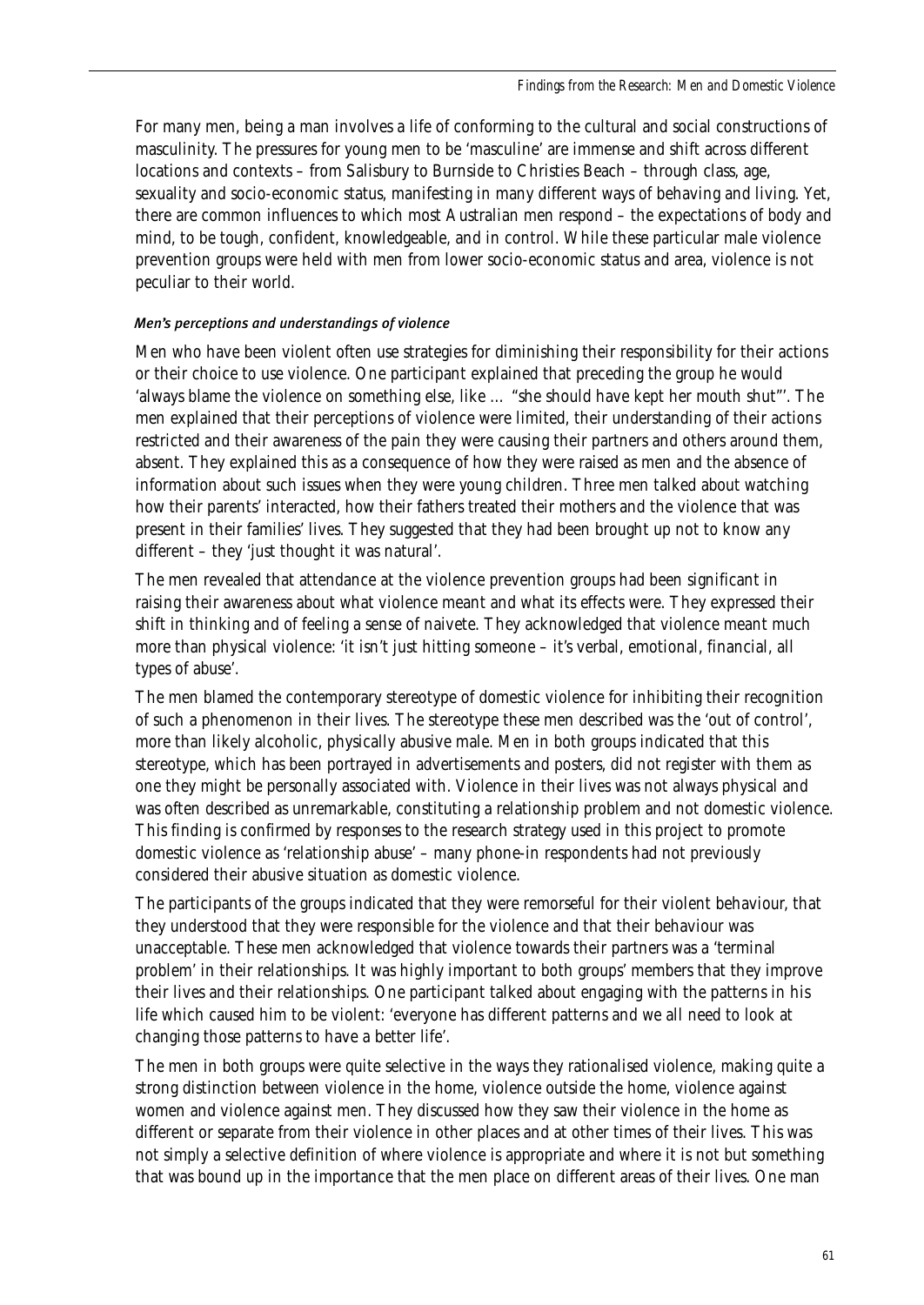For many men, being a man involves a life of conforming to the cultural and social constructions of masculinity. The pressures for young men to be 'masculine' are immense and shift across different locations and contexts – from Salisbury to Burnside to Christies Beach – through class, age, sexuality and socio-economic status, manifesting in many different ways of behaving and living. Yet, there are common influences to which most Australian men respond – the expectations of body and mind, to be tough, confident, knowledgeable, and in control. While these particular male violence prevention groups were held with men from lower socio-economic status and area, violence is not peculiar to their world.

#### *Men's perceptions and understandings of violence*

Men who have been violent often use strategies for diminishing their responsibility for their actions or their choice to use violence. One participant explained that preceding the group he would 'always blame the violence on something else, like … "she should have kept her mouth shut"'. The men explained that their perceptions of violence were limited, their understanding of their actions restricted and their awareness of the pain they were causing their partners and others around them, absent. They explained this as a consequence of how they were raised as men and the absence of information about such issues when they were young children. Three men talked about watching how their parents' interacted, how their fathers treated their mothers and the violence that was present in their families' lives. They suggested that they had been brought up not to know any different – they 'just thought it was natural'.

The men revealed that attendance at the violence prevention groups had been significant in raising their awareness about what violence meant and what its effects were. They expressed their shift in thinking and of feeling a sense of naivete. They acknowledged that violence meant much more than physical violence: 'it isn't just hitting someone – it's verbal, emotional, financial, all types of abuse'.

The men blamed the contemporary stereotype of domestic violence for inhibiting their recognition of such a phenomenon in their lives. The stereotype these men described was the 'out of control', more than likely alcoholic, physically abusive male. Men in both groups indicated that this stereotype, which has been portrayed in advertisements and posters, did not register with them as one they might be personally associated with. Violence in their lives was not always physical and was often described as unremarkable, constituting a relationship problem and not domestic violence. This finding is confirmed by responses to the research strategy used in this project to promote domestic violence as 'relationship abuse' – many phone-in respondents had not previously considered their abusive situation as domestic violence.

The participants of the groups indicated that they were remorseful for their violent behaviour, that they understood that they were responsible for the violence and that their behaviour was unacceptable. These men acknowledged that violence towards their partners was a 'terminal problem' in their relationships. It was highly important to both groups' members that they improve their lives and their relationships. One participant talked about engaging with the patterns in his life which caused him to be violent: 'everyone has different patterns and we all need to look at changing those patterns to have a better life'.

The men in both groups were quite selective in the ways they rationalised violence, making quite a strong distinction between violence in the home, violence outside the home, violence against women and violence against men. They discussed how they saw their violence in the home as different or separate from their violence in other places and at other times of their lives. This was not simply a selective definition of where violence is appropriate and where it is not but something that was bound up in the importance that the men place on different areas of their lives. One man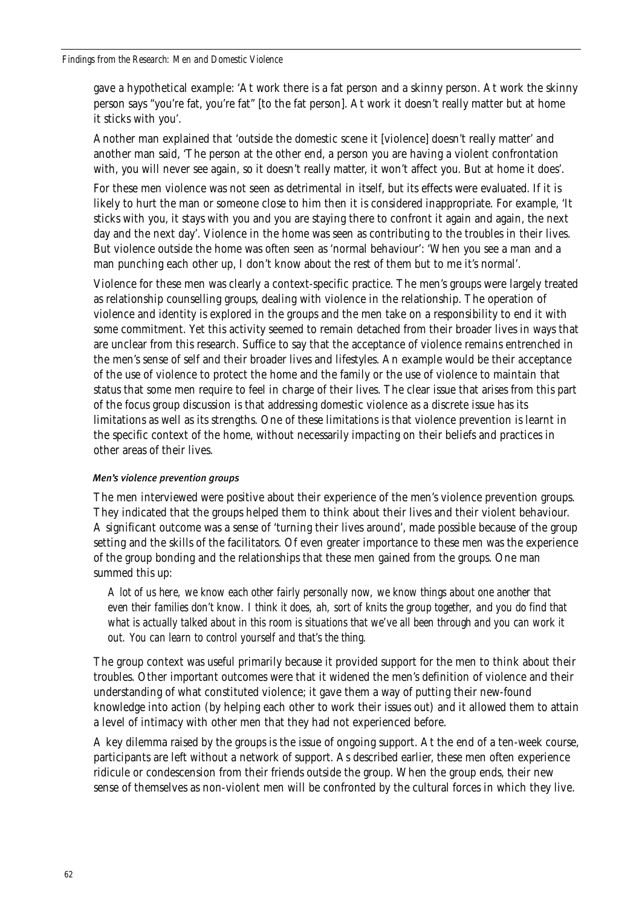gave a hypothetical example: 'At work there is a fat person and a skinny person. At work the skinny person says "you're fat, you're fat" [to the fat person]. At work it doesn't really matter but at home it sticks with you'.

Another man explained that 'outside the domestic scene it [violence] doesn't really matter' and another man said, 'The person at the other end, a person you are having a violent confrontation with, you will never see again, so it doesn't really matter, it won't affect you. But at home it does'.

For these men violence was not seen as detrimental in itself, but its effects were evaluated. If it is likely to hurt the man or someone close to him then it is considered inappropriate. For example, 'It sticks with you, it stays with you and you are staying there to confront it again and again, the next day and the next day'. Violence in the home was seen as contributing to the troubles in their lives. But violence outside the home was often seen as 'normal behaviour': 'When you see a man and a man punching each other up, I don't know about the rest of them but to me it's normal'.

Violence for these men was clearly a context-specific practice. The men's groups were largely treated as relationship counselling groups, dealing with violence in the relationship. The operation of violence and identity is explored in the groups and the men take on a responsibility to end it with some commitment. Yet this activity seemed to remain detached from their broader lives in ways that are unclear from this research. Suffice to say that the acceptance of violence remains entrenched in the men's sense of self and their broader lives and lifestyles. An example would be their acceptance of the use of violence to protect the home and the family or the use of violence to maintain that status that some men require to feel in charge of their lives. The clear issue that arises from this part of the focus group discussion is that addressing domestic violence as a discrete issue has its limitations as well as its strengths. One of these limitations is that violence prevention is learnt in the specific context of the home, without necessarily impacting on their beliefs and practices in other areas of their lives.

#### *Men's violence prevention groups*

The men interviewed were positive about their experience of the men's violence prevention groups. They indicated that the groups helped them to think about their lives and their violent behaviour. A significant outcome was a sense of 'turning their lives around', made possible because of the group setting and the skills of the facilitators. Of even greater importance to these men was the experience of the group bonding and the relationships that these men gained from the groups. One man summed this up:

> *A lot of us here, we know each other fairly personally now, we know things about one another that even their families don't know. I think it does, ah, sort of knits the group together, and you do find that what is actually talked about in this room is situations that we've all been through and you can work it out. You can learn to control yourself and that's the thing.*

The group context was useful primarily because it provided support for the men to think about their troubles. Other important outcomes were that it widened the men's definition of violence and their understanding of what constituted violence; it gave them a way of putting their new-found knowledge into action (by helping each other to work their issues out) and it allowed them to attain a level of intimacy with other men that they had not experienced before.

A key dilemma raised by the groups is the issue of ongoing support. At the end of a ten-week course, participants are left without a network of support. As described earlier, these men often experience ridicule or condescension from their friends outside the group. When the group ends, their new sense of themselves as non-violent men will be confronted by the cultural forces in which they live.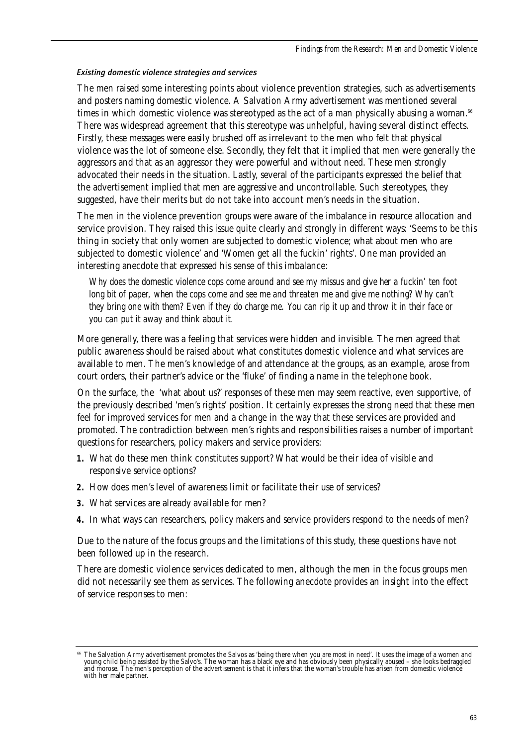#### *Existing domestic violence strategies and services*

The men raised some interesting points about violence prevention strategies, such as advertisements and posters naming domestic violence. A Salvation Army advertisement was mentioned several times in which domestic violence was stereotyped as the act of a man physically abusing a woman.[66] There was widespread agreement that this stereotype was unhelpful, having several distinct effects. Firstly, these messages were easily brushed off as irrelevant to the men who felt that physical violence was the lot of someone else. Secondly, they felt that it implied that men were generally the aggressors and that as an aggressor they were powerful and without need. These men strongly advocated their needs in the situation. Lastly, several of the participants expressed the belief that the advertisement implied that men are aggressive and uncontrollable. Such stereotypes, they suggested, have their merits but do not take into account men's needs in the situation.

The men in the violence prevention groups were aware of the imbalance in resource allocation and service provision. They raised this issue quite clearly and strongly in different ways: 'Seems to be this thing in society that only women are subjected to domestic violence; what about men who are subjected to domestic violence' and 'Women get all the fuckin' rights'. One man provided an interesting anecdote that expressed his sense of this imbalance:

> *Why does the domestic violence cops come around and see my missus and give her a fuckin' ten foot long bit of paper, when the cops come and see me and threaten me and give me nothing? Why can't they bring one with them? Even if they do charge me. You can rip it up and throw it in their face or you can put it away and think about it.*

More generally, there was a feeling that services were hidden and invisible. The men agreed that public awareness should be raised about what constitutes domestic violence and what services are available to men. The men's knowledge of and attendance at the groups, as an example, arose from court orders, their partner's advice or the 'fluke' of finding a name in the telephone book.

On the surface, the 'what about us?' responses of these men may seem reactive, even supportive, of the previously described 'men's rights' position. It certainly expresses the strong need that these men feel for improved services for men and a change in the way that these services are provided and promoted. The contradiction between men's rights and responsibilities raises a number of important questions for researchers, policy makers and service providers:

1. What do these men think constitutes support? What would be their idea of visible and responsive service options?
2. How does men's level of awareness limit or facilitate their use of services?
3. What services are already available for men?
4. In what ways can researchers, policy makers and service providers respond to the needs of men?

Due to the nature of the focus groups and the limitations of this study, these questions have not been followed up in the research.

There are domestic violence services dedicated to men, although the men in the focus groups men did not necessarily see them as services. The following anecdote provides an insight into the effect of service responses to men:

[66] The Salvation Army advertisement promotes the Salvos as 'being there when you are most in need'. It uses the image of a women and young child being assisted by the Salvo's. The woman has a black eye and has obviously been physically abused – she looks bedraggled and morose. The men's perception of the advertisement is that it infers that the woman's trouble has arisen from domestic violence with her male partner.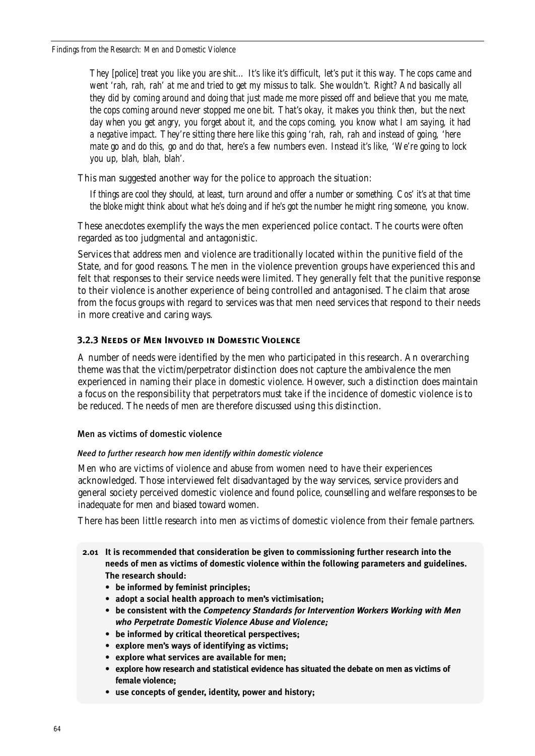> *They [police] treat you like you are shit… It's like it's difficult, let's put it this way. The cops came and went 'rah, rah, rah' at me and tried to get my missus to talk. She wouldn't. Right? And basically all they did by coming around and doing that just made me more pissed off and believe that you me mate, the cops coming around never stopped me one bit. That's okay, it makes you think then, but the next day when you get angry, you forget about it, and the cops coming, you know what I am saying, it had a negative impact. They're sitting there here like this going 'rah, rah, rah and instead of going, 'here mate go and do this, go and do that, here's a few numbers even. Instead it's like, 'We're going to lock you up, blah, blah, blah'.*

This man suggested another way for the police to approach the situation:

> *If things are cool they should, at least, turn around and offer a number or something. Cos' it's at that time the bloke might think about what he's doing and if he's got the number he might ring someone, you know.*

These anecdotes exemplify the ways the men experienced police contact. The courts were often regarded as too judgmental and antagonistic.

Services that address men and violence are traditionally located within the punitive field of the State, and for good reasons. The men in the violence prevention groups have experienced this and felt that responses to their service needs were limited. They generally felt that the punitive response to their violence is another experience of being controlled and antagonised. The claim that arose from the focus groups with regard to services was that men need services that respond to their needs in more creative and caring ways.

### 3.2.3 Needs of Men Involved in Domestic Violence

A number of needs were identified by the men who participated in this research. An overarching theme was that the victim/perpetrator distinction does not capture the ambivalence the men experienced in naming their place in domestic violence. However, such a distinction does maintain a focus on the responsibility that perpetrators must take if the incidence of domestic violence is to be reduced. The needs of men are therefore discussed using this distinction.

#### Men as victims of domestic violence

*Need to further research how men identify within domestic violence*

Men who are victims of violence and abuse from women need to have their experiences acknowledged. Those interviewed felt disadvantaged by the way services, service providers and general society perceived domestic violence and found police, counselling and welfare responses to be inadequate for men and biased toward women.

There has been little research into men as victims of domestic violence from their female partners.

**2.01 It is recommended that consideration be given to commissioning further research into the needs of men as victims of domestic violence within the following parameters and guidelines. The research should:**

- **be informed by feminist principles;**
- **adopt a social health approach to men's victimisation;**
- **be consistent with the *Competency Standards for Intervention Workers Working with Men who Perpetrate Domestic Violence Abuse and Violence;***
- **be informed by critical theoretical perspectives;**
- **explore men's ways of identifying as victims;**
- **explore what services are available for men;**
- **explore how research and statistical evidence has situated the debate on men as victims of female violence;**
- **use concepts of gender, identity, power and history;**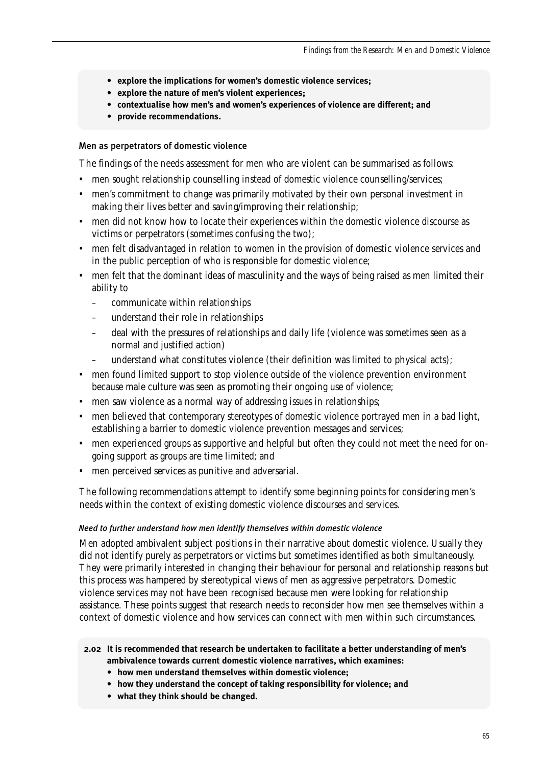- **explore the implications for women's domestic violence services;**
- **explore the nature of men's violent experiences;**
- **contextualise how men's and women's experiences of violence are different; and**
- **provide recommendations.**

### Men as perpetrators of domestic violence

The findings of the needs assessment for men who are violent can be summarised as follows:

- men sought relationship counselling instead of domestic violence counselling/services;
- men's commitment to change was primarily motivated by their own personal investment in making their lives better and saving/improving their relationship;
- men did not know how to locate their experiences within the domestic violence discourse as victims or perpetrators (sometimes confusing the two);
- men felt disadvantaged in relation to women in the provision of domestic violence services and in the public perception of who is responsible for domestic violence;
- men felt that the dominant ideas of masculinity and the ways of being raised as men limited their ability to
  - communicate within relationships
  - understand their role in relationships
  - deal with the pressures of relationships and daily life (violence was sometimes seen as a normal and justified action)
  - understand what constitutes violence (their definition was limited to physical acts);
- men found limited support to stop violence outside of the violence prevention environment because male culture was seen as promoting their ongoing use of violence;
- men saw violence as a normal way of addressing issues in relationships;
- men believed that contemporary stereotypes of domestic violence portrayed men in a bad light, establishing a barrier to domestic violence prevention messages and services;
- men experienced groups as supportive and helpful but often they could not meet the need for on-going support as groups are time limited; and
- men perceived services as punitive and adversarial.

The following recommendations attempt to identify some beginning points for considering men's needs within the context of existing domestic violence discourses and services.

#### *Need to further understand how men identify themselves within domestic violence*

Men adopted ambivalent subject positions in their narrative about domestic violence. Usually they did not identify purely as perpetrators or victims but sometimes identified as both simultaneously. They were primarily interested in changing their behaviour for personal and relationship reasons but this process was hampered by stereotypical views of men as aggressive perpetrators. Domestic violence services may not have been recognised because men were looking for relationship assistance. These points suggest that research needs to reconsider how men see themselves within a context of domestic violence and how services can connect with men within such circumstances.

**2.02 It is recommended that research be undertaken to facilitate a better understanding of men's ambivalence towards current domestic violence narratives, which examines:**

- **how men understand themselves within domestic violence;**
- **how they understand the concept of taking responsibility for violence; and**
- **what they think should be changed.**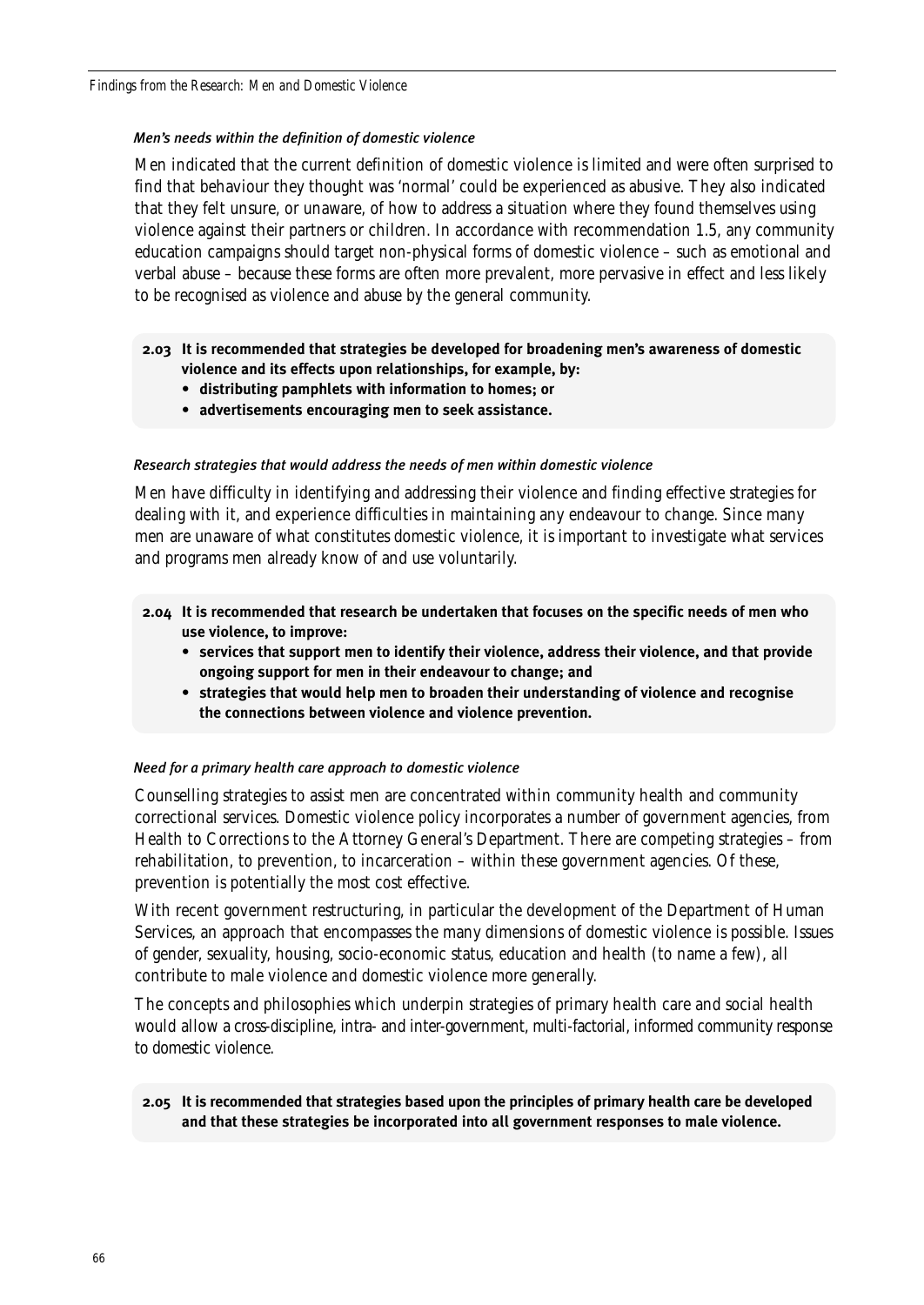### *Men's needs within the definition of domestic violence*

Men indicated that the current definition of domestic violence is limited and were often surprised to find that behaviour they thought was 'normal' could be experienced as abusive. They also indicated that they felt unsure, or unaware, of how to address a situation where they found themselves using violence against their partners or children. In accordance with recommendation 1.5, any community education campaigns should target non-physical forms of domestic violence – such as emotional and verbal abuse – because these forms are often more prevalent, more pervasive in effect and less likely to be recognised as violence and abuse by the general community.

**2.03 It is recommended that strategies be developed for broadening men's awareness of domestic violence and its effects upon relationships, for example, by:**

- **distributing pamphlets with information to homes; or**
- **advertisements encouraging men to seek assistance.**

### *Research strategies that would address the needs of men within domestic violence*

Men have difficulty in identifying and addressing their violence and finding effective strategies for dealing with it, and experience difficulties in maintaining any endeavour to change. Since many men are unaware of what constitutes domestic violence, it is important to investigate what services and programs men already know of and use voluntarily.

**2.04 It is recommended that research be undertaken that focuses on the specific needs of men who use violence, to improve:**

- **services that support men to identify their violence, address their violence, and that provide ongoing support for men in their endeavour to change; and**
- **strategies that would help men to broaden their understanding of violence and recognise the connections between violence and violence prevention.**

### *Need for a primary health care approach to domestic violence*

Counselling strategies to assist men are concentrated within community health and community correctional services. Domestic violence policy incorporates a number of government agencies, from Health to Corrections to the Attorney General's Department. There are competing strategies – from rehabilitation, to prevention, to incarceration – within these government agencies. Of these, prevention is potentially the most cost effective.

With recent government restructuring, in particular the development of the Department of Human Services, an approach that encompasses the many dimensions of domestic violence is possible. Issues of gender, sexuality, housing, socio-economic status, education and health (to name a few), all contribute to male violence and domestic violence more generally.

The concepts and philosophies which underpin strategies of primary health care and social health would allow a cross-discipline, intra- and inter-government, multi-factorial, informed community response to domestic violence.

**2.05 It is recommended that strategies based upon the principles of primary health care be developed and that these strategies be incorporated into all government responses to male violence.**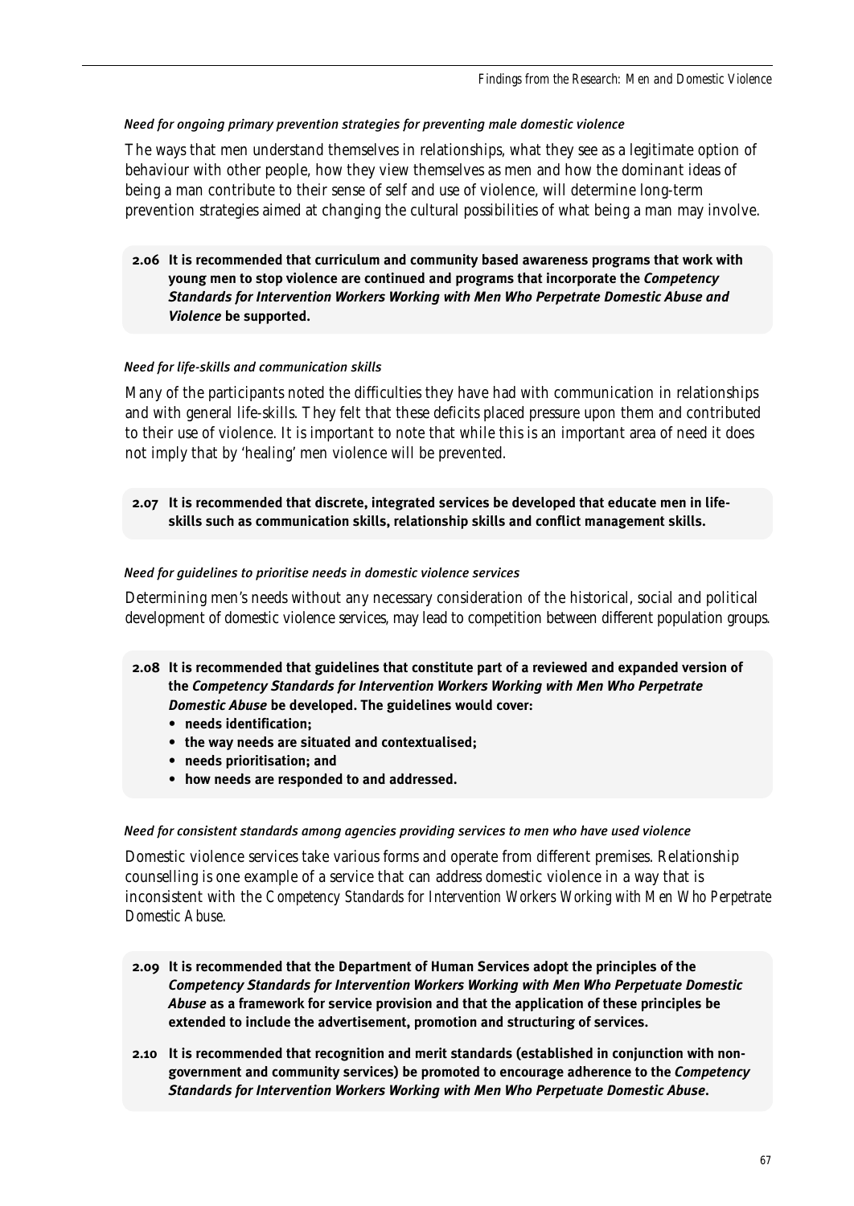#### *Need for ongoing primary prevention strategies for preventing male domestic violence*

The ways that men understand themselves in relationships, what they see as a legitimate option of behaviour with other people, how they view themselves as men and how the dominant ideas of being a man contribute to their sense of self and use of violence, will determine long-term prevention strategies aimed at changing the cultural possibilities of what being a man may involve.

> **2.06 It is recommended that curriculum and community based awareness programs that work with young men to stop violence are continued and programs that incorporate the *Competency Standards for Intervention Workers Working with Men Who Perpetrate Domestic Abuse and Violence* be supported.**

#### *Need for life-skills and communication skills*

Many of the participants noted the difficulties they have had with communication in relationships and with general life-skills. They felt that these deficits placed pressure upon them and contributed to their use of violence. It is important to note that while this is an important area of need it does not imply that by 'healing' men violence will be prevented.

> **2.07 It is recommended that discrete, integrated services be developed that educate men in life-skills such as communication skills, relationship skills and conflict management skills.**

#### *Need for guidelines to prioritise needs in domestic violence services*

Determining men's needs without any necessary consideration of the historical, social and political development of domestic violence services, may lead to competition between different population groups.

> **2.08 It is recommended that guidelines that constitute part of a reviewed and expanded version of the *Competency Standards for Intervention Workers Working with Men Who Perpetrate Domestic Abuse* be developed. The guidelines would cover:**
> - **needs identification;**
> - **the way needs are situated and contextualised;**
> - **needs prioritisation; and**
> - **how needs are responded to and addressed.**

#### *Need for consistent standards among agencies providing services to men who have used violence*

Domestic violence services take various forms and operate from different premises. Relationship counselling is one example of a service that can address domestic violence in a way that is inconsistent with the *Competency Standards for Intervention Workers Working with Men Who Perpetrate Domestic Abuse*.

> **2.09 It is recommended that the Department of Human Services adopt the principles of the *Competency Standards for Intervention Workers Working with Men Who Perpetuate Domestic Abuse* as a framework for service provision and that the application of these principles be extended to include the advertisement, promotion and structuring of services.**
>
> **2.10 It is recommended that recognition and merit standards (established in conjunction with non-government and community services) be promoted to encourage adherence to the *Competency Standards for Intervention Workers Working with Men Who Perpetuate Domestic Abuse*.**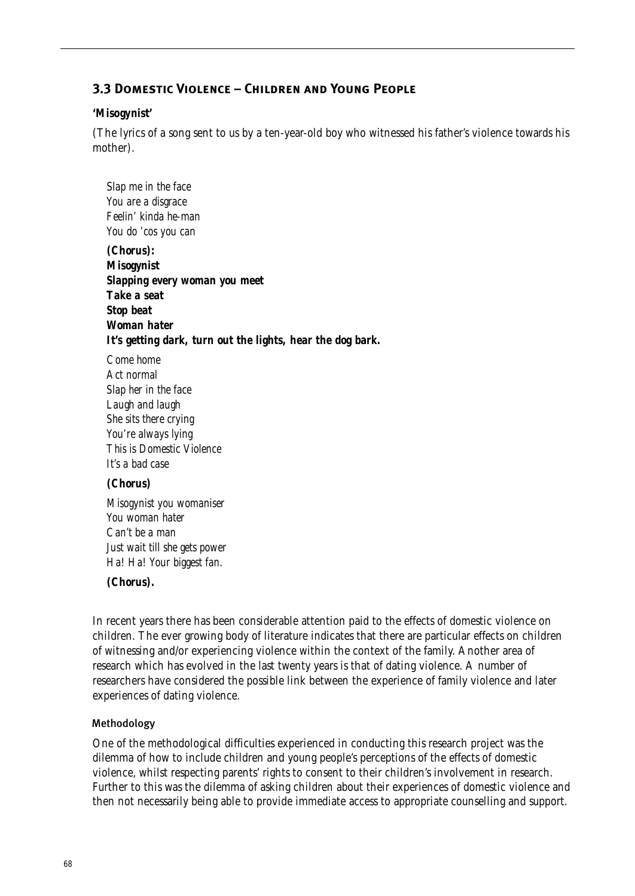## 3.3 Domestic Violence – Children and Young People

**'Misogynist'**

(The lyrics of a song sent to us by a ten-year-old boy who witnessed his father's violence towards his mother).

*Slap me in the face*
*You are a disgrace*
*Feelin' kinda he-man*
*You do 'cos you can*

***(Chorus):***
***Misogynist***
***Slapping every woman you meet***
***Take a seat***
***Stop beat***
***Woman hater***
***It's getting dark, turn out the lights, hear the dog bark.***

*Come home*
*Act normal*
*Slap her in the face*
*Laugh and laugh*
*She sits there crying*
*You're always lying*
*This is Domestic Violence*
*It's a bad case*

***(Chorus)***

*Misogynist you womaniser*
*You woman hater*
*Can't be a man*
*Just wait till she gets power*
*Ha! Ha! Your biggest fan.*

***(Chorus).***

In recent years there has been considerable attention paid to the effects of domestic violence on children. The ever growing body of literature indicates that there are particular effects on children of witnessing and/or experiencing violence within the context of the family. Another area of research which has evolved in the last twenty years is that of dating violence. A number of researchers have considered the possible link between the experience of family violence and later experiences of dating violence.

### Methodology

One of the methodological difficulties experienced in conducting this research project was the dilemma of how to include children and young people's perceptions of the effects of domestic violence, whilst respecting parents' rights to consent to their children's involvement in research. Further to this was the dilemma of asking children about their experiences of domestic violence and then not necessarily being able to provide immediate access to appropriate counselling and support.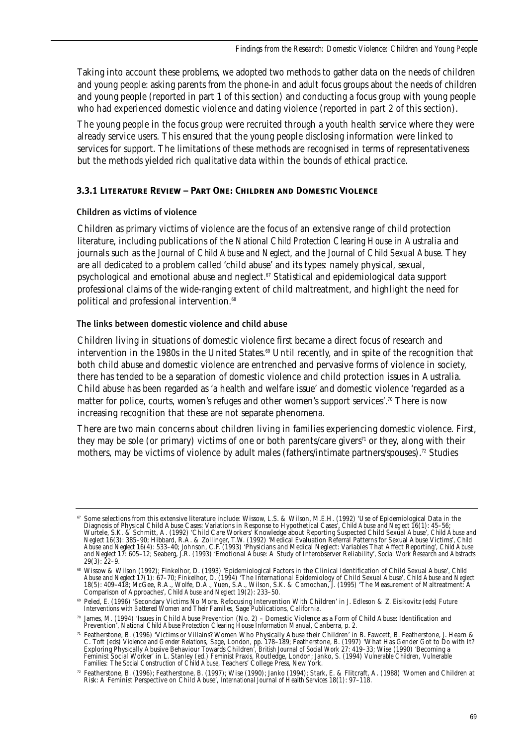Taking into account these problems, we adopted two methods to gather data on the needs of children and young people: asking parents from the phone-in and adult focus groups about the needs of children and young people (reported in part 1 of this section) and conducting a focus group with young people who had experienced domestic violence and dating violence (reported in part 2 of this section).

The young people in the focus group were recruited through a youth health service where they were already service users. This ensured that the young people disclosing information were linked to services for support. The limitations of these methods are recognised in terms of representativeness but the methods yielded rich qualitative data within the bounds of ethical practice.

### 3.3.1 Literature Review – Part One: Children and Domestic Violence

#### Children as victims of violence

Children as primary victims of violence are the focus of an extensive range of child protection literature, including publications of the *National Child Protection Clearing House* in Australia and journals such as the *Journal of Child Abuse and Neglect*, and the *Journal of Child Sexual Abuse*. They are all dedicated to a problem called 'child abuse' and its types: namely physical, sexual, psychological and emotional abuse and neglect.[67] Statistical and epidemiological data support professional claims of the wide-ranging extent of child maltreatment, and highlight the need for political and professional intervention.[68]

#### The links between domestic violence and child abuse

Children living in situations of domestic violence first became a direct focus of research and intervention in the 1980s in the United States.[69] Until recently, and in spite of the recognition that both child abuse and domestic violence are entrenched and pervasive forms of violence in society, there has tended to be a separation of domestic violence and child protection issues in Australia. Child abuse has been regarded as 'a health and welfare issue' and domestic violence 'regarded as a matter for police, courts, women's refuges and other women's support services'.[70] There is now increasing recognition that these are not separate phenomena.

There are two main concerns about children living in families experiencing domestic violence. First, they may be sole (or primary) victims of one or both parents/care givers[71] or they, along with their mothers, may be victims of violence by adult males (fathers/intimate partners/spouses).[72] Studies

---

[67] Some selections from this extensive literature include: Wissow, L.S. & Wilson, M.E.H. (1992) 'Use of Epidemiological Data in the Diagnosis of Physical Child Abuse Cases: Variations in Response to Hypothetical Cases', *Child Abuse and Neglect* 16(1): 45–56; Wurtele, S.K. & Schmitt, A. (1992) 'Child Care Workers' Knowledge about Reporting Suspected Child Sexual Abuse', *Child Abuse and Neglect* 16(3): 385–90; Hibbard, R.A. & Zollinger, T.W. (1992) 'Medical Evaluation Referral Patterns for Sexual Abuse Victims', *Child Abuse and Neglect* 16(4): 533–40; Johnson, C.F. (1993) 'Physicians and Medical Neglect: Variables That Affect Reporting', *Child Abuse and Neglect* 17: 605–12; Seaberg, J.R. (1993) 'Emotional Abuse: A Study of Interobserver Reliability', *Social Work Research and Abstracts* 29(3): 22–9.

[68] Wissow & Wilson (1992); Finkelhor, D. (1993) 'Epidemiological Factors in the Clinical Identification of Child Sexual Abuse', *Child Abuse and Neglect* 17(1): 67–70; Finkelhor, D. (1994) 'The International Epidemiology of Child Sexual Abuse', *Child Abuse and Neglect* 18(5): 409–418; McGee, R.A., Wolfe, D.A., Yuen, S.A., Wilson, S.K. & Carnochan, J. (1995) 'The Measurement of Maltreatment: A Comparison of Approaches', *Child Abuse and Neglect* 19(2): 233–50.

[69] Peled, E. (1996) 'Secondary Victims No More. Refocusing Intervention With Children' in J. Edleson & Z. Eisikovitz (eds) *Future Interventions with Battered Women and Their Families*, Sage Publications, California.

[70] James, M. (1994) 'Issues in Child Abuse Prevention (No. 2) – Domestic Violence as a Form of Child Abuse: Identification and Prevention', *National Child Abuse Protection Clearing House Information Manual*, Canberra, p. 2.

[71] Featherstone, B. (1996) 'Victims or Villains? Women Who Physically Abuse their Children' in B. Fawcett, B. Featherstone, J. Hearn & C. Toft (eds) *Violence and Gender Relations*, Sage, London, pp. 178–189; Featherstone, B. (1997) 'What Has Gender Got to Do with It? Exploring Physically Abusive Behaviour Towards Children', *British Journal of Social Work* 27: 419–33; Wise (1990) 'Becoming a Feminist Social Worker' in L. Stanley (ed.) *Feminist Praxis*, Routledge, London; Janko, S. (1994) *Vulnerable Children, Vulnerable Families: The Social Construction of Child Abuse*, Teachers' College Press, New York.

[72] Featherstone, B. (1996); Featherstone, B. (1997); Wise (1990); Janko (1994); Stark, E. & Flitcraft, A. (1988) 'Women and Children at Risk: A Feminist Perspective on Child Abuse', *International Journal of Health Services* 18(1): 97–118.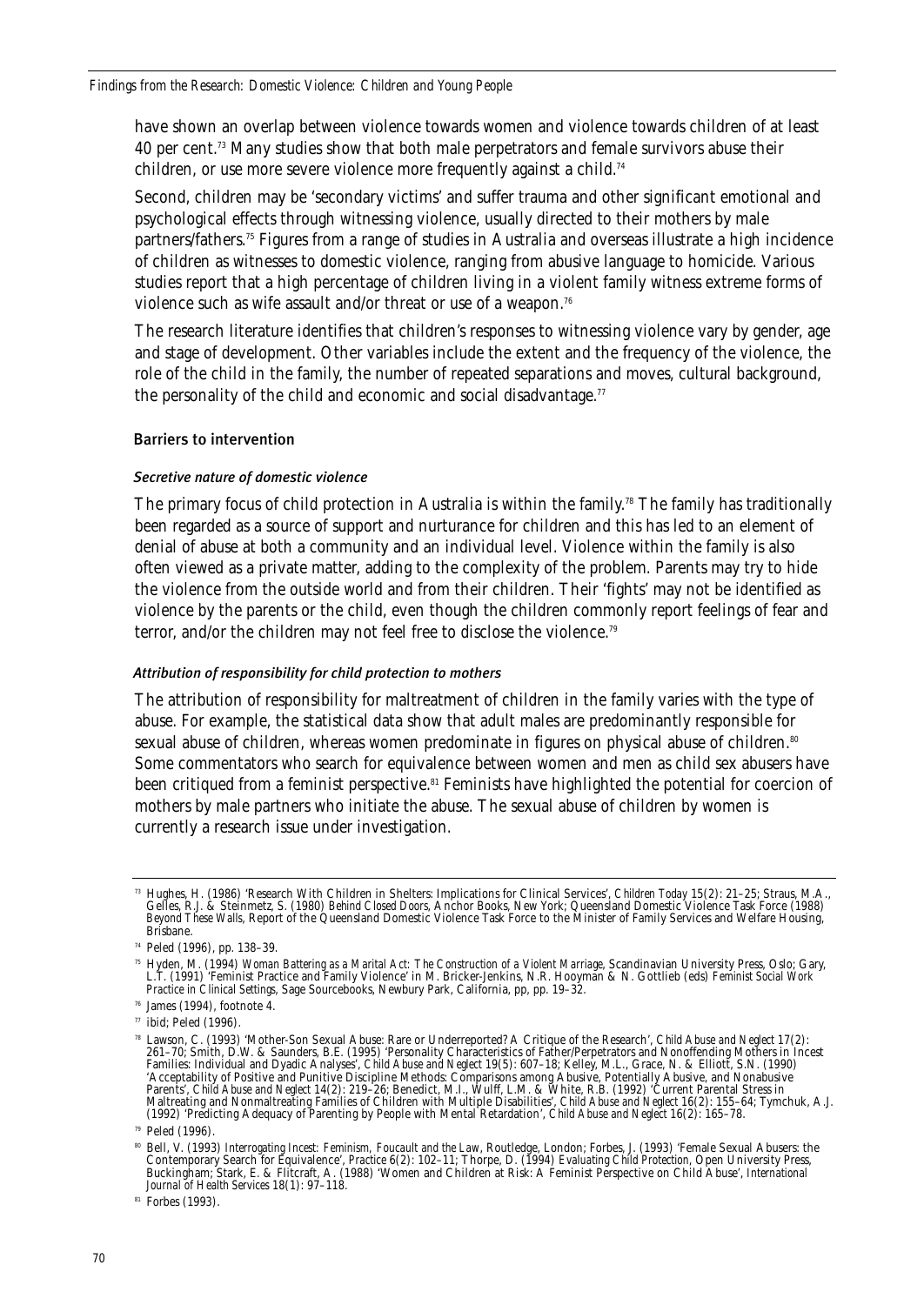have shown an overlap between violence towards women and violence towards children of at least 40 per cent.[73] Many studies show that both male perpetrators and female survivors abuse their children, or use more severe violence more frequently against a child.[74]

Second, children may be 'secondary victims' and suffer trauma and other significant emotional and psychological effects through witnessing violence, usually directed to their mothers by male partners/fathers.[75] Figures from a range of studies in Australia and overseas illustrate a high incidence of children as witnesses to domestic violence, ranging from abusive language to homicide. Various studies report that a high percentage of children living in a violent family witness extreme forms of violence such as wife assault and/or threat or use of a weapon.[76]

The research literature identifies that children's responses to witnessing violence vary by gender, age and stage of development. Other variables include the extent and the frequency of the violence, the role of the child in the family, the number of repeated separations and moves, cultural background, the personality of the child and economic and social disadvantage.[77]

### Barriers to intervention

#### *Secretive nature of domestic violence*

The primary focus of child protection in Australia is within the family.[78] The family has traditionally been regarded as a source of support and nurturance for children and this has led to an element of denial of abuse at both a community and an individual level. Violence within the family is also often viewed as a private matter, adding to the complexity of the problem. Parents may try to hide the violence from the outside world and from their children. Their 'fights' may not be identified as violence by the parents or the child, even though the children commonly report feelings of fear and terror, and/or the children may not feel free to disclose the violence.[79]

#### *Attribution of responsibility for child protection to mothers*

The attribution of responsibility for maltreatment of children in the family varies with the type of abuse. For example, the statistical data show that adult males are predominantly responsible for sexual abuse of children, whereas women predominate in figures on physical abuse of children.[80] Some commentators who search for equivalence between women and men as child sex abusers have been critiqued from a feminist perspective.[81] Feminists have highlighted the potential for coercion of mothers by male partners who initiate the abuse. The sexual abuse of children by women is currently a research issue under investigation.

---

[73] Hughes, H. (1986) 'Research With Children in Shelters: Implications for Clinical Services', *Children Today* 15(2): 21–25; Straus, M.A., Gelles, R.J. & Steinmetz, S. (1980) *Behind Closed Doors*, Anchor Books, New York; Queensland Domestic Violence Task Force (1988) *Beyond These Walls*, Report of the Queensland Domestic Violence Task Force to the Minister of Family Services and Welfare Housing, Brisbane.

[74] Peled (1996), pp. 138–39.

[75] Hyden, M. (1994) *Woman Battering as a Marital Act: The Construction of a Violent Marriage*, Scandinavian University Press, Oslo; Gary, L.T. (1991) 'Feminist Practice and Family Violence' in M. Bricker-Jenkins, N.R. Hooyman & N. Gottlieb (eds) *Feminist Social Work Practice in Clinical Settings*, Sage Sourcebooks, Newbury Park, California, pp, pp. 19–32.

[76] James (1994), footnote 4.

[77] ibid; Peled (1996).

[78] Lawson, C. (1993) 'Mother-Son Sexual Abuse: Rare or Underreported? A Critique of the Research', *Child Abuse and Neglect* 17(2): 261–70; Smith, D.W. & Saunders, B.E. (1995) 'Personality Characteristics of Father/Perpetrators and Nonoffending Mothers in Incest Families: Individual and Dyadic Analyses', *Child Abuse and Neglect* 19(5): 607–18; Kelley, M.L., Grace, N. & Elliott, S.N. (1990) 'Acceptability of Positive and Punitive Discipline Methods: Comparisons among Abusive, Potentially Abusive, and Nonabusive Parents', *Child Abuse and Neglect* 14(2): 219–26; Benedict, M.I., Wulff, L.M. & White, R.B. (1992) 'Current Parental Stress in Maltreating and Nonmaltreating Families of Children with Multiple Disabilities', *Child Abuse and Neglect* 16(2): 155–64; Tymchuk, A.J. (1992) 'Predicting Adequacy of Parenting by People with Mental Retardation', *Child Abuse and Neglect* 16(2): 165–78.

[79] Peled (1996).

[80] Bell, V. (1993) *Interrogating Incest: Feminism, Foucault and the Law*, Routledge, London; Forbes, J. (1993) 'Female Sexual Abusers: the Contemporary Search for Equivalence', *Practice* 6(2): 102–11; Thorpe, D. (1994) *Evaluating Child Protection*, Open University Press, Buckingham; Stark, E. & Flitcraft, A. (1988) 'Women and Children at Risk: A Feminist Perspective on Child Abuse', *International Journal of Health Services* 18(1): 97–118.

[81] Forbes (1993).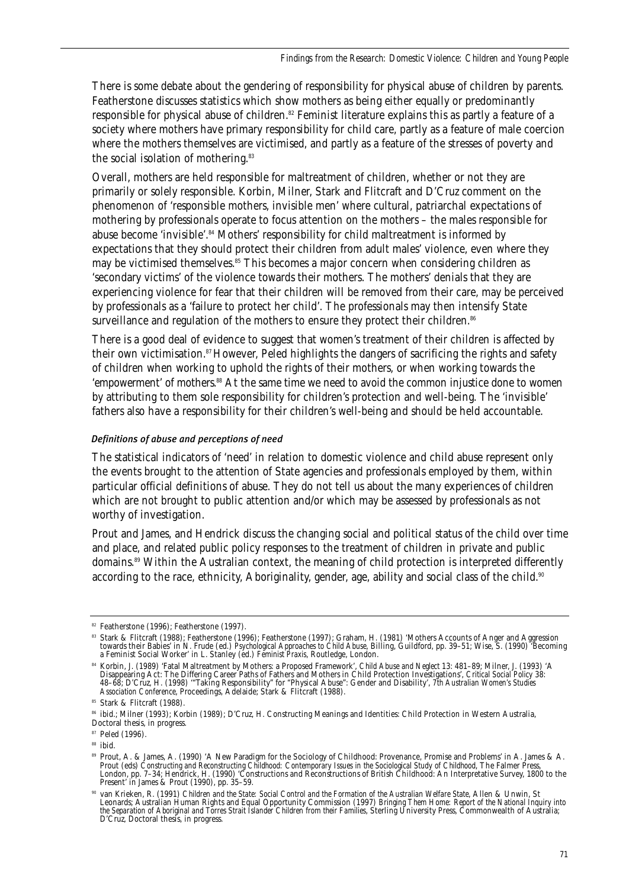There is some debate about the gendering of responsibility for physical abuse of children by parents. Featherstone discusses statistics which show mothers as being either equally or predominantly responsible for physical abuse of children.[82] Feminist literature explains this as partly a feature of a society where mothers have primary responsibility for child care, partly as a feature of male coercion where the mothers themselves are victimised, and partly as a feature of the stresses of poverty and the social isolation of mothering.[83]

Overall, mothers are held responsible for maltreatment of children, whether or not they are primarily or solely responsible. Korbin, Milner, Stark and Flitcraft and D'Cruz comment on the phenomenon of 'responsible mothers, invisible men' where cultural, patriarchal expectations of mothering by professionals operate to focus attention on the mothers – the males responsible for abuse become 'invisible'.[84] Mothers' responsibility for child maltreatment is informed by expectations that they should protect their children from adult males' violence, even where they may be victimised themselves.[85] This becomes a major concern when considering children as 'secondary victims' of the violence towards their mothers. The mothers' denials that they are experiencing violence for fear that their children will be removed from their care, may be perceived by professionals as a 'failure to protect her child'. The professionals may then intensify State surveillance and regulation of the mothers to ensure they protect their children.[86]

There is a good deal of evidence to suggest that women's treatment of their children is affected by their own victimisation.[87] However, Peled highlights the dangers of sacrificing the rights and safety of children when working to uphold the rights of their mothers, or when working towards the 'empowerment' of mothers.[88] At the same time we need to avoid the common injustice done to women by attributing to them sole responsibility for children's protection and well-being. The 'invisible' fathers also have a responsibility for their children's well-being and should be held accountable.

#### *Definitions of abuse and perceptions of need*

The statistical indicators of 'need' in relation to domestic violence and child abuse represent only the events brought to the attention of State agencies and professionals employed by them, within particular official definitions of abuse. They do not tell us about the many experiences of children which are not brought to public attention and/or which may be assessed by professionals as not worthy of investigation.

Prout and James, and Hendrick discuss the changing social and political status of the child over time and place, and related public policy responses to the treatment of children in private and public domains.[89] Within the Australian context, the meaning of child protection is interpreted differently according to the race, ethnicity, Aboriginality, gender, age, ability and social class of the child.[90]

---

[82] Featherstone (1996); Featherstone (1997).

[83] Stark & Flitcraft (1988); Featherstone (1996); Featherstone (1997); Graham, H. (1981) 'Mothers Accounts of Anger and Aggression towards their Babies' in N. Frude (ed.) *Psychological Approaches to Child Abuse*, Billing, Guildford, pp. 39–51; Wise, S. (1990) 'Becoming a Feminist Social Worker' in L. Stanley (ed.) *Feminist Praxis*, Routledge, London.

[84] Korbin, J. (1989) 'Fatal Maltreatment by Mothers: a Proposed Framework', *Child Abuse and Neglect* 13: 481–89; Milner, J. (1993) 'A Disappearing Act: The Differing Career Paths of Fathers and Mothers in Child Protection Investigations', *Critical Social Policy* 38: 48–68; D'Cruz, H. (1998) '"Taking Responsibility" for "Physical Abuse": Gender and Disability', *7th Australian Women's Studies Association Conference*, Proceedings, Adelaide; Stark & Flitcraft (1988).

[85] Stark & Flitcraft (1988).

[86] ibid.; Milner (1993); Korbin (1989); D'Cruz, H. Constructing Meanings and Identities: Child Protection in Western Australia, Doctoral thesis, in progress.

[87] Peled (1996).

[88] ibid.

[89] Prout, A. & James, A. (1990) 'A New Paradigm for the Sociology of Childhood: Provenance, Promise and Problems' in A. James & A. Prout (eds) *Constructing and Reconstructing Childhood: Contemporary Issues in the Sociological Study of Childhood*, The Falmer Press, London, pp. 7–34; Hendrick, H. (1990) 'Constructions and Reconstructions of British Childhood: An Interpretative Survey, 1800 to the Present' in James & Prout (1990), pp. 35–59.

[90] van Krieken, R. (1991) *Children and the State: Social Control and the Formation of the Australian Welfare State*, Allen & Unwin, St Leonards; Australian Human Rights and Equal Opportunity Commission (1997) *Bringing Them Home: Report of the National Inquiry into the Separation of Aboriginal and Torres Strait Islander Children from their Families*, Sterling University Press, Commonwealth of Australia; D'Cruz, Doctoral thesis, in progress.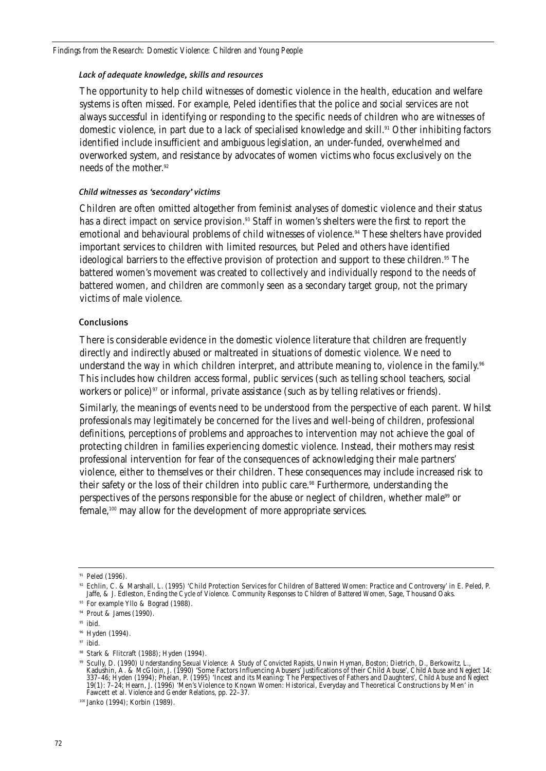#### *Lack of adequate knowledge, skills and resources*

The opportunity to help child witnesses of domestic violence in the health, education and welfare systems is often missed. For example, Peled identifies that the police and social services are not always successful in identifying or responding to the specific needs of children who are witnesses of domestic violence, in part due to a lack of specialised knowledge and skill.[91] Other inhibiting factors identified include insufficient and ambiguous legislation, an under-funded, overwhelmed and overworked system, and resistance by advocates of women victims who focus exclusively on the needs of the mother.[92]

#### *Child witnesses as 'secondary' victims*

Children are often omitted altogether from feminist analyses of domestic violence and their status has a direct impact on service provision.[93] Staff in women's shelters were the first to report the emotional and behavioural problems of child witnesses of violence.[94] These shelters have provided important services to children with limited resources, but Peled and others have identified ideological barriers to the effective provision of protection and support to these children.[95] The battered women's movement was created to collectively and individually respond to the needs of battered women, and children are commonly seen as a secondary target group, not the primary victims of male violence.

### Conclusions

There is considerable evidence in the domestic violence literature that children are frequently directly and indirectly abused or maltreated in situations of domestic violence. We need to understand the way in which children interpret, and attribute meaning to, violence in the family.[96] This includes how children access formal, public services (such as telling school teachers, social workers or police)[97] or informal, private assistance (such as by telling relatives or friends).

Similarly, the meanings of events need to be understood from the perspective of each parent. Whilst professionals may legitimately be concerned for the lives and well-being of children, professional definitions, perceptions of problems and approaches to intervention may not achieve the goal of protecting children in families experiencing domestic violence. Instead, their mothers may resist professional intervention for fear of the consequences of acknowledging their male partners' violence, either to themselves or their children. These consequences may include increased risk to their safety or the loss of their children into public care.[98] Furthermore, understanding the perspectives of the persons responsible for the abuse or neglect of children, whether male[99] or female,[100] may allow for the development of more appropriate services.

---

[91] Peled (1996).

[92] Echlin, C. & Marshall, L. (1995) 'Child Protection Services for Children of Battered Women: Practice and Controversy' in E. Peled, P. Jaffe, & J. Edleston, *Ending the Cycle of Violence. Community Responses to Children of Battered Women*, Sage, Thousand Oaks.

[93] For example Yllo & Bograd (1988).

[94] Prout & James (1990).

[95] ibid.

[96] Hyden (1994).

[97] ibid.

[98] Stark & Flitcraft (1988); Hyden (1994).

[99] Scully, D. (1990) *Understanding Sexual Violence: A Study of Convicted Rapists*, Unwin Hyman, Boston; Dietrich, D., Berkowitz, L., Kadushin, A. & McGloin, J. (1990) 'Some Factors Influencing Abusers' Justifications of their Child Abuse', *Child Abuse and Neglect* 14: 337–46; Hyden (1994); Phelan, P. (1995) 'Incest and its Meaning: The Perspectives of Fathers and Daughters', *Child Abuse and Neglect* 19(1): 7–24; Hearn, J. (1996) 'Men's Violence to Known Women: Historical, Everyday and Theoretical Constructions by Men' in Fawcett et al. *Violence and Gender Relations*, pp. 22–37.

[100] Janko (1994); Korbin (1989).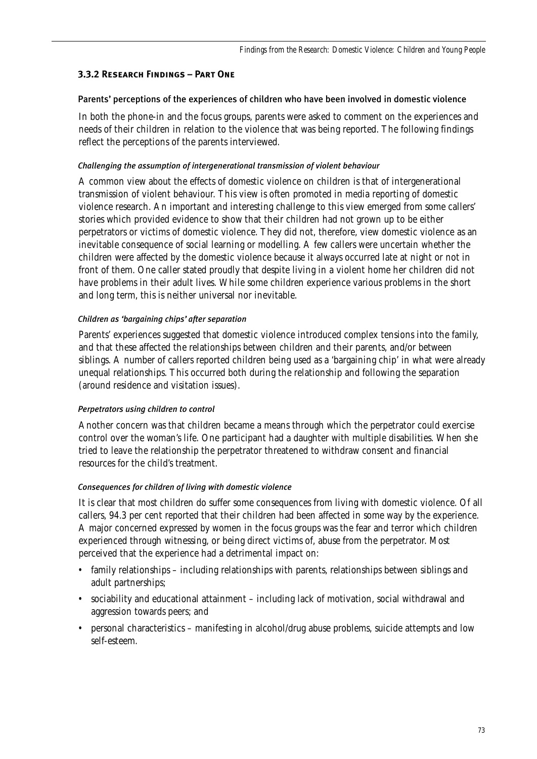### 3.3.2 Research Findings – Part One

#### Parents' perceptions of the experiences of children who have been involved in domestic violence

In both the phone-in and the focus groups, parents were asked to comment on the experiences and needs of their children in relation to the violence that was being reported. The following findings reflect the perceptions of the parents interviewed.

##### *Challenging the assumption of intergenerational transmission of violent behaviour*

A common view about the effects of domestic violence on children is that of intergenerational transmission of violent behaviour. This view is often promoted in media reporting of domestic violence research. An important and interesting challenge to this view emerged from some callers' stories which provided evidence to show that their children had not grown up to be either perpetrators or victims of domestic violence. They did not, therefore, view domestic violence as an inevitable consequence of social learning or modelling. A few callers were uncertain whether the children were affected by the domestic violence because it always occurred late at night or not in front of them. One caller stated proudly that despite living in a violent home her children did not have problems in their adult lives. While some children experience various problems in the short and long term, this is neither universal nor inevitable.

##### *Children as 'bargaining chips' after separation*

Parents' experiences suggested that domestic violence introduced complex tensions into the family, and that these affected the relationships between children and their parents, and/or between siblings. A number of callers reported children being used as a 'bargaining chip' in what were already unequal relationships. This occurred both during the relationship and following the separation (around residence and visitation issues).

##### *Perpetrators using children to control*

Another concern was that children became a means through which the perpetrator could exercise control over the woman's life. One participant had a daughter with multiple disabilities. When she tried to leave the relationship the perpetrator threatened to withdraw consent and financial resources for the child's treatment.

##### *Consequences for children of living with domestic violence*

It is clear that most children do suffer some consequences from living with domestic violence. Of all callers, 94.3 per cent reported that their children had been affected in some way by the experience. A major concerned expressed by women in the focus groups was the fear and terror which children experienced through witnessing, or being direct victims of, abuse from the perpetrator. Most perceived that the experience had a detrimental impact on:

- family relationships – including relationships with parents, relationships between siblings and adult partnerships;
- sociability and educational attainment – including lack of motivation, social withdrawal and aggression towards peers; and
- personal characteristics – manifesting in alcohol/drug abuse problems, suicide attempts and low self-esteem.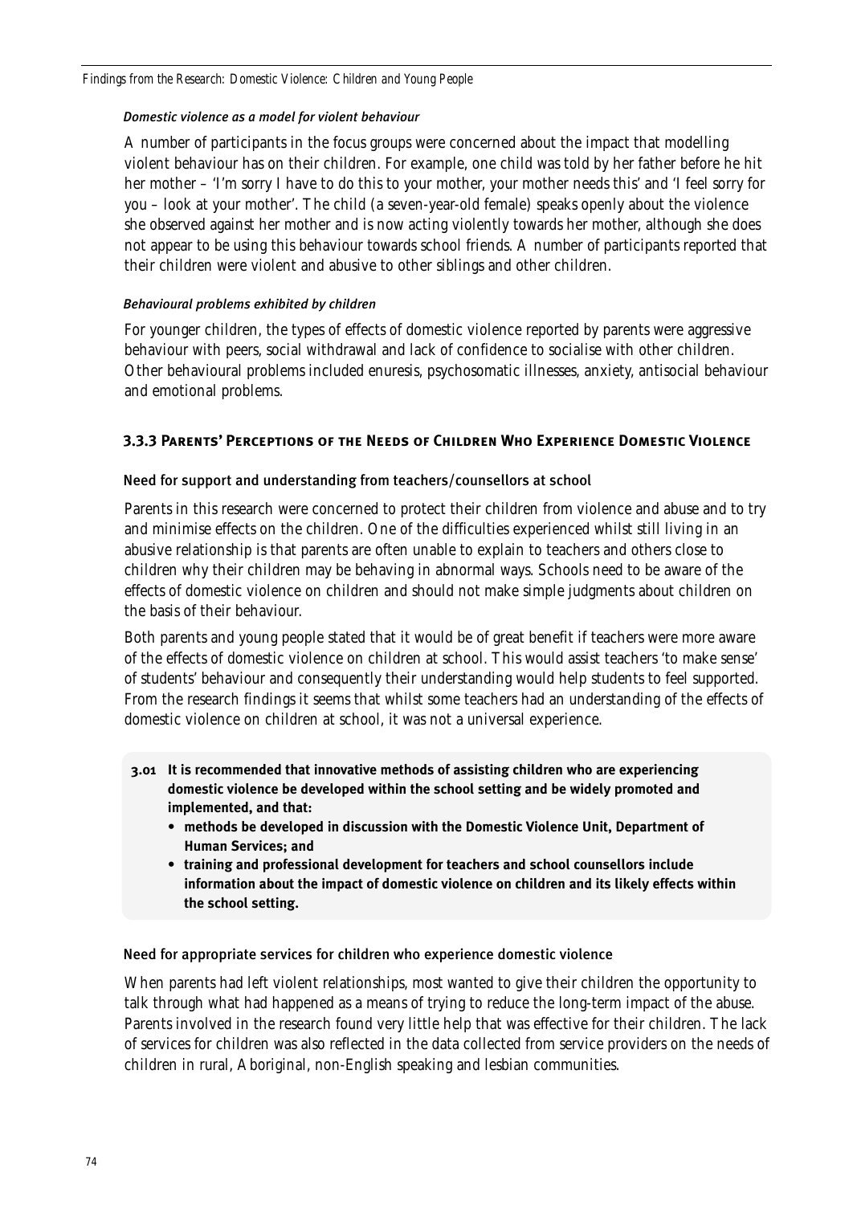#### *Domestic violence as a model for violent behaviour*

A number of participants in the focus groups were concerned about the impact that modelling violent behaviour has on their children. For example, one child was told by her father before he hit her mother – 'I'm sorry I have to do this to your mother, your mother needs this' and 'I feel sorry for you – look at your mother'. The child (a seven-year-old female) speaks openly about the violence she observed against her mother and is now acting violently towards her mother, although she does not appear to be using this behaviour towards school friends. A number of participants reported that their children were violent and abusive to other siblings and other children.

#### *Behavioural problems exhibited by children*

For younger children, the types of effects of domestic violence reported by parents were aggressive behaviour with peers, social withdrawal and lack of confidence to socialise with other children. Other behavioural problems included enuresis, psychosomatic illnesses, anxiety, antisocial behaviour and emotional problems.

### 3.3.3 Parents' Perceptions of the Needs of Children Who Experience Domestic Violence

#### Need for support and understanding from teachers/counsellors at school

Parents in this research were concerned to protect their children from violence and abuse and to try and minimise effects on the children. One of the difficulties experienced whilst still living in an abusive relationship is that parents are often unable to explain to teachers and others close to children why their children may be behaving in abnormal ways. Schools need to be aware of the effects of domestic violence on children and should not make simple judgments about children on the basis of their behaviour.

Both parents and young people stated that it would be of great benefit if teachers were more aware of the effects of domestic violence on children at school. This would assist teachers 'to make sense' of students' behaviour and consequently their understanding would help students to feel supported. From the research findings it seems that whilst some teachers had an understanding of the effects of domestic violence on children at school, it was not a universal experience.

**3.01 It is recommended that innovative methods of assisting children who are experiencing domestic violence be developed within the school setting and be widely promoted and implemented, and that:**

- **methods be developed in discussion with the Domestic Violence Unit, Department of Human Services; and**
- **training and professional development for teachers and school counsellors include information about the impact of domestic violence on children and its likely effects within the school setting.**

#### Need for appropriate services for children who experience domestic violence

When parents had left violent relationships, most wanted to give their children the opportunity to talk through what had happened as a means of trying to reduce the long-term impact of the abuse. Parents involved in the research found very little help that was effective for their children. The lack of services for children was also reflected in the data collected from service providers on the needs of children in rural, Aboriginal, non-English speaking and lesbian communities.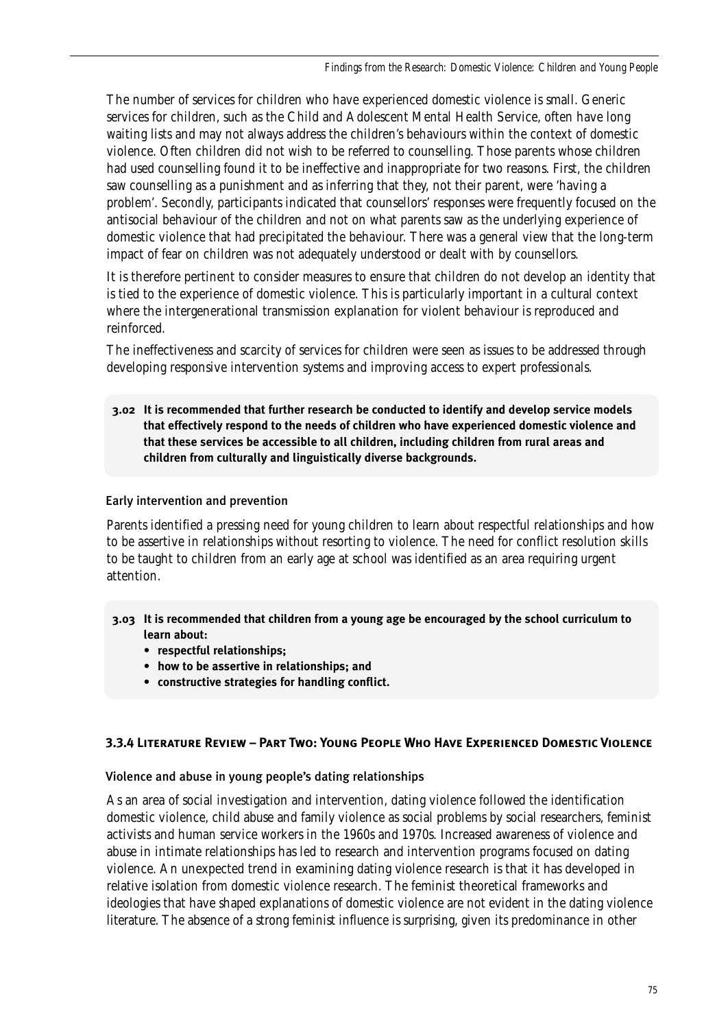The number of services for children who have experienced domestic violence is small. Generic services for children, such as the Child and Adolescent Mental Health Service, often have long waiting lists and may not always address the children's behaviours within the context of domestic violence. Often children did not wish to be referred to counselling. Those parents whose children had used counselling found it to be ineffective and inappropriate for two reasons. First, the children saw counselling as a punishment and as inferring that they, not their parent, were 'having a problem'. Secondly, participants indicated that counsellors' responses were frequently focused on the antisocial behaviour of the children and not on what parents saw as the underlying experience of domestic violence that had precipitated the behaviour. There was a general view that the long-term impact of fear on children was not adequately understood or dealt with by counsellors.

It is therefore pertinent to consider measures to ensure that children do not develop an identity that is tied to the experience of domestic violence. This is particularly important in a cultural context where the intergenerational transmission explanation for violent behaviour is reproduced and reinforced.

The ineffectiveness and scarcity of services for children were seen as issues to be addressed through developing responsive intervention systems and improving access to expert professionals.

> **3.02 It is recommended that further research be conducted to identify and develop service models that effectively respond to the needs of children who have experienced domestic violence and that these services be accessible to all children, including children from rural areas and children from culturally and linguistically diverse backgrounds.**

#### Early intervention and prevention

Parents identified a pressing need for young children to learn about respectful relationships and how to be assertive in relationships without resorting to violence. The need for conflict resolution skills to be taught to children from an early age at school was identified as an area requiring urgent attention.

> **3.03 It is recommended that children from a young age be encouraged by the school curriculum to learn about:**
> - **respectful relationships;**
> - **how to be assertive in relationships; and**
> - **constructive strategies for handling conflict.**

### 3.3.4 Literature Review – Part Two: Young People Who Have Experienced Domestic Violence

#### Violence and abuse in young people's dating relationships

As an area of social investigation and intervention, dating violence followed the identification domestic violence, child abuse and family violence as social problems by social researchers, feminist activists and human service workers in the 1960s and 1970s. Increased awareness of violence and abuse in intimate relationships has led to research and intervention programs focused on dating violence. An unexpected trend in examining dating violence research is that it has developed in relative isolation from domestic violence research. The feminist theoretical frameworks and ideologies that have shaped explanations of domestic violence are not evident in the dating violence literature. The absence of a strong feminist influence is surprising, given its predominance in other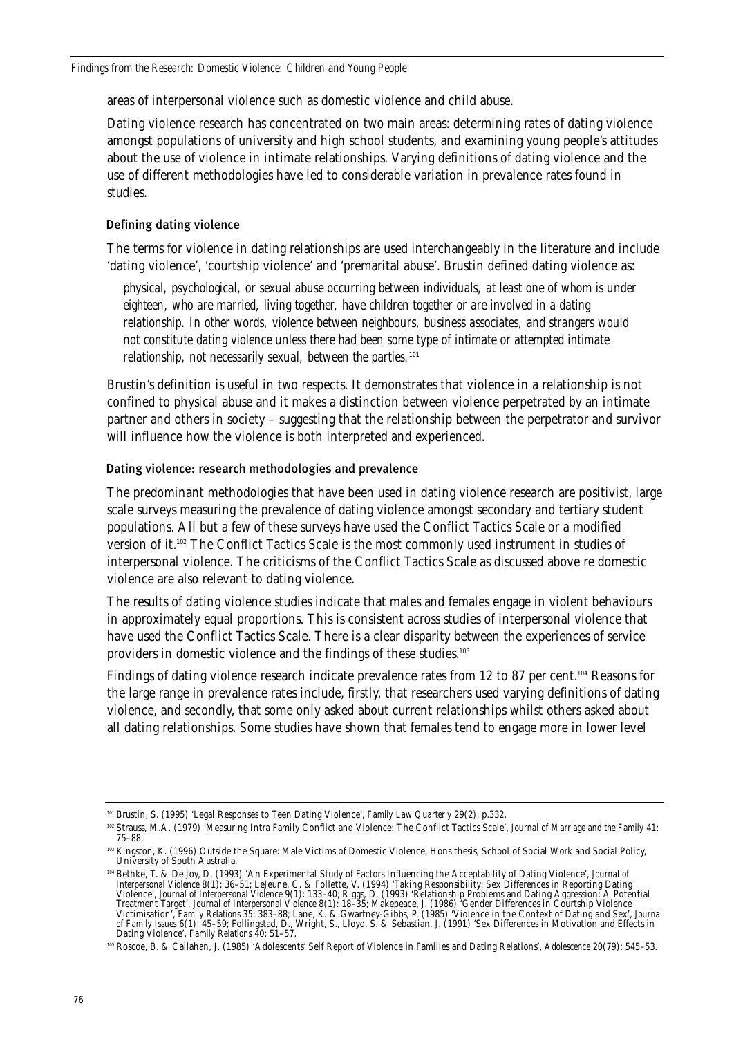areas of interpersonal violence such as domestic violence and child abuse.

Dating violence research has concentrated on two main areas: determining rates of dating violence amongst populations of university and high school students, and examining young people's attitudes about the use of violence in intimate relationships. Varying definitions of dating violence and the use of different methodologies have led to considerable variation in prevalence rates found in studies.

### Defining dating violence

The terms for violence in dating relationships are used interchangeably in the literature and include 'dating violence', 'courtship violence' and 'premarital abuse'. Brustin defined dating violence as:

> *physical, psychological, or sexual abuse occurring between individuals, at least one of whom is under eighteen, who are married, living together, have children together or are involved in a dating relationship. In other words, violence between neighbours, business associates, and strangers would not constitute dating violence unless there had been some type of intimate or attempted intimate relationship, not necessarily sexual, between the parties.*[101]

Brustin's definition is useful in two respects. It demonstrates that violence in a relationship is not confined to physical abuse and it makes a distinction between violence perpetrated by an intimate partner and others in society – suggesting that the relationship between the perpetrator and survivor will influence how the violence is both interpreted and experienced.

### Dating violence: research methodologies and prevalence

The predominant methodologies that have been used in dating violence research are positivist, large scale surveys measuring the prevalence of dating violence amongst secondary and tertiary student populations. All but a few of these surveys have used the Conflict Tactics Scale or a modified version of it.[102] The Conflict Tactics Scale is the most commonly used instrument in studies of interpersonal violence. The criticisms of the Conflict Tactics Scale as discussed above re domestic violence are also relevant to dating violence.

The results of dating violence studies indicate that males and females engage in violent behaviours in approximately equal proportions. This is consistent across studies of interpersonal violence that have used the Conflict Tactics Scale. There is a clear disparity between the experiences of service providers in domestic violence and the findings of these studies.[103]

Findings of dating violence research indicate prevalence rates from 12 to 87 per cent.[104] Reasons for the large range in prevalence rates include, firstly, that researchers used varying definitions of dating violence, and secondly, that some only asked about current relationships whilst others asked about all dating relationships. Some studies have shown that females tend to engage more in lower level

---

[101] Brustin, S. (1995) 'Legal Responses to Teen Dating Violence', *Family Law Quarterly* 29(2), p.332.

[102] Strauss, M.A. (1979) 'Measuring Intra Family Conflict and Violence: The Conflict Tactics Scale', *Journal of Marriage and the Family* 41: 75–88.

[103] Kingston, K. (1996) Outside the Square: Male Victims of Domestic Violence, Hons thesis, School of Social Work and Social Policy, University of South Australia.

[104] Bethke, T. & De Joy, D. (1993) 'An Experimental Study of Factors Influencing the Acceptability of Dating Violence', *Journal of Interpersonal Violence* 8(1): 36–51; LeJeune, C. & Follette, V. (1994) 'Taking Responsibility: Sex Differences in Reporting Dating Violence', *Journal of Interpersonal Violence* 9(1): 133–40; Riggs, D. (1993) 'Relationship Problems and Dating Aggression: A Potential Treatment Target', *Journal of Interpersonal Violence* 8(1): 18–35; Makepeace, J. (1986) 'Gender Differences in Courtship Violence Victimisation', *Family Relations* 35: 383–88; Lane, K. & Gwartney-Gibbs, P. (1985) 'Violence in the Context of Dating and Sex', *Journal of Family Issues* 6(1): 45–59; Follingstad, D., Wright, S., Lloyd, S. & Sebastian, J. (1991) 'Sex Differences in Motivation and Effects in Dating Violence', *Family Relations* 40: 51–57.

[105] Roscoe, B. & Callahan, J. (1985) 'Adolescents' Self Report of Violence in Families and Dating Relations', *Adolescence* 20(79): 545–53.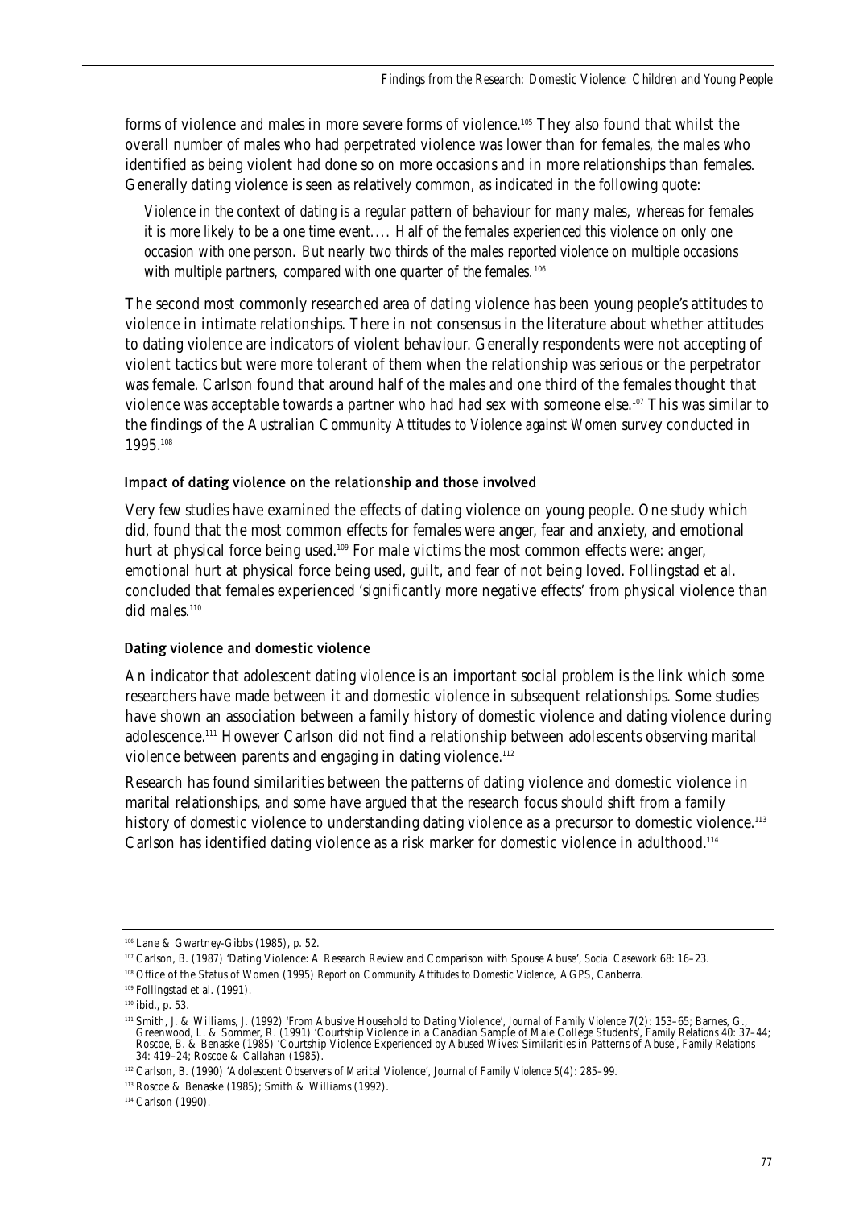forms of violence and males in more severe forms of violence.[105] They also found that whilst the overall number of males who had perpetrated violence was lower than for females, the males who identified as being violent had done so on more occasions and in more relationships than females. Generally dating violence is seen as relatively common, as indicated in the following quote:

> *Violence in the context of dating is a regular pattern of behaviour for many males, whereas for females it is more likely to be a one time event.... Half of the females experienced this violence on only one occasion with one person. But nearly two thirds of the males reported violence on multiple occasions with multiple partners, compared with one quarter of the females.*[106]

The second most commonly researched area of dating violence has been young people's attitudes to violence in intimate relationships. There in not consensus in the literature about whether attitudes to dating violence are indicators of violent behaviour. Generally respondents were not accepting of violent tactics but were more tolerant of them when the relationship was serious or the perpetrator was female. Carlson found that around half of the males and one third of the females thought that violence was acceptable towards a partner who had had sex with someone else.[107] This was similar to the findings of the Australian *Community Attitudes to Violence against Women* survey conducted in 1995.[108]

### Impact of dating violence on the relationship and those involved

Very few studies have examined the effects of dating violence on young people. One study which did, found that the most common effects for females were anger, fear and anxiety, and emotional hurt at physical force being used.[109] For male victims the most common effects were: anger, emotional hurt at physical force being used, guilt, and fear of not being loved. Follingstad et al. concluded that females experienced 'significantly more negative effects' from physical violence than did males.[110]

### Dating violence and domestic violence

An indicator that adolescent dating violence is an important social problem is the link which some researchers have made between it and domestic violence in subsequent relationships. Some studies have shown an association between a family history of domestic violence and dating violence during adolescence.[111] However Carlson did not find a relationship between adolescents observing marital violence between parents and engaging in dating violence.[112]

Research has found similarities between the patterns of dating violence and domestic violence in marital relationships, and some have argued that the research focus should shift from a family history of domestic violence to understanding dating violence as a precursor to domestic violence.[113] Carlson has identified dating violence as a risk marker for domestic violence in adulthood.[114]

---

[106] Lane & Gwartney-Gibbs (1985), p. 52.

[107] Carlson, B. (1987) 'Dating Violence: A Research Review and Comparison with Spouse Abuse', *Social Casework* 68: 16–23.

[108] Office of the Status of Women (1995) *Report on Community Attitudes to Domestic Violence*, AGPS, Canberra.

[109] Follingstad et al. (1991).

[110] ibid., p. 53.

[111] Smith, J. & Williams, J. (1992) 'From Abusive Household to Dating Violence', *Journal of Family Violence* 7(2): 153–65; Barnes, G., Greenwood, L. & Sommer, R. (1991) 'Courtship Violence in a Canadian Sample of Male College Students', *Family Relations* 40: 37–44; Roscoe, B. & Benaske (1985) 'Courtship Violence Experienced by Abused Wives: Similarities in Patterns of Abuse', *Family Relations* 34: 419–24; Roscoe & Callahan (1985).

[112] Carlson, B. (1990) 'Adolescent Observers of Marital Violence', *Journal of Family Violence* 5(4): 285–99.

[113] Roscoe & Benaske (1985); Smith & Williams (1992).

[114] Carlson (1990).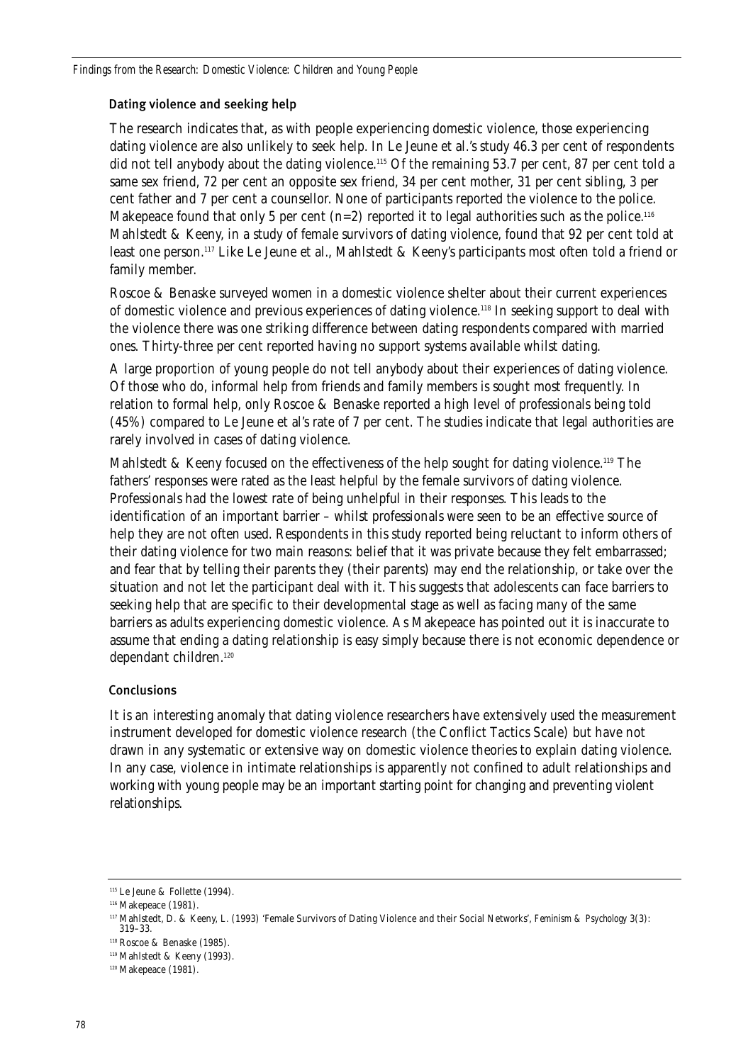### Dating violence and seeking help

The research indicates that, as with people experiencing domestic violence, those experiencing dating violence are also unlikely to seek help. In Le Jeune et al.'s study 46.3 per cent of respondents did not tell anybody about the dating violence.[115] Of the remaining 53.7 per cent, 87 per cent told a same sex friend, 72 per cent an opposite sex friend, 34 per cent mother, 31 per cent sibling, 3 per cent father and 7 per cent a counsellor. None of participants reported the violence to the police. Makepeace found that only 5 per cent (n=2) reported it to legal authorities such as the police.[116] Mahlstedt & Keeny, in a study of female survivors of dating violence, found that 92 per cent told at least one person.[117] Like Le Jeune et al., Mahlstedt & Keeny's participants most often told a friend or family member.

Roscoe & Benaske surveyed women in a domestic violence shelter about their current experiences of domestic violence and previous experiences of dating violence.[118] In seeking support to deal with the violence there was one striking difference between dating respondents compared with married ones. Thirty-three per cent reported having no support systems available whilst dating.

A large proportion of young people do not tell anybody about their experiences of dating violence. Of those who do, informal help from friends and family members is sought most frequently. In relation to formal help, only Roscoe & Benaske reported a high level of professionals being told (45%) compared to Le Jeune et al's rate of 7 per cent. The studies indicate that legal authorities are rarely involved in cases of dating violence.

Mahlstedt & Keeny focused on the effectiveness of the help sought for dating violence.[119] The fathers' responses were rated as the least helpful by the female survivors of dating violence. Professionals had the lowest rate of being unhelpful in their responses. This leads to the identification of an important barrier – whilst professionals were seen to be an effective source of help they are not often used. Respondents in this study reported being reluctant to inform others of their dating violence for two main reasons: belief that it was private because they felt embarrassed; and fear that by telling their parents they (their parents) may end the relationship, or take over the situation and not let the participant deal with it. This suggests that adolescents can face barriers to seeking help that are specific to their developmental stage as well as facing many of the same barriers as adults experiencing domestic violence. As Makepeace has pointed out it is inaccurate to assume that ending a dating relationship is easy simply because there is not economic dependence or dependant children.[120]

### Conclusions

It is an interesting anomaly that dating violence researchers have extensively used the measurement instrument developed for domestic violence research (the Conflict Tactics Scale) but have not drawn in any systematic or extensive way on domestic violence theories to explain dating violence. In any case, violence in intimate relationships is apparently not confined to adult relationships and working with young people may be an important starting point for changing and preventing violent relationships.

---

[115] Le Jeune & Follette (1994).

[116] Makepeace (1981).

[117] Mahlstedt, D. & Keeny, L. (1993) 'Female Survivors of Dating Violence and their Social Networks', *Feminism & Psychology* 3(3): 319–33.

[118] Roscoe & Benaske (1985).

[119] Mahlstedt & Keeny (1993).

[120] Makepeace (1981).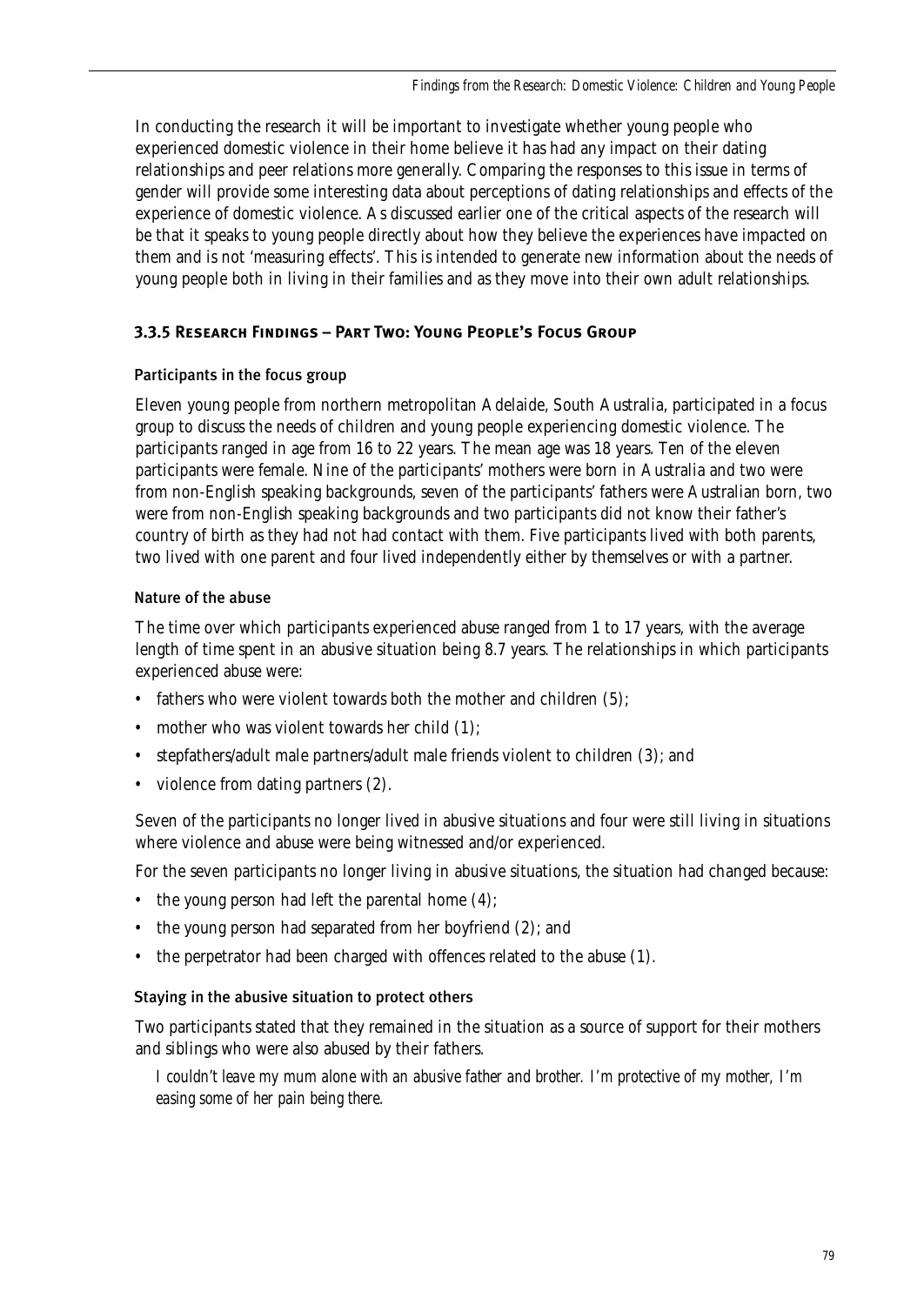In conducting the research it will be important to investigate whether young people who experienced domestic violence in their home believe it has had any impact on their dating relationships and peer relations more generally. Comparing the responses to this issue in terms of gender will provide some interesting data about perceptions of dating relationships and effects of the experience of domestic violence. As discussed earlier one of the critical aspects of the research will be that it speaks to young people directly about how they believe the experiences have impacted on them and is not 'measuring effects'. This is intended to generate new information about the needs of young people both in living in their families and as they move into their own adult relationships.

### 3.3.5 Research Findings – Part Two: Young People's Focus Group

#### Participants in the focus group

Eleven young people from northern metropolitan Adelaide, South Australia, participated in a focus group to discuss the needs of children and young people experiencing domestic violence. The participants ranged in age from 16 to 22 years. The mean age was 18 years. Ten of the eleven participants were female. Nine of the participants' mothers were born in Australia and two were from non-English speaking backgrounds, seven of the participants' fathers were Australian born, two were from non-English speaking backgrounds and two participants did not know their father's country of birth as they had not had contact with them. Five participants lived with both parents, two lived with one parent and four lived independently either by themselves or with a partner.

#### Nature of the abuse

The time over which participants experienced abuse ranged from 1 to 17 years, with the average length of time spent in an abusive situation being 8.7 years. The relationships in which participants experienced abuse were:

- fathers who were violent towards both the mother and children (5);
- mother who was violent towards her child (1);
- stepfathers/adult male partners/adult male friends violent to children (3); and
- violence from dating partners (2).

Seven of the participants no longer lived in abusive situations and four were still living in situations where violence and abuse were being witnessed and/or experienced.

For the seven participants no longer living in abusive situations, the situation had changed because:

- the young person had left the parental home (4);
- the young person had separated from her boyfriend (2); and
- the perpetrator had been charged with offences related to the abuse (1).

#### Staying in the abusive situation to protect others

Two participants stated that they remained in the situation as a source of support for their mothers and siblings who were also abused by their fathers.

> *I couldn't leave my mum alone with an abusive father and brother. I'm protective of my mother, I'm easing some of her pain being there.*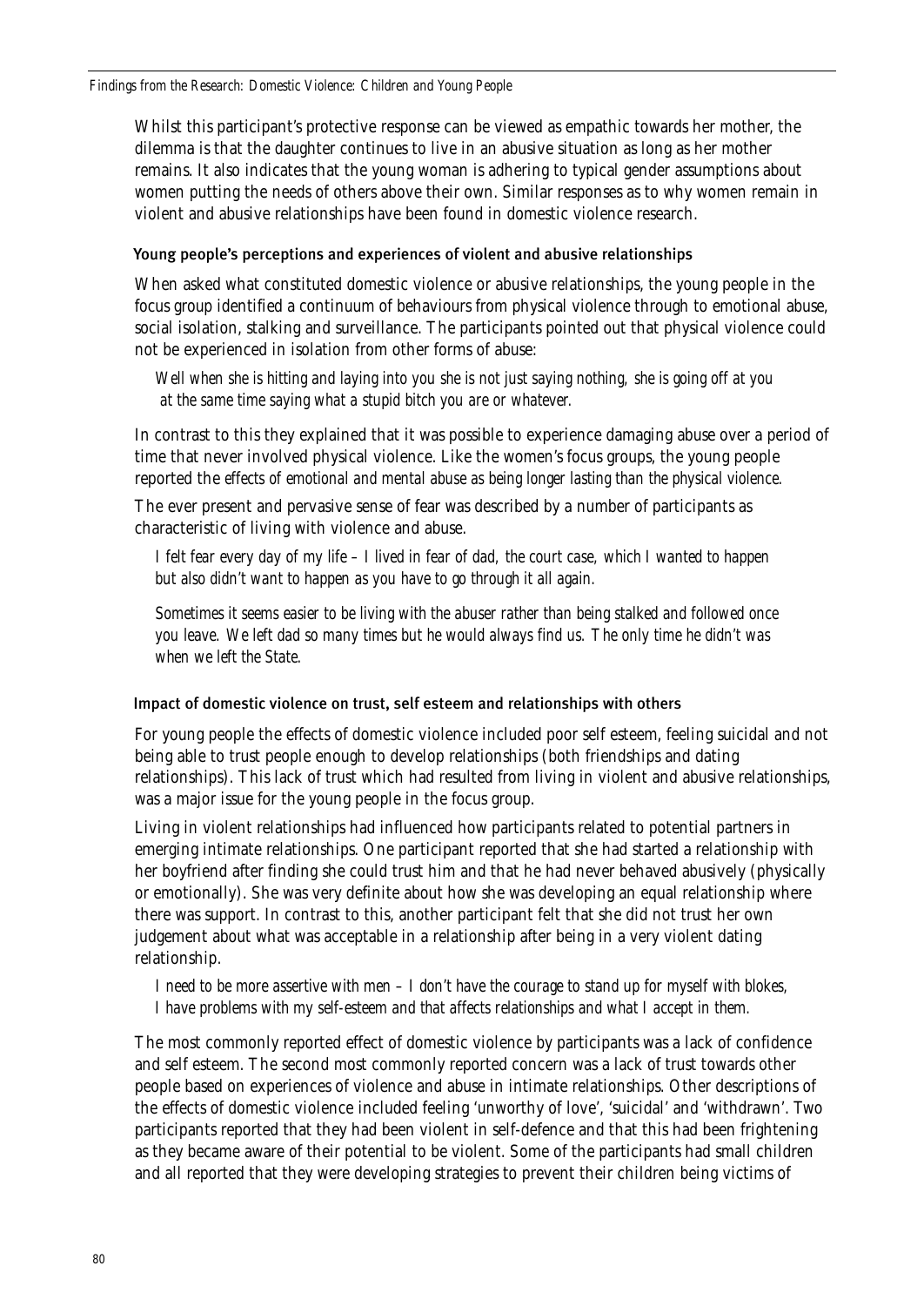Whilst this participant's protective response can be viewed as empathic towards her mother, the dilemma is that the daughter continues to live in an abusive situation as long as her mother remains. It also indicates that the young woman is adhering to typical gender assumptions about women putting the needs of others above their own. Similar responses as to why women remain in violent and abusive relationships have been found in domestic violence research.

### Young people's perceptions and experiences of violent and abusive relationships

When asked what constituted domestic violence or abusive relationships, the young people in the focus group identified a continuum of behaviours from physical violence through to emotional abuse, social isolation, stalking and surveillance. The participants pointed out that physical violence could not be experienced in isolation from other forms of abuse:

> *Well when she is hitting and laying into you she is not just saying nothing, she is going off at you at the same time saying what a stupid bitch you are or whatever.*

In contrast to this they explained that it was possible to experience damaging abuse over a period of time that never involved physical violence. Like the women's focus groups, the young people reported the *effects of emotional and mental abuse as being longer lasting than the physical violence.*

The ever present and pervasive sense of fear was described by a number of participants as characteristic of living with violence and abuse.

> *I felt fear every day of my life – I lived in fear of dad, the court case, which I wanted to happen but also didn't want to happen as you have to go through it all again.*

> *Sometimes it seems easier to be living with the abuser rather than being stalked and followed once you leave. We left dad so many times but he would always find us. The only time he didn't was when we left the State.*

### Impact of domestic violence on trust, self esteem and relationships with others

For young people the effects of domestic violence included poor self esteem, feeling suicidal and not being able to trust people enough to develop relationships (both friendships and dating relationships). This lack of trust which had resulted from living in violent and abusive relationships, was a major issue for the young people in the focus group.

Living in violent relationships had influenced how participants related to potential partners in emerging intimate relationships. One participant reported that she had started a relationship with her boyfriend after finding she could trust him and that he had never behaved abusively (physically or emotionally). She was very definite about how she was developing an equal relationship where there was support. In contrast to this, another participant felt that she did not trust her own judgement about what was acceptable in a relationship after being in a very violent dating relationship.

> *I need to be more assertive with men – I don't have the courage to stand up for myself with blokes, I have problems with my self-esteem and that affects relationships and what I accept in them.*

The most commonly reported effect of domestic violence by participants was a lack of confidence and self esteem. The second most commonly reported concern was a lack of trust towards other people based on experiences of violence and abuse in intimate relationships. Other descriptions of the effects of domestic violence included feeling 'unworthy of love', 'suicidal' and 'withdrawn'. Two participants reported that they had been violent in self-defence and that this had been frightening as they became aware of their potential to be violent. Some of the participants had small children and all reported that they were developing strategies to prevent their children being victims of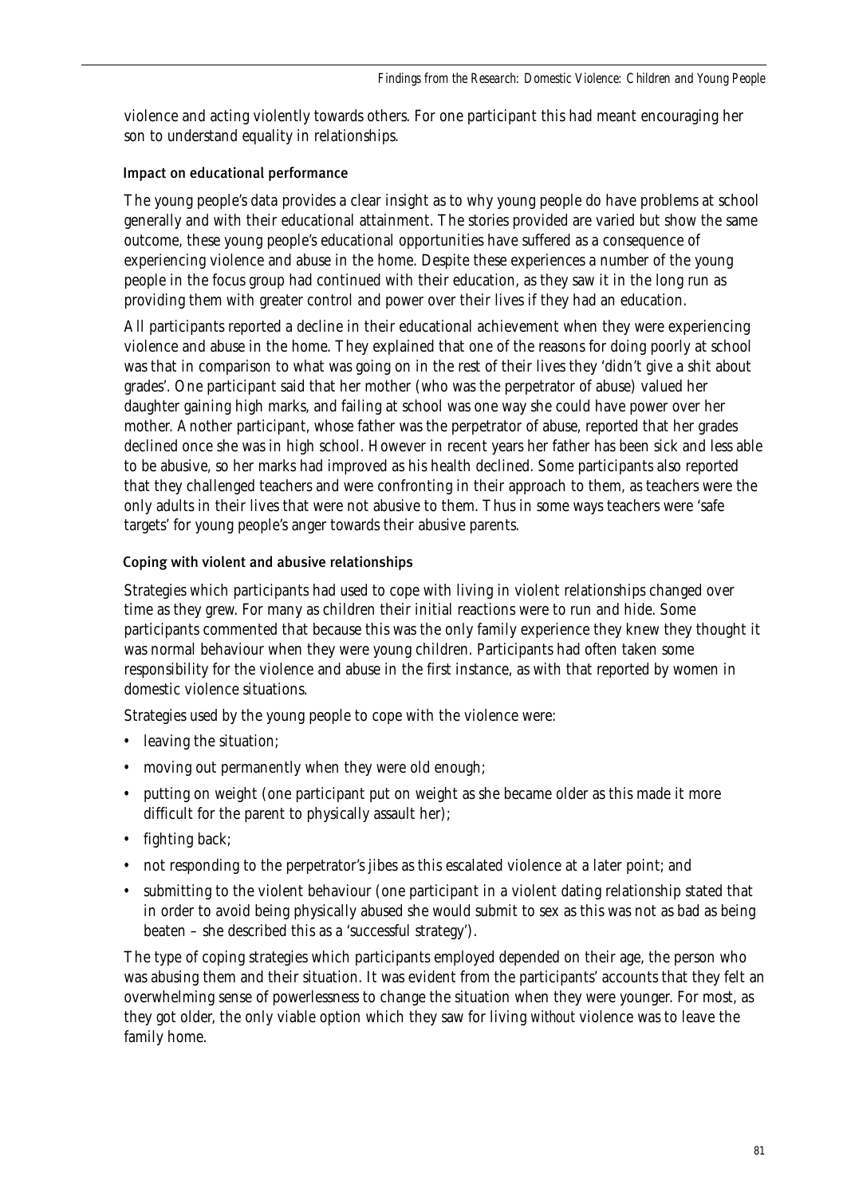violence and acting violently towards others. For one participant this had meant encouraging her son to understand equality in relationships.

### Impact on educational performance

The young people's data provides a clear insight as to why young people do have problems at school generally and with their educational attainment. The stories provided are varied but show the same outcome, these young people's educational opportunities have suffered as a consequence of experiencing violence and abuse in the home. Despite these experiences a number of the young people in the focus group had continued with their education, as they saw it in the long run as providing them with greater control and power over their lives if they had an education.

All participants reported a decline in their educational achievement when they were experiencing violence and abuse in the home. They explained that one of the reasons for doing poorly at school was that in comparison to what was going on in the rest of their lives they 'didn't give a shit about grades'. One participant said that her mother (who was the perpetrator of abuse) valued her daughter gaining high marks, and failing at school was one way she could have power over her mother. Another participant, whose father was the perpetrator of abuse, reported that her grades declined once she was in high school. However in recent years her father has been sick and less able to be abusive, so her marks had improved as his health declined. Some participants also reported that they challenged teachers and were confronting in their approach to them, as teachers were the only adults in their lives that were not abusive to them. Thus in some ways teachers were 'safe targets' for young people's anger towards their abusive parents.

### Coping with violent and abusive relationships

Strategies which participants had used to cope with living in violent relationships changed over time as they grew. For many as children their initial reactions were to run and hide. Some participants commented that because this was the only family experience they knew they thought it was normal behaviour when they were young children. Participants had often taken some responsibility for the violence and abuse in the first instance, as with that reported by women in domestic violence situations.

Strategies used by the young people to cope with the violence were:

- leaving the situation;
- moving out permanently when they were old enough;
- putting on weight (one participant put on weight as she became older as this made it more difficult for the parent to physically assault her);
- fighting back;
- not responding to the perpetrator's jibes as this escalated violence at a later point; and
- submitting to the violent behaviour (one participant in a violent dating relationship stated that in order to avoid being physically abused she would submit to sex as this was not as bad as being beaten – she described this as a 'successful strategy').

The type of coping strategies which participants employed depended on their age, the person who was abusing them and their situation. It was evident from the participants' accounts that they felt an overwhelming sense of powerlessness to change the situation when they were younger. For most, as they got older, the only viable option which they saw for living *without* violence was to leave the family home.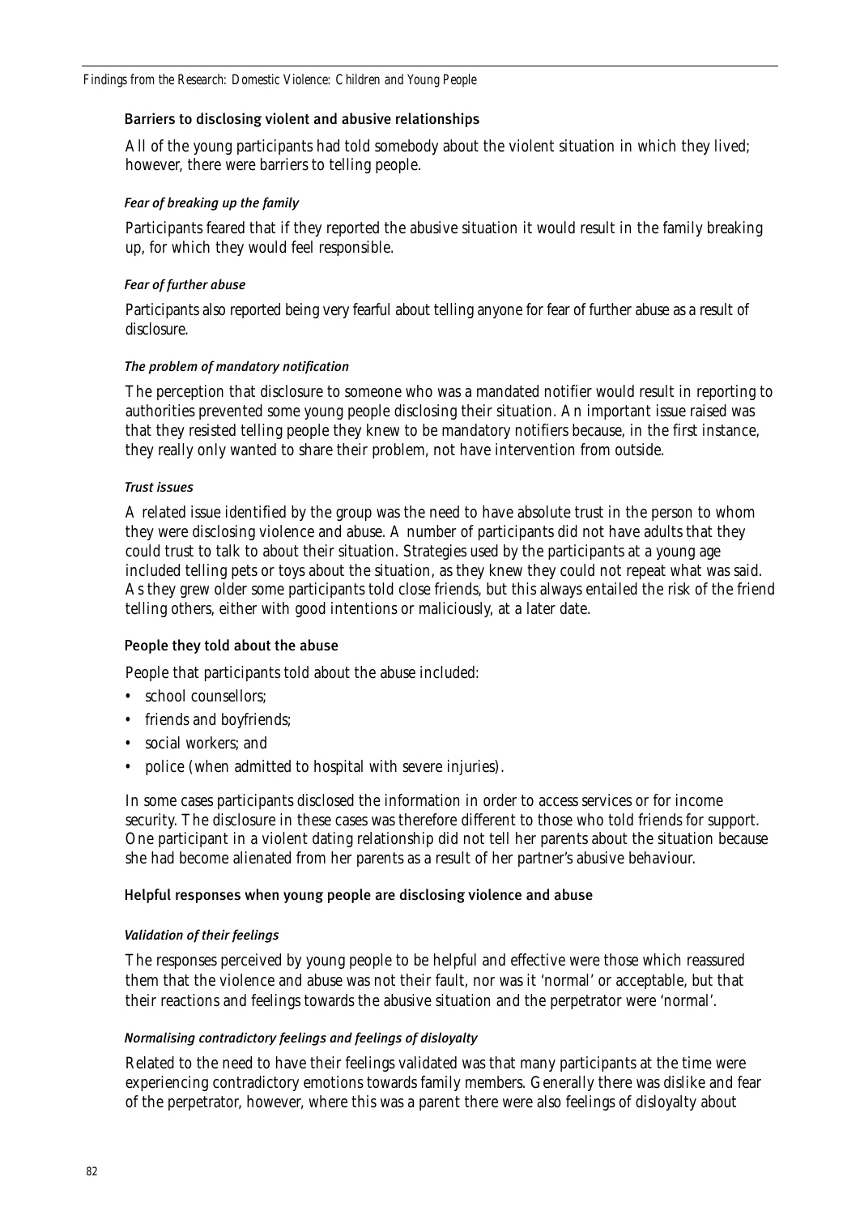### Barriers to disclosing violent and abusive relationships

All of the young participants had told somebody about the violent situation in which they lived; however, there were barriers to telling people.

#### *Fear of breaking up the family*

Participants feared that if they reported the abusive situation it would result in the family breaking up, for which they would feel responsible.

#### *Fear of further abuse*

Participants also reported being very fearful about telling anyone for fear of further abuse as a result of disclosure.

#### *The problem of mandatory notification*

The perception that disclosure to someone who was a mandated notifier would result in reporting to authorities prevented some young people disclosing their situation. An important issue raised was that they resisted telling people they knew to be mandatory notifiers because, in the first instance, they really only wanted to share their problem, not have intervention from outside.

#### *Trust issues*

A related issue identified by the group was the need to have absolute trust in the person to whom they were disclosing violence and abuse. A number of participants did not have adults that they could trust to talk to about their situation. Strategies used by the participants at a young age included telling pets or toys about the situation, as they knew they could not repeat what was said. As they grew older some participants told close friends, but this always entailed the risk of the friend telling others, either with good intentions or maliciously, at a later date.

### People they told about the abuse

People that participants told about the abuse included:

- school counsellors;
- friends and boyfriends;
- social workers; and
- police (when admitted to hospital with severe injuries).

In some cases participants disclosed the information in order to access services or for income security. The disclosure in these cases was therefore different to those who told friends for support. One participant in a violent dating relationship did not tell her parents about the situation because she had become alienated from her parents as a result of her partner's abusive behaviour.

### Helpful responses when young people are disclosing violence and abuse

#### *Validation of their feelings*

The responses perceived by young people to be helpful and effective were those which reassured them that the violence and abuse was not their fault, nor was it 'normal' or acceptable, but that their reactions and feelings towards the abusive situation and the perpetrator were 'normal'.

#### *Normalising contradictory feelings and feelings of disloyalty*

Related to the need to have their feelings validated was that many participants at the time were experiencing contradictory emotions towards family members. Generally there was dislike and fear of the perpetrator, however, where this was a parent there were also feelings of disloyalty about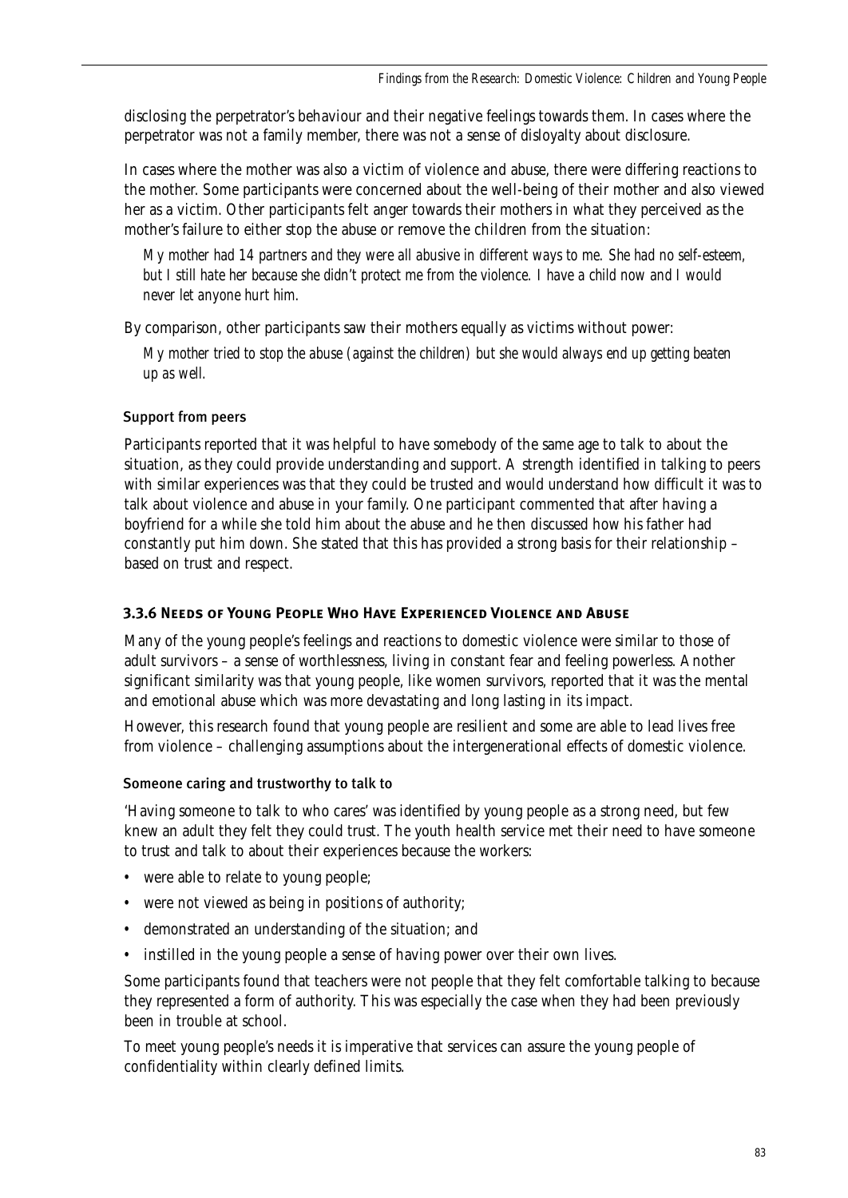disclosing the perpetrator's behaviour and their negative feelings towards them. In cases where the perpetrator was not a family member, there was not a sense of disloyalty about disclosure.

In cases where the mother was also a victim of violence and abuse, there were differing reactions to the mother. Some participants were concerned about the well-being of their mother and also viewed her as a victim. Other participants felt anger towards their mothers in what they perceived as the mother's failure to either stop the abuse or remove the children from the situation:

> *My mother had 14 partners and they were all abusive in different ways to me. She had no self-esteem, but I still hate her because she didn't protect me from the violence. I have a child now and I would never let anyone hurt him.*

By comparison, other participants saw their mothers equally as victims without power:

> *My mother tried to stop the abuse (against the children) but she would always end up getting beaten up as well.*

#### Support from peers

Participants reported that it was helpful to have somebody of the same age to talk to about the situation, as they could provide understanding and support. A strength identified in talking to peers with similar experiences was that they could be trusted and would understand how difficult it was to talk about violence and abuse in your family. One participant commented that after having a boyfriend for a while she told him about the abuse and he then discussed how his father had constantly put him down. She stated that this has provided a strong basis for their relationship – based on trust and respect.

### 3.3.6 Needs of Young People Who Have Experienced Violence and Abuse

Many of the young people's feelings and reactions to domestic violence were similar to those of adult survivors – a sense of worthlessness, living in constant fear and feeling powerless. Another significant similarity was that young people, like women survivors, reported that it was the mental and emotional abuse which was more devastating and long lasting in its impact.

However, this research found that young people are resilient and some are able to lead lives free from violence – challenging assumptions about the intergenerational effects of domestic violence.

#### Someone caring and trustworthy to talk to

'Having someone to talk to who cares' was identified by young people as a strong need, but few knew an adult they felt they could trust. The youth health service met their need to have someone to trust and talk to about their experiences because the workers:

- were able to relate to young people;
- were not viewed as being in positions of authority;
- demonstrated an understanding of the situation; and
- instilled in the young people a sense of having power over their own lives.

Some participants found that teachers were not people that they felt comfortable talking to because they represented a form of authority. This was especially the case when they had been previously been in trouble at school.

To meet young people's needs it is imperative that services can assure the young people of confidentiality within clearly defined limits.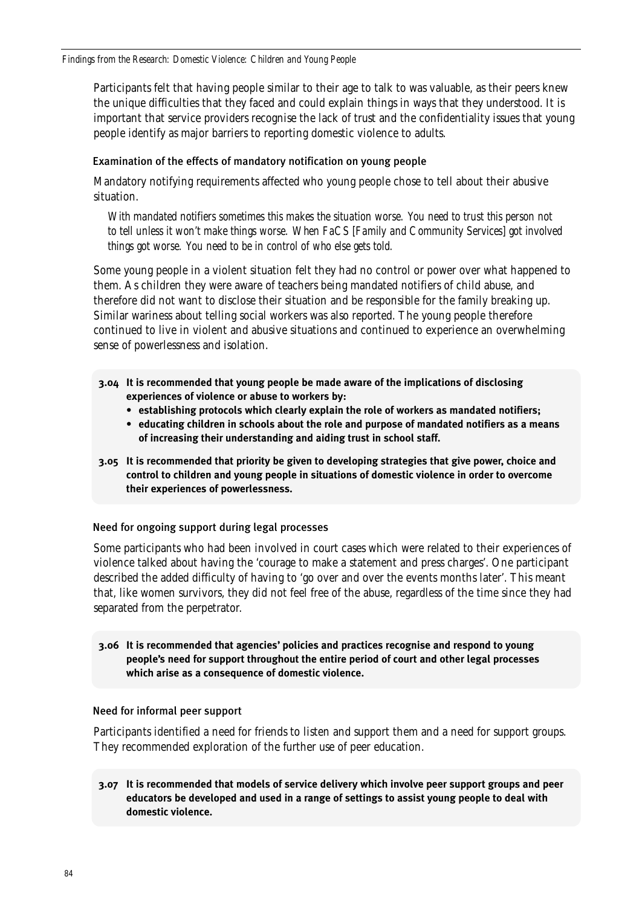Participants felt that having people similar to their age to talk to was valuable, as their peers knew the unique difficulties that they faced and could explain things in ways that they understood. It is important that service providers recognise the lack of trust and the confidentiality issues that young people identify as major barriers to reporting domestic violence to adults.

### Examination of the effects of mandatory notification on young people

Mandatory notifying requirements affected who young people chose to tell about their abusive situation.

> *With mandated notifiers sometimes this makes the situation worse. You need to trust this person not to tell unless it won't make things worse. When FaCS [Family and Community Services] got involved things got worse. You need to be in control of who else gets told.*

Some young people in a violent situation felt they had no control or power over what happened to them. As children they were aware of teachers being mandated notifiers of child abuse, and therefore did not want to disclose their situation and be responsible for the family breaking up. Similar wariness about telling social workers was also reported. The young people therefore continued to live in violent and abusive situations and continued to experience an overwhelming sense of powerlessness and isolation.

**3.04 It is recommended that young people be made aware of the implications of disclosing experiences of violence or abuse to workers by:**

- **establishing protocols which clearly explain the role of workers as mandated notifiers;**
- **educating children in schools about the role and purpose of mandated notifiers as a means of increasing their understanding and aiding trust in school staff.**

**3.05 It is recommended that priority be given to developing strategies that give power, choice and control to children and young people in situations of domestic violence in order to overcome their experiences of powerlessness.**

### Need for ongoing support during legal processes

Some participants who had been involved in court cases which were related to their experiences of violence talked about having the 'courage to make a statement and press charges'. One participant described the added difficulty of having to 'go over and over the events months later'. This meant that, like women survivors, they did not feel free of the abuse, regardless of the time since they had separated from the perpetrator.

**3.06 It is recommended that agencies' policies and practices recognise and respond to young people's need for support throughout the entire period of court and other legal processes which arise as a consequence of domestic violence.**

### Need for informal peer support

Participants identified a need for friends to listen and support them and a need for support groups. They recommended exploration of the further use of peer education.

**3.07 It is recommended that models of service delivery which involve peer support groups and peer educators be developed and used in a range of settings to assist young people to deal with domestic violence.**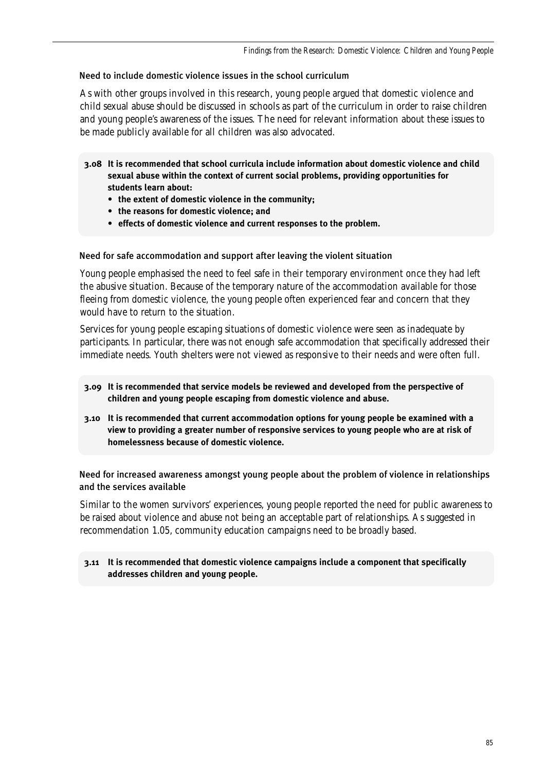### Need to include domestic violence issues in the school curriculum

As with other groups involved in this research, young people argued that domestic violence and child sexual abuse should be discussed in schools as part of the curriculum in order to raise children and young people's awareness of the issues. The need for relevant information about these issues to be made publicly available for all children was also advocated.

> **3.08 It is recommended that school curricula include information about domestic violence and child sexual abuse within the context of current social problems, providing opportunities for students learn about:**
>
> - **the extent of domestic violence in the community;**
> - **the reasons for domestic violence; and**
> - **effects of domestic violence and current responses to the problem.**

### Need for safe accommodation and support after leaving the violent situation

Young people emphasised the need to feel safe in their temporary environment once they had left the abusive situation. Because of the temporary nature of the accommodation available for those fleeing from domestic violence, the young people often experienced fear and concern that they would have to return to the situation.

Services for young people escaping situations of domestic violence were seen as inadequate by participants. In particular, there was not enough safe accommodation that specifically addressed their immediate needs. Youth shelters were not viewed as responsive to their needs and were often full.

> **3.09 It is recommended that service models be reviewed and developed from the perspective of children and young people escaping from domestic violence and abuse.**
>
> **3.10 It is recommended that current accommodation options for young people be examined with a view to providing a greater number of responsive services to young people who are at risk of homelessness because of domestic violence.**

### Need for increased awareness amongst young people about the problem of violence in relationships and the services available

Similar to the women survivors' experiences, young people reported the need for public awareness to be raised about violence and abuse not being an acceptable part of relationships. As suggested in recommendation 1.05, community education campaigns need to be broadly based.

> **3.11 It is recommended that domestic violence campaigns include a component that specifically addresses children and young people.**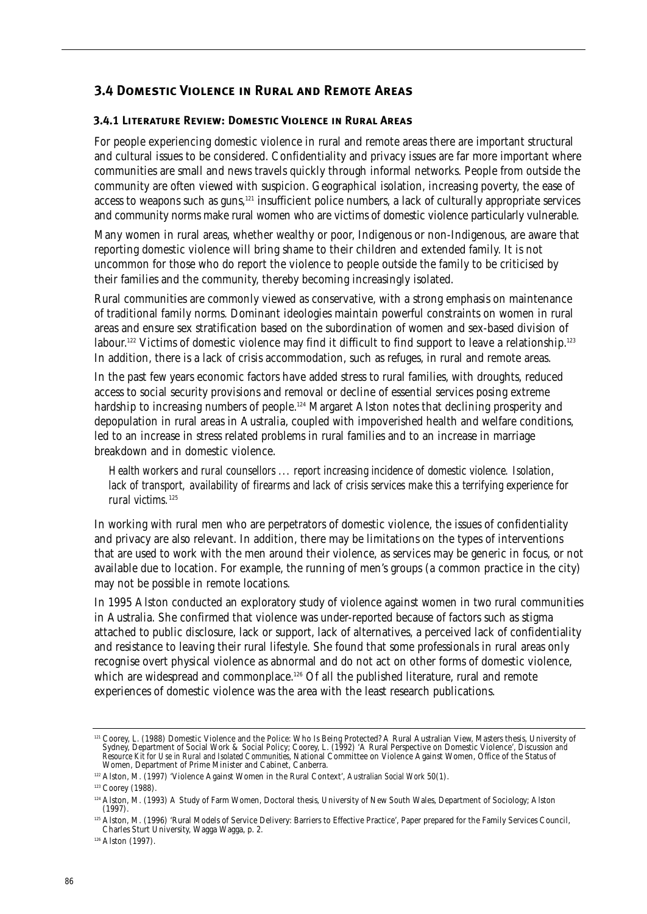## 3.4 Domestic Violence in Rural and Remote Areas

### 3.4.1 Literature Review: Domestic Violence in Rural Areas

For people experiencing domestic violence in rural and remote areas there are important structural and cultural issues to be considered. Confidentiality and privacy issues are far more important where communities are small and news travels quickly through informal networks. People from outside the community are often viewed with suspicion. Geographical isolation, increasing poverty, the ease of access to weapons such as guns,[121] insufficient police numbers, a lack of culturally appropriate services and community norms make rural women who are victims of domestic violence particularly vulnerable.

Many women in rural areas, whether wealthy or poor, Indigenous or non-Indigenous, are aware that reporting domestic violence will bring shame to their children and extended family. It is not uncommon for those who do report the violence to people outside the family to be criticised by their families and the community, thereby becoming increasingly isolated.

Rural communities are commonly viewed as conservative, with a strong emphasis on maintenance of traditional family norms. Dominant ideologies maintain powerful constraints on women in rural areas and ensure sex stratification based on the subordination of women and sex-based division of labour.[122] Victims of domestic violence may find it difficult to find support to leave a relationship.[123] In addition, there is a lack of crisis accommodation, such as refuges, in rural and remote areas.

In the past few years economic factors have added stress to rural families, with droughts, reduced access to social security provisions and removal or decline of essential services posing extreme hardship to increasing numbers of people.[124] Margaret Alston notes that declining prosperity and depopulation in rural areas in Australia, coupled with impoverished health and welfare conditions, led to an increase in stress related problems in rural families and to an increase in marriage breakdown and in domestic violence.

> *Health workers and rural counsellors ... report increasing incidence of domestic violence. Isolation, lack of transport, availability of firearms and lack of crisis services make this a terrifying experience for rural victims.*[125]

In working with rural men who are perpetrators of domestic violence, the issues of confidentiality and privacy are also relevant. In addition, there may be limitations on the types of interventions that are used to work with the men around their violence, as services may be generic in focus, or not available due to location. For example, the running of men's groups (a common practice in the city) may not be possible in remote locations.

In 1995 Alston conducted an exploratory study of violence against women in two rural communities in Australia. She confirmed that violence was under-reported because of factors such as stigma attached to public disclosure, lack or support, lack of alternatives, a perceived lack of confidentiality and resistance to leaving their rural lifestyle. She found that some professionals in rural areas only recognise overt physical violence as abnormal and do not act on other forms of domestic violence, which are widespread and commonplace.[126] Of all the published literature, rural and remote experiences of domestic violence was the area with the least research publications.

---

[121] Coorey, L. (1988) Domestic Violence and the Police: Who Is Being Protected? A Rural Australian View, Masters thesis, University of Sydney, Department of Social Work & Social Policy; Coorey, L. (1992) 'A Rural Perspective on Domestic Violence', *Discussion and Resource Kit for Use in Rural and Isolated Communities*, National Committee on Violence Against Women, Office of the Status of Women, Department of Prime Minister and Cabinet, Canberra.

[122] Alston, M. (1997) 'Violence Against Women in the Rural Context', *Australian Social Work* 50(1).

[123] Coorey (1988).

[124] Alston, M. (1993) A Study of Farm Women, Doctoral thesis, University of New South Wales, Department of Sociology; Alston (1997).

[125] Alston, M. (1996) 'Rural Models of Service Delivery: Barriers to Effective Practice', Paper prepared for the Family Services Council, Charles Sturt University, Wagga Wagga, p. 2.

[126] Alston (1997).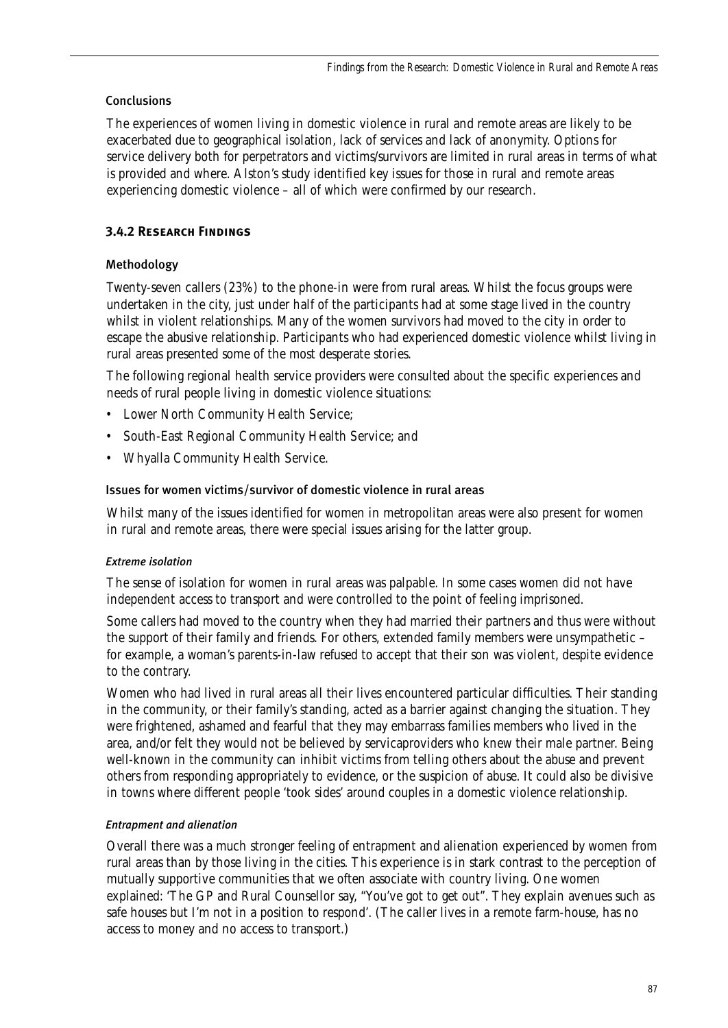#### Conclusions

The experiences of women living in domestic violence in rural and remote areas are likely to be exacerbated due to geographical isolation, lack of services and lack of anonymity. Options for service delivery both for perpetrators and victims/survivors are limited in rural areas in terms of what is provided and where. Alston's study identified key issues for those in rural and remote areas experiencing domestic violence – all of which were confirmed by our research.

### 3.4.2 Research Findings

#### Methodology

Twenty-seven callers (23%) to the phone-in were from rural areas. Whilst the focus groups were undertaken in the city, just under half of the participants had at some stage lived in the country whilst in violent relationships. Many of the women survivors had moved to the city in order to escape the abusive relationship. Participants who had experienced domestic violence whilst living in rural areas presented some of the most desperate stories.

The following regional health service providers were consulted about the specific experiences and needs of rural people living in domestic violence situations:

- Lower North Community Health Service;
- South-East Regional Community Health Service; and
- Whyalla Community Health Service.

#### Issues for women victims/survivor of domestic violence in rural areas

Whilst many of the issues identified for women in metropolitan areas were also present for women in rural and remote areas, there were special issues arising for the latter group.

##### *Extreme isolation*

The sense of isolation for women in rural areas was palpable. In some cases women did not have independent access to transport and were controlled to the point of feeling imprisoned.

Some callers had moved to the country when they had married their partners and thus were without the support of their family and friends. For others, extended family members were unsympathetic – for example, a woman's parents-in-law refused to accept that their son was violent, despite evidence to the contrary.

Women who had lived in rural areas all their lives encountered particular difficulties. Their standing in the community, or their family's standing, acted as a barrier against changing the situation. They were frightened, ashamed and fearful that they may embarrass families members who lived in the area, and/or felt they would not be believed by servicaproviders who knew their male partner. Being well-known in the community can inhibit victims from telling others about the abuse and prevent others from responding appropriately to evidence, or the suspicion of abuse. It could also be divisive in towns where different people 'took sides' around couples in a domestic violence relationship.

##### *Entrapment and alienation*

Overall there was a much stronger feeling of entrapment and alienation experienced by women from rural areas than by those living in the cities. This experience is in stark contrast to the perception of mutually supportive communities that we often associate with country living. One women explained: 'The GP and Rural Counsellor say, "You've got to get out". They explain avenues such as safe houses but I'm not in a position to respond'. (The caller lives in a remote farm-house, has no access to money and no access to transport.)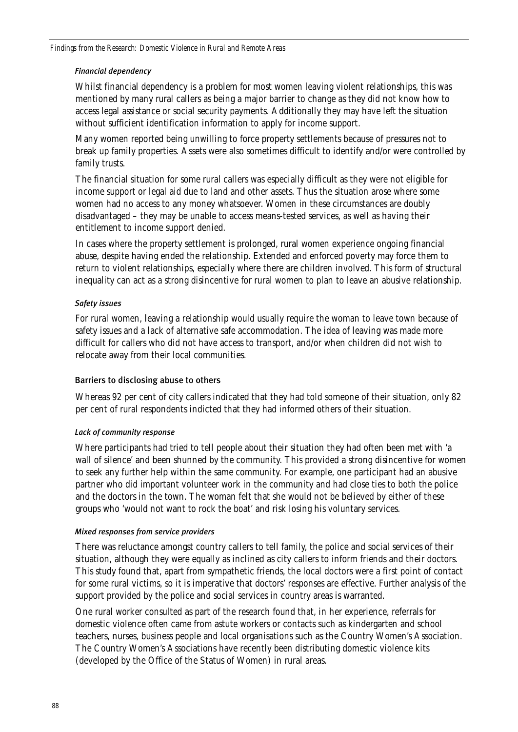#### *Financial dependency*

Whilst financial dependency is a problem for most women leaving violent relationships, this was mentioned by many rural callers as being a major barrier to change as they did not know how to access legal assistance or social security payments. Additionally they may have left the situation without sufficient identification information to apply for income support.

Many women reported being unwilling to force property settlements because of pressures not to break up family properties. Assets were also sometimes difficult to identify and/or were controlled by family trusts.

The financial situation for some rural callers was especially difficult as they were not eligible for income support or legal aid due to land and other assets. Thus the situation arose where some women had no access to any money whatsoever. Women in these circumstances are doubly disadvantaged – they may be unable to access means-tested services, as well as having their entitlement to income support denied.

In cases where the property settlement is prolonged, rural women experience ongoing financial abuse, despite having ended the relationship. Extended and enforced poverty may force them to return to violent relationships, especially where there are children involved. This form of structural inequality can act as a strong disincentive for rural women to plan to leave an abusive relationship.

#### *Safety issues*

For rural women, leaving a relationship would usually require the woman to leave town because of safety issues and a lack of alternative safe accommodation. The idea of leaving was made more difficult for callers who did not have access to transport, and/or when children did not wish to relocate away from their local communities.

### Barriers to disclosing abuse to others

Whereas 92 per cent of city callers indicated that they had told someone of their situation, only 82 per cent of rural respondents indicted that they had informed others of their situation.

#### *Lack of community response*

Where participants had tried to tell people about their situation they had often been met with 'a wall of silence' and been shunned by the community. This provided a strong disincentive for women to seek any further help within the same community. For example, one participant had an abusive partner who did important volunteer work in the community and had close ties to both the police and the doctors in the town. The woman felt that she would not be believed by either of these groups who 'would not want to rock the boat' and risk losing his voluntary services.

#### *Mixed responses from service providers*

There was reluctance amongst country callers to tell family, the police and social services of their situation, although they were equally as inclined as city callers to inform friends and their doctors. This study found that, apart from sympathetic friends, the local doctors were a first point of contact for some rural victims, so it is imperative that doctors' responses are effective. Further analysis of the support provided by the police and social services in country areas is warranted.

One rural worker consulted as part of the research found that, in her experience, referrals for domestic violence often came from astute workers or contacts such as kindergarten and school teachers, nurses, business people and local organisations such as the Country Women's Association. The Country Women's Associations have recently been distributing domestic violence kits (developed by the Office of the Status of Women) in rural areas.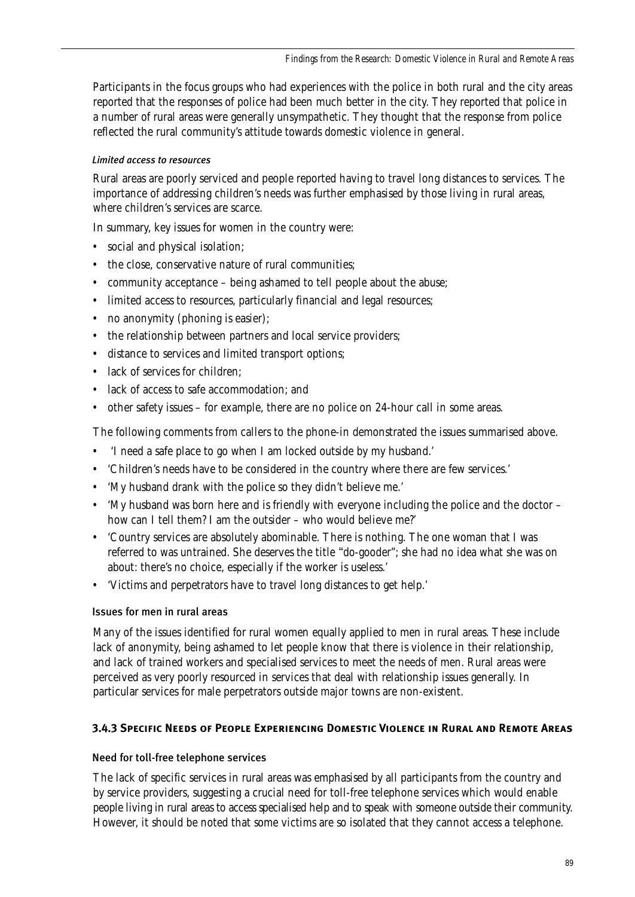Participants in the focus groups who had experiences with the police in both rural and the city areas reported that the responses of police had been much better in the city. They reported that police in a number of rural areas were generally unsympathetic. They thought that the response from police reflected the rural community's attitude towards domestic violence in general.

*Limited access to resources*

Rural areas are poorly serviced and people reported having to travel long distances to services. The importance of addressing children's needs was further emphasised by those living in rural areas, where children's services are scarce.

In summary, key issues for women in the country were:

- social and physical isolation;
- the close, conservative nature of rural communities;
- community acceptance – being ashamed to tell people about the abuse;
- limited access to resources, particularly financial and legal resources;
- no anonymity (phoning is easier);
- the relationship between partners and local service providers;
- distance to services and limited transport options;
- lack of services for children;
- lack of access to safe accommodation; and
- other safety issues – for example, there are no police on 24-hour call in some areas.

The following comments from callers to the phone-in demonstrated the issues summarised above.

- 'I need a safe place to go when I am locked outside by my husband.'
- 'Children's needs have to be considered in the country where there are few services.'
- 'My husband drank with the police so they didn't believe me.'
- 'My husband was born here and is friendly with everyone including the police and the doctor – how can I tell them? I am the outsider – who would believe me?'
- 'Country services are absolutely abominable. There is nothing. The one woman that I was referred to was untrained. She deserves the title "do-gooder"; she had no idea what she was on about: there's no choice, especially if the worker is useless.'
- 'Victims and perpetrators have to travel long distances to get help.'

#### Issues for men in rural areas

Many of the issues identified for rural women equally applied to men in rural areas. These include lack of anonymity, being ashamed to let people know that there is violence in their relationship, and lack of trained workers and specialised services to meet the needs of men. Rural areas were perceived as very poorly resourced in services that deal with relationship issues generally. In particular services for male perpetrators outside major towns are non-existent.

### 3.4.3 Specific Needs of People Experiencing Domestic Violence in Rural and Remote Areas

#### Need for toll-free telephone services

The lack of specific services in rural areas was emphasised by all participants from the country and by service providers, suggesting a crucial need for toll-free telephone services which would enable people living in rural areas to access specialised help and to speak with someone outside their community. However, it should be noted that some victims are so isolated that they cannot access a telephone.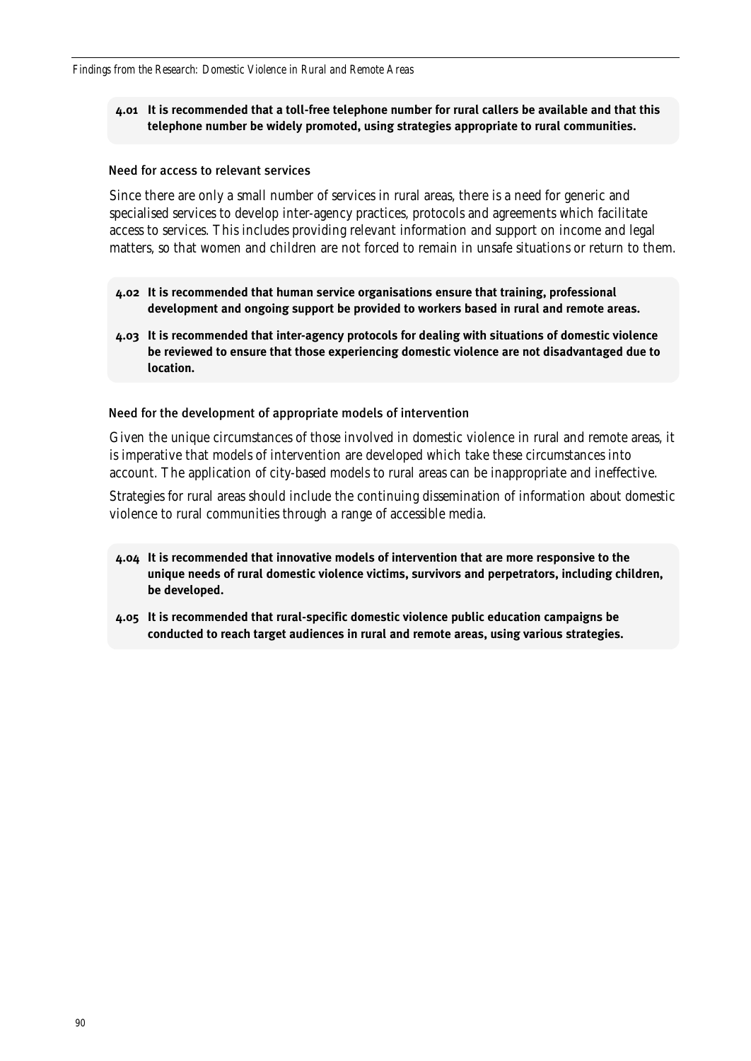**4.01 It is recommended that a toll-free telephone number for rural callers be available and that this telephone number be widely promoted, using strategies appropriate to rural communities.**

### Need for access to relevant services

Since there are only a small number of services in rural areas, there is a need for generic and specialised services to develop inter-agency practices, protocols and agreements which facilitate access to services. This includes providing relevant information and support on income and legal matters, so that women and children are not forced to remain in unsafe situations or return to them.

**4.02 It is recommended that human service organisations ensure that training, professional development and ongoing support be provided to workers based in rural and remote areas.**

**4.03 It is recommended that inter-agency protocols for dealing with situations of domestic violence be reviewed to ensure that those experiencing domestic violence are not disadvantaged due to location.**

### Need for the development of appropriate models of intervention

Given the unique circumstances of those involved in domestic violence in rural and remote areas, it is imperative that models of intervention are developed which take these circumstances into account. The application of city-based models to rural areas can be inappropriate and ineffective.

Strategies for rural areas should include the continuing dissemination of information about domestic violence to rural communities through a range of accessible media.

**4.04 It is recommended that innovative models of intervention that are more responsive to the unique needs of rural domestic violence victims, survivors and perpetrators, including children, be developed.**

**4.05 It is recommended that rural-specific domestic violence public education campaigns be conducted to reach target audiences in rural and remote areas, using various strategies.**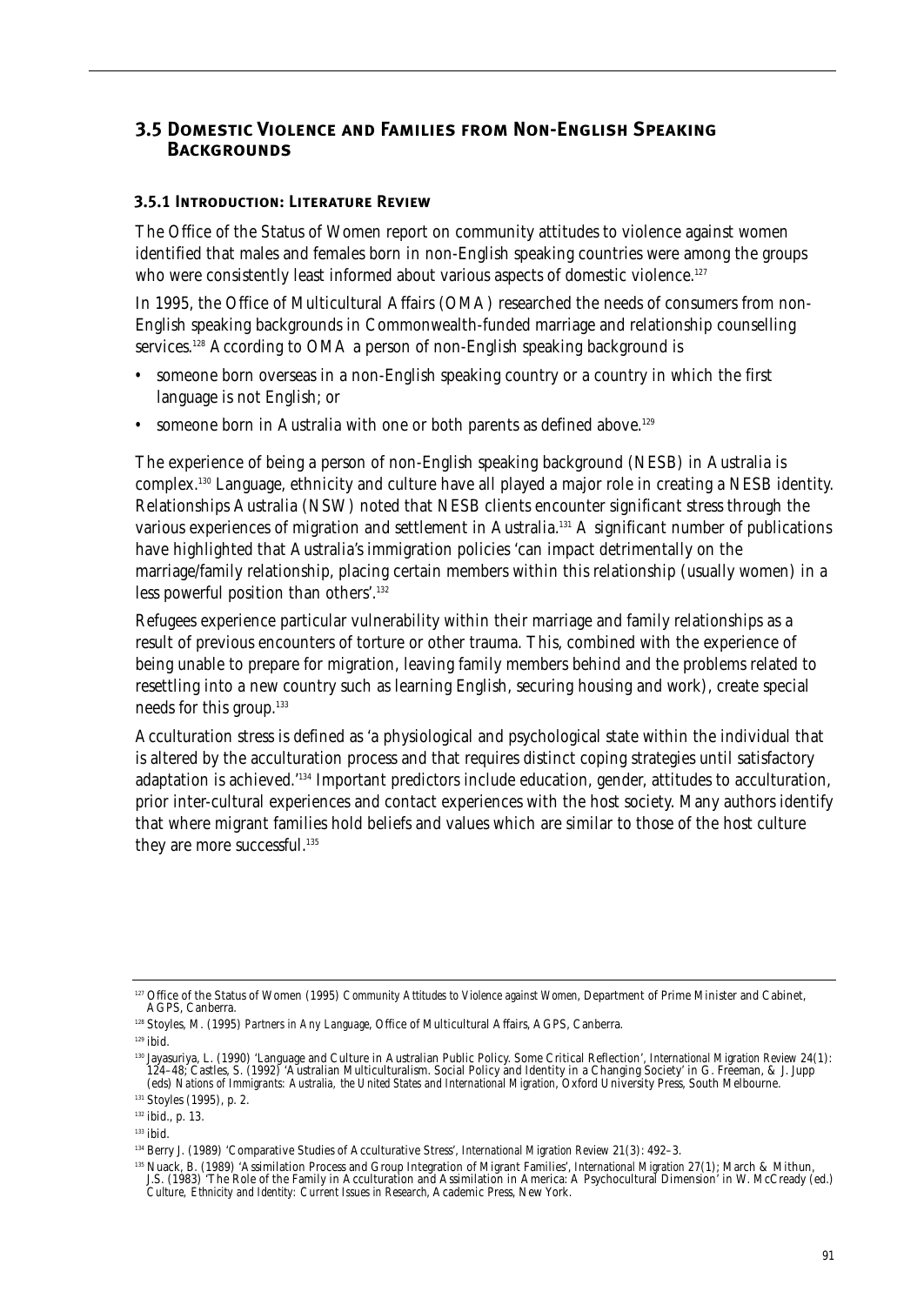## 3.5 Domestic Violence and Families from Non-English Speaking Backgrounds

### 3.5.1 Introduction: Literature Review

The Office of the Status of Women report on community attitudes to violence against women identified that males and females born in non-English speaking countries were among the groups who were consistently least informed about various aspects of domestic violence.[127]

In 1995, the Office of Multicultural Affairs (OMA) researched the needs of consumers from non-English speaking backgrounds in Commonwealth-funded marriage and relationship counselling services.[128] According to OMA a person of non-English speaking background is

- someone born overseas in a non-English speaking country or a country in which the first language is not English; or
- someone born in Australia with one or both parents as defined above.[129]

The experience of being a person of non-English speaking background (NESB) in Australia is complex.[130] Language, ethnicity and culture have all played a major role in creating a NESB identity. Relationships Australia (NSW) noted that NESB clients encounter significant stress through the various experiences of migration and settlement in Australia.[131] A significant number of publications have highlighted that Australia's immigration policies 'can impact detrimentally on the marriage/family relationship, placing certain members within this relationship (usually women) in a less powerful position than others'.[132]

Refugees experience particular vulnerability within their marriage and family relationships as a result of previous encounters of torture or other trauma. This, combined with the experience of being unable to prepare for migration, leaving family members behind and the problems related to resettling into a new country such as learning English, securing housing and work), create special needs for this group.[133]

Acculturation stress is defined as 'a physiological and psychological state within the individual that is altered by the acculturation process and that requires distinct coping strategies until satisfactory adaptation is achieved.'[134] Important predictors include education, gender, attitudes to acculturation, prior inter-cultural experiences and contact experiences with the host society. Many authors identify that where migrant families hold beliefs and values which are similar to those of the host culture they are more successful.[135]

---

[127] Office of the Status of Women (1995) *Community Attitudes to Violence against Women*, Department of Prime Minister and Cabinet, AGPS, Canberra.

[128] Stoyles, M. (1995) *Partners in Any Language*, Office of Multicultural Affairs, AGPS, Canberra.

[129] ibid.

[130] Jayasuriya, L. (1990) 'Language and Culture in Australian Public Policy. Some Critical Reflection', *International Migration Review* 24(1): 124–48; Castles, S. (1992) 'Australian Multiculturalism. Social Policy and Identity in a Changing Society' in G. Freeman, & J. Jupp (eds) *Nations of Immigrants: Australia, the United States and International Migration*, Oxford University Press, South Melbourne.

[131] Stoyles (1995), p. 2.

[132] ibid., p. 13.

[133] ibid.

[134] Berry J. (1989) 'Comparative Studies of Acculturative Stress', *International Migration Review* 21(3): 492–3.

[135] Nuack, B. (1989) 'Assimilation Process and Group Integration of Migrant Families', *International Migration* 27(1); March & Mithun, J.S. (1983) 'The Role of the Family in Acculturation and Assimilation in America: A Psychocultural Dimension' in W. McCready (ed.) *Culture, Ethnicity and Identity: Current Issues in Research*, Academic Press, New York.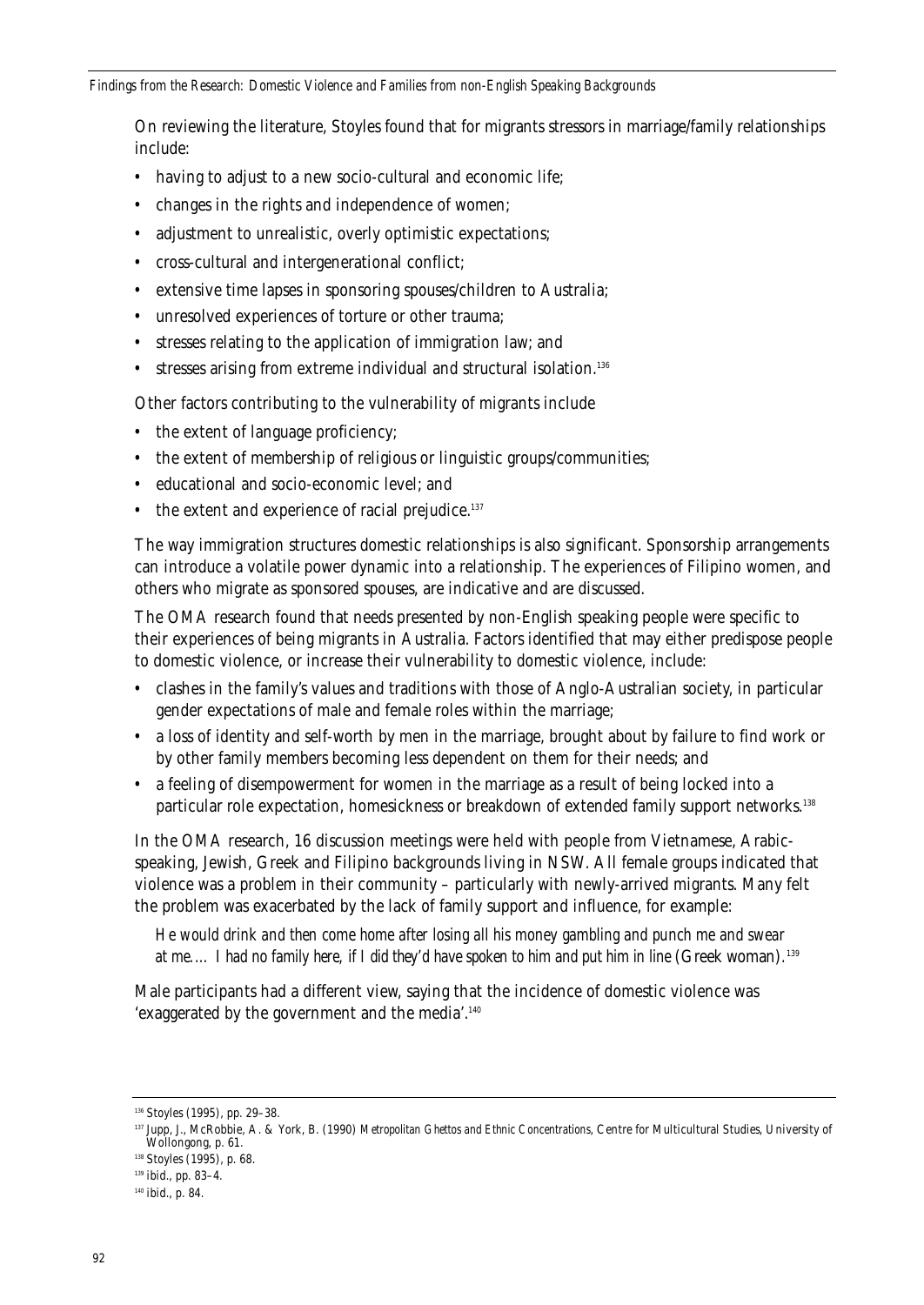On reviewing the literature, Stoyles found that for migrants stressors in marriage/family relationships include:

- having to adjust to a new socio-cultural and economic life;
- changes in the rights and independence of women;
- adjustment to unrealistic, overly optimistic expectations;
- cross-cultural and intergenerational conflict;
- extensive time lapses in sponsoring spouses/children to Australia;
- unresolved experiences of torture or other trauma;
- stresses relating to the application of immigration law; and
- stresses arising from extreme individual and structural isolation.[136]

Other factors contributing to the vulnerability of migrants include

- the extent of language proficiency;
- the extent of membership of religious or linguistic groups/communities;
- educational and socio-economic level; and
- the extent and experience of racial prejudice.[137]

The way immigration structures domestic relationships is also significant. Sponsorship arrangements can introduce a volatile power dynamic into a relationship. The experiences of Filipino women, and others who migrate as sponsored spouses, are indicative and are discussed.

The OMA research found that needs presented by non-English speaking people were specific to their experiences of being migrants in Australia. Factors identified that may either predispose people to domestic violence, or increase their vulnerability to domestic violence, include:

- clashes in the family's values and traditions with those of Anglo-Australian society, in particular gender expectations of male and female roles within the marriage;
- a loss of identity and self-worth by men in the marriage, brought about by failure to find work or by other family members becoming less dependent on them for their needs; and
- a feeling of disempowerment for women in the marriage as a result of being locked into a particular role expectation, homesickness or breakdown of extended family support networks.[138]

In the OMA research, 16 discussion meetings were held with people from Vietnamese, Arabic-speaking, Jewish, Greek and Filipino backgrounds living in NSW. All female groups indicated that violence was a problem in their community – particularly with newly-arrived migrants. Many felt the problem was exacerbated by the lack of family support and influence, for example:

> *He would drink and then come home after losing all his money gambling and punch me and swear at me.... I had no family here, if I did they'd have spoken to him and put him in line* (Greek woman).[139]

Male participants had a different view, saying that the incidence of domestic violence was 'exaggerated by the government and the media'.[140]

---

[136] Stoyles (1995), pp. 29–38.

[137] Jupp, J., McRobbie, A. & York, B. (1990) *Metropolitan Ghettos and Ethnic Concentrations*, Centre for Multicultural Studies, University of Wollongong, p. 61.

[138] Stoyles (1995), p. 68.

[139] ibid., pp. 83–4.

[140] ibid., p. 84.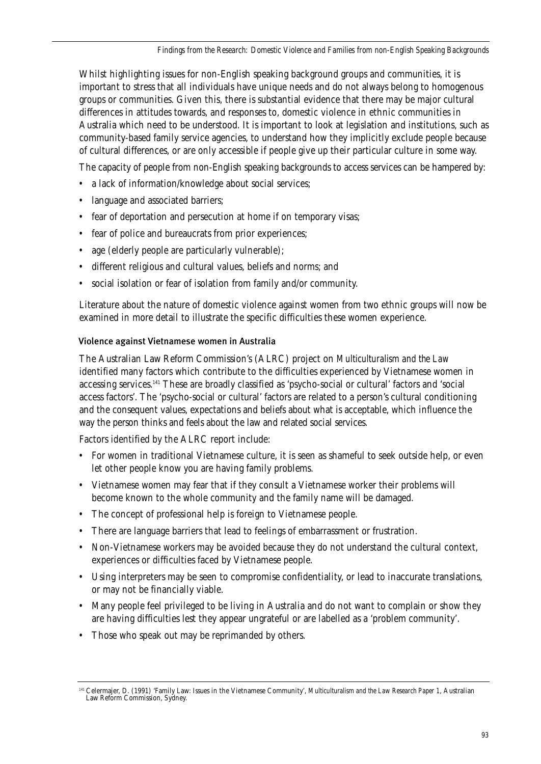Whilst highlighting issues for non-English speaking background groups and communities, it is important to stress that all individuals have unique needs and do not always belong to homogenous groups or communities. Given this, there is substantial evidence that there may be major cultural differences in attitudes towards, and responses to, domestic violence in ethnic communities in Australia which need to be understood. It is important to look at legislation and institutions, such as community-based family service agencies, to understand how they implicitly exclude people because of cultural differences, or are only accessible if people give up their particular culture in some way.

The capacity of people from non-English speaking backgrounds to access services can be hampered by:

- a lack of information/knowledge about social services;
- language and associated barriers;
- fear of deportation and persecution at home if on temporary visas;
- fear of police and bureaucrats from prior experiences;
- age (elderly people are particularly vulnerable);
- different religious and cultural values, beliefs and norms; and
- social isolation or fear of isolation from family and/or community.

Literature about the nature of domestic violence against women from two ethnic groups will now be examined in more detail to illustrate the specific difficulties these women experience.

#### Violence against Vietnamese women in Australia

The Australian Law Reform Commission's (ALRC) project on *Multiculturalism and the Law* identified many factors which contribute to the difficulties experienced by Vietnamese women in accessing services.[141] These are broadly classified as 'psycho-social or cultural' factors and 'social access factors'. The 'psycho-social or cultural' factors are related to a person's cultural conditioning and the consequent values, expectations and beliefs about what is acceptable, which influence the way the person thinks and feels about the law and related social services.

Factors identified by the ALRC report include:

- For women in traditional Vietnamese culture, it is seen as shameful to seek outside help, or even let other people know you are having family problems.
- Vietnamese women may fear that if they consult a Vietnamese worker their problems will become known to the whole community and the family name will be damaged.
- The concept of professional help is foreign to Vietnamese people.
- There are language barriers that lead to feelings of embarrassment or frustration.
- Non-Vietnamese workers may be avoided because they do not understand the cultural context, experiences or difficulties faced by Vietnamese people.
- Using interpreters may be seen to compromise confidentiality, or lead to inaccurate translations, or may not be financially viable.
- Many people feel privileged to be living in Australia and do not want to complain or show they are having difficulties lest they appear ungrateful or are labelled as a 'problem community'.
- Those who speak out may be reprimanded by others.

[141] Celermajer, D. (1991) 'Family Law: Issues in the Vietnamese Community', *Multiculturalism and the Law Research Paper 1*, Australian Law Reform Commission, Sydney.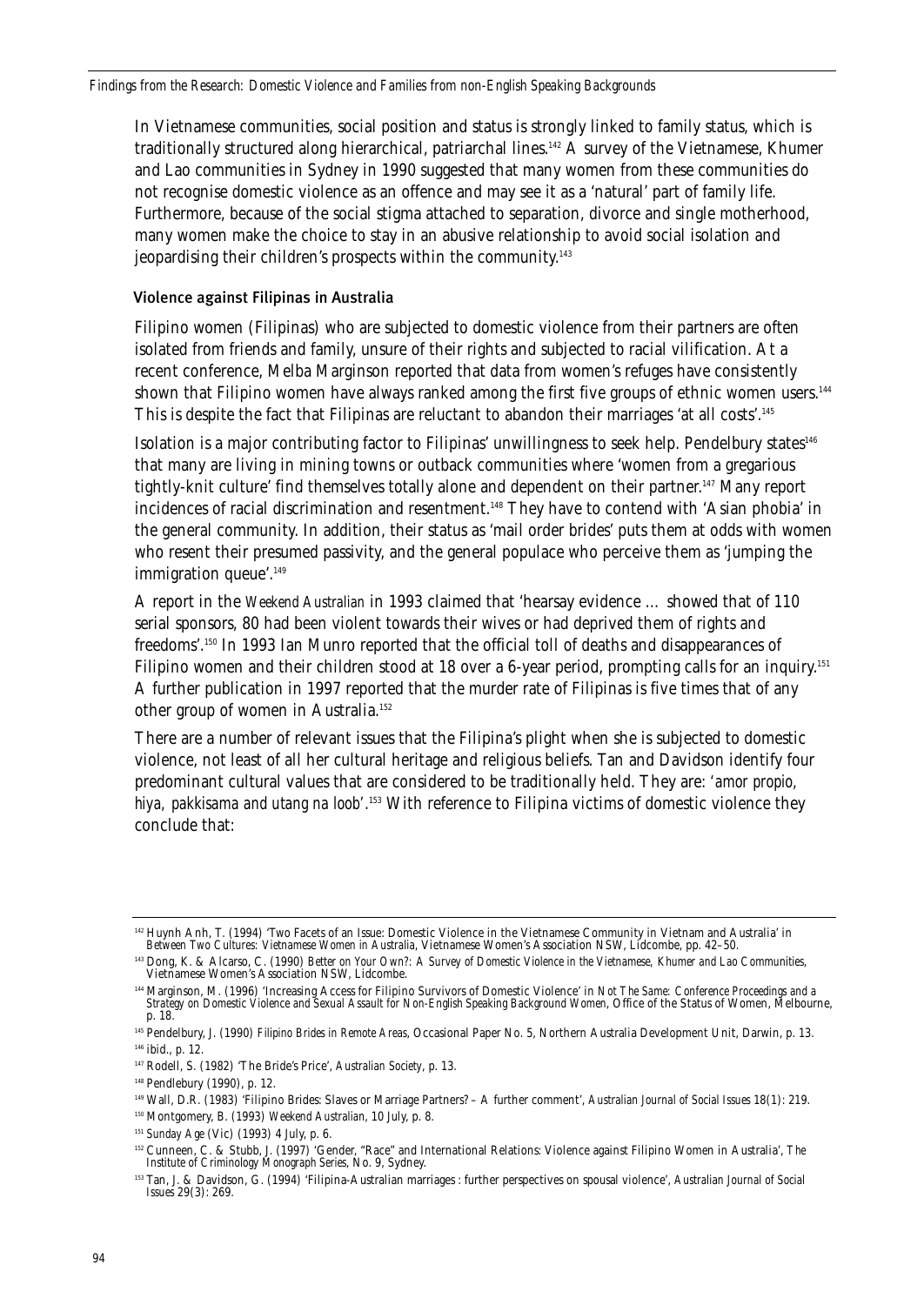In Vietnamese communities, social position and status is strongly linked to family status, which is traditionally structured along hierarchical, patriarchal lines.[142] A survey of the Vietnamese, Khumer and Lao communities in Sydney in 1990 suggested that many women from these communities do not recognise domestic violence as an offence and may see it as a 'natural' part of family life. Furthermore, because of the social stigma attached to separation, divorce and single motherhood, many women make the choice to stay in an abusive relationship to avoid social isolation and jeopardising their children's prospects within the community.[143]

### Violence against Filipinas in Australia

Filipino women (Filipinas) who are subjected to domestic violence from their partners are often isolated from friends and family, unsure of their rights and subjected to racial vilification. At a recent conference, Melba Marginson reported that data from women's refuges have consistently shown that Filipino women have always ranked among the first five groups of ethnic women users.[144] This is despite the fact that Filipinas are reluctant to abandon their marriages 'at all costs'.[145]

Isolation is a major contributing factor to Filipinas' unwillingness to seek help. Pendelbury states[146] that many are living in mining towns or outback communities where 'women from a gregarious tightly-knit culture' find themselves totally alone and dependent on their partner.[147] Many report incidences of racial discrimination and resentment.[148] They have to contend with 'Asian phobia' in the general community. In addition, their status as 'mail order brides' puts them at odds with women who resent their presumed passivity, and the general populace who perceive them as 'jumping the immigration queue'.[149]

A report in the *Weekend Australian* in 1993 claimed that 'hearsay evidence … showed that of 110 serial sponsors, 80 had been violent towards their wives or had deprived them of rights and freedoms'.[150] In 1993 Ian Munro reported that the official toll of deaths and disappearances of Filipino women and their children stood at 18 over a 6-year period, prompting calls for an inquiry.[151] A further publication in 1997 reported that the murder rate of Filipinas is five times that of any other group of women in Australia.[152]

There are a number of relevant issues that the Filipina's plight when she is subjected to domestic violence, not least of all her cultural heritage and religious beliefs. Tan and Davidson identify four predominant cultural values that are considered to be traditionally held. They are: '*amor propio, hiya, pakkisama and utang na loob*'.[153] With reference to Filipina victims of domestic violence they conclude that:

---

[142] Huynh Anh, T. (1994) 'Two Facets of an Issue: Domestic Violence in the Vietnamese Community in Vietnam and Australia' in *Between Two Cultures: Vietnamese Women in Australia*, Vietnamese Women's Association NSW, Lidcombe, pp. 42–50.

[143] Dong, K. & Alcarso, C. (1990) *Better on Your Own?: A Survey of Domestic Violence in the Vietnamese, Khumer and Lao Communities*, Vietnamese Women's Association NSW, Lidcombe.

[144] Marginson, M. (1996) 'Increasing Access for Filipino Survivors of Domestic Violence' in *Not The Same: Conference Proceedings and a Strategy on Domestic Violence and Sexual Assault for Non-English Speaking Background Women*, Office of the Status of Women, Melbourne, p. 18.

[145] Pendelbury, J. (1990) *Filipino Brides in Remote Areas*, Occasional Paper No. 5, Northern Australia Development Unit, Darwin, p. 13.

[146] ibid., p. 12.

[147] Rodell, S. (1982) 'The Bride's Price', *Australian Society*, p. 13.

[148] Pendlebury (1990), p. 12.

[149] Wall, D.R. (1983) 'Filipino Brides: Slaves or Marriage Partners? – A further comment', *Australian Journal of Social Issues* 18(1): 219.

[150] Montgomery, B. (1993) *Weekend Australian*, 10 July, p. 8.

[151] *Sunday Age* (Vic) (1993) 4 July, p. 6.

[152] Cunneen, C. & Stubb, J. (1997) 'Gender, "Race" and International Relations: Violence against Filipino Women in Australia', *The Institute of Criminology Monograph Series*, No. 9, Sydney.

[153] Tan, J. & Davidson, G. (1994) 'Filipina-Australian marriages : further perspectives on spousal violence', *Australian Journal of Social Issues* 29(3): 269.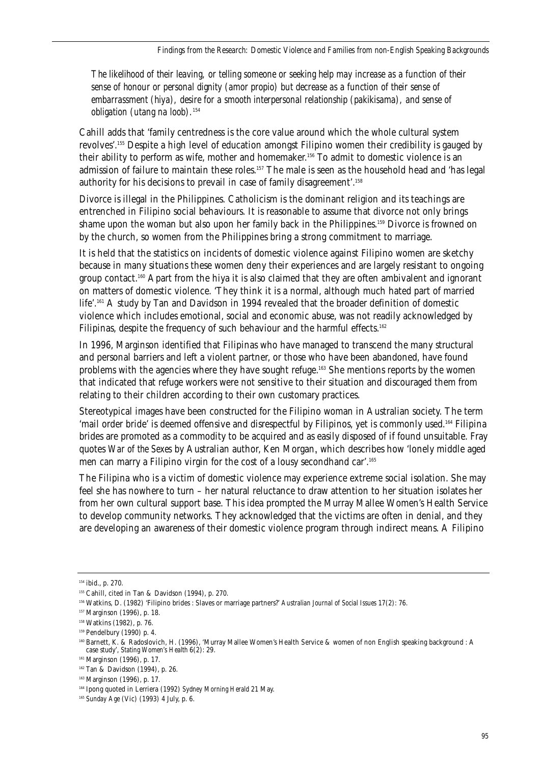*The likelihood of their leaving, or telling someone or seeking help may increase as a function of their sense of honour or personal dignity (amor propio) but decrease as a function of their sense of embarrassment (hiya), desire for a smooth interpersonal relationship (pakikisama), and sense of obligation (utang na loob).*[154]

Cahill adds that 'family centredness is the core value around which the whole cultural system revolves'.[155] Despite a high level of education amongst Filipino women their credibility is gauged by their ability to perform as wife, mother and homemaker.[156] To admit to domestic violence is an admission of failure to maintain these roles.[157] The male is seen as the household head and 'has legal authority for his decisions to prevail in case of family disagreement'.[158]

Divorce is illegal in the Philippines. Catholicism is the dominant religion and its teachings are entrenched in Filipino social behaviours. It is reasonable to assume that divorce not only brings shame upon the woman but also upon her family back in the Philippines.[159] Divorce is frowned on by the church, so women from the Philippines bring a strong commitment to marriage.

It is held that the statistics on incidents of domestic violence against Filipino women are sketchy because in many situations these women deny their experiences and are largely resistant to ongoing group contact.[160] Apart from the hiya it is also claimed that they are often ambivalent and ignorant on matters of domestic violence. 'They think it is a normal, although much hated part of married life'.[161] A study by Tan and Davidson in 1994 revealed that the broader definition of domestic violence which includes emotional, social and economic abuse, was not readily acknowledged by Filipinas, despite the frequency of such behaviour and the harmful effects.[162]

In 1996, Marginson identified that Filipinas who have managed to transcend the many structural and personal barriers and left a violent partner, or those who have been abandoned, have found problems with the agencies where they have sought refuge.[163] She mentions reports by the women that indicated that refuge workers were not sensitive to their situation and discouraged them from relating to their children according to their own customary practices.

Stereotypical images have been constructed for the Filipino woman in Australian society. The term 'mail order bride' is deemed offensive and disrespectful by Filipinos, yet is commonly used.[164] Filipina brides are promoted as a commodity to be acquired and as easily disposed of if found unsuitable. Fray quotes *War of the Sexes* by Australian author, Ken Morgan, which describes how 'lonely middle aged men can marry a Filipino virgin for the cost of a lousy secondhand car'.[165]

The Filipina who is a victim of domestic violence may experience extreme social isolation. She may feel she has nowhere to turn – her natural reluctance to draw attention to her situation isolates her from her own cultural support base. This idea prompted the Murray Mallee Women's Health Service to develop community networks. They acknowledged that the victims are often in denial, and they are developing an awareness of their domestic violence program through indirect means. A Filipino

---

[154] ibid., p. 270.

[155] Cahill, cited in Tan & Davidson (1994), p. 270.

[156] Watkins, D. (1982) 'Filipino brides : Slaves or marriage partners?' *Australian Journal of Social Issues* 17(2): 76.

[157] Marginson (1996), p. 18.

[158] Watkins (1982), p. 76.

[159] Pendelbury (1990) p. 4.

[160] Barnett, K. & Radoslovich, H. (1996), 'Murray Mallee Women's Health Service & women of non English speaking background : A case study', *Stating Women's Health* 6(2): 29.

[161] Marginson (1996), p. 17.

[162] Tan & Davidson (1994), p. 26.

[163] Marginson (1996), p. 17.

[164] Ipong quoted in Lerriera (1992) *Sydney Morning Herald* 21 May.

[165] *Sunday Age* (Vic) (1993) 4 July, p. 6.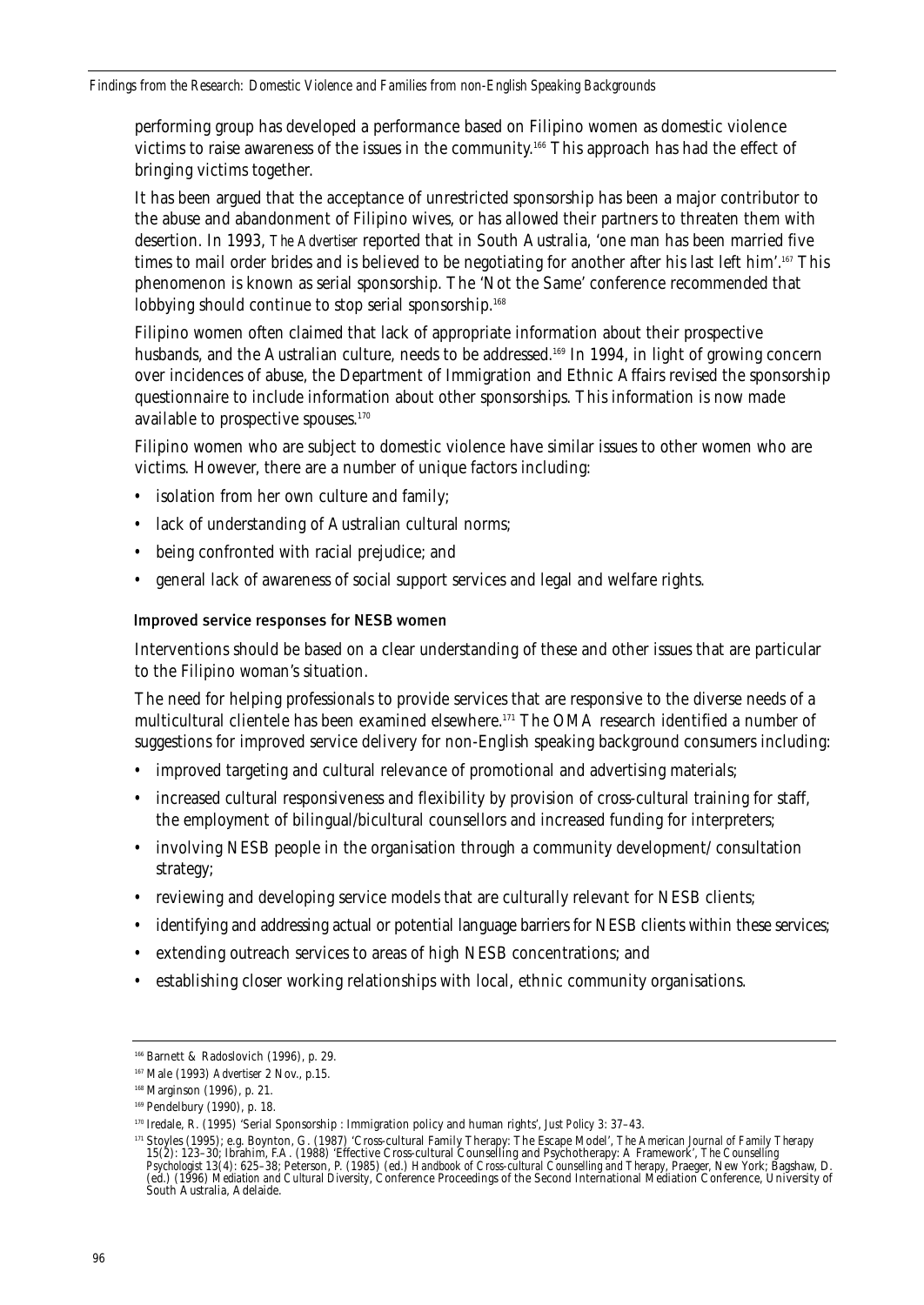performing group has developed a performance based on Filipino women as domestic violence victims to raise awareness of the issues in the community.[166] This approach has had the effect of bringing victims together.

It has been argued that the acceptance of unrestricted sponsorship has been a major contributor to the abuse and abandonment of Filipino wives, or has allowed their partners to threaten them with desertion. In 1993, *The Advertiser* reported that in South Australia, 'one man has been married five times to mail order brides and is believed to be negotiating for another after his last left him'.[167] This phenomenon is known as serial sponsorship. The 'Not the Same' conference recommended that lobbying should continue to stop serial sponsorship.[168]

Filipino women often claimed that lack of appropriate information about their prospective husbands, and the Australian culture, needs to be addressed.[169] In 1994, in light of growing concern over incidences of abuse, the Department of Immigration and Ethnic Affairs revised the sponsorship questionnaire to include information about other sponsorships. This information is now made available to prospective spouses.[170]

Filipino women who are subject to domestic violence have similar issues to other women who are victims. However, there are a number of unique factors including:

- isolation from her own culture and family;
- lack of understanding of Australian cultural norms;
- being confronted with racial prejudice; and
- general lack of awareness of social support services and legal and welfare rights.

### Improved service responses for NESB women

Interventions should be based on a clear understanding of these and other issues that are particular to the Filipino woman's situation.

The need for helping professionals to provide services that are responsive to the diverse needs of a multicultural clientele has been examined elsewhere.[171] The OMA research identified a number of suggestions for improved service delivery for non-English speaking background consumers including:

- improved targeting and cultural relevance of promotional and advertising materials;
- increased cultural responsiveness and flexibility by provision of cross-cultural training for staff, the employment of bilingual/bicultural counsellors and increased funding for interpreters;
- involving NESB people in the organisation through a community development/ consultation strategy;
- reviewing and developing service models that are culturally relevant for NESB clients;
- identifying and addressing actual or potential language barriers for NESB clients within these services;
- extending outreach services to areas of high NESB concentrations; and
- establishing closer working relationships with local, ethnic community organisations.

---

[166] Barnett & Radoslovich (1996), p. 29.

[167] Male (1993) *Advertiser* 2 Nov., p.15.

[168] Marginson (1996), p. 21.

[169] Pendelbury (1990), p. 18.

[170] Iredale, R. (1995) 'Serial Sponsorship : Immigration policy and human rights', *Just Policy* 3: 37–43.

[171] Stoyles (1995); e.g. Boynton, G. (1987) 'Cross-cultural Family Therapy: The Escape Model', *The American Journal of Family Therapy* 15(2): 123–30; Ibrahim, F.A. (1988) 'Effective Cross-cultural Counselling and Psychotherapy: A Framework', *The Counselling Psychologist* 13(4): 625–38; Peterson, P. (1985) (ed.) *Handbook of Cross-cultural Counselling and Therapy*, Praeger, New York; Bagshaw, D. (ed.) (1996) *Mediation and Cultural Diversity*, Conference Proceedings of the Second International Mediation Conference, University of South Australia, Adelaide.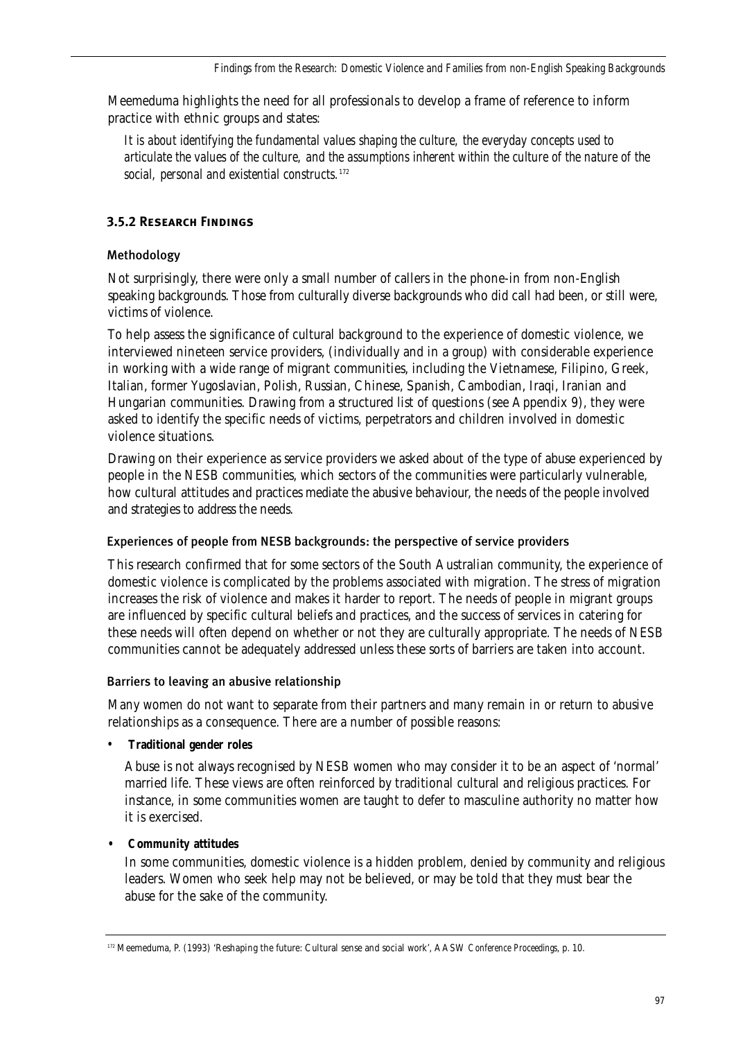Meemeduma highlights the need for all professionals to develop a frame of reference to inform practice with ethnic groups and states:

> *It is about identifying the fundamental values shaping the culture, the everyday concepts used to articulate the values of the culture, and the assumptions inherent within the culture of the nature of the social, personal and existential constructs.*[172]

### 3.5.2 Research Findings

#### Methodology

Not surprisingly, there were only a small number of callers in the phone-in from non-English speaking backgrounds. Those from culturally diverse backgrounds who did call had been, or still were, victims of violence.

To help assess the significance of cultural background to the experience of domestic violence, we interviewed nineteen service providers, (individually and in a group) with considerable experience in working with a wide range of migrant communities, including the Vietnamese, Filipino, Greek, Italian, former Yugoslavian, Polish, Russian, Chinese, Spanish, Cambodian, Iraqi, Iranian and Hungarian communities. Drawing from a structured list of questions (see Appendix 9), they were asked to identify the specific needs of victims, perpetrators and children involved in domestic violence situations.

Drawing on their experience as service providers we asked about of the type of abuse experienced by people in the NESB communities, which sectors of the communities were particularly vulnerable, how cultural attitudes and practices mediate the abusive behaviour, the needs of the people involved and strategies to address the needs.

#### Experiences of people from NESB backgrounds: the perspective of service providers

This research confirmed that for some sectors of the South Australian community, the experience of domestic violence is complicated by the problems associated with migration. The stress of migration increases the risk of violence and makes it harder to report. The needs of people in migrant groups are influenced by specific cultural beliefs and practices, and the success of services in catering for these needs will often depend on whether or not they are culturally appropriate. The needs of NESB communities cannot be adequately addressed unless these sorts of barriers are taken into account.

#### Barriers to leaving an abusive relationship

Many women do not want to separate from their partners and many remain in or return to abusive relationships as a consequence. There are a number of possible reasons:

- ***Traditional gender roles***

  Abuse is not always recognised by NESB women who may consider it to be an aspect of 'normal' married life. These views are often reinforced by traditional cultural and religious practices. For instance, in some communities women are taught to defer to masculine authority no matter how it is exercised.

- ***Community attitudes***

  In some communities, domestic violence is a hidden problem, denied by community and religious leaders. Women who seek help may not be believed, or may be told that they must bear the abuse for the sake of the community.

---

[172] Meemeduma, P. (1993) 'Reshaping the future: Cultural sense and social work', *AASW Conference Proceedings*, p. 10.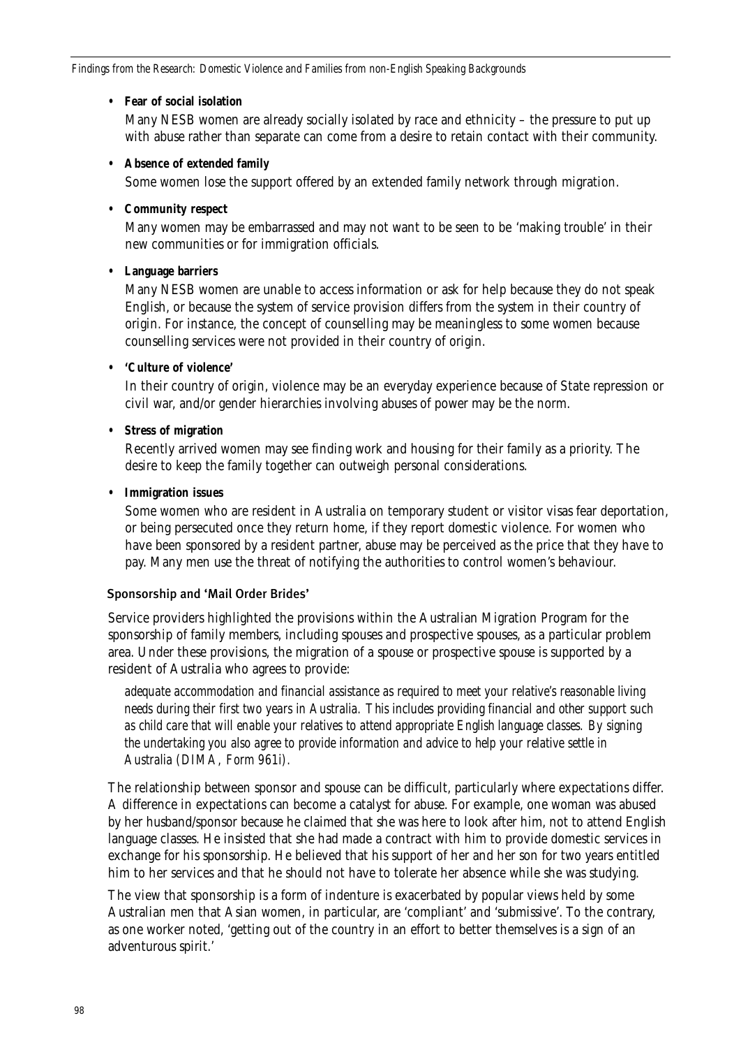- **Fear of social isolation**

  Many NESB women are already socially isolated by race and ethnicity – the pressure to put up with abuse rather than separate can come from a desire to retain contact with their community.

- **Absence of extended family**

  Some women lose the support offered by an extended family network through migration.

- **Community respect**

  Many women may be embarrassed and may not want to be seen to be 'making trouble' in their new communities or for immigration officials.

- **Language barriers**

  Many NESB women are unable to access information or ask for help because they do not speak English, or because the system of service provision differs from the system in their country of origin. For instance, the concept of counselling may be meaningless to some women because counselling services were not provided in their country of origin.

- **'Culture of violence'**

  In their country of origin, violence may be an everyday experience because of State repression or civil war, and/or gender hierarchies involving abuses of power may be the norm.

- **Stress of migration**

  Recently arrived women may see finding work and housing for their family as a priority. The desire to keep the family together can outweigh personal considerations.

- **Immigration issues**

  Some women who are resident in Australia on temporary student or visitor visas fear deportation, or being persecuted once they return home, if they report domestic violence. For women who have been sponsored by a resident partner, abuse may be perceived as the price that they have to pay. Many men use the threat of notifying the authorities to control women's behaviour.

### Sponsorship and 'Mail Order Brides'

Service providers highlighted the provisions within the Australian Migration Program for the sponsorship of family members, including spouses and prospective spouses, as a particular problem area. Under these provisions, the migration of a spouse or prospective spouse is supported by a resident of Australia who agrees to provide:

> *adequate accommodation and financial assistance as required to meet your relative's reasonable living needs during their first two years in Australia. This includes providing financial and other support such as child care that will enable your relatives to attend appropriate English language classes. By signing the undertaking you also agree to provide information and advice to help your relative settle in Australia (DIMA, Form 961i).*

The relationship between sponsor and spouse can be difficult, particularly where expectations differ. A difference in expectations can become a catalyst for abuse. For example, one woman was abused by her husband/sponsor because he claimed that she was here to look after him, not to attend English language classes. He insisted that she had made a contract with him to provide domestic services in exchange for his sponsorship. He believed that his support of her and her son for two years entitled him to her services and that he should not have to tolerate her absence while she was studying.

The view that sponsorship is a form of indenture is exacerbated by popular views held by some Australian men that Asian women, in particular, are 'compliant' and 'submissive'. To the contrary, as one worker noted, 'getting out of the country in an effort to better themselves is a sign of an adventurous spirit.'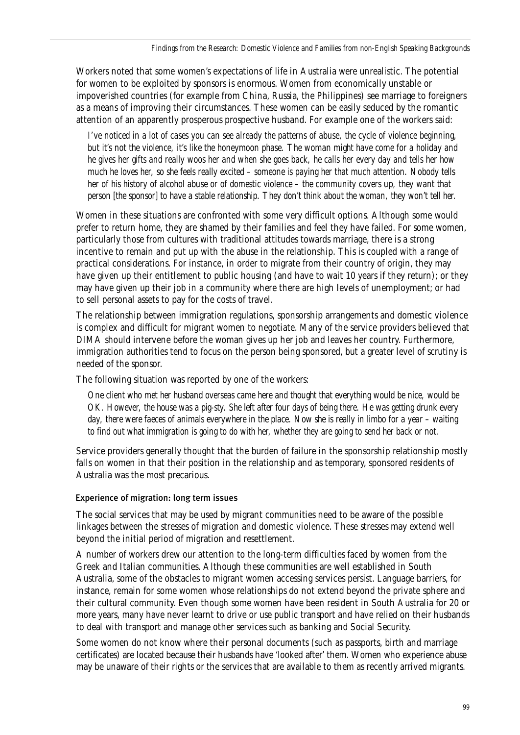Workers noted that some women's expectations of life in Australia were unrealistic. The potential for women to be exploited by sponsors is enormous. Women from economically unstable or impoverished countries (for example from China, Russia, the Philippines) see marriage to foreigners as a means of improving their circumstances. These women can be easily seduced by the romantic attention of an apparently prosperous prospective husband. For example one of the workers said:

> *I've noticed in a lot of cases you can see already the patterns of abuse, the cycle of violence beginning, but it's not the violence, it's like the honeymoon phase. The woman might have come for a holiday and he gives her gifts and really woos her and when she goes back, he calls her every day and tells her how much he loves her, so she feels really excited – someone is paying her that much attention. Nobody tells her of his history of alcohol abuse or of domestic violence – the community covers up, they want that person [the sponsor] to have a stable relationship. They don't think about the woman, they won't tell her.*

Women in these situations are confronted with some very difficult options. Although some would prefer to return home, they are shamed by their families and feel they have failed. For some women, particularly those from cultures with traditional attitudes towards marriage, there is a strong incentive to remain and put up with the abuse in the relationship. This is coupled with a range of practical considerations. For instance, in order to migrate from their country of origin, they may have given up their entitlement to public housing (and have to wait 10 years if they return); or they may have given up their job in a community where there are high levels of unemployment; or had to sell personal assets to pay for the costs of travel.

The relationship between immigration regulations, sponsorship arrangements and domestic violence is complex and difficult for migrant women to negotiate. Many of the service providers believed that DIMA should intervene before the woman gives up her job and leaves her country. Furthermore, immigration authorities tend to focus on the person being sponsored, but a greater level of scrutiny is needed of the sponsor.

The following situation was reported by one of the workers:

> *One client who met her husband overseas came here and thought that everything would be nice, would be OK. However, the house was a pig-sty. She left after four days of being there. He was getting drunk every day, there were faeces of animals everywhere in the place. Now she is really in limbo for a year – waiting to find out what immigration is going to do with her, whether they are going to send her back or not.*

Service providers generally thought that the burden of failure in the sponsorship relationship mostly falls on women in that their position in the relationship and as temporary, sponsored residents of Australia was the most precarious.

#### Experience of migration: long term issues

The social services that may be used by migrant communities need to be aware of the possible linkages between the stresses of migration and domestic violence. These stresses may extend well beyond the initial period of migration and resettlement.

A number of workers drew our attention to the long-term difficulties faced by women from the Greek and Italian communities. Although these communities are well established in South Australia, some of the obstacles to migrant women accessing services persist. Language barriers, for instance, remain for some women whose relationships do not extend beyond the private sphere and their cultural community. Even though some women have been resident in South Australia for 20 or more years, many have never learnt to drive or use public transport and have relied on their husbands to deal with transport and manage other services such as banking and Social Security.

Some women do not know where their personal documents (such as passports, birth and marriage certificates) are located because their husbands have 'looked after' them. Women who experience abuse may be unaware of their rights or the services that are available to them as recently arrived migrants.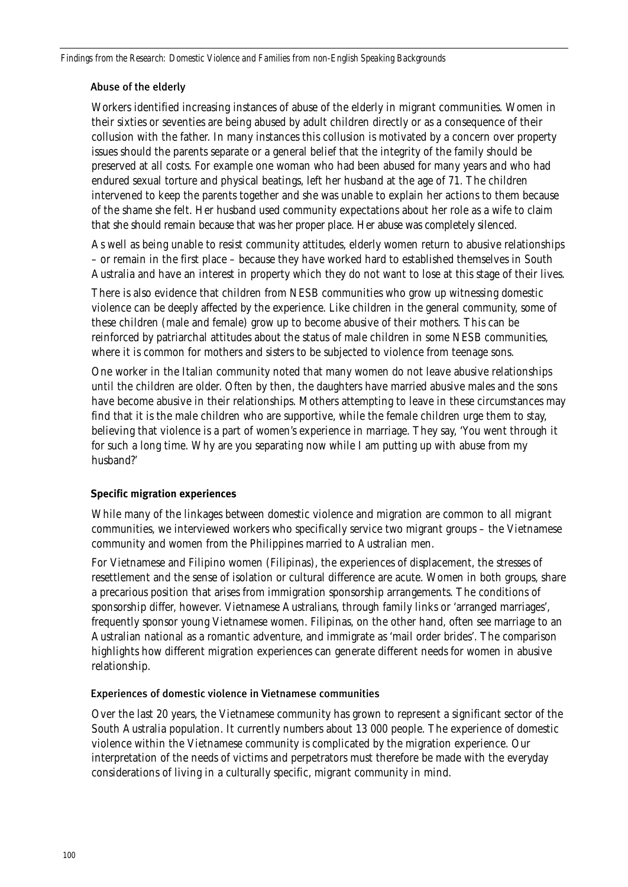### Abuse of the elderly

Workers identified increasing instances of abuse of the elderly in migrant communities. Women in their sixties or seventies are being abused by adult children directly or as a consequence of their collusion with the father. In many instances this collusion is motivated by a concern over property issues should the parents separate or a general belief that the integrity of the family should be preserved at all costs. For example one woman who had been abused for many years and who had endured sexual torture and physical beatings, left her husband at the age of 71. The children intervened to keep the parents together and she was unable to explain her actions to them because of the shame she felt. Her husband used community expectations about her role as a wife to claim that she should remain because that was her proper place. Her abuse was completely silenced.

As well as being unable to resist community attitudes, elderly women return to abusive relationships – or remain in the first place – because they have worked hard to established themselves in South Australia and have an interest in property which they do not want to lose at this stage of their lives.

There is also evidence that children from NESB communities who grow up witnessing domestic violence can be deeply affected by the experience. Like children in the general community, some of these children (male and female) grow up to become abusive of their mothers. This can be reinforced by patriarchal attitudes about the status of male children in some NESB communities, where it is common for mothers and sisters to be subjected to violence from teenage sons.

One worker in the Italian community noted that many women do not leave abusive relationships until the children are older. Often by then, the daughters have married abusive males and the sons have become abusive in their relationships. Mothers attempting to leave in these circumstances may find that it is the male children who are supportive, while the female children urge them to stay, believing that violence is a part of women's experience in marriage. They say, 'You went through it for such a long time. Why are you separating now while I am putting up with abuse from my husband?'

## Specific migration experiences

While many of the linkages between domestic violence and migration are common to all migrant communities, we interviewed workers who specifically service two migrant groups – the Vietnamese community and women from the Philippines married to Australian men.

For Vietnamese and Filipino women (Filipinas), the experiences of displacement, the stresses of resettlement and the sense of isolation or cultural difference are acute. Women in both groups, share a precarious position that arises from immigration sponsorship arrangements. The conditions of sponsorship differ, however. Vietnamese Australians, through family links or 'arranged marriages', frequently sponsor young Vietnamese women. Filipinas, on the other hand, often see marriage to an Australian national as a romantic adventure, and immigrate as 'mail order brides'. The comparison highlights how different migration experiences can generate different needs for women in abusive relationship.

### Experiences of domestic violence in Vietnamese communities

Over the last 20 years, the Vietnamese community has grown to represent a significant sector of the South Australia population. It currently numbers about 13 000 people. The experience of domestic violence within the Vietnamese community is complicated by the migration experience. Our interpretation of the needs of victims and perpetrators must therefore be made with the everyday considerations of living in a culturally specific, migrant community in mind.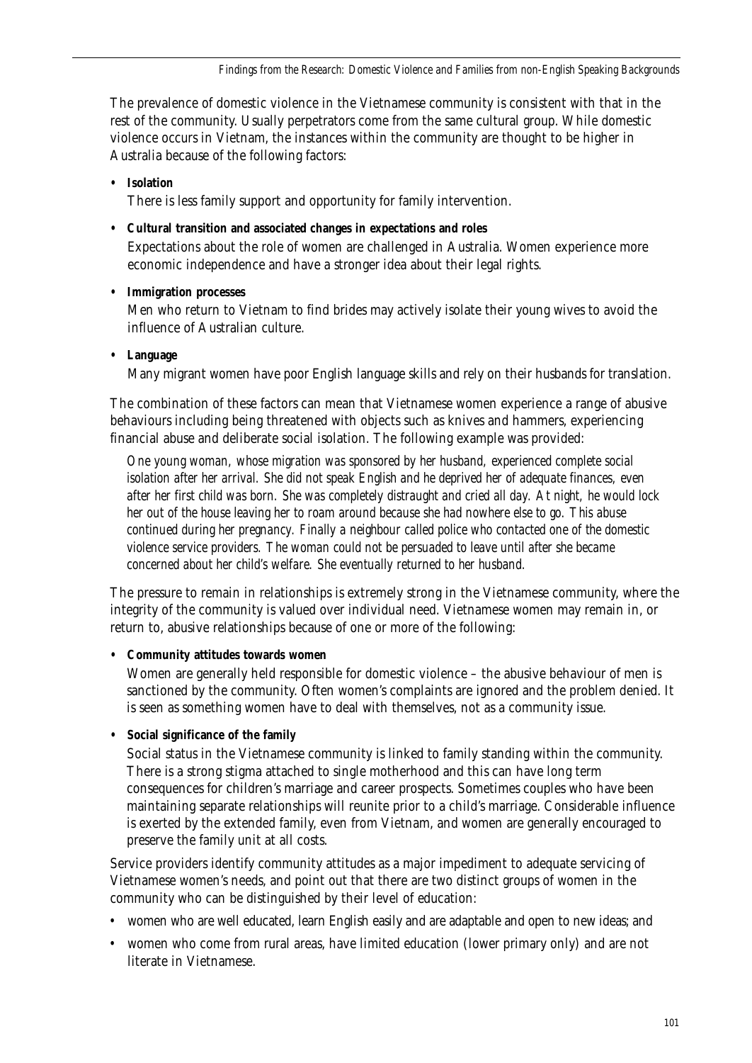The prevalence of domestic violence in the Vietnamese community is consistent with that in the rest of the community. Usually perpetrators come from the same cultural group. While domestic violence occurs in Vietnam, the instances within the community are thought to be higher in Australia because of the following factors:

- **Isolation**
  There is less family support and opportunity for family intervention.
- **Cultural transition and associated changes in expectations and roles**
  Expectations about the role of women are challenged in Australia. Women experience more economic independence and have a stronger idea about their legal rights.
- **Immigration processes**
  Men who return to Vietnam to find brides may actively isolate their young wives to avoid the influence of Australian culture.
- **Language**
  Many migrant women have poor English language skills and rely on their husbands for translation.

The combination of these factors can mean that Vietnamese women experience a range of abusive behaviours including being threatened with objects such as knives and hammers, experiencing financial abuse and deliberate social isolation. The following example was provided:

> *One young woman, whose migration was sponsored by her husband, experienced complete social isolation after her arrival. She did not speak English and he deprived her of adequate finances, even after her first child was born. She was completely distraught and cried all day. At night, he would lock her out of the house leaving her to roam around because she had nowhere else to go. This abuse continued during her pregnancy. Finally a neighbour called police who contacted one of the domestic violence service providers. The woman could not be persuaded to leave until after she became concerned about her child's welfare. She eventually returned to her husband.*

The pressure to remain in relationships is extremely strong in the Vietnamese community, where the integrity of the community is valued over individual need. Vietnamese women may remain in, or return to, abusive relationships because of one or more of the following:

- **Community attitudes towards women**
  Women are generally held responsible for domestic violence – the abusive behaviour of men is sanctioned by the community. Often women's complaints are ignored and the problem denied. It is seen as something women have to deal with themselves, not as a community issue.
- **Social significance of the family**
  Social status in the Vietnamese community is linked to family standing within the community. There is a strong stigma attached to single motherhood and this can have long term consequences for children's marriage and career prospects. Sometimes couples who have been maintaining separate relationships will reunite prior to a child's marriage. Considerable influence is exerted by the extended family, even from Vietnam, and women are generally encouraged to preserve the family unit at all costs.

Service providers identify community attitudes as a major impediment to adequate servicing of Vietnamese women's needs, and point out that there are two distinct groups of women in the community who can be distinguished by their level of education:

- women who are well educated, learn English easily and are adaptable and open to new ideas; and
- women who come from rural areas, have limited education (lower primary only) and are not literate in Vietnamese.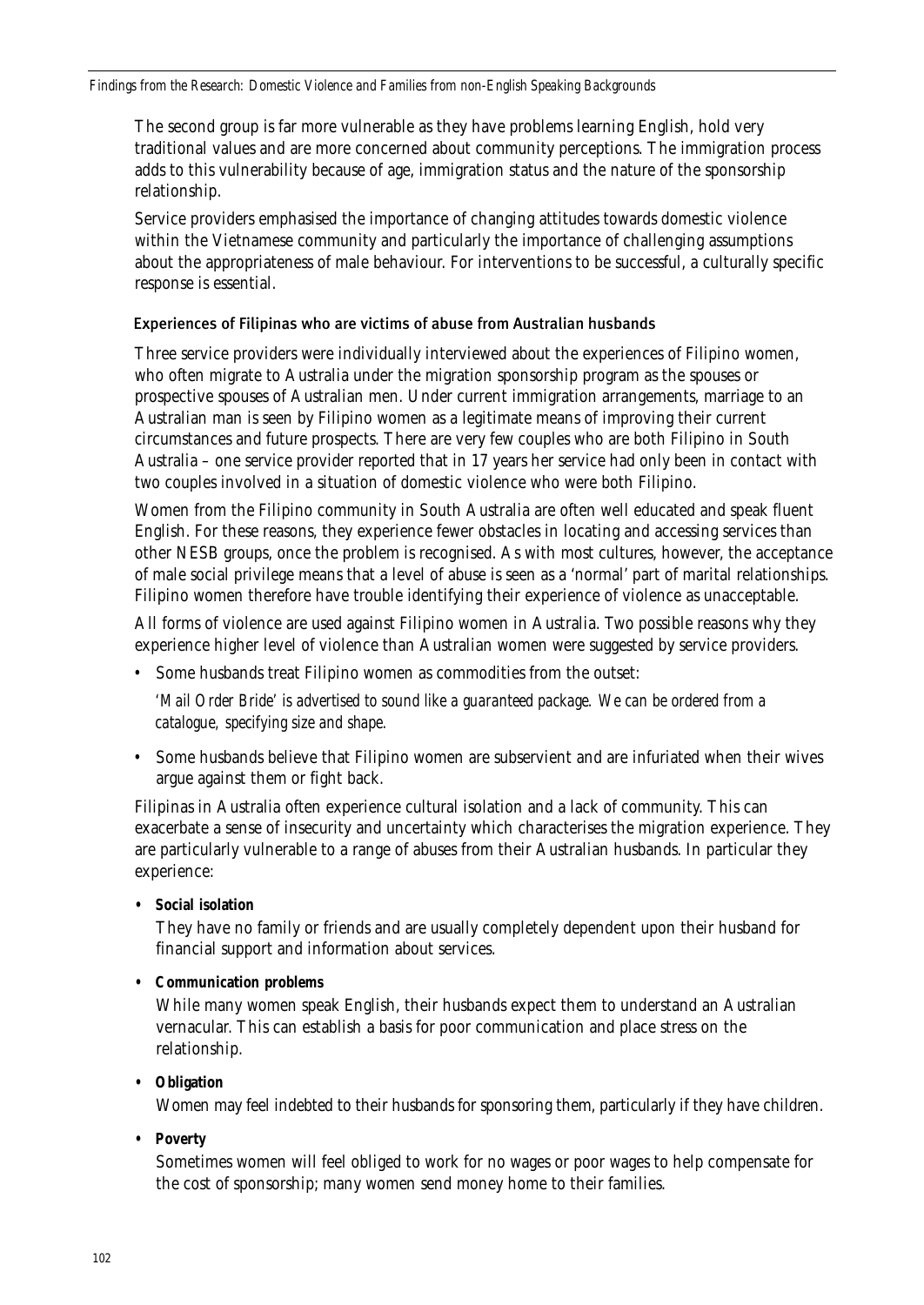The second group is far more vulnerable as they have problems learning English, hold very traditional values and are more concerned about community perceptions. The immigration process adds to this vulnerability because of age, immigration status and the nature of the sponsorship relationship.

Service providers emphasised the importance of changing attitudes towards domestic violence within the Vietnamese community and particularly the importance of challenging assumptions about the appropriateness of male behaviour. For interventions to be successful, a culturally specific response is essential.

### Experiences of Filipinas who are victims of abuse from Australian husbands

Three service providers were individually interviewed about the experiences of Filipino women, who often migrate to Australia under the migration sponsorship program as the spouses or prospective spouses of Australian men. Under current immigration arrangements, marriage to an Australian man is seen by Filipino women as a legitimate means of improving their current circumstances and future prospects. There are very few couples who are both Filipino in South Australia – one service provider reported that in 17 years her service had only been in contact with two couples involved in a situation of domestic violence who were both Filipino.

Women from the Filipino community in South Australia are often well educated and speak fluent English. For these reasons, they experience fewer obstacles in locating and accessing services than other NESB groups, once the problem is recognised. As with most cultures, however, the acceptance of male social privilege means that a level of abuse is seen as a 'normal' part of marital relationships. Filipino women therefore have trouble identifying their experience of violence as unacceptable.

All forms of violence are used against Filipino women in Australia. Two possible reasons why they experience higher level of violence than Australian women were suggested by service providers.

- Some husbands treat Filipino women as commodities from the outset:

  *'Mail Order Bride' is advertised to sound like a guaranteed package. We can be ordered from a catalogue, specifying size and shape.*

- Some husbands believe that Filipino women are subservient and are infuriated when their wives argue against them or fight back.

Filipinas in Australia often experience cultural isolation and a lack of community. This can exacerbate a sense of insecurity and uncertainty which characterises the migration experience. They are particularly vulnerable to a range of abuses from their Australian husbands. In particular they experience:

- **Social isolation**

  They have no family or friends and are usually completely dependent upon their husband for financial support and information about services.

- **Communication problems**

  While many women speak English, their husbands expect them to understand an Australian vernacular. This can establish a basis for poor communication and place stress on the relationship.

- **Obligation**

  Women may feel indebted to their husbands for sponsoring them, particularly if they have children.

- **Poverty**

  Sometimes women will feel obliged to work for no wages or poor wages to help compensate for the cost of sponsorship; many women send money home to their families.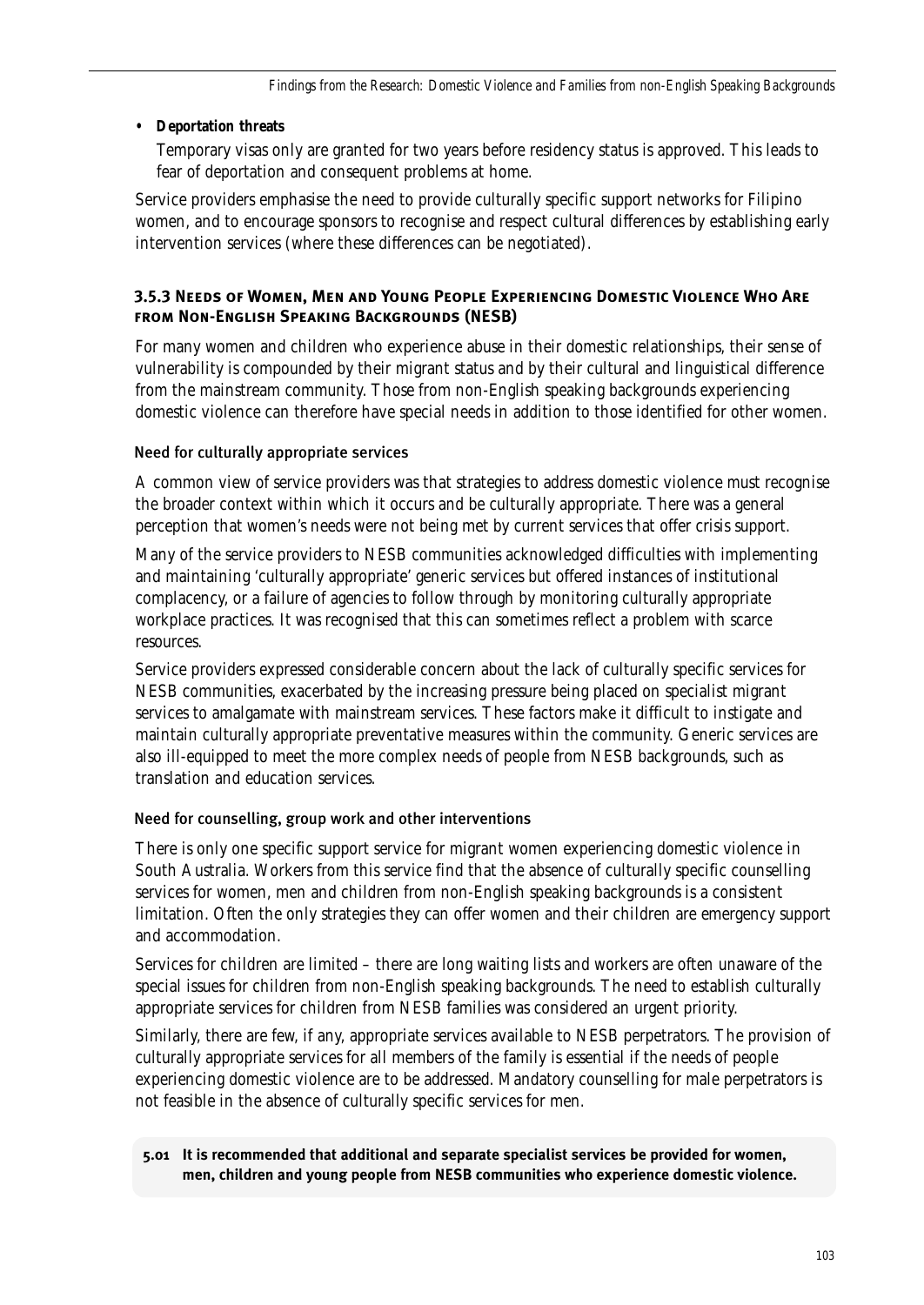- **Deportation threats**

  Temporary visas only are granted for two years before residency status is approved. This leads to fear of deportation and consequent problems at home.

Service providers emphasise the need to provide culturally specific support networks for Filipino women, and to encourage sponsors to recognise and respect cultural differences by establishing early intervention services (where these differences can be negotiated).

### 3.5.3 Needs of Women, Men and Young People Experiencing Domestic Violence Who Are from Non-English Speaking Backgrounds (NESB)

For many women and children who experience abuse in their domestic relationships, their sense of vulnerability is compounded by their migrant status and by their cultural and linguistical difference from the mainstream community. Those from non-English speaking backgrounds experiencing domestic violence can therefore have special needs in addition to those identified for other women.

#### Need for culturally appropriate services

A common view of service providers was that strategies to address domestic violence must recognise the broader context within which it occurs and be culturally appropriate. There was a general perception that women's needs were not being met by current services that offer crisis support.

Many of the service providers to NESB communities acknowledged difficulties with implementing and maintaining 'culturally appropriate' generic services but offered instances of institutional complacency, or a failure of agencies to follow through by monitoring culturally appropriate workplace practices. It was recognised that this can sometimes reflect a problem with scarce resources.

Service providers expressed considerable concern about the lack of culturally specific services for NESB communities, exacerbated by the increasing pressure being placed on specialist migrant services to amalgamate with mainstream services. These factors make it difficult to instigate and maintain culturally appropriate preventative measures within the community. Generic services are also ill-equipped to meet the more complex needs of people from NESB backgrounds, such as translation and education services.

#### Need for counselling, group work and other interventions

There is only one specific support service for migrant women experiencing domestic violence in South Australia. Workers from this service find that the absence of culturally specific counselling services for women, men and children from non-English speaking backgrounds is a consistent limitation. Often the only strategies they can offer women and their children are emergency support and accommodation.

Services for children are limited – there are long waiting lists and workers are often unaware of the special issues for children from non-English speaking backgrounds. The need to establish culturally appropriate services for children from NESB families was considered an urgent priority.

Similarly, there are few, if any, appropriate services available to NESB perpetrators. The provision of culturally appropriate services for all members of the family is essential if the needs of people experiencing domestic violence are to be addressed. Mandatory counselling for male perpetrators is not feasible in the absence of culturally specific services for men.

**5.01 It is recommended that additional and separate specialist services be provided for women, men, children and young people from NESB communities who experience domestic violence.**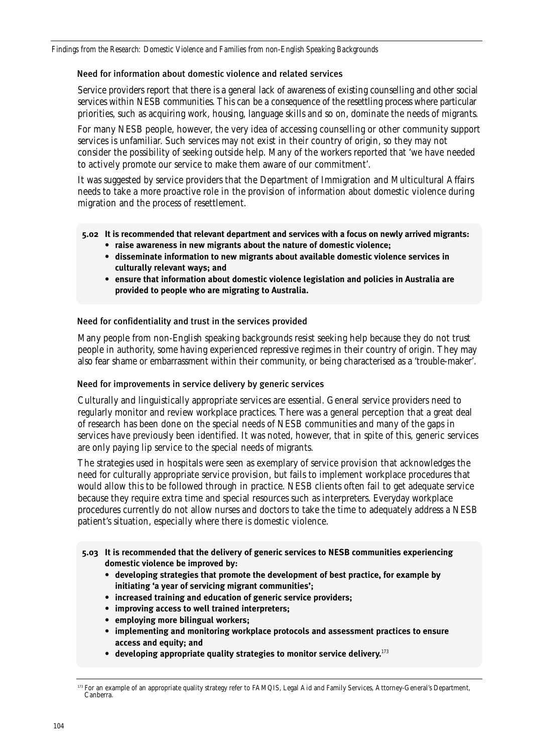### Need for information about domestic violence and related services

Service providers report that there is a general lack of awareness of existing counselling and other social services within NESB communities. This can be a consequence of the resettling process where particular priorities, such as acquiring work, housing, language skills and so on, dominate the needs of migrants.

For many NESB people, however, the very idea of accessing counselling or other community support services is unfamiliar. Such services may not exist in their country of origin, so they may not consider the possibility of seeking outside help. Many of the workers reported that 'we have needed to actively promote our service to make them aware of our commitment'.

It was suggested by service providers that the Department of Immigration and Multicultural Affairs needs to take a more proactive role in the provision of information about domestic violence during migration and the process of resettlement.

> **5.02 It is recommended that relevant department and services with a focus on newly arrived migrants:**
>
> - **raise awareness in new migrants about the nature of domestic violence;**
> - **disseminate information to new migrants about available domestic violence services in culturally relevant ways; and**
> - **ensure that information about domestic violence legislation and policies in Australia are provided to people who are migrating to Australia.**

### Need for confidentiality and trust in the services provided

Many people from non-English speaking backgrounds resist seeking help because they do not trust people in authority, some having experienced repressive regimes in their country of origin. They may also fear shame or embarrassment within their community, or being characterised as a 'trouble-maker'.

### Need for improvements in service delivery by generic services

Culturally and linguistically appropriate services are essential. General service providers need to regularly monitor and review workplace practices. There was a general perception that a great deal of research has been done on the special needs of NESB communities and many of the gaps in services have previously been identified. It was noted, however, that in spite of this, generic services are only paying lip service to the special needs of migrants.

The strategies used in hospitals were seen as exemplary of service provision that acknowledges the need for culturally appropriate service provision, but fails to implement workplace procedures that would allow this to be followed through in practice. NESB clients often fail to get adequate service because they require extra time and special resources such as interpreters. Everyday workplace procedures currently do not allow nurses and doctors to take the time to adequately address a NESB patient's situation, especially where there is domestic violence.

> **5.03 It is recommended that the delivery of generic services to NESB communities experiencing domestic violence be improved by:**
>
> - **developing strategies that promote the development of best practice, for example by initiating 'a year of servicing migrant communities';**
> - **increased training and education of generic service providers;**
> - **improving access to well trained interpreters;**
> - **employing more bilingual workers;**
> - **implementing and monitoring workplace protocols and assessment practices to ensure access and equity; and**
> - **developing appropriate quality strategies to monitor service delivery.**[173]

[173] For an example of an appropriate quality strategy refer to FAMQIS, Legal Aid and Family Services, Attorney-General's Department, Canberra.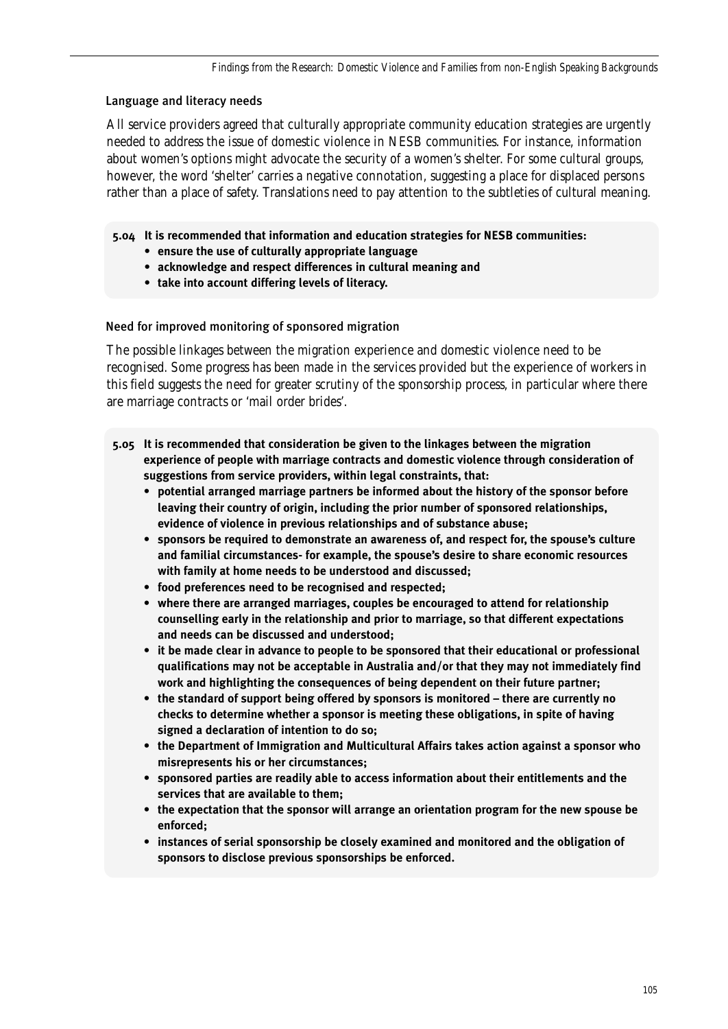### Language and literacy needs

All service providers agreed that culturally appropriate community education strategies are urgently needed to address the issue of domestic violence in NESB communities. For instance, information about women's options might advocate the security of a women's shelter. For some cultural groups, however, the word 'shelter' carries a negative connotation, suggesting a place for displaced persons rather than a place of safety. Translations need to pay attention to the subtleties of cultural meaning.

**5.04 It is recommended that information and education strategies for NESB communities:**

- **ensure the use of culturally appropriate language**
- **acknowledge and respect differences in cultural meaning and**
- **take into account differing levels of literacy.**

### Need for improved monitoring of sponsored migration

The possible linkages between the migration experience and domestic violence need to be recognised. Some progress has been made in the services provided but the experience of workers in this field suggests the need for greater scrutiny of the sponsorship process, in particular where there are marriage contracts or 'mail order brides'.

**5.05 It is recommended that consideration be given to the linkages between the migration experience of people with marriage contracts and domestic violence through consideration of suggestions from service providers, within legal constraints, that:**

- **potential arranged marriage partners be informed about the history of the sponsor before leaving their country of origin, including the prior number of sponsored relationships, evidence of violence in previous relationships and of substance abuse;**
- **sponsors be required to demonstrate an awareness of, and respect for, the spouse's culture and familial circumstances- for example, the spouse's desire to share economic resources with family at home needs to be understood and discussed;**
- **food preferences need to be recognised and respected;**
- **where there are arranged marriages, couples be encouraged to attend for relationship counselling early in the relationship and prior to marriage, so that different expectations and needs can be discussed and understood;**
- **it be made clear in advance to people to be sponsored that their educational or professional qualifications may not be acceptable in Australia and/or that they may not immediately find work and highlighting the consequences of being dependent on their future partner;**
- **the standard of support being offered by sponsors is monitored – there are currently no checks to determine whether a sponsor is meeting these obligations, in spite of having signed a declaration of intention to do so;**
- **the Department of Immigration and Multicultural Affairs takes action against a sponsor who misrepresents his or her circumstances;**
- **sponsored parties are readily able to access information about their entitlements and the services that are available to them;**
- **the expectation that the sponsor will arrange an orientation program for the new spouse be enforced;**
- **instances of serial sponsorship be closely examined and monitored and the obligation of sponsors to disclose previous sponsorships be enforced.**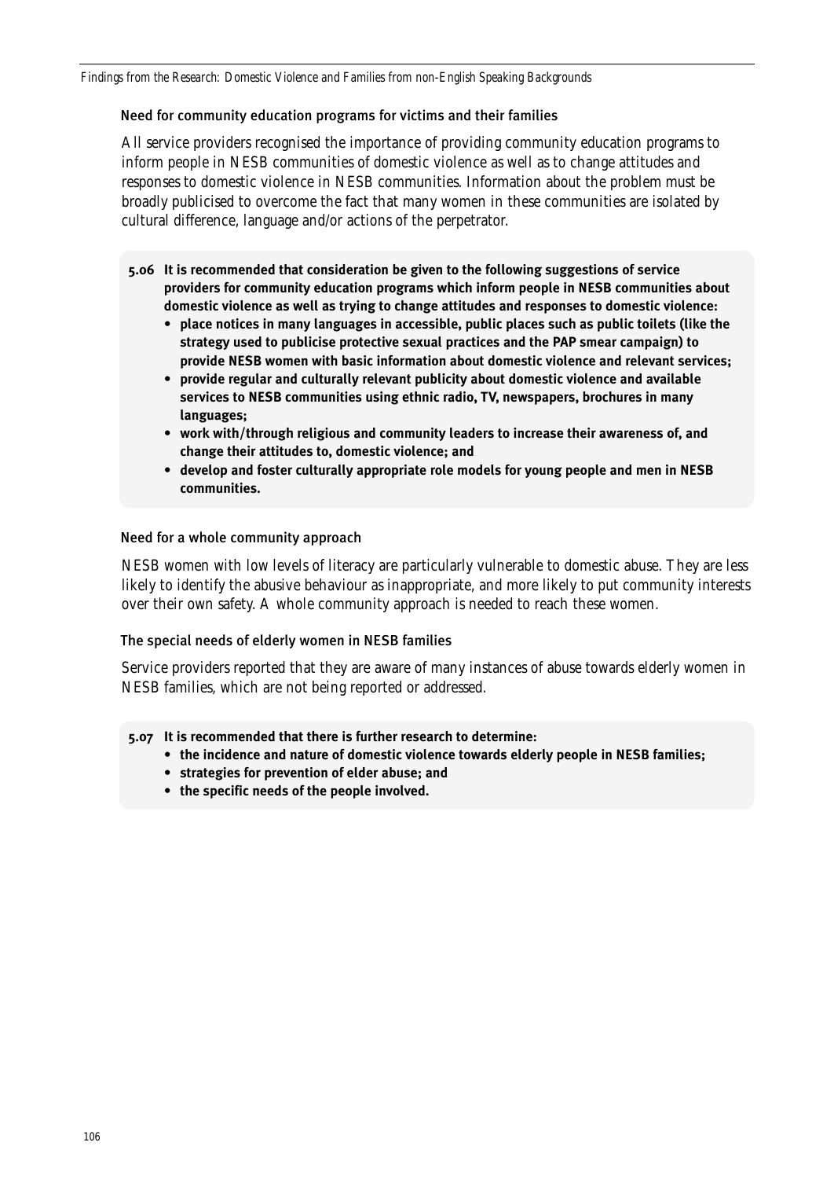### Need for community education programs for victims and their families

All service providers recognised the importance of providing community education programs to inform people in NESB communities of domestic violence as well as to change attitudes and responses to domestic violence in NESB communities. Information about the problem must be broadly publicised to overcome the fact that many women in these communities are isolated by cultural difference, language and/or actions of the perpetrator.

**5.06 It is recommended that consideration be given to the following suggestions of service providers for community education programs which inform people in NESB communities about domestic violence as well as trying to change attitudes and responses to domestic violence:**

- **place notices in many languages in accessible, public places such as public toilets (like the strategy used to publicise protective sexual practices and the PAP smear campaign) to provide NESB women with basic information about domestic violence and relevant services;**
- **provide regular and culturally relevant publicity about domestic violence and available services to NESB communities using ethnic radio, TV, newspapers, brochures in many languages;**
- **work with/through religious and community leaders to increase their awareness of, and change their attitudes to, domestic violence; and**
- **develop and foster culturally appropriate role models for young people and men in NESB communities.**

### Need for a whole community approach

NESB women with low levels of literacy are particularly vulnerable to domestic abuse. They are less likely to identify the abusive behaviour as inappropriate, and more likely to put community interests over their own safety. A whole community approach is needed to reach these women.

### The special needs of elderly women in NESB families

Service providers reported that they are aware of many instances of abuse towards elderly women in NESB families, which are not being reported or addressed.

**5.07 It is recommended that there is further research to determine:**

- **the incidence and nature of domestic violence towards elderly people in NESB families;**
- **strategies for prevention of elder abuse; and**
- **the specific needs of the people involved.**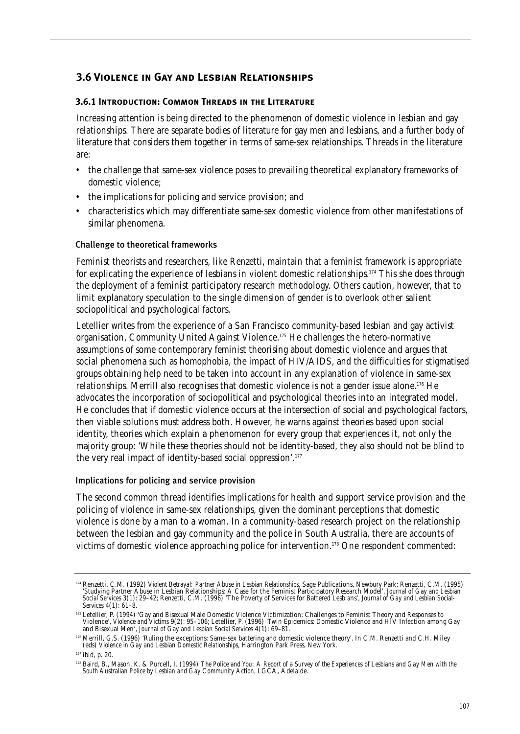## 3.6 Violence in Gay and Lesbian Relationships

### 3.6.1 Introduction: Common Threads in the Literature

Increasing attention is being directed to the phenomenon of domestic violence in lesbian and gay relationships. There are separate bodies of literature for gay men and lesbians, and a further body of literature that considers them together in terms of same-sex relationships. Threads in the literature are:

- the challenge that same-sex violence poses to prevailing theoretical explanatory frameworks of domestic violence;
- the implications for policing and service provision; and
- characteristics which may differentiate same-sex domestic violence from other manifestations of similar phenomena.

#### Challenge to theoretical frameworks

Feminist theorists and researchers, like Renzetti, maintain that a feminist framework is appropriate for explicating the experience of lesbians in violent domestic relationships.[174] This she does through the deployment of a feminist participatory research methodology. Others caution, however, that to limit explanatory speculation to the single dimension of gender is to overlook other salient sociopolitical and psychological factors.

Letellier writes from the experience of a San Francisco community-based lesbian and gay activist organisation, Community United Against Violence.[175] He challenges the hetero-normative assumptions of some contemporary feminist theorising about domestic violence and argues that social phenomena such as homophobia, the impact of HIV/AIDS, and the difficulties for stigmatised groups obtaining help need to be taken into account in any explanation of violence in same-sex relationships. Merrill also recognises that domestic violence is not a gender issue alone.[176] He advocates the incorporation of sociopolitical and psychological theories into an integrated model. He concludes that if domestic violence occurs at the intersection of social and psychological factors, then viable solutions must address both. However, he warns against theories based upon social identity, theories which explain a phenomenon for every group that experiences it, not only the majority group: 'While these theories should not be identity-based, they also should not be blind to the very real impact of identity-based social oppression'.[177]

#### Implications for policing and service provision

The second common thread identifies implications for health and support service provision and the policing of violence in same-sex relationships, given the dominant perceptions that domestic violence is done by a man to a woman. In a community-based research project on the relationship between the lesbian and gay community and the police in South Australia, there are accounts of victims of domestic violence approaching police for intervention.[178] One respondent commented:

---

[174] Renzetti, C.M. (1992) *Violent Betrayal: Partner Abuse in Lesbian Relationships*, Sage Publications, Newbury Park; Renzetti, C.M. (1995) 'Studying Partner Abuse in Lesbian Relationships: A Case for the Feminist Participatory Research Model', *Journal of Gay and Lesbian Social Services* 3(1): 29–42; Renzetti, C.M. (1996) 'The Poverty of Services for Battered Lesbians', *Journal of Gay and Lesbian Social-Services* 4(1): 61–8.

[175] Letellier, P. (1994) 'Gay and Bisexual Male Domestic Violence Victimization: Challenges to Feminist Theory and Responses to Violence', *Violence and Victims* 9(2): 95–106; Letellier, P. (1996) 'Twin Epidemics: Domestic Violence and HIV Infection among Gay and Bisexual Men', *Journal of Gay and Lesbian Social Services* 4(1): 69–81.

[176] Merrill, G.S. (1996) 'Ruling the exceptions: Same-sex battering and domestic violence theory'. In C.M. Renzetti and C.H. Miley (eds) *Violence in Gay and Lesbian Domestic Relationships*, Harrington Park Press, New York.

[177] ibid, p. 20.

[178] Baird, B., Mason, K. & Purcell, I. (1994) *The Police and You: A Report of a Survey of the Experiences of Lesbians and Gay Men with the South Australian Police by Lesbian and Gay Community Action*, LGCA, Adelaide.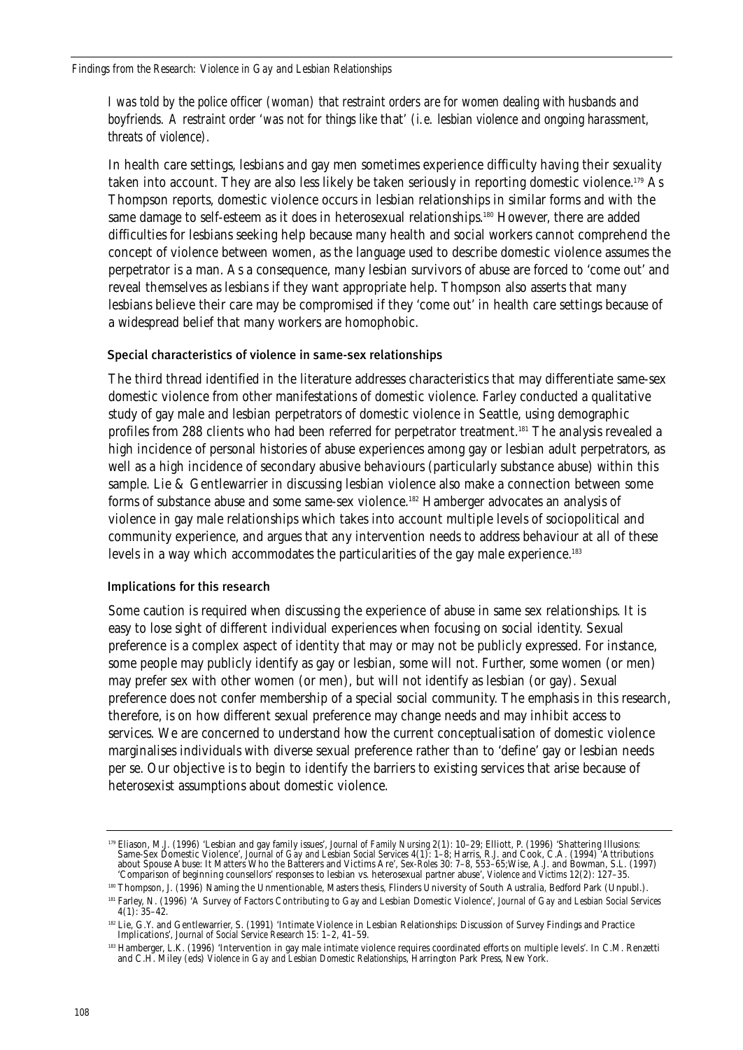*I was told by the police officer (woman) that restraint orders are for women dealing with husbands and boyfriends. A restraint order 'was not for things like that' (i.e. lesbian violence and ongoing harassment, threats of violence).*

In health care settings, lesbians and gay men sometimes experience difficulty having their sexuality taken into account. They are also less likely be taken seriously in reporting domestic violence.[179] As Thompson reports, domestic violence occurs in lesbian relationships in similar forms and with the same damage to self-esteem as it does in heterosexual relationships.[180] However, there are added difficulties for lesbians seeking help because many health and social workers cannot comprehend the concept of violence between women, as the language used to describe domestic violence assumes the perpetrator is a man. As a consequence, many lesbian survivors of abuse are forced to 'come out' and reveal themselves as lesbians if they want appropriate help. Thompson also asserts that many lesbians believe their care may be compromised if they 'come out' in health care settings because of a widespread belief that many workers are homophobic.

### Special characteristics of violence in same-sex relationships

The third thread identified in the literature addresses characteristics that may differentiate same-sex domestic violence from other manifestations of domestic violence. Farley conducted a qualitative study of gay male and lesbian perpetrators of domestic violence in Seattle, using demographic profiles from 288 clients who had been referred for perpetrator treatment.[181] The analysis revealed a high incidence of personal histories of abuse experiences among gay or lesbian adult perpetrators, as well as a high incidence of secondary abusive behaviours (particularly substance abuse) within this sample. Lie & Gentlewarrier in discussing lesbian violence also make a connection between some forms of substance abuse and some same-sex violence.[182] Hamberger advocates an analysis of violence in gay male relationships which takes into account multiple levels of sociopolitical and community experience, and argues that any intervention needs to address behaviour at all of these levels in a way which accommodates the particularities of the gay male experience.[183]

### Implications for this research

Some caution is required when discussing the experience of abuse in same sex relationships. It is easy to lose sight of different individual experiences when focusing on social identity. Sexual preference is a complex aspect of identity that may or may not be publicly expressed. For instance, some people may publicly identify as gay or lesbian, some will not. Further, some women (or men) may prefer sex with other women (or men), but will not identify as lesbian (or gay). Sexual preference does not confer membership of a special social community. The emphasis in this research, therefore, is on how different sexual preference may change needs and may inhibit access to services. We are concerned to understand how the current conceptualisation of domestic violence marginalises individuals with diverse sexual preference rather than to 'define' gay or lesbian needs per se. Our objective is to begin to identify the barriers to existing services that arise because of heterosexist assumptions about domestic violence.

---

[179] Eliason, M.J. (1996) 'Lesbian and gay family issues', *Journal of Family Nursing* 2(1): 10–29; Elliott, P. (1996) 'Shattering Illusions: Same-Sex Domestic Violence', *Journal of Gay and Lesbian Social Services* 4(1): 1–8; Harris, R.J. and Cook, C.A. (1994) 'Attributions about Spouse Abuse: It Matters Who the Batterers and Victims Are', *Sex-Roles* 30: 7–8, 553–65;Wise, A.J. and Bowman, S.L. (1997) 'Comparison of beginning counsellors' responses to lesbian vs. heterosexual partner abuse', *Violence and Victims* 12(2): 127–35.

[180] Thompson, J. (1996) Naming the Unmentionable, Masters thesis, Flinders University of South Australia, Bedford Park (Unpubl.).

[181] Farley, N. (1996) 'A Survey of Factors Contributing to Gay and Lesbian Domestic Violence', *Journal of Gay and Lesbian Social Services* 4(1): 35–42.

[182] Lie, G.Y. and Gentlewarrier, S. (1991) 'Intimate Violence in Lesbian Relationships: Discussion of Survey Findings and Practice Implications', *Journal of Social Service Research* 15: 1–2, 41–59.

[183] Hamberger, L.K. (1996) 'Intervention in gay male intimate violence requires coordinated efforts on multiple levels'. In C.M. Renzetti and C.H. Miley (eds) *Violence in Gay and Lesbian Domestic Relationships*, Harrington Park Press, New York.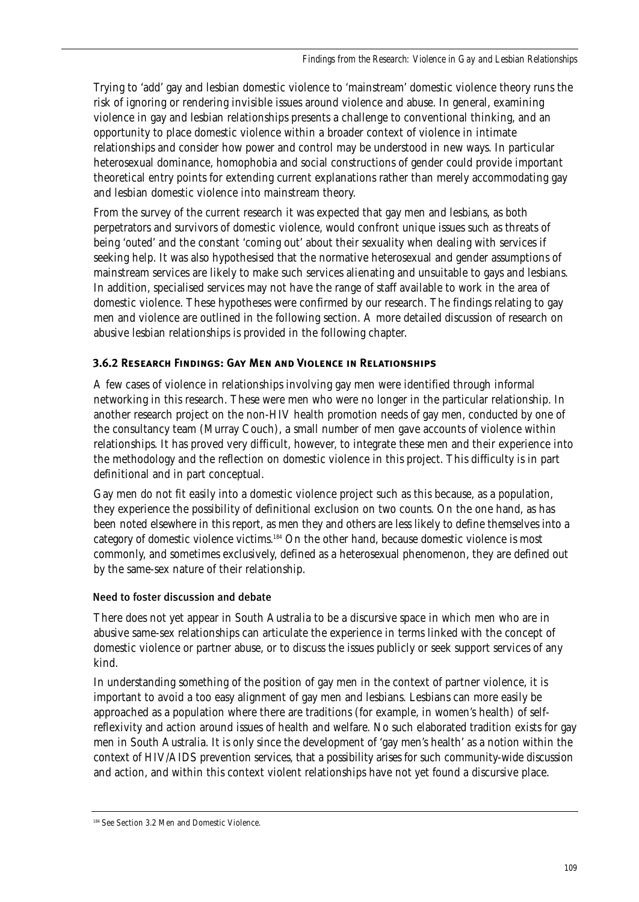Trying to 'add' gay and lesbian domestic violence to 'mainstream' domestic violence theory runs the risk of ignoring or rendering invisible issues around violence and abuse. In general, examining violence in gay and lesbian relationships presents a challenge to conventional thinking, and an opportunity to place domestic violence within a broader context of violence in intimate relationships and consider how power and control may be understood in new ways. In particular heterosexual dominance, homophobia and social constructions of gender could provide important theoretical entry points for extending current explanations rather than merely accommodating gay and lesbian domestic violence into mainstream theory.

From the survey of the current research it was expected that gay men and lesbians, as both perpetrators and survivors of domestic violence, would confront unique issues such as threats of being 'outed' and the constant 'coming out' about their sexuality when dealing with services if seeking help. It was also hypothesised that the normative heterosexual and gender assumptions of mainstream services are likely to make such services alienating and unsuitable to gays and lesbians. In addition, specialised services may not have the range of staff available to work in the area of domestic violence. These hypotheses were confirmed by our research. The findings relating to gay men and violence are outlined in the following section. A more detailed discussion of research on abusive lesbian relationships is provided in the following chapter.

### 3.6.2 Research Findings: Gay Men and Violence in Relationships

A few cases of violence in relationships involving gay men were identified through informal networking in this research. These were men who were no longer in the particular relationship. In another research project on the non-HIV health promotion needs of gay men, conducted by one of the consultancy team (Murray Couch), a small number of men gave accounts of violence within relationships. It has proved very difficult, however, to integrate these men and their experience into the methodology and the reflection on domestic violence in this project. This difficulty is in part definitional and in part conceptual.

Gay men do not fit easily into a domestic violence project such as this because, as a population, they experience the possibility of definitional exclusion on two counts. On the one hand, as has been noted elsewhere in this report, as men they and others are less likely to define themselves into a category of domestic violence victims.[184] On the other hand, because domestic violence is most commonly, and sometimes exclusively, defined as a heterosexual phenomenon, they are defined out by the same-sex nature of their relationship.

#### Need to foster discussion and debate

There does not yet appear in South Australia to be a discursive space in which men who are in abusive same-sex relationships can articulate the experience in terms linked with the concept of domestic violence or partner abuse, or to discuss the issues publicly or seek support services of any kind.

In understanding something of the position of gay men in the context of partner violence, it is important to avoid a too easy alignment of gay men and lesbians. Lesbians can more easily be approached as a population where there are traditions (for example, in women's health) of self-reflexivity and action around issues of health and welfare. No such elaborated tradition exists for gay men in South Australia. It is only since the development of 'gay men's health' as a notion within the context of HIV/AIDS prevention services, that a possibility arises for such community-wide discussion and action, and within this context violent relationships have not yet found a discursive place.

---

[184] See Section 3.2 Men and Domestic Violence.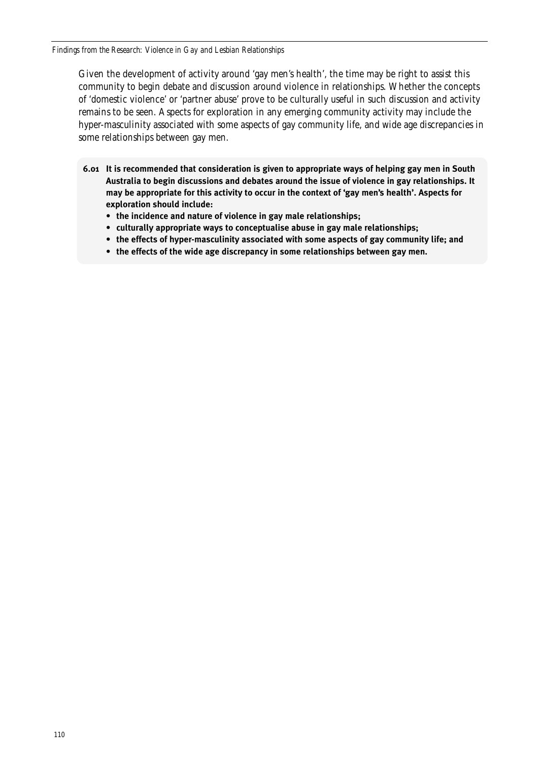Given the development of activity around 'gay men's health', the time may be right to assist this community to begin debate and discussion around violence in relationships. Whether the concepts of 'domestic violence' or 'partner abuse' prove to be culturally useful in such discussion and activity remains to be seen. Aspects for exploration in any emerging community activity may include the hyper-masculinity associated with some aspects of gay community life, and wide age discrepancies in some relationships between gay men.

**6.01 It is recommended that consideration is given to appropriate ways of helping gay men in South Australia to begin discussions and debates around the issue of violence in gay relationships. It may be appropriate for this activity to occur in the context of 'gay men's health'. Aspects for exploration should include:**

- **the incidence and nature of violence in gay male relationships;**
- **culturally appropriate ways to conceptualise abuse in gay male relationships;**
- **the effects of hyper-masculinity associated with some aspects of gay community life; and**
- **the effects of the wide age discrepancy in some relationships between gay men.**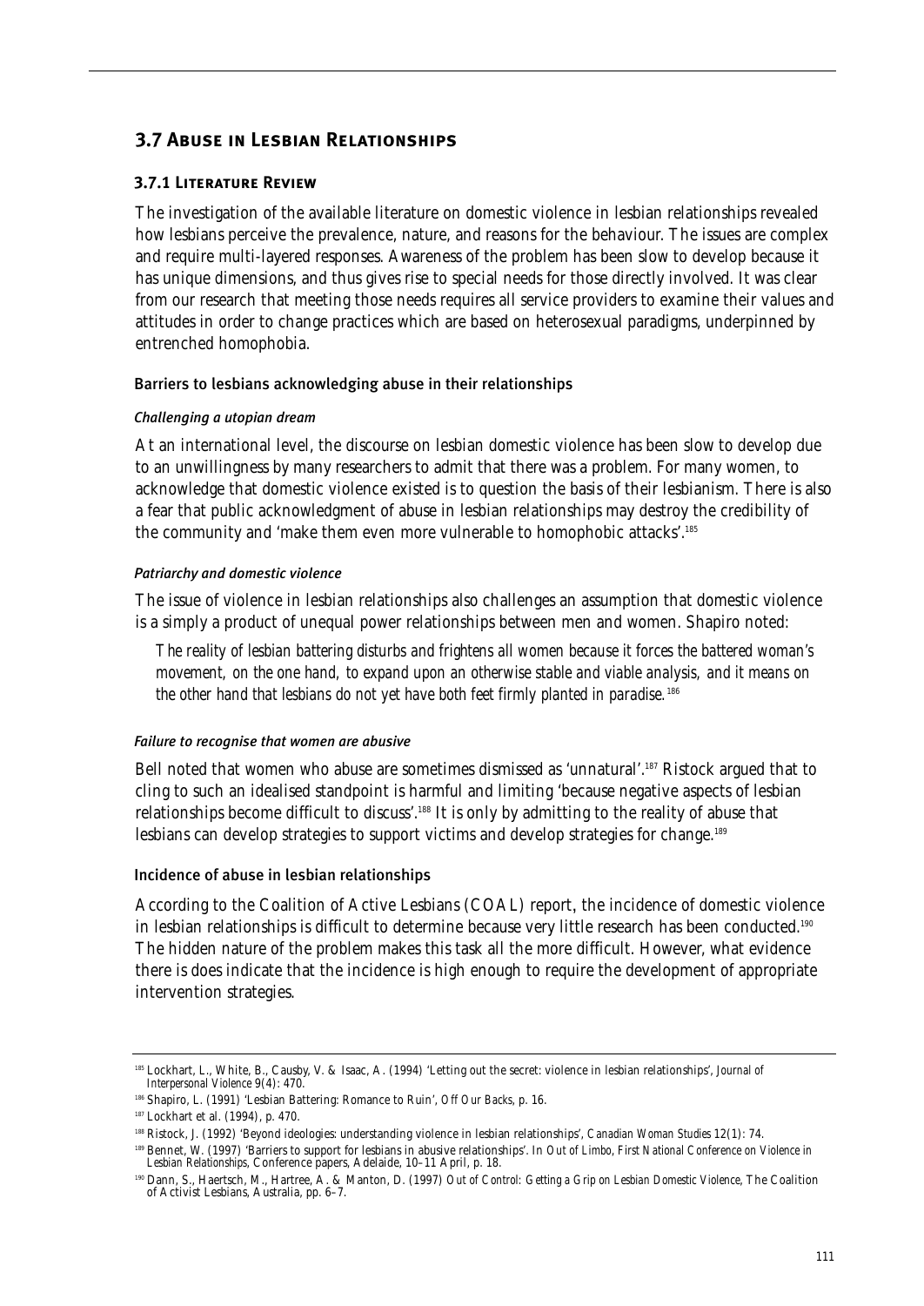## 3.7 Abuse in Lesbian Relationships

### 3.7.1 Literature Review

The investigation of the available literature on domestic violence in lesbian relationships revealed how lesbians perceive the prevalence, nature, and reasons for the behaviour. The issues are complex and require multi-layered responses. Awareness of the problem has been slow to develop because it has unique dimensions, and thus gives rise to special needs for those directly involved. It was clear from our research that meeting those needs requires all service providers to examine their values and attitudes in order to change practices which are based on heterosexual paradigms, underpinned by entrenched homophobia.

#### Barriers to lesbians acknowledging abuse in their relationships

##### *Challenging a utopian dream*

At an international level, the discourse on lesbian domestic violence has been slow to develop due to an unwillingness by many researchers to admit that there was a problem. For many women, to acknowledge that domestic violence existed is to question the basis of their lesbianism. There is also a fear that public acknowledgment of abuse in lesbian relationships may destroy the credibility of the community and 'make them even more vulnerable to homophobic attacks'.[185]

##### *Patriarchy and domestic violence*

The issue of violence in lesbian relationships also challenges an assumption that domestic violence is a simply a product of unequal power relationships between men and women. Shapiro noted:

> *The reality of lesbian battering disturbs and frightens all women because it forces the battered woman's movement, on the one hand, to expand upon an otherwise stable and viable analysis, and it means on the other hand that lesbians do not yet have both feet firmly planted in paradise.*[186]

##### *Failure to recognise that women are abusive*

Bell noted that women who abuse are sometimes dismissed as 'unnatural'.[187] Ristock argued that to cling to such an idealised standpoint is harmful and limiting 'because negative aspects of lesbian relationships become difficult to discuss'.[188] It is only by admitting to the reality of abuse that lesbians can develop strategies to support victims and develop strategies for change.[189]

#### Incidence of abuse in lesbian relationships

According to the Coalition of Active Lesbians (COAL) report, the incidence of domestic violence in lesbian relationships is difficult to determine because very little research has been conducted.[190] The hidden nature of the problem makes this task all the more difficult. However, what evidence there is does indicate that the incidence is high enough to require the development of appropriate intervention strategies.

---

[185] Lockhart, L., White, B., Causby, V. & Isaac, A. (1994) 'Letting out the secret: violence in lesbian relationships', *Journal of Interpersonal Violence* 9(4): 470.

[186] Shapiro, L. (1991) 'Lesbian Battering: Romance to Ruin', *Off Our Backs*, p. 16.

[187] Lockhart et al. (1994), p. 470.

[188] Ristock, J. (1992) 'Beyond ideologies: understanding violence in lesbian relationships', *Canadian Woman Studies* 12(1): 74.

[189] Bennet, W. (1997) 'Barriers to support for lesbians in abusive relationships'. In *Out of Limbo, First National Conference on Violence in Lesbian Relationships*, Conference papers, Adelaide, 10–11 April, p. 18.

[190] Dann, S., Haertsch, M., Hartree, A. & Manton, D. (1997) *Out of Control: Getting a Grip on Lesbian Domestic Violence*, The Coalition of Activist Lesbians, Australia, pp. 6–7.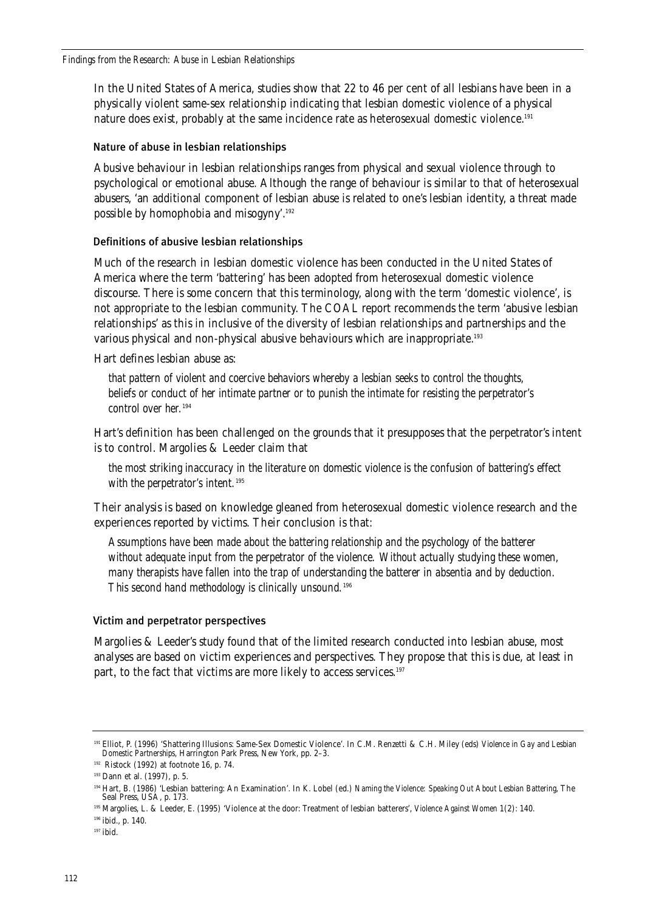In the United States of America, studies show that 22 to 46 per cent of all lesbians have been in a physically violent same-sex relationship indicating that lesbian domestic violence of a physical nature does exist, probably at the same incidence rate as heterosexual domestic violence.[191]

### Nature of abuse in lesbian relationships

Abusive behaviour in lesbian relationships ranges from physical and sexual violence through to psychological or emotional abuse. Although the range of behaviour is similar to that of heterosexual abusers, 'an additional component of lesbian abuse is related to one's lesbian identity, a threat made possible by homophobia and misogyny'.[192]

### Definitions of abusive lesbian relationships

Much of the research in lesbian domestic violence has been conducted in the United States of America where the term 'battering' has been adopted from heterosexual domestic violence discourse. There is some concern that this terminology, along with the term 'domestic violence', is not appropriate to the lesbian community. The COAL report recommends the term 'abusive lesbian relationships' as this in inclusive of the diversity of lesbian relationships and partnerships and the various physical and non-physical abusive behaviours which are inappropriate.[193]

Hart defines lesbian abuse as:

> *that pattern of violent and coercive behaviors whereby a lesbian seeks to control the thoughts, beliefs or conduct of her intimate partner or to punish the intimate for resisting the perpetrator's control over her.*[194]

Hart's definition has been challenged on the grounds that it presupposes that the perpetrator's intent is to control. Margolies & Leeder claim that

> *the most striking inaccuracy in the literature on domestic violence is the confusion of battering's effect with the perpetrator's intent.*[195]

Their analysis is based on knowledge gleaned from heterosexual domestic violence research and the experiences reported by victims. Their conclusion is that:

> *Assumptions have been made about the battering relationship and the psychology of the batterer without adequate input from the perpetrator of the violence. Without actually studying these women, many therapists have fallen into the trap of understanding the batterer in absentia and by deduction. This second hand methodology is clinically unsound.*[196]

### Victim and perpetrator perspectives

Margolies & Leeder's study found that of the limited research conducted into lesbian abuse, most analyses are based on victim experiences and perspectives. They propose that this is due, at least in part, to the fact that victims are more likely to access services.[197]

---

[191] Elliot, P. (1996) 'Shattering Illusions: Same-Sex Domestic Violence'. In C.M. Renzetti & C.H. Miley (eds) *Violence in Gay and Lesbian Domestic Partnerships*, Harrington Park Press, New York, pp. 2–3.

[192] Ristock (1992) at footnote 16, p. 74.

[193] Dann et al. (1997), p. 5.

[194] Hart, B. (1986) 'Lesbian battering: An Examination'. In K. Lobel (ed.) *Naming the Violence: Speaking Out About Lesbian Battering*, The Seal Press, USA, p. 173.

[195] Margolies, L. & Leeder, E. (1995) 'Violence at the door: Treatment of lesbian batterers', *Violence Against Women* 1(2): 140.

[196] ibid., p. 140.

[197] ibid.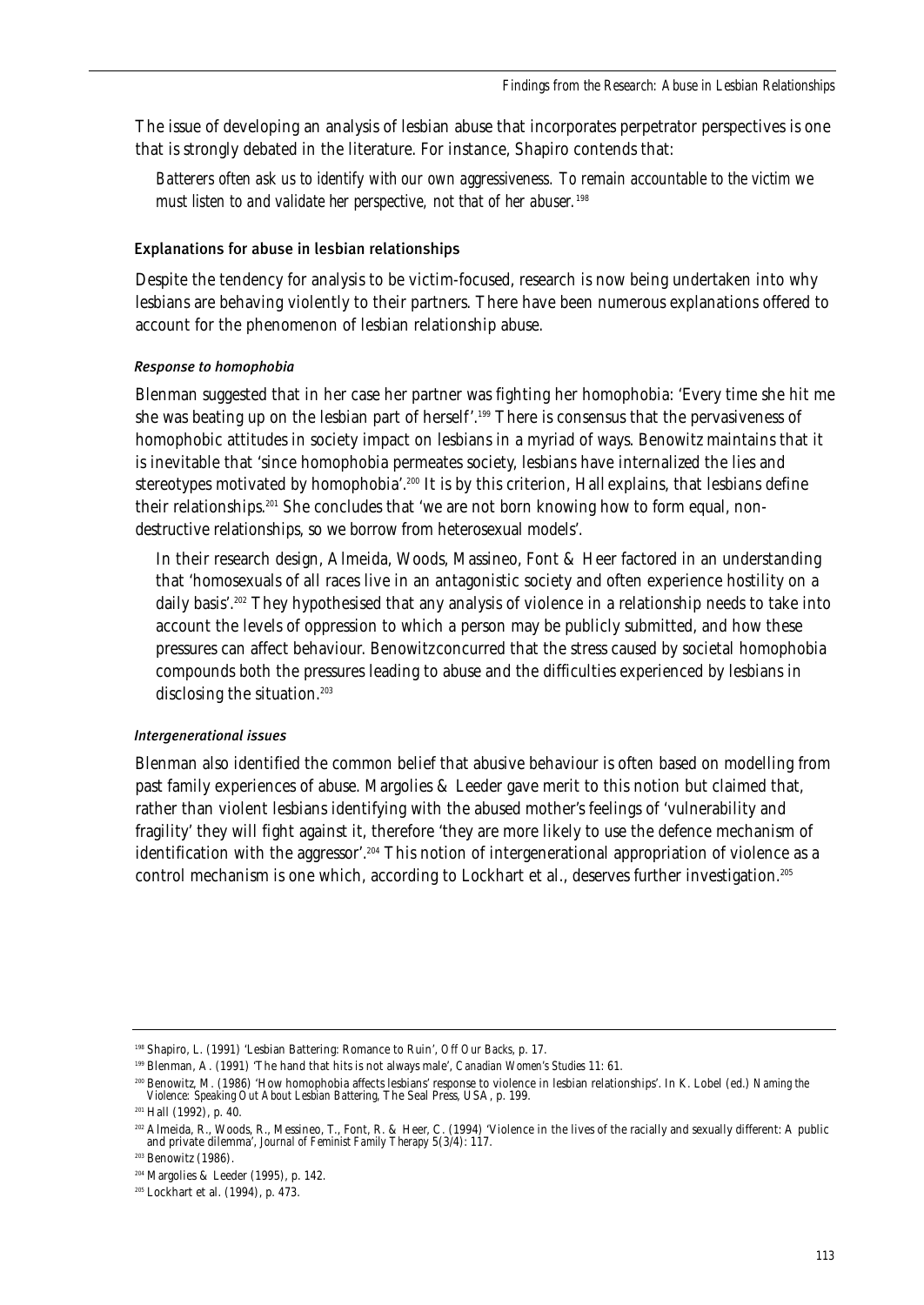The issue of developing an analysis of lesbian abuse that incorporates perpetrator perspectives is one that is strongly debated in the literature. For instance, Shapiro contends that:

> *Batterers often ask us to identify with our own aggressiveness. To remain accountable to the victim we must listen to and validate her perspective, not that of her abuser.*[198]

### Explanations for abuse in lesbian relationships

Despite the tendency for analysis to be victim-focused, research is now being undertaken into why lesbians are behaving violently to their partners. There have been numerous explanations offered to account for the phenomenon of lesbian relationship abuse.

#### *Response to homophobia*

Blenman suggested that in her case her partner was fighting her homophobia: 'Every time she hit me she was beating up on the lesbian part of herself'.[199] There is consensus that the pervasiveness of homophobic attitudes in society impact on lesbians in a myriad of ways. Benowitz maintains that it is inevitable that 'since homophobia permeates society, lesbians have internalized the lies and stereotypes motivated by homophobia'.[200] It is by this criterion, Hall explains, that lesbians define their relationships.[201] She concludes that 'we are not born knowing how to form equal, non-destructive relationships, so we borrow from heterosexual models'.

In their research design, Almeida, Woods, Massineo, Font & Heer factored in an understanding that 'homosexuals of all races live in an antagonistic society and often experience hostility on a daily basis'.[202] They hypothesised that any analysis of violence in a relationship needs to take into account the levels of oppression to which a person may be publicly submitted, and how these pressures can affect behaviour. Benowitz concurred that the stress caused by societal homophobia compounds both the pressures leading to abuse and the difficulties experienced by lesbians in disclosing the situation.[203]

#### *Intergenerational issues*

Blenman also identified the common belief that abusive behaviour is often based on modelling from past family experiences of abuse. Margolies & Leeder gave merit to this notion but claimed that, rather than violent lesbians identifying with the abused mother's feelings of 'vulnerability and fragility' they will fight against it, therefore 'they are more likely to use the defence mechanism of identification with the aggressor'.[204] This notion of intergenerational appropriation of violence as a control mechanism is one which, according to Lockhart et al., deserves further investigation.[205]

---

[198] Shapiro, L. (1991) 'Lesbian Battering: Romance to Ruin', *Off Our Backs*, p. 17.

[199] Blenman, A. (1991) 'The hand that hits is not always male', *Canadian Women's Studies* 11: 61.

[200] Benowitz, M. (1986) 'How homophobia affects lesbians' response to violence in lesbian relationships'. In K. Lobel (ed.) *Naming the Violence: Speaking Out About Lesbian Battering*, The Seal Press, USA, p. 199.

[201] Hall (1992), p. 40.

[202] Almeida, R., Woods, R., Messineo, T., Font, R. & Heer, C. (1994) 'Violence in the lives of the racially and sexually different: A public and private dilemma', *Journal of Feminist Family Therapy* 5(3/4): 117.

[203] Benowitz (1986).

[204] Margolies & Leeder (1995), p. 142.

[205] Lockhart et al. (1994), p. 473.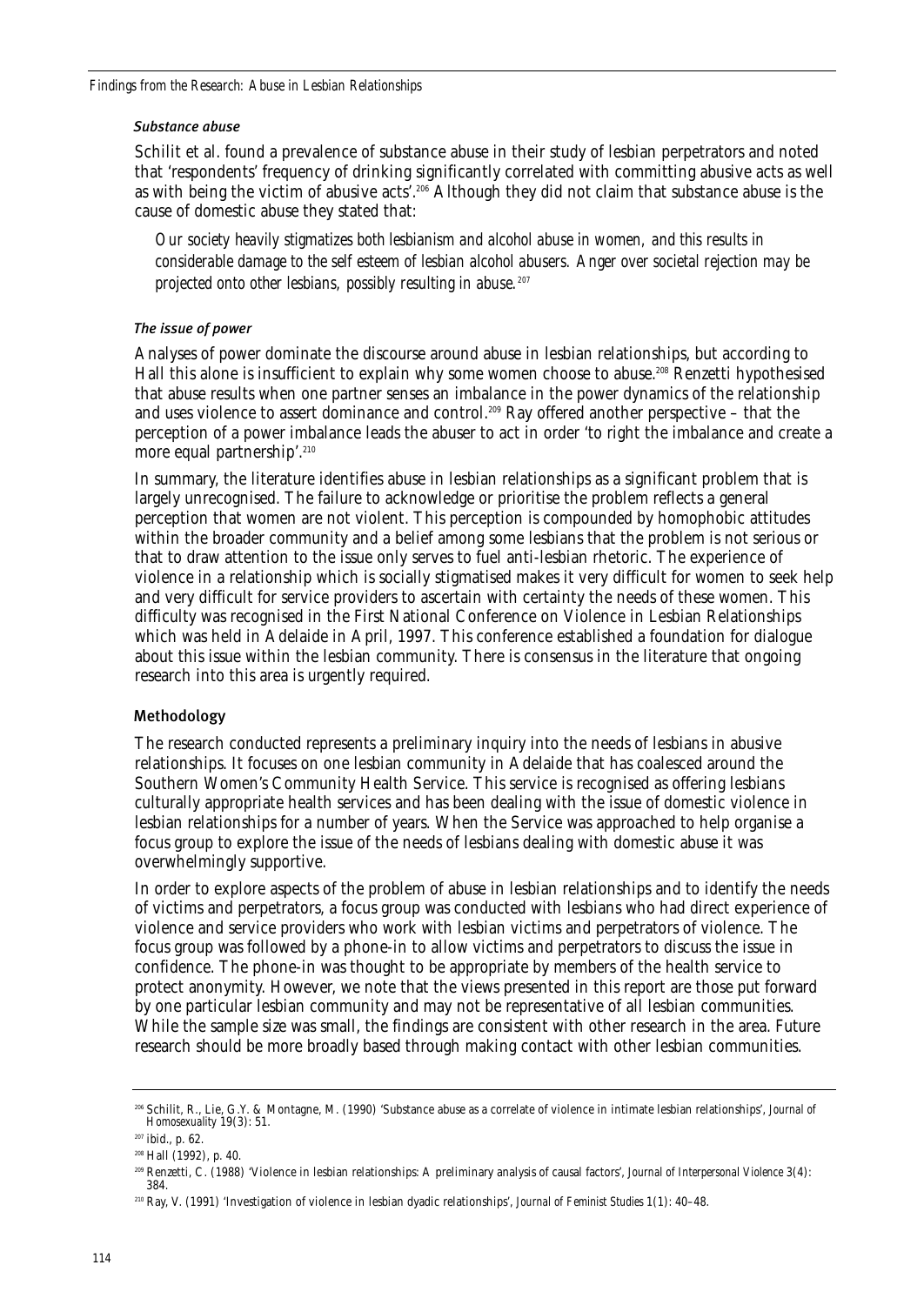#### *Substance abuse*

Schilit et al. found a prevalence of substance abuse in their study of lesbian perpetrators and noted that 'respondents' frequency of drinking significantly correlated with committing abusive acts as well as with being the victim of abusive acts'.[206] Although they did not claim that substance abuse is the cause of domestic abuse they stated that:

> *Our society heavily stigmatizes both lesbianism and alcohol abuse in women, and this results in considerable damage to the self esteem of lesbian alcohol abusers. Anger over societal rejection may be projected onto other lesbians, possibly resulting in abuse.*[207]

#### *The issue of power*

Analyses of power dominate the discourse around abuse in lesbian relationships, but according to Hall this alone is insufficient to explain why some women choose to abuse.[208] Renzetti hypothesised that abuse results when one partner senses an imbalance in the power dynamics of the relationship and uses violence to assert dominance and control.[209] Ray offered another perspective – that the perception of a power imbalance leads the abuser to act in order 'to right the imbalance and create a more equal partnership'.[210]

In summary, the literature identifies abuse in lesbian relationships as a significant problem that is largely unrecognised. The failure to acknowledge or prioritise the problem reflects a general perception that women are not violent. This perception is compounded by homophobic attitudes within the broader community and a belief among some lesbians that the problem is not serious or that to draw attention to the issue only serves to fuel anti-lesbian rhetoric. The experience of violence in a relationship which is socially stigmatised makes it very difficult for women to seek help and very difficult for service providers to ascertain with certainty the needs of these women. This difficulty was recognised in the First National Conference on Violence in Lesbian Relationships which was held in Adelaide in April, 1997. This conference established a foundation for dialogue about this issue within the lesbian community. There is consensus in the literature that ongoing research into this area is urgently required.

### Methodology

The research conducted represents a preliminary inquiry into the needs of lesbians in abusive relationships. It focuses on one lesbian community in Adelaide that has coalesced around the Southern Women's Community Health Service. This service is recognised as offering lesbians culturally appropriate health services and has been dealing with the issue of domestic violence in lesbian relationships for a number of years. When the Service was approached to help organise a focus group to explore the issue of the needs of lesbians dealing with domestic abuse it was overwhelmingly supportive.

In order to explore aspects of the problem of abuse in lesbian relationships and to identify the needs of victims and perpetrators, a focus group was conducted with lesbians who had direct experience of violence and service providers who work with lesbian victims and perpetrators of violence. The focus group was followed by a phone-in to allow victims and perpetrators to discuss the issue in confidence. The phone-in was thought to be appropriate by members of the health service to protect anonymity. However, we note that the views presented in this report are those put forward by one particular lesbian community and may not be representative of all lesbian communities. While the sample size was small, the findings are consistent with other research in the area. Future research should be more broadly based through making contact with other lesbian communities.

---

[206] Schilit, R., Lie, G.Y. & Montagne, M. (1990) 'Substance abuse as a correlate of violence in intimate lesbian relationships', *Journal of Homosexuality* 19(3): 51.

[207] ibid., p. 62.

[208] Hall (1992), p. 40.

[209] Renzetti, C. (1988) 'Violence in lesbian relationships: A preliminary analysis of causal factors', *Journal of Interpersonal Violence* 3(4): 384.

[210] Ray, V. (1991) 'Investigation of violence in lesbian dyadic relationships', *Journal of Feminist Studies* 1(1): 40–48.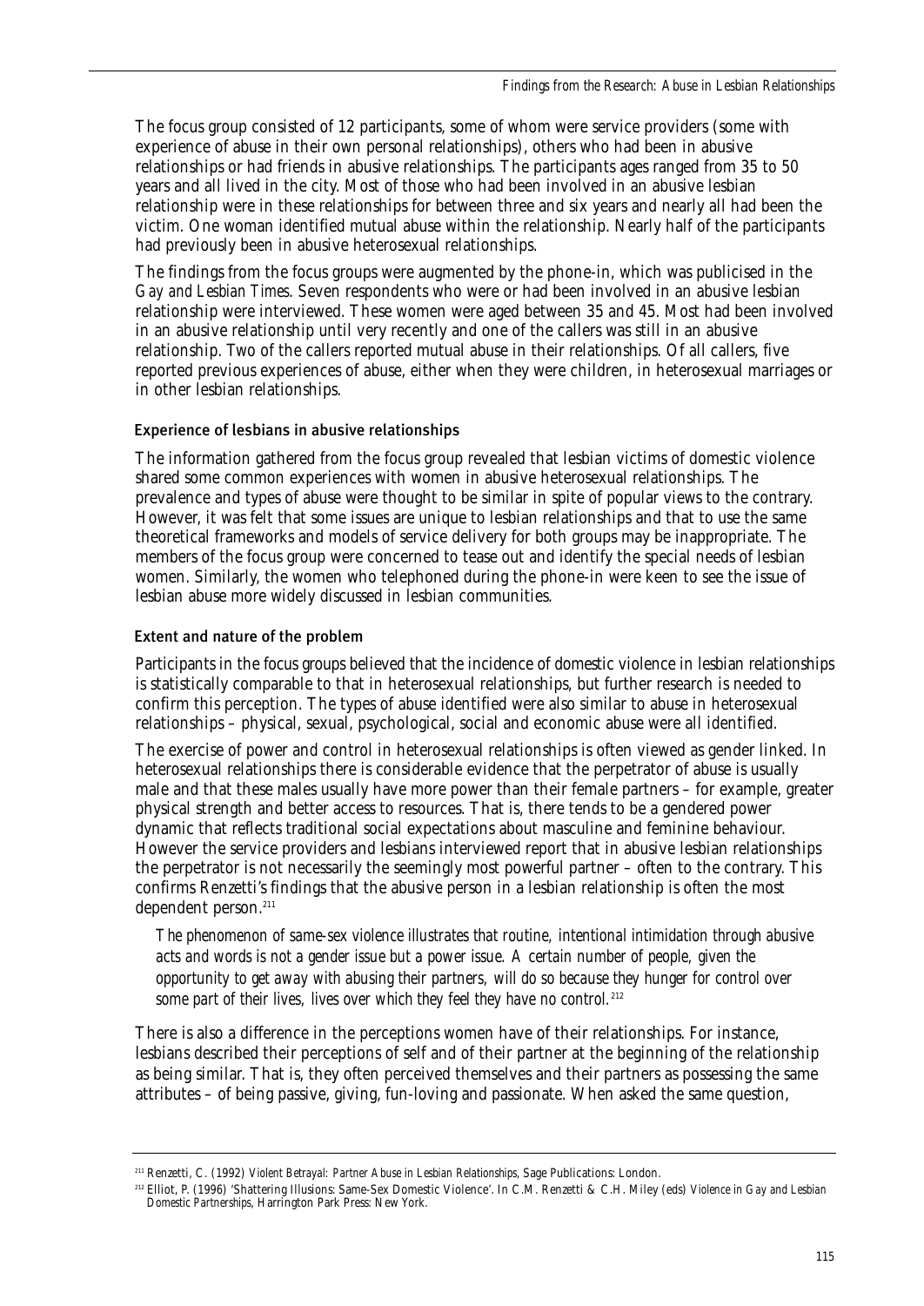The focus group consisted of 12 participants, some of whom were service providers (some with experience of abuse in their own personal relationships), others who had been in abusive relationships or had friends in abusive relationships. The participants ages ranged from 35 to 50 years and all lived in the city. Most of those who had been involved in an abusive lesbian relationship were in these relationships for between three and six years and nearly all had been the victim. One woman identified mutual abuse within the relationship. Nearly half of the participants had previously been in abusive heterosexual relationships.

The findings from the focus groups were augmented by the phone-in, which was publicised in the *Gay and Lesbian Times*. Seven respondents who were or had been involved in an abusive lesbian relationship were interviewed. These women were aged between 35 and 45. Most had been involved in an abusive relationship until very recently and one of the callers was still in an abusive relationship. Two of the callers reported mutual abuse in their relationships. Of all callers, five reported previous experiences of abuse, either when they were children, in heterosexual marriages or in other lesbian relationships.

### Experience of lesbians in abusive relationships

The information gathered from the focus group revealed that lesbian victims of domestic violence shared some common experiences with women in abusive heterosexual relationships. The prevalence and types of abuse were thought to be similar in spite of popular views to the contrary. However, it was felt that some issues are unique to lesbian relationships and that to use the same theoretical frameworks and models of service delivery for both groups may be inappropriate. The members of the focus group were concerned to tease out and identify the special needs of lesbian women. Similarly, the women who telephoned during the phone-in were keen to see the issue of lesbian abuse more widely discussed in lesbian communities.

### Extent and nature of the problem

Participants in the focus groups believed that the incidence of domestic violence in lesbian relationships is statistically comparable to that in heterosexual relationships, but further research is needed to confirm this perception. The types of abuse identified were also similar to abuse in heterosexual relationships – physical, sexual, psychological, social and economic abuse were all identified.

The exercise of power and control in heterosexual relationships is often viewed as gender linked. In heterosexual relationships there is considerable evidence that the perpetrator of abuse is usually male and that these males usually have more power than their female partners – for example, greater physical strength and better access to resources. That is, there tends to be a gendered power dynamic that reflects traditional social expectations about masculine and feminine behaviour. However the service providers and lesbians interviewed report that in abusive lesbian relationships the perpetrator is not necessarily the seemingly most powerful partner – often to the contrary. This confirms Renzetti's findings that the abusive person in a lesbian relationship is often the most dependent person.[211]

> *The phenomenon of same-sex violence illustrates that routine, intentional intimidation through abusive acts and words is not a gender issue but a power issue. A certain number of people, given the opportunity to get away with abusing their partners, will do so because they hunger for control over some part of their lives, lives over which they feel they have no control.*[212]

There is also a difference in the perceptions women have of their relationships. For instance, lesbians described their perceptions of self and of their partner at the beginning of the relationship as being similar. That is, they often perceived themselves and their partners as possessing the same attributes – of being passive, giving, fun-loving and passionate. When asked the same question,

---

[211] Renzetti, C. (1992) *Violent Betrayal: Partner Abuse in Lesbian Relationships*, Sage Publications: London.

[212] Elliot, P. (1996) 'Shattering Illusions: Same-Sex Domestic Violence'. In C.M. Renzetti & C.H. Miley (eds) *Violence in Gay and Lesbian Domestic Partnerships*, Harrington Park Press: New York.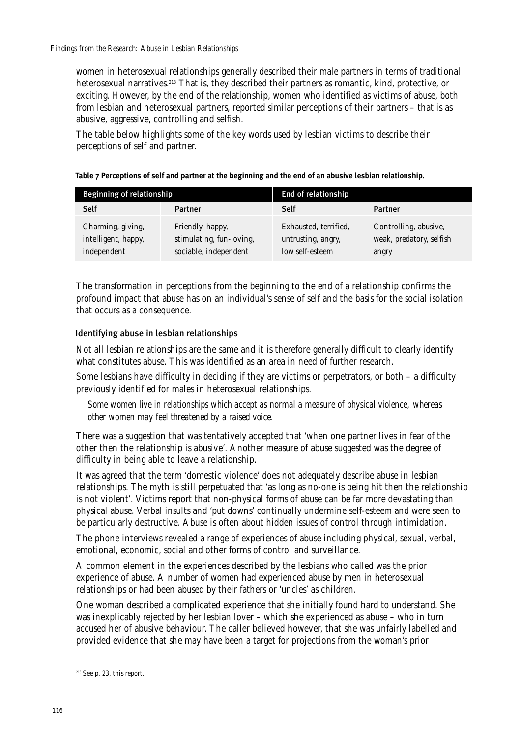women in heterosexual relationships generally described their male partners in terms of traditional heterosexual narratives.[213] That is, they described their partners as romantic, kind, protective, or exciting. However, by the end of the relationship, women who identified as victims of abuse, both from lesbian and heterosexual partners, reported similar perceptions of their partners – that is as abusive, aggressive, controlling and selfish.

The table below highlights some of the key words used by lesbian victims to describe their perceptions of self and partner.

**Table 7 Perceptions of self and partner at the beginning and the end of an abusive lesbian relationship.**

| Beginning of relationship | | End of relationship | |
|---|---|---|---|
| **Self** | **Partner** | **Self** | **Partner** |
| Charming, giving, intelligent, happy, independent | Friendly, happy, stimulating, fun-loving, sociable, independent | Exhausted, terrified, untrusting, angry, low self-esteem | Controlling, abusive, weak, predatory, selfish angry |

The transformation in perceptions from the beginning to the end of a relationship confirms the profound impact that abuse has on an individual's sense of self and the basis for the social isolation that occurs as a consequence.

### Identifying abuse in lesbian relationships

Not all lesbian relationships are the same and it is therefore generally difficult to clearly identify what constitutes abuse. This was identified as an area in need of further research.

Some lesbians have difficulty in deciding if they are victims or perpetrators, or both – a difficulty previously identified for males in heterosexual relationships.

> *Some women live in relationships which accept as normal a measure of physical violence, whereas other women may feel threatened by a raised voice.*

There was a suggestion that was tentatively accepted that 'when one partner lives in fear of the other then the relationship is abusive'. Another measure of abuse suggested was the degree of difficulty in being able to leave a relationship.

It was agreed that the term 'domestic violence' does not adequately describe abuse in lesbian relationships. The myth is still perpetuated that 'as long as no-one is being hit then the relationship is not violent'. Victims report that non-physical forms of abuse can be far more devastating than physical abuse. Verbal insults and 'put downs' continually undermine self-esteem and were seen to be particularly destructive. Abuse is often about hidden issues of control through intimidation.

The phone interviews revealed a range of experiences of abuse including physical, sexual, verbal, emotional, economic, social and other forms of control and surveillance.

A common element in the experiences described by the lesbians who called was the prior experience of abuse. A number of women had experienced abuse by men in heterosexual relationships or had been abused by their fathers or 'uncles' as children.

One woman described a complicated experience that she initially found hard to understand. She was inexplicably rejected by her lesbian lover – which she experienced as abuse – who in turn accused her of abusive behaviour. The caller believed however, that she was unfairly labelled and provided evidence that she may have been a target for projections from the woman's prior

---

[213] See p. 23, this report.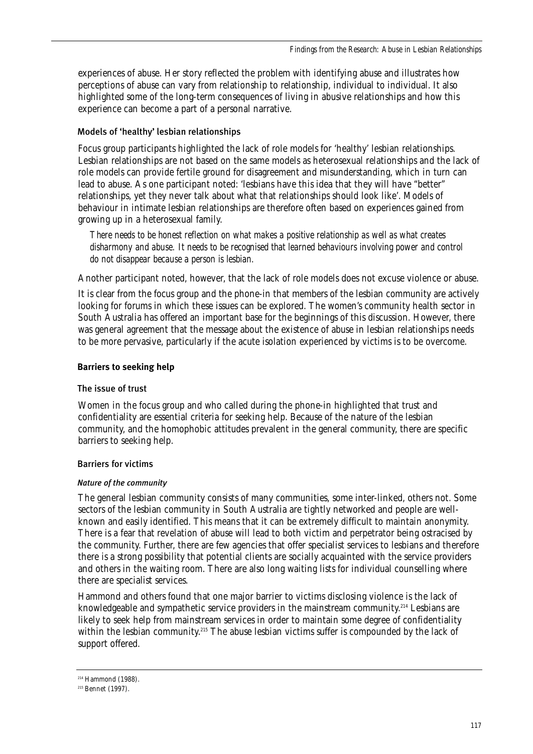experiences of abuse. Her story reflected the problem with identifying abuse and illustrates how perceptions of abuse can vary from relationship to relationship, individual to individual. It also highlighted some of the long-term consequences of living in abusive relationships and how this experience can become a part of a personal narrative.

### Models of 'healthy' lesbian relationships

Focus group participants highlighted the lack of role models for 'healthy' lesbian relationships. Lesbian relationships are not based on the same models as heterosexual relationships and the lack of role models can provide fertile ground for disagreement and misunderstanding, which in turn can lead to abuse. As one participant noted: 'lesbians have this idea that they will have "better" relationships, yet they never talk about what that relationships should look like'. Models of behaviour in intimate lesbian relationships are therefore often based on experiences gained from growing up in a heterosexual family.

> *There needs to be honest reflection on what makes a positive relationship as well as what creates disharmony and abuse. It needs to be recognised that learned behaviours involving power and control do not disappear because a person is lesbian.*

Another participant noted, however, that the lack of role models does not excuse violence or abuse.

It is clear from the focus group and the phone-in that members of the lesbian community are actively looking for forums in which these issues can be explored. The women's community health sector in South Australia has offered an important base for the beginnings of this discussion. However, there was general agreement that the message about the existence of abuse in lesbian relationships needs to be more pervasive, particularly if the acute isolation experienced by victims is to be overcome.

## Barriers to seeking help

### The issue of trust

Women in the focus group and who called during the phone-in highlighted that trust and confidentiality are essential criteria for seeking help. Because of the nature of the lesbian community, and the homophobic attitudes prevalent in the general community, there are specific barriers to seeking help.

### Barriers for victims

#### *Nature of the community*

The general lesbian community consists of many communities, some inter-linked, others not. Some sectors of the lesbian community in South Australia are tightly networked and people are well-known and easily identified. This means that it can be extremely difficult to maintain anonymity. There is a fear that revelation of abuse will lead to both victim and perpetrator being ostracised by the community. Further, there are few agencies that offer specialist services to lesbians and therefore there is a strong possibility that potential clients are socially acquainted with the service providers and others in the waiting room. There are also long waiting lists for individual counselling where there are specialist services.

Hammond and others found that one major barrier to victims disclosing violence is the lack of knowledgeable and sympathetic service providers in the mainstream community.[214] Lesbians are likely to seek help from mainstream services in order to maintain some degree of confidentiality within the lesbian community.[215] The abuse lesbian victims suffer is compounded by the lack of support offered.

---

[214] Hammond (1988).

[215] Bennet (1997).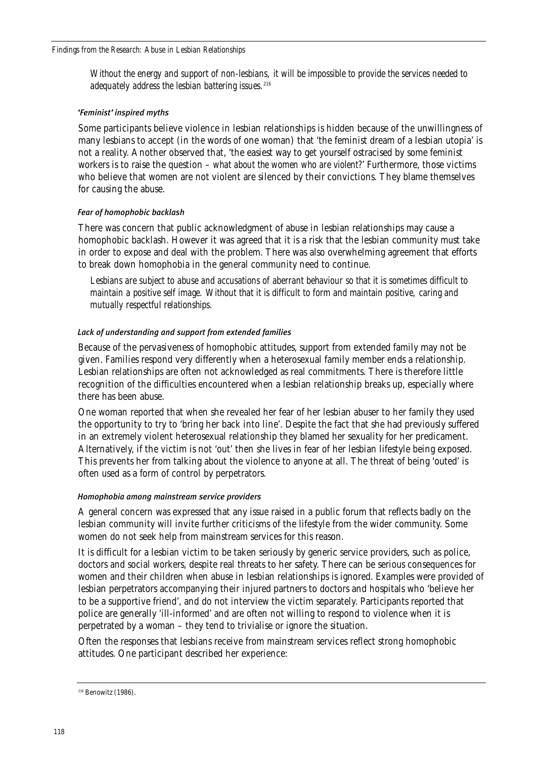*Without the energy and support of non-lesbians, it will be impossible to provide the services needed to adequately address the lesbian battering issues.*[216]

#### *'Feminist' inspired myths*

Some participants believe violence in lesbian relationships is hidden because of the unwillingness of many lesbians to accept (in the words of one woman) that 'the feminist dream of a lesbian utopia' is not a reality. Another observed that, 'the easiest way to get yourself ostracised by some feminist workers is to raise the question – *what about the women who are violent?*' Furthermore, those victims who believe that women are not violent are silenced by their convictions. They blame themselves for causing the abuse.

#### *Fear of homophobic backlash*

There was concern that public acknowledgment of abuse in lesbian relationships may cause a homophobic backlash. However it was agreed that it is a risk that the lesbian community must take in order to expose and deal with the problem. There was also overwhelming agreement that efforts to break down homophobia in the general community need to continue.

*Lesbians are subject to abuse and accusations of aberrant behaviour so that it is sometimes difficult to maintain a positive self image. Without that it is difficult to form and maintain positive, caring and mutually respectful relationships.*

#### *Lack of understanding and support from extended families*

Because of the pervasiveness of homophobic attitudes, support from extended family may not be given. Families respond very differently when a heterosexual family member ends a relationship. Lesbian relationships are often not acknowledged as real commitments. There is therefore little recognition of the difficulties encountered when a lesbian relationship breaks up, especially where there has been abuse.

One woman reported that when she revealed her fear of her lesbian abuser to her family they used the opportunity to try to 'bring her back into line'. Despite the fact that she had previously suffered in an extremely violent heterosexual relationship they blamed her sexuality for her predicament. Alternatively, if the victim is not 'out' then she lives in fear of her lesbian lifestyle being exposed. This prevents her from talking about the violence to anyone at all. The threat of being 'outed' is often used as a form of control by perpetrators.

#### *Homophobia among mainstream service providers*

A general concern was expressed that any issue raised in a public forum that reflects badly on the lesbian community will invite further criticisms of the lifestyle from the wider community. Some women do not seek help from mainstream services for this reason.

It is difficult for a lesbian victim to be taken seriously by generic service providers, such as police, doctors and social workers, despite real threats to her safety. There can be serious consequences for women and their children when abuse in lesbian relationships is ignored. Examples were provided of lesbian perpetrators accompanying their injured partners to doctors and hospitals who 'believe her to be a supportive friend', and do not interview the victim separately. Participants reported that police are generally 'ill-informed' and are often not willing to respond to violence when it is perpetrated by a woman – they tend to trivialise or ignore the situation.

Often the responses that lesbians receive from mainstream services reflect strong homophobic attitudes. One participant described her experience:

---

[216] Benowitz (1986).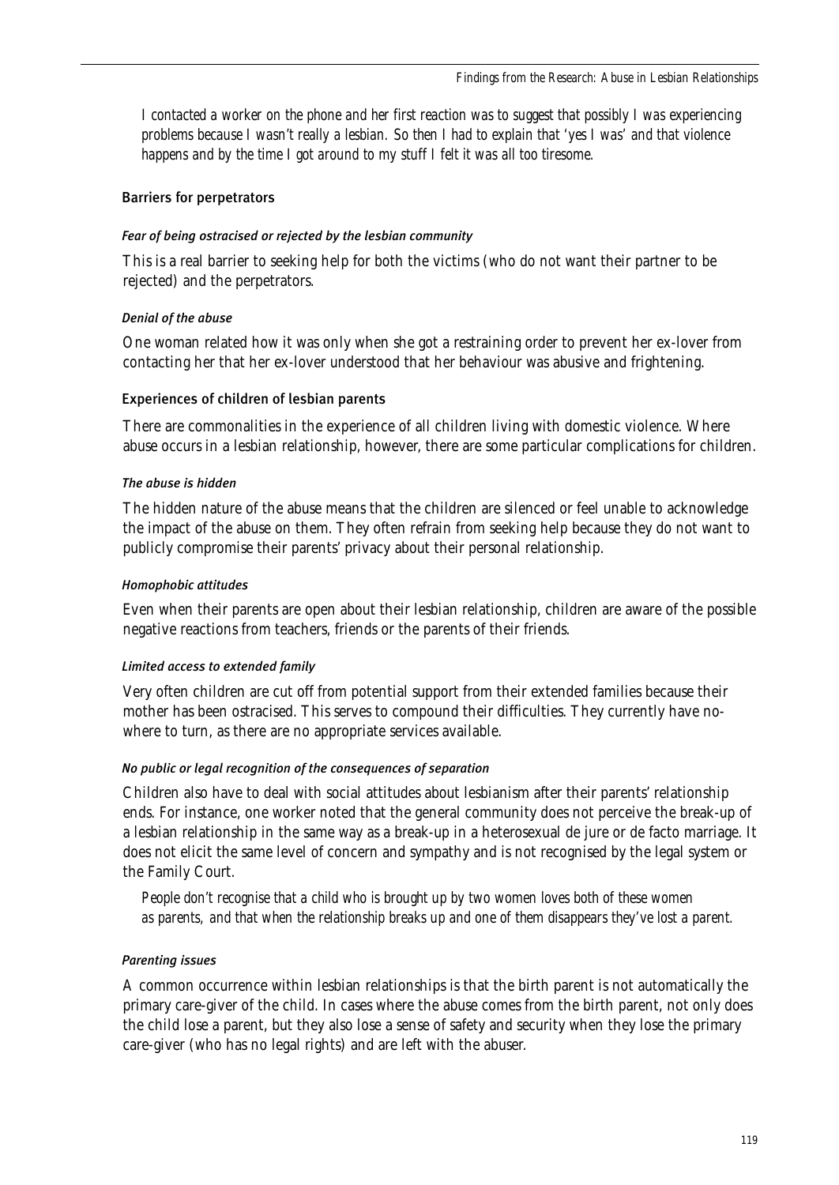*I contacted a worker on the phone and her first reaction was to suggest that possibly I was experiencing problems because I wasn't really a lesbian. So then I had to explain that 'yes I was' and that violence happens and by the time I got around to my stuff I felt it was all too tiresome.*

### Barriers for perpetrators

#### *Fear of being ostracised or rejected by the lesbian community*

This is a real barrier to seeking help for both the victims (who do not want their partner to be rejected) and the perpetrators.

#### *Denial of the abuse*

One woman related how it was only when she got a restraining order to prevent her ex-lover from contacting her that her ex-lover understood that her behaviour was abusive and frightening.

### Experiences of children of lesbian parents

There are commonalities in the experience of all children living with domestic violence. Where abuse occurs in a lesbian relationship, however, there are some particular complications for children.

#### *The abuse is hidden*

The hidden nature of the abuse means that the children are silenced or feel unable to acknowledge the impact of the abuse on them. They often refrain from seeking help because they do not want to publicly compromise their parents' privacy about their personal relationship.

#### *Homophobic attitudes*

Even when their parents are open about their lesbian relationship, children are aware of the possible negative reactions from teachers, friends or the parents of their friends.

#### *Limited access to extended family*

Very often children are cut off from potential support from their extended families because their mother has been ostracised. This serves to compound their difficulties. They currently have nowhere to turn, as there are no appropriate services available.

#### *No public or legal recognition of the consequences of separation*

Children also have to deal with social attitudes about lesbianism after their parents' relationship ends. For instance, one worker noted that the general community does not perceive the break-up of a lesbian relationship in the same way as a break-up in a heterosexual de jure or de facto marriage. It does not elicit the same level of concern and sympathy and is not recognised by the legal system or the Family Court.

*People don't recognise that a child who is brought up by two women loves both of these women as parents, and that when the relationship breaks up and one of them disappears they've lost a parent.*

#### *Parenting issues*

A common occurrence within lesbian relationships is that the birth parent is not automatically the primary care-giver of the child. In cases where the abuse comes from the birth parent, not only does the child lose a parent, but they also lose a sense of safety and security when they lose the primary care-giver (who has no legal rights) and are left with the abuser.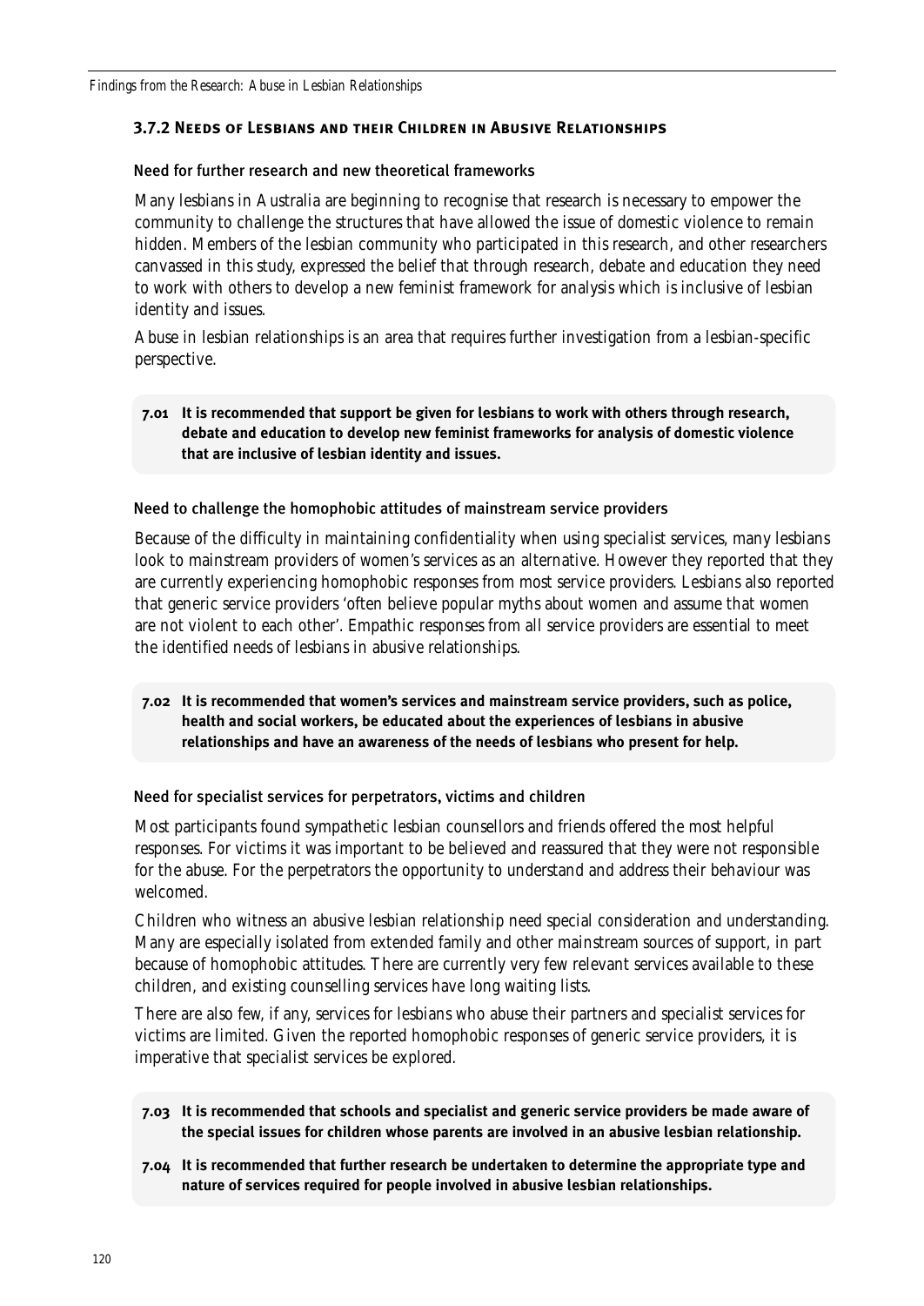### 3.7.2 Needs of Lesbians and their Children in Abusive Relationships

#### Need for further research and new theoretical frameworks

Many lesbians in Australia are beginning to recognise that research is necessary to empower the community to challenge the structures that have allowed the issue of domestic violence to remain hidden. Members of the lesbian community who participated in this research, and other researchers canvassed in this study, expressed the belief that through research, debate and education they need to work with others to develop a new feminist framework for analysis which is inclusive of lesbian identity and issues.

Abuse in lesbian relationships is an area that requires further investigation from a lesbian-specific perspective.

**7.01 It is recommended that support be given for lesbians to work with others through research, debate and education to develop new feminist frameworks for analysis of domestic violence that are inclusive of lesbian identity and issues.**

#### Need to challenge the homophobic attitudes of mainstream service providers

Because of the difficulty in maintaining confidentiality when using specialist services, many lesbians look to mainstream providers of women's services as an alternative. However they reported that they are currently experiencing homophobic responses from most service providers. Lesbians also reported that generic service providers 'often believe popular myths about women and assume that women are not violent to each other'. Empathic responses from all service providers are essential to meet the identified needs of lesbians in abusive relationships.

**7.02 It is recommended that women's services and mainstream service providers, such as police, health and social workers, be educated about the experiences of lesbians in abusive relationships and have an awareness of the needs of lesbians who present for help.**

#### Need for specialist services for perpetrators, victims and children

Most participants found sympathetic lesbian counsellors and friends offered the most helpful responses. For victims it was important to be believed and reassured that they were not responsible for the abuse. For the perpetrators the opportunity to understand and address their behaviour was welcomed.

Children who witness an abusive lesbian relationship need special consideration and understanding. Many are especially isolated from extended family and other mainstream sources of support, in part because of homophobic attitudes. There are currently very few relevant services available to these children, and existing counselling services have long waiting lists.

There are also few, if any, services for lesbians who abuse their partners and specialist services for victims are limited. Given the reported homophobic responses of generic service providers, it is imperative that specialist services be explored.

**7.03 It is recommended that schools and specialist and generic service providers be made aware of the special issues for children whose parents are involved in an abusive lesbian relationship.**

**7.04 It is recommended that further research be undertaken to determine the appropriate type and nature of services required for people involved in abusive lesbian relationships.**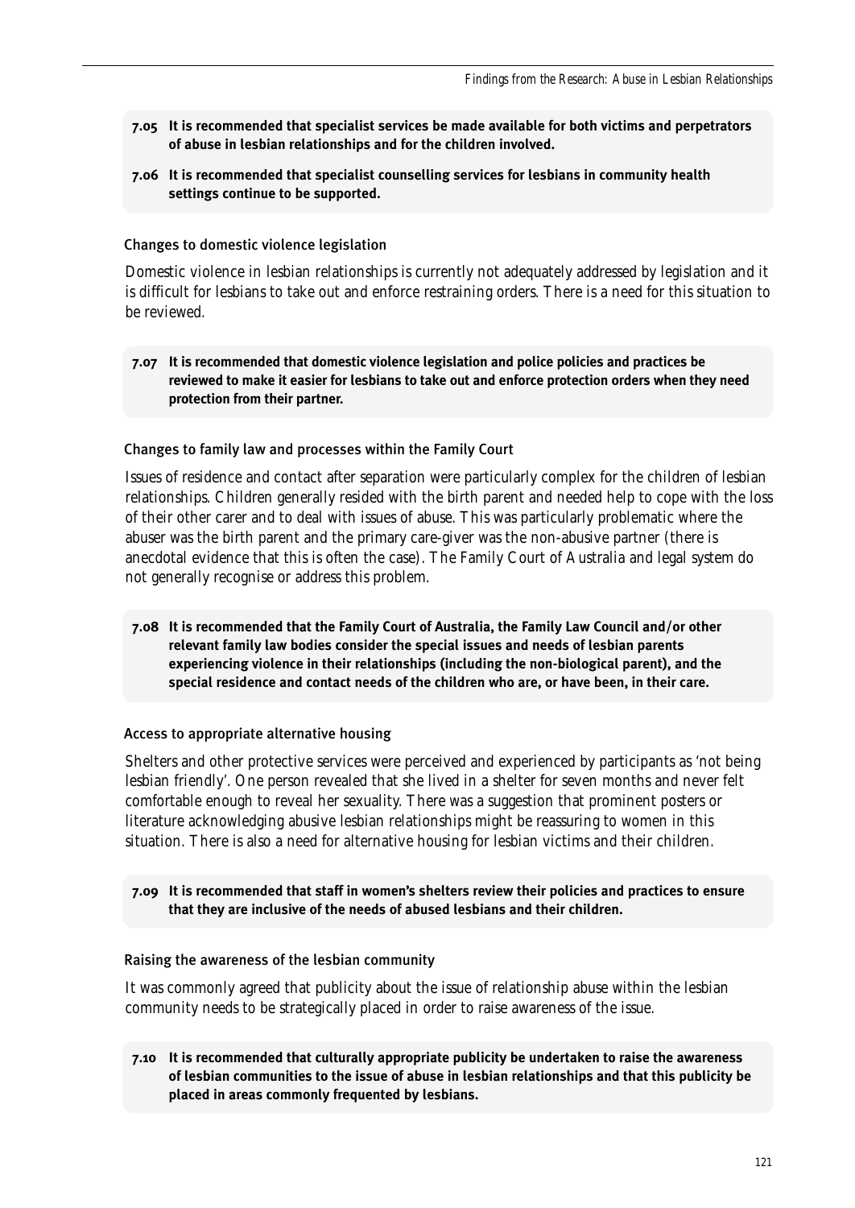**7.05 It is recommended that specialist services be made available for both victims and perpetrators of abuse in lesbian relationships and for the children involved.**

**7.06 It is recommended that specialist counselling services for lesbians in community health settings continue to be supported.**

### Changes to domestic violence legislation

Domestic violence in lesbian relationships is currently not adequately addressed by legislation and it is difficult for lesbians to take out and enforce restraining orders. There is a need for this situation to be reviewed.

**7.07 It is recommended that domestic violence legislation and police policies and practices be reviewed to make it easier for lesbians to take out and enforce protection orders when they need protection from their partner.**

### Changes to family law and processes within the Family Court

Issues of residence and contact after separation were particularly complex for the children of lesbian relationships. Children generally resided with the birth parent and needed help to cope with the loss of their other carer and to deal with issues of abuse. This was particularly problematic where the abuser was the birth parent and the primary care-giver was the non-abusive partner (there is anecdotal evidence that this is often the case). The Family Court of Australia and legal system do not generally recognise or address this problem.

**7.08 It is recommended that the Family Court of Australia, the Family Law Council and/or other relevant family law bodies consider the special issues and needs of lesbian parents experiencing violence in their relationships (including the non-biological parent), and the special residence and contact needs of the children who are, or have been, in their care.**

### Access to appropriate alternative housing

Shelters and other protective services were perceived and experienced by participants as 'not being lesbian friendly'. One person revealed that she lived in a shelter for seven months and never felt comfortable enough to reveal her sexuality. There was a suggestion that prominent posters or literature acknowledging abusive lesbian relationships might be reassuring to women in this situation. There is also a need for alternative housing for lesbian victims and their children.

**7.09 It is recommended that staff in women's shelters review their policies and practices to ensure that they are inclusive of the needs of abused lesbians and their children.**

### Raising the awareness of the lesbian community

It was commonly agreed that publicity about the issue of relationship abuse within the lesbian community needs to be strategically placed in order to raise awareness of the issue.

**7.10 It is recommended that culturally appropriate publicity be undertaken to raise the awareness of lesbian communities to the issue of abuse in lesbian relationships and that this publicity be placed in areas commonly frequented by lesbians.**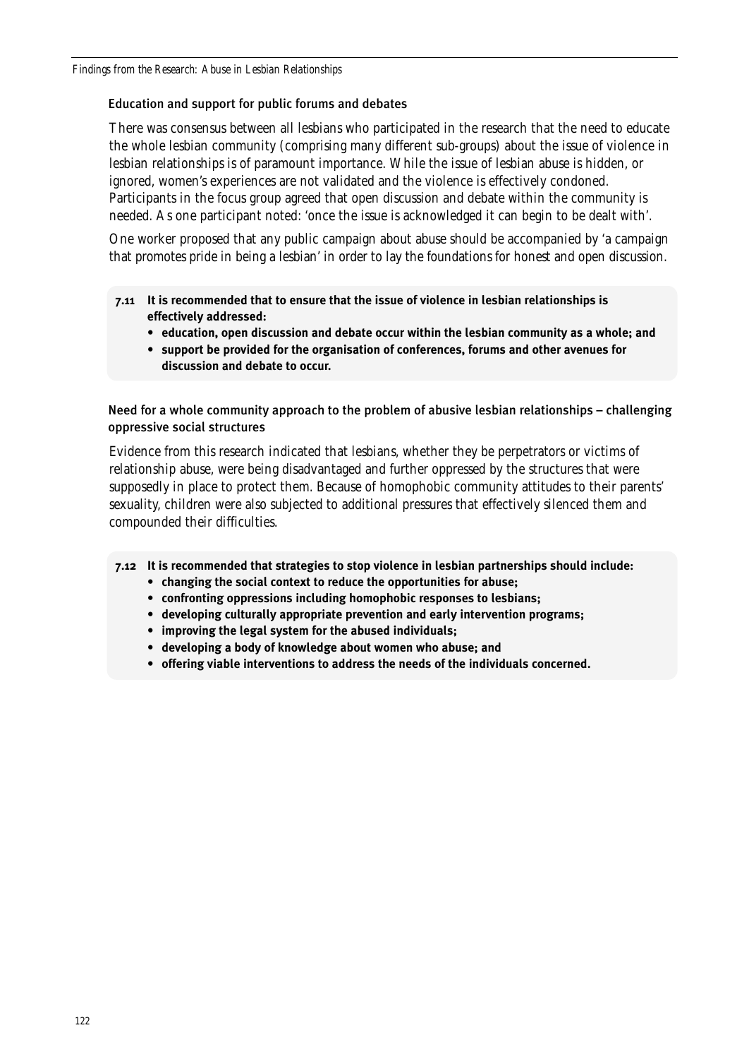### Education and support for public forums and debates

There was consensus between all lesbians who participated in the research that the need to educate the whole lesbian community (comprising many different sub-groups) about the issue of violence in lesbian relationships is of paramount importance. While the issue of lesbian abuse is hidden, or ignored, women's experiences are not validated and the violence is effectively condoned. Participants in the focus group agreed that open discussion and debate within the community is needed. As one participant noted: 'once the issue is acknowledged it can begin to be dealt with'.

One worker proposed that any public campaign about abuse should be accompanied by 'a campaign that promotes pride in being a lesbian' in order to lay the foundations for honest and open discussion.

**7.11 It is recommended that to ensure that the issue of violence in lesbian relationships is effectively addressed:**

- **education, open discussion and debate occur within the lesbian community as a whole; and**
- **support be provided for the organisation of conferences, forums and other avenues for discussion and debate to occur.**

### Need for a whole community approach to the problem of abusive lesbian relationships – challenging oppressive social structures

Evidence from this research indicated that lesbians, whether they be perpetrators or victims of relationship abuse, were being disadvantaged and further oppressed by the structures that were supposedly in place to protect them. Because of homophobic community attitudes to their parents' sexuality, children were also subjected to additional pressures that effectively silenced them and compounded their difficulties.

**7.12 It is recommended that strategies to stop violence in lesbian partnerships should include:**

- **changing the social context to reduce the opportunities for abuse;**
- **confronting oppressions including homophobic responses to lesbians;**
- **developing culturally appropriate prevention and early intervention programs;**
- **improving the legal system for the abused individuals;**
- **developing a body of knowledge about women who abuse; and**
- **offering viable interventions to address the needs of the individuals concerned.**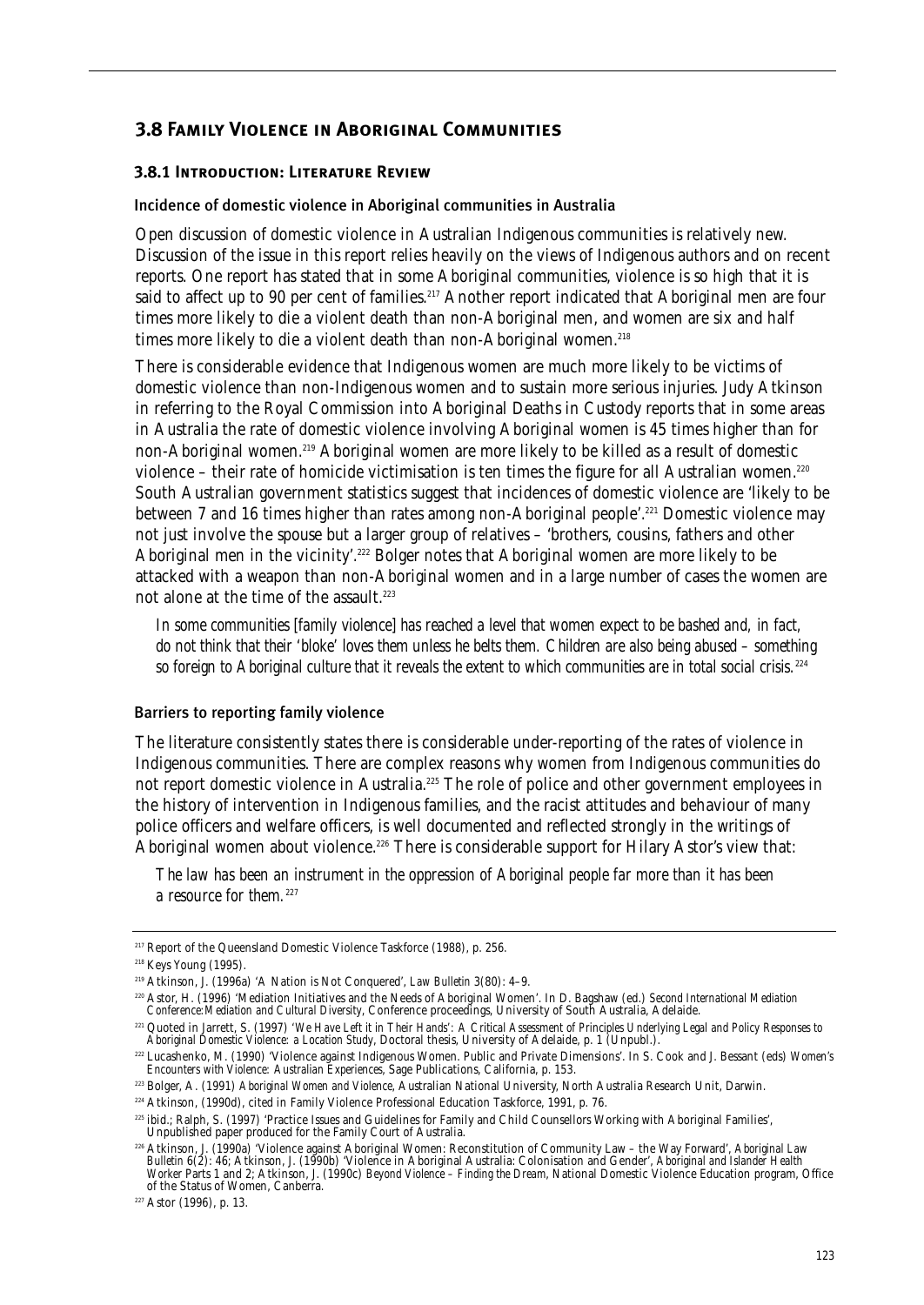## 3.8 Family Violence in Aboriginal Communities

### 3.8.1 Introduction: Literature Review

#### Incidence of domestic violence in Aboriginal communities in Australia

Open discussion of domestic violence in Australian Indigenous communities is relatively new. Discussion of the issue in this report relies heavily on the views of Indigenous authors and on recent reports. One report has stated that in some Aboriginal communities, violence is so high that it is said to affect up to 90 per cent of families.[217] Another report indicated that Aboriginal men are four times more likely to die a violent death than non-Aboriginal men, and women are six and half times more likely to die a violent death than non-Aboriginal women.[218]

There is considerable evidence that Indigenous women are much more likely to be victims of domestic violence than non-Indigenous women and to sustain more serious injuries. Judy Atkinson in referring to the Royal Commission into Aboriginal Deaths in Custody reports that in some areas in Australia the rate of domestic violence involving Aboriginal women is 45 times higher than for non-Aboriginal women.[219] Aboriginal women are more likely to be killed as a result of domestic violence – their rate of homicide victimisation is ten times the figure for all Australian women.[220] South Australian government statistics suggest that incidences of domestic violence are 'likely to be between 7 and 16 times higher than rates among non-Aboriginal people'.[221] Domestic violence may not just involve the spouse but a larger group of relatives – 'brothers, cousins, fathers and other Aboriginal men in the vicinity'.[222] Bolger notes that Aboriginal women are more likely to be attacked with a weapon than non-Aboriginal women and in a large number of cases the women are not alone at the time of the assault.[223]

> *In some communities [family violence] has reached a level that women expect to be bashed and, in fact, do not think that their 'bloke' loves them unless he belts them. Children are also being abused – something so foreign to Aboriginal culture that it reveals the extent to which communities are in total social crisis.*[224]

#### Barriers to reporting family violence

The literature consistently states there is considerable under-reporting of the rates of violence in Indigenous communities. There are complex reasons why women from Indigenous communities do not report domestic violence in Australia.[225] The role of police and other government employees in the history of intervention in Indigenous families, and the racist attitudes and behaviour of many police officers and welfare officers, is well documented and reflected strongly in the writings of Aboriginal women about violence.[226] There is considerable support for Hilary Astor's view that:

> *The law has been an instrument in the oppression of Aboriginal people far more than it has been a resource for them.*[227]

---

[217] Report of the Queensland Domestic Violence Taskforce (1988), p. 256.

[218] Keys Young (1995).

[219] Atkinson, J. (1996a) 'A Nation is Not Conquered', *Law Bulletin* 3(80): 4–9.

[220] Astor, H. (1996) 'Mediation Initiatives and the Needs of Aboriginal Women'. In D. Bagshaw (ed.) *Second International Mediation Conference:Mediation and Cultural Diversity*, Conference proceedings, University of South Australia, Adelaide.

[221] Quoted in Jarrett, S. (1997) *'We Have Left it in Their Hands': A Critical Assessment of Principles Underlying Legal and Policy Responses to Aboriginal Domestic Violence: a Location Study*, Doctoral thesis, University of Adelaide, p. 1 (Unpubl.).

[222] Lucashenko, M. (1990) 'Violence against Indigenous Women. Public and Private Dimensions'. In S. Cook and J. Bessant (eds) *Women's Encounters with Violence: Australian Experiences*, Sage Publications, California, p. 153.

[223] Bolger, A. (1991) *Aboriginal Women and Violence*, Australian National University, North Australia Research Unit, Darwin.

[224] Atkinson, (1990d), cited in Family Violence Professional Education Taskforce, 1991, p. 76.

[225] ibid.; Ralph, S. (1997) 'Practice Issues and Guidelines for Family and Child Counsellors Working with Aboriginal Families', Unpublished paper produced for the Family Court of Australia.

[226] Atkinson, J. (1990a) 'Violence against Aboriginal Women: Reconstitution of Community Law – the Way Forward', *Aboriginal Law Bulletin* 6(2): 46; Atkinson, J. (1990b) 'Violence in Aboriginal Australia: Colonisation and Gender', *Aboriginal and Islander Health Worker* Parts 1 and 2; Atkinson, J. (1990c) *Beyond Violence – Finding the Dream*, National Domestic Violence Education program, Office of the Status of Women, Canberra.

[227] Astor (1996), p. 13.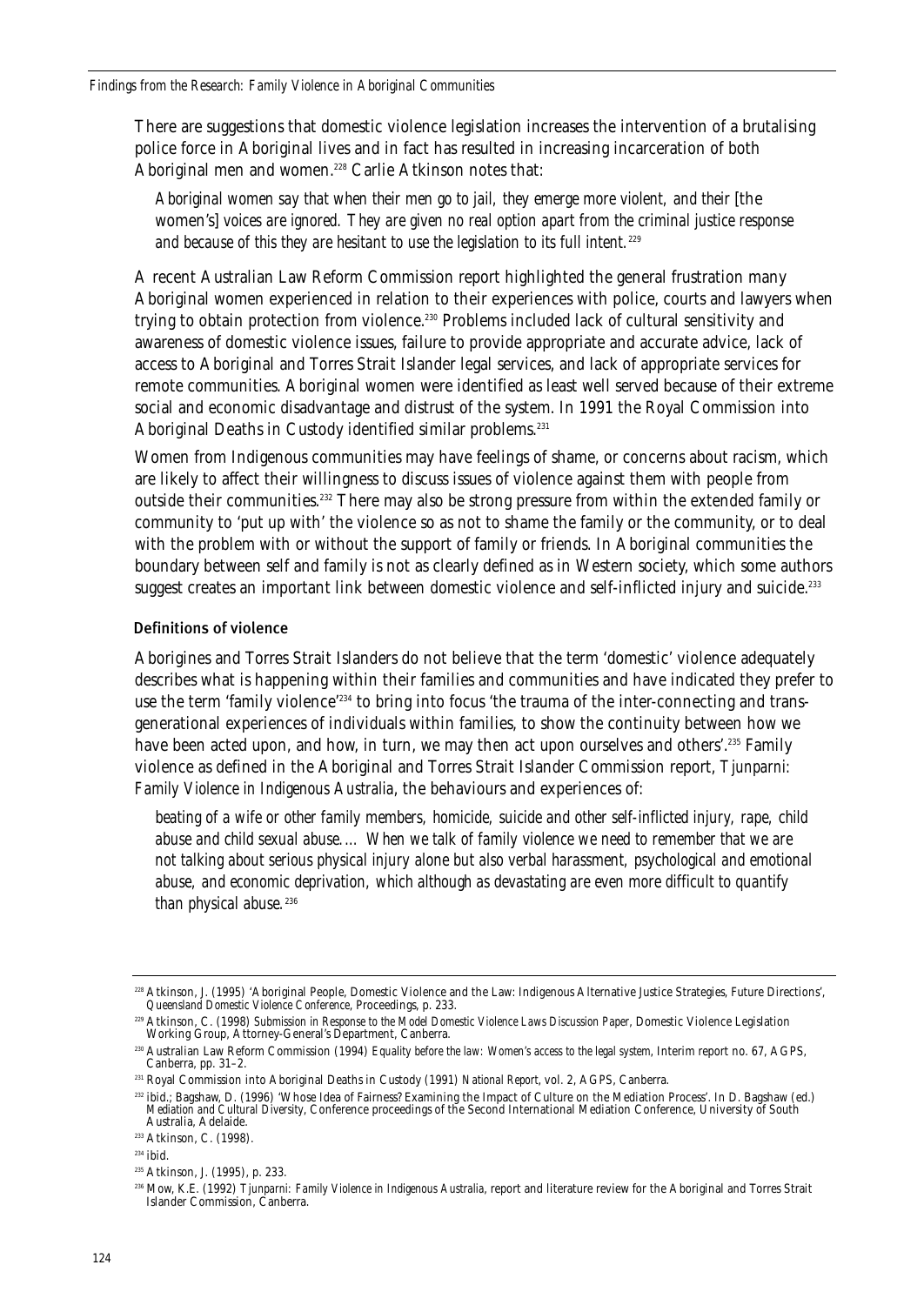There are suggestions that domestic violence legislation increases the intervention of a brutalising police force in Aboriginal lives and in fact has resulted in increasing incarceration of both Aboriginal men and women.[228] Carlie Atkinson notes that:

> *Aboriginal women say that when their men go to jail, they emerge more violent, and their* [the women's] *voices are ignored. They are given no real option apart from the criminal justice response and because of this they are hesitant to use the legislation to its full intent.*[229]

A recent Australian Law Reform Commission report highlighted the general frustration many Aboriginal women experienced in relation to their experiences with police, courts and lawyers when trying to obtain protection from violence.[230] Problems included lack of cultural sensitivity and awareness of domestic violence issues, failure to provide appropriate and accurate advice, lack of access to Aboriginal and Torres Strait Islander legal services, and lack of appropriate services for remote communities. Aboriginal women were identified as least well served because of their extreme social and economic disadvantage and distrust of the system. In 1991 the Royal Commission into Aboriginal Deaths in Custody identified similar problems.[231]

Women from Indigenous communities may have feelings of shame, or concerns about racism, which are likely to affect their willingness to discuss issues of violence against them with people from outside their communities.[232] There may also be strong pressure from within the extended family or community to 'put up with' the violence so as not to shame the family or the community, or to deal with the problem with or without the support of family or friends. In Aboriginal communities the boundary between self and family is not as clearly defined as in Western society, which some authors suggest creates an important link between domestic violence and self-inflicted injury and suicide.[233]

### Definitions of violence

Aborigines and Torres Strait Islanders do not believe that the term 'domestic' violence adequately describes what is happening within their families and communities and have indicated they prefer to use the term 'family violence'[234] to bring into focus 'the trauma of the inter-connecting and trans-generational experiences of individuals within families, to show the continuity between how we have been acted upon, and how, in turn, we may then act upon ourselves and others'.[235] Family violence as defined in the Aboriginal and Torres Strait Islander Commission report, *Tjunparni: Family Violence in Indigenous Australia*, the behaviours and experiences of:

> *beating of a wife or other family members, homicide, suicide and other self-inflicted injury, rape, child abuse and child sexual abuse. ... When we talk of family violence we need to remember that we are not talking about serious physical injury alone but also verbal harassment, psychological and emotional abuse, and economic deprivation, which although as devastating are even more difficult to quantify than physical abuse.*[236]

---

[228] Atkinson, J. (1995) 'Aboriginal People, Domestic Violence and the Law: Indigenous Alternative Justice Strategies, Future Directions', *Queensland Domestic Violence Conference*, Proceedings, p. 233.

[229] Atkinson, C. (1998) *Submission in Response to the Model Domestic Violence Laws Discussion Paper*, Domestic Violence Legislation Working Group, Attorney-General's Department, Canberra.

[230] Australian Law Reform Commission (1994) *Equality before the law: Women's access to the legal system*, Interim report no. 67, AGPS, Canberra, pp. 31–2.

[231] Royal Commission into Aboriginal Deaths in Custody (1991) *National Report*, vol. 2, AGPS, Canberra.

[232] ibid.; Bagshaw, D. (1996) 'Whose Idea of Fairness? Examining the Impact of Culture on the Mediation Process'. In D. Bagshaw (ed.) *Mediation and Cultural Diversity*, Conference proceedings of the Second International Mediation Conference, University of South Australia, Adelaide.

[233] Atkinson, C. (1998).

[234] ibid.

[235] Atkinson, J. (1995), p. 233.

[236] Mow, K.E. (1992) *Tjunparni: Family Violence in Indigenous Australia*, report and literature review for the Aboriginal and Torres Strait Islander Commission, Canberra.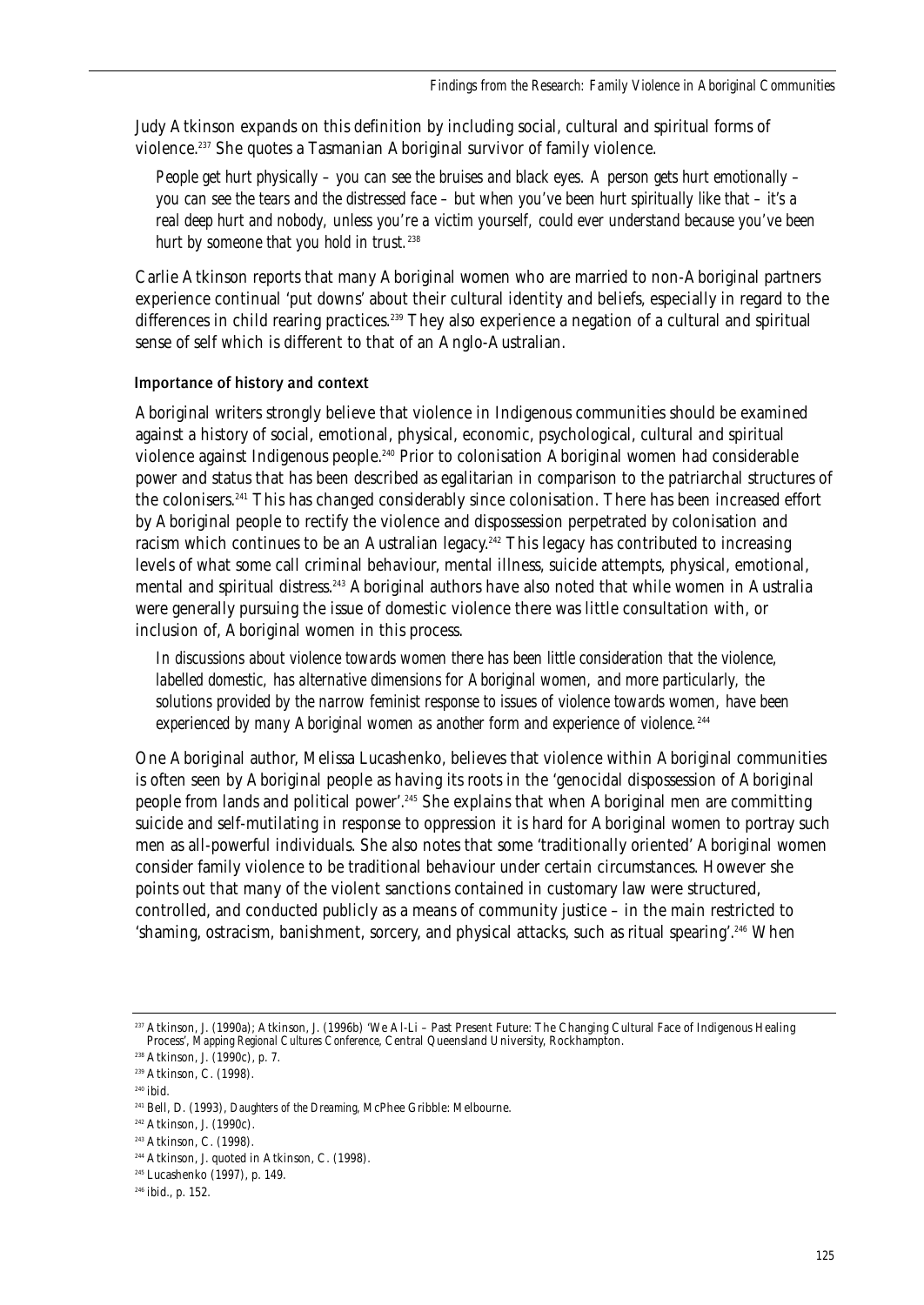Judy Atkinson expands on this definition by including social, cultural and spiritual forms of violence.[237] She quotes a Tasmanian Aboriginal survivor of family violence.

> *People get hurt physically – you can see the bruises and black eyes. A person gets hurt emotionally – you can see the tears and the distressed face – but when you've been hurt spiritually like that – it's a real deep hurt and nobody, unless you're a victim yourself, could ever understand because you've been hurt by someone that you hold in trust.*[238]

Carlie Atkinson reports that many Aboriginal women who are married to non-Aboriginal partners experience continual 'put downs' about their cultural identity and beliefs, especially in regard to the differences in child rearing practices.[239] They also experience a negation of a cultural and spiritual sense of self which is different to that of an Anglo-Australian.

#### Importance of history and context

Aboriginal writers strongly believe that violence in Indigenous communities should be examined against a history of social, emotional, physical, economic, psychological, cultural and spiritual violence against Indigenous people.[240] Prior to colonisation Aboriginal women had considerable power and status that has been described as egalitarian in comparison to the patriarchal structures of the colonisers.[241] This has changed considerably since colonisation. There has been increased effort by Aboriginal people to rectify the violence and dispossession perpetrated by colonisation and racism which continues to be an Australian legacy.[242] This legacy has contributed to increasing levels of what some call criminal behaviour, mental illness, suicide attempts, physical, emotional, mental and spiritual distress.[243] Aboriginal authors have also noted that while women in Australia were generally pursuing the issue of domestic violence there was little consultation with, or inclusion of, Aboriginal women in this process.

> *In discussions about violence towards women there has been little consideration that the violence, labelled domestic, has alternative dimensions for Aboriginal women, and more particularly, the solutions provided by the narrow feminist response to issues of violence towards women, have been experienced by many Aboriginal women as another form and experience of violence.*[244]

One Aboriginal author, Melissa Lucashenko, believes that violence within Aboriginal communities is often seen by Aboriginal people as having its roots in the 'genocidal dispossession of Aboriginal people from lands and political power'.[245] She explains that when Aboriginal men are committing suicide and self-mutilating in response to oppression it is hard for Aboriginal women to portray such men as all-powerful individuals. She also notes that some 'traditionally oriented' Aboriginal women consider family violence to be traditional behaviour under certain circumstances. However she points out that many of the violent sanctions contained in customary law were structured, controlled, and conducted publicly as a means of community justice – in the main restricted to 'shaming, ostracism, banishment, sorcery, and physical attacks, such as ritual spearing'.[246] When

---

[237] Atkinson, J. (1990a); Atkinson, J. (1996b) 'We Al-Li – Past Present Future: The Changing Cultural Face of Indigenous Healing Process', *Mapping Regional Cultures Conference*, Central Queensland University, Rockhampton.

[238] Atkinson, J. (1990c), p. 7.

[239] Atkinson, C. (1998).

[240] ibid.

[241] Bell, D. (1993), *Daughters of the Dreaming*, McPhee Gribble: Melbourne.

[242] Atkinson, J. (1990c).

[243] Atkinson, C. (1998).

[244] Atkinson, J. quoted in Atkinson, C. (1998).

[245] Lucashenko (1997), p. 149.

[246] ibid., p. 152.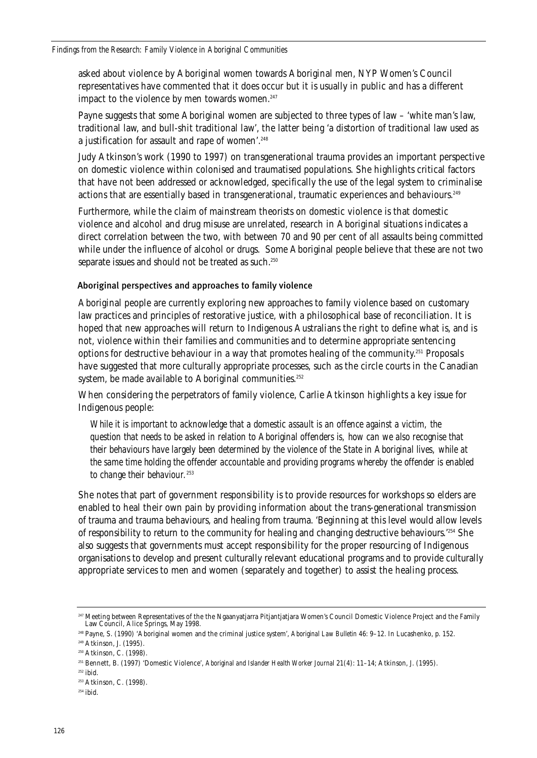asked about violence by Aboriginal women towards Aboriginal men, NYP Women's Council representatives have commented that it does occur but it is usually in public and has a different impact to the violence by men towards women.[247]

Payne suggests that some Aboriginal women are subjected to three types of law – 'white man's law, traditional law, and bull-shit traditional law', the latter being 'a distortion of traditional law used as a justification for assault and rape of women'.[248]

Judy Atkinson's work (1990 to 1997) on transgenerational trauma provides an important perspective on domestic violence within colonised and traumatised populations. She highlights critical factors that have not been addressed or acknowledged, specifically the use of the legal system to criminalise actions that are essentially based in transgenerational, traumatic experiences and behaviours.[249]

Furthermore, while the claim of mainstream theorists on domestic violence is that domestic violence and alcohol and drug misuse are unrelated, research in Aboriginal situations indicates a direct correlation between the two, with between 70 and 90 per cent of all assaults being committed while under the influence of alcohol or drugs. Some Aboriginal people believe that these are not two separate issues and should not be treated as such.[250]

### Aboriginal perspectives and approaches to family violence

Aboriginal people are currently exploring new approaches to family violence based on customary law practices and principles of restorative justice, with a philosophical base of reconciliation. It is hoped that new approaches will return to Indigenous Australians the right to define what is, and is not, violence within their families and communities and to determine appropriate sentencing options for destructive behaviour in a way that promotes healing of the community.[251] Proposals have suggested that more culturally appropriate processes, such as the circle courts in the Canadian system, be made available to Aboriginal communities.[252]

When considering the perpetrators of family violence, Carlie Atkinson highlights a key issue for Indigenous people:

> *While it is important to acknowledge that a domestic assault is an offence against a victim, the question that needs to be asked in relation to Aboriginal offenders is, how can we also recognise that their behaviours have largely been determined by the violence of the State in Aboriginal lives, while at the same time holding the offender accountable and providing programs whereby the offender is enabled to change their behaviour.*[253]

She notes that part of government responsibility is to provide resources for workshops so elders are enabled to heal their own pain by providing information about the trans-generational transmission of trauma and trauma behaviours, and healing from trauma. 'Beginning at this level would allow levels of responsibility to return to the community for healing and changing destructive behaviours.'[254] She also suggests that governments must accept responsibility for the proper resourcing of Indigenous organisations to develop and present culturally relevant educational programs and to provide culturally appropriate services to men and women (separately and together) to assist the healing process.

---

[247] Meeting between Representatives of the the Ngaanyatjarra Pitjantjatjara Women's Council Domestic Violence Project and the Family Law Council, Alice Springs, May 1998.

[248] Payne, S. (1990) 'Aboriginal women and the criminal justice system', *Aboriginal Law Bulletin* 46: 9–12. In Lucashenko, p. 152.

[249] Atkinson, J. (1995).

[250] Atkinson, C. (1998).

[251] Bennett, B. (1997) 'Domestic Violence', *Aboriginal and Islander Health Worker Journal* 21(4): 11–14; Atkinson, J. (1995).

[252] ibid.

[253] Atkinson, C. (1998).

[254] ibid.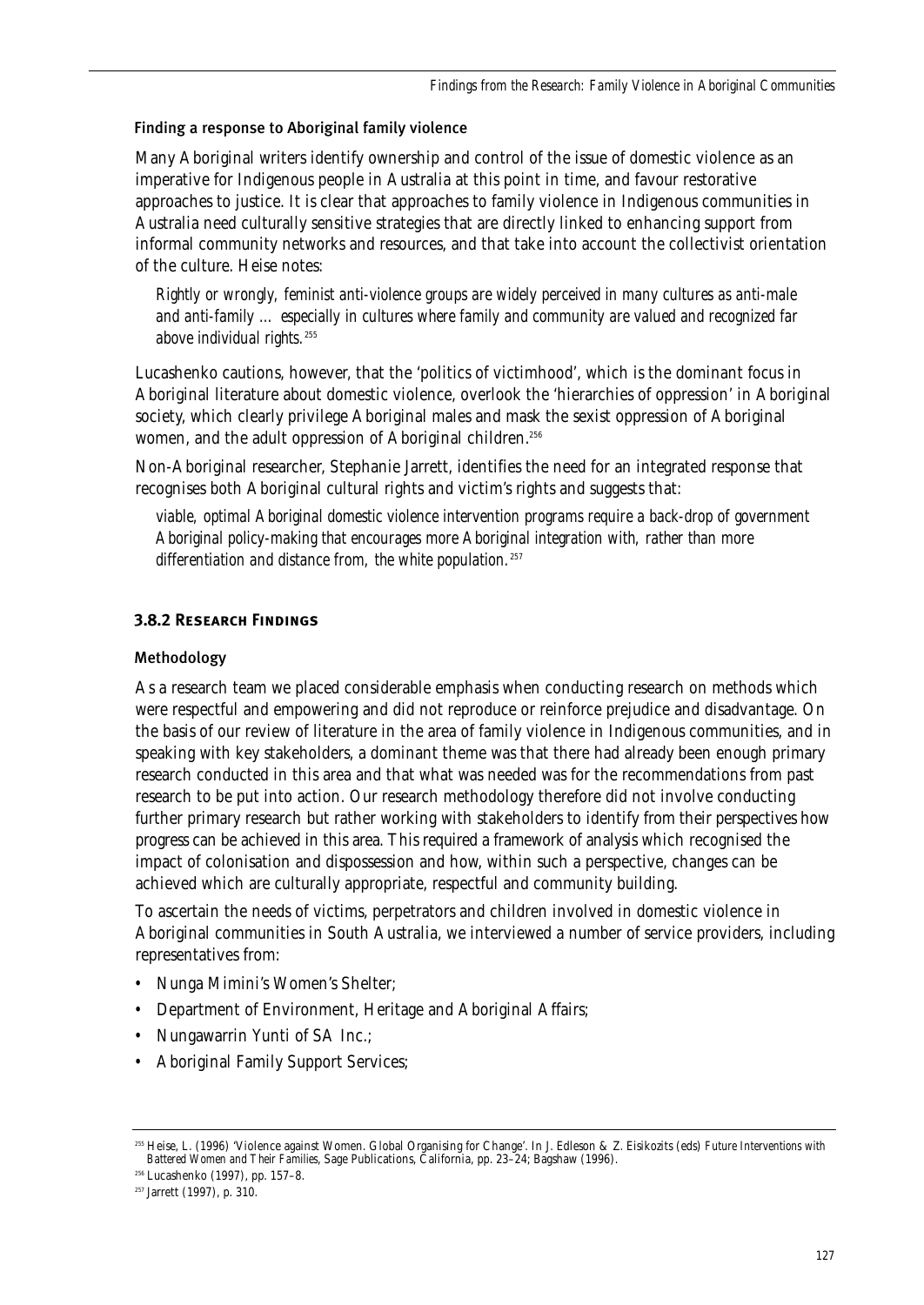### Finding a response to Aboriginal family violence

Many Aboriginal writers identify ownership and control of the issue of domestic violence as an imperative for Indigenous people in Australia at this point in time, and favour restorative approaches to justice. It is clear that approaches to family violence in Indigenous communities in Australia need culturally sensitive strategies that are directly linked to enhancing support from informal community networks and resources, and that take into account the collectivist orientation of the culture. Heise notes:

> *Rightly or wrongly, feminist anti-violence groups are widely perceived in many cultures as anti-male and anti-family … especially in cultures where family and community are valued and recognized far above individual rights.*[255]

Lucashenko cautions, however, that the 'politics of victimhood', which is the dominant focus in Aboriginal literature about domestic violence, overlook the 'hierarchies of oppression' in Aboriginal society, which clearly privilege Aboriginal males and mask the sexist oppression of Aboriginal women, and the adult oppression of Aboriginal children.[256]

Non-Aboriginal researcher, Stephanie Jarrett, identifies the need for an integrated response that recognises both Aboriginal cultural rights and victim's rights and suggests that:

> *viable, optimal Aboriginal domestic violence intervention programs require a back-drop of government Aboriginal policy-making that encourages more Aboriginal integration with, rather than more differentiation and distance from, the white population.*[257]

## 3.8.2 Research Findings

### Methodology

As a research team we placed considerable emphasis when conducting research on methods which were respectful and empowering and did not reproduce or reinforce prejudice and disadvantage. On the basis of our review of literature in the area of family violence in Indigenous communities, and in speaking with key stakeholders, a dominant theme was that there had already been enough primary research conducted in this area and that what was needed was for the recommendations from past research to be put into action. Our research methodology therefore did not involve conducting further primary research but rather working with stakeholders to identify from their perspectives how progress can be achieved in this area. This required a framework of analysis which recognised the impact of colonisation and dispossession and how, within such a perspective, changes can be achieved which are culturally appropriate, respectful and community building.

To ascertain the needs of victims, perpetrators and children involved in domestic violence in Aboriginal communities in South Australia, we interviewed a number of service providers, including representatives from:

- Nunga Mimini's Women's Shelter;
- Department of Environment, Heritage and Aboriginal Affairs;
- Nungawarrin Yunti of SA Inc.;
- Aboriginal Family Support Services;

---

[255] Heise, L. (1996) 'Violence against Women. Global Organising for Change'. In J. Edleson & Z. Eisikozits (eds) *Future Interventions with Battered Women and Their Families*, Sage Publications, California, pp. 23–24; Bagshaw (1996).

[256] Lucashenko (1997), pp. 157–8.

[257] Jarrett (1997), p. 310.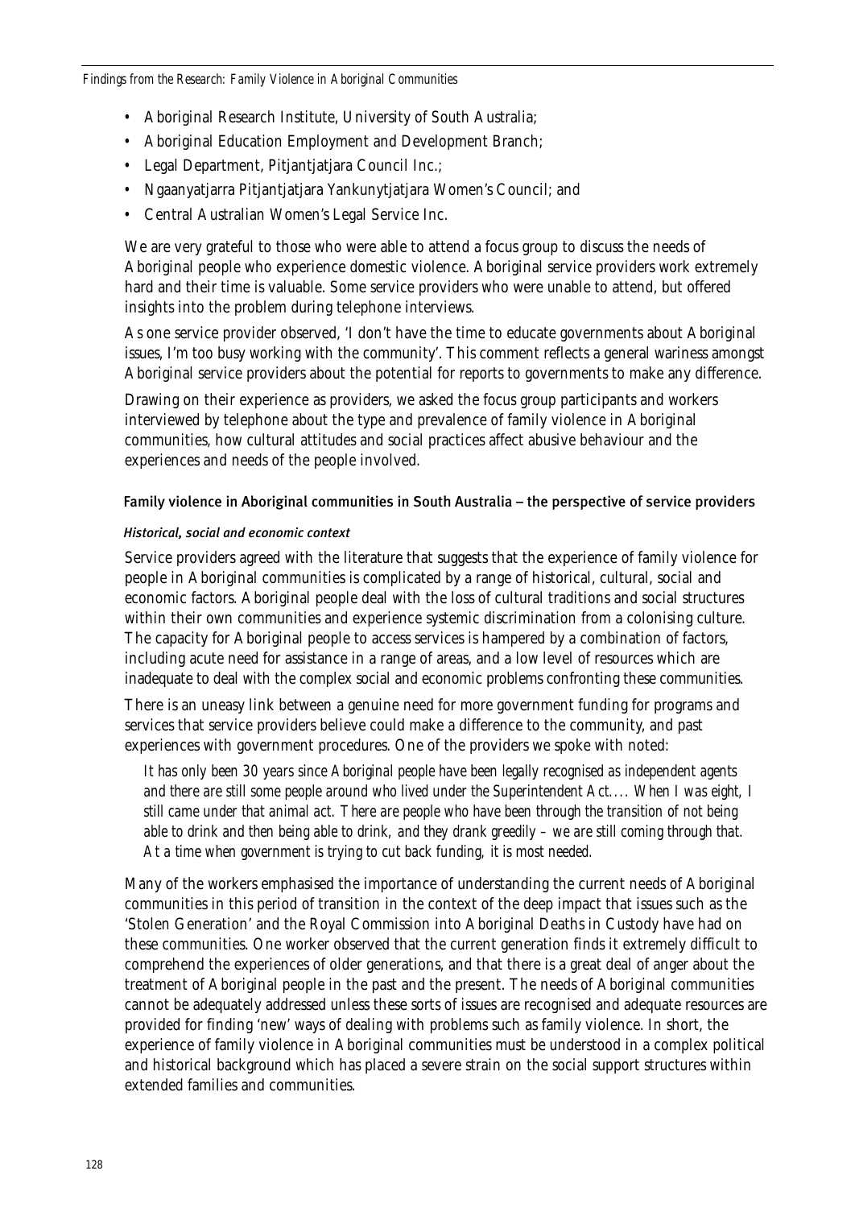- Aboriginal Research Institute, University of South Australia;
- Aboriginal Education Employment and Development Branch;
- Legal Department, Pitjantjatjara Council Inc.;
- Ngaanyatjarra Pitjantjatjara Yankunytjatjara Women's Council; and
- Central Australian Women's Legal Service Inc.

We are very grateful to those who were able to attend a focus group to discuss the needs of Aboriginal people who experience domestic violence. Aboriginal service providers work extremely hard and their time is valuable. Some service providers who were unable to attend, but offered insights into the problem during telephone interviews.

As one service provider observed, 'I don't have the time to educate governments about Aboriginal issues, I'm too busy working with the community'. This comment reflects a general wariness amongst Aboriginal service providers about the potential for reports to governments to make any difference.

Drawing on their experience as providers, we asked the focus group participants and workers interviewed by telephone about the type and prevalence of family violence in Aboriginal communities, how cultural attitudes and social practices affect abusive behaviour and the experiences and needs of the people involved.

### Family violence in Aboriginal communities in South Australia – the perspective of service providers

#### *Historical, social and economic context*

Service providers agreed with the literature that suggests that the experience of family violence for people in Aboriginal communities is complicated by a range of historical, cultural, social and economic factors. Aboriginal people deal with the loss of cultural traditions and social structures within their own communities and experience systemic discrimination from a colonising culture. The capacity for Aboriginal people to access services is hampered by a combination of factors, including acute need for assistance in a range of areas, and a low level of resources which are inadequate to deal with the complex social and economic problems confronting these communities.

There is an uneasy link between a genuine need for more government funding for programs and services that service providers believe could make a difference to the community, and past experiences with government procedures. One of the providers we spoke with noted:

> *It has only been 30 years since Aboriginal people have been legally recognised as independent agents and there are still some people around who lived under the Superintendent Act.... When I was eight, I still came under that animal act. There are people who have been through the transition of not being able to drink and then being able to drink, and they drank greedily – we are still coming through that. At a time when government is trying to cut back funding, it is most needed.*

Many of the workers emphasised the importance of understanding the current needs of Aboriginal communities in this period of transition in the context of the deep impact that issues such as the 'Stolen Generation' and the Royal Commission into Aboriginal Deaths in Custody have had on these communities. One worker observed that the current generation finds it extremely difficult to comprehend the experiences of older generations, and that there is a great deal of anger about the treatment of Aboriginal people in the past and the present. The needs of Aboriginal communities cannot be adequately addressed unless these sorts of issues are recognised and adequate resources are provided for finding 'new' ways of dealing with problems such as family violence. In short, the experience of family violence in Aboriginal communities must be understood in a complex political and historical background which has placed a severe strain on the social support structures within extended families and communities.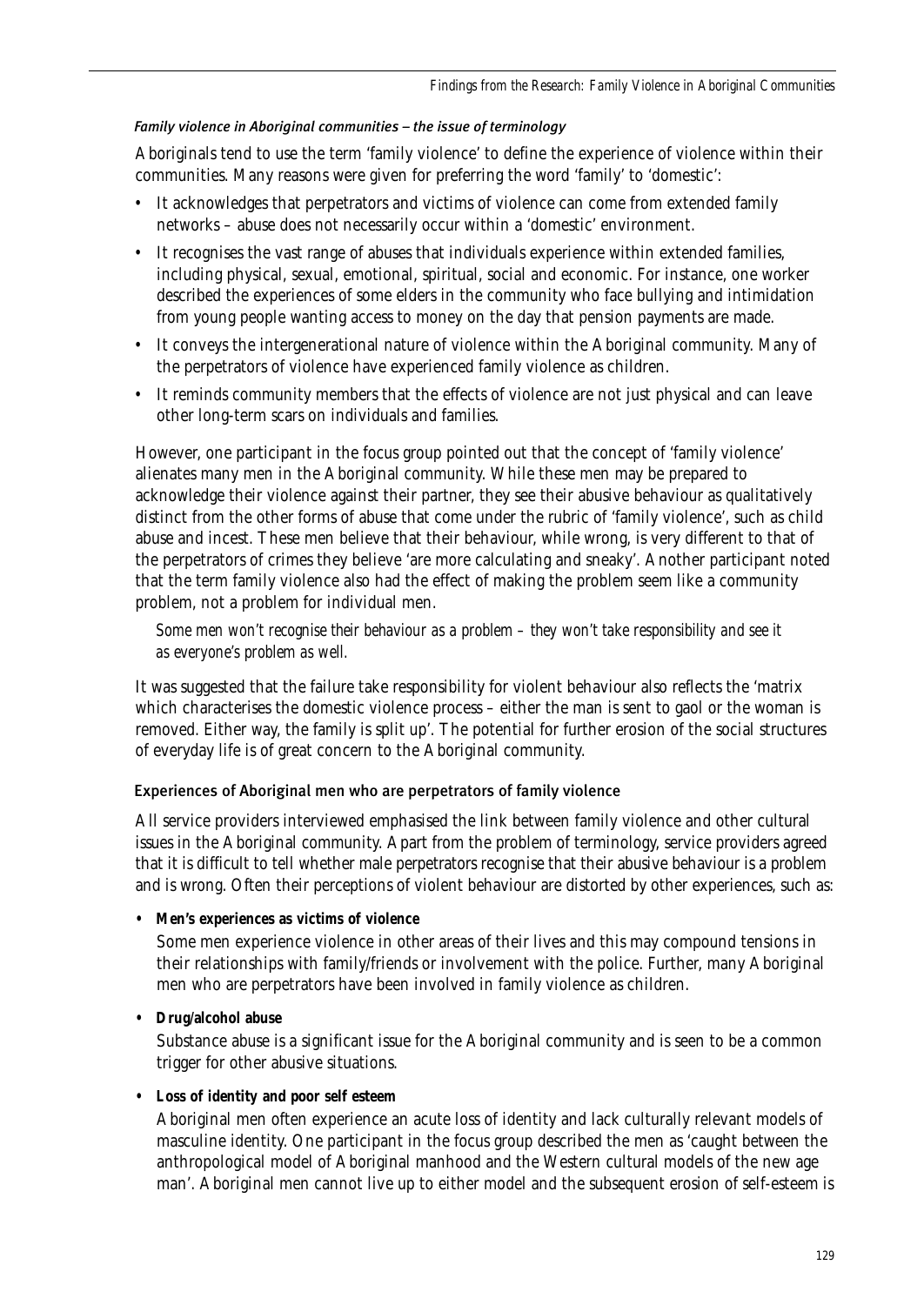#### *Family violence in Aboriginal communities – the issue of terminology*

Aboriginals tend to use the term 'family violence' to define the experience of violence within their communities. Many reasons were given for preferring the word 'family' to 'domestic':

- It acknowledges that perpetrators and victims of violence can come from extended family networks – abuse does not necessarily occur within a 'domestic' environment.
- It recognises the vast range of abuses that individuals experience within extended families, including physical, sexual, emotional, spiritual, social and economic. For instance, one worker described the experiences of some elders in the community who face bullying and intimidation from young people wanting access to money on the day that pension payments are made.
- It conveys the intergenerational nature of violence within the Aboriginal community. Many of the perpetrators of violence have experienced family violence as children.
- It reminds community members that the effects of violence are not just physical and can leave other long-term scars on individuals and families.

However, one participant in the focus group pointed out that the concept of 'family violence' alienates many men in the Aboriginal community. While these men may be prepared to acknowledge their violence against their partner, they see their abusive behaviour as qualitatively distinct from the other forms of abuse that come under the rubric of 'family violence', such as child abuse and incest. These men believe that their behaviour, while wrong, is very different to that of the perpetrators of crimes they believe 'are more calculating and sneaky'. Another participant noted that the term family violence also had the effect of making the problem seem like a community problem, not a problem for individual men.

> *Some men won't recognise their behaviour as a problem – they won't take responsibility and see it as everyone's problem as well.*

It was suggested that the failure take responsibility for violent behaviour also reflects the 'matrix which characterises the domestic violence process – either the man is sent to gaol or the woman is removed. Either way, the family is split up'. The potential for further erosion of the social structures of everyday life is of great concern to the Aboriginal community.

#### Experiences of Aboriginal men who are perpetrators of family violence

All service providers interviewed emphasised the link between family violence and other cultural issues in the Aboriginal community. Apart from the problem of terminology, service providers agreed that it is difficult to tell whether male perpetrators recognise that their abusive behaviour is a problem and is wrong. Often their perceptions of violent behaviour are distorted by other experiences, such as:

- **Men's experiences as victims of violence**

  Some men experience violence in other areas of their lives and this may compound tensions in their relationships with family/friends or involvement with the police. Further, many Aboriginal men who are perpetrators have been involved in family violence as children.

- **Drug/alcohol abuse**

  Substance abuse is a significant issue for the Aboriginal community and is seen to be a common trigger for other abusive situations.

- **Loss of identity and poor self esteem**

  Aboriginal men often experience an acute loss of identity and lack culturally relevant models of masculine identity. One participant in the focus group described the men as 'caught between the anthropological model of Aboriginal manhood and the Western cultural models of the new age man'. Aboriginal men cannot live up to either model and the subsequent erosion of self-esteem is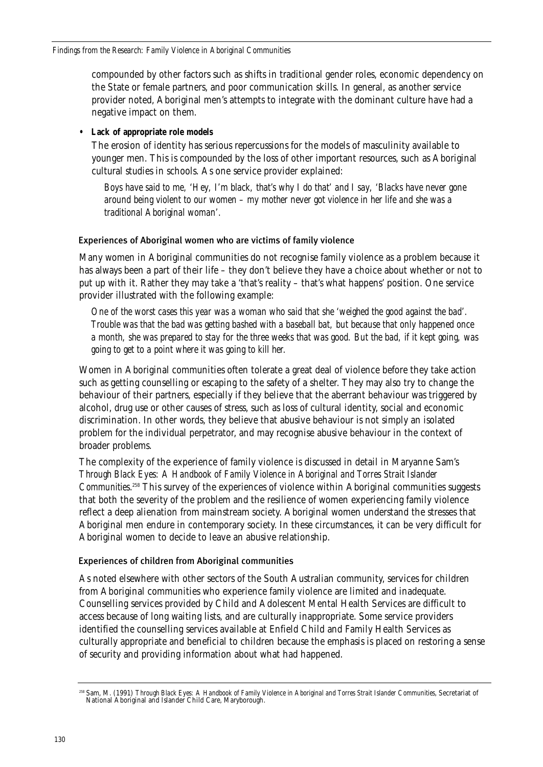compounded by other factors such as shifts in traditional gender roles, economic dependency on the State or female partners, and poor communication skills. In general, as another service provider noted, Aboriginal men's attempts to integrate with the dominant culture have had a negative impact on them.

- **Lack of appropriate role models**

  The erosion of identity has serious repercussions for the models of masculinity available to younger men. This is compounded by the loss of other important resources, such as Aboriginal cultural studies in schools. As one service provider explained:

  > *Boys have said to me, 'Hey, I'm black, that's why I do that' and I say, 'Blacks have never gone around being violent to our women – my mother never got violence in her life and she was a traditional Aboriginal woman'.*

### Experiences of Aboriginal women who are victims of family violence

Many women in Aboriginal communities do not recognise family violence as a problem because it has always been a part of their life – they don't believe they have a choice about whether or not to put up with it. Rather they may take a 'that's reality – that's what happens' position. One service provider illustrated with the following example:

> *One of the worst cases this year was a woman who said that she 'weighed the good against the bad'. Trouble was that the bad was getting bashed with a baseball bat, but because that only happened once a month, she was prepared to stay for the three weeks that was good. But the bad, if it kept going, was going to get to a point where it was going to kill her.*

Women in Aboriginal communities often tolerate a great deal of violence before they take action such as getting counselling or escaping to the safety of a shelter. They may also try to change the behaviour of their partners, especially if they believe that the aberrant behaviour was triggered by alcohol, drug use or other causes of stress, such as loss of cultural identity, social and economic discrimination. In other words, they believe that abusive behaviour is not simply an isolated problem for the individual perpetrator, and may recognise abusive behaviour in the context of broader problems.

The complexity of the experience of family violence is discussed in detail in Maryanne Sam's *Through Black Eyes: A Handbook of Family Violence in Aboriginal and Torres Strait Islander Communities*.[258] This survey of the experiences of violence within Aboriginal communities suggests that both the severity of the problem and the resilience of women experiencing family violence reflect a deep alienation from mainstream society. Aboriginal women understand the stresses that Aboriginal men endure in contemporary society. In these circumstances, it can be very difficult for Aboriginal women to decide to leave an abusive relationship.

### Experiences of children from Aboriginal communities

As noted elsewhere with other sectors of the South Australian community, services for children from Aboriginal communities who experience family violence are limited and inadequate. Counselling services provided by Child and Adolescent Mental Health Services are difficult to access because of long waiting lists, and are culturally inappropriate. Some service providers identified the counselling services available at Enfield Child and Family Health Services as culturally appropriate and beneficial to children because the emphasis is placed on restoring a sense of security and providing information about what had happened.

---

[258] Sam, M. (1991) *Through Black Eyes: A Handbook of Family Violence in Aboriginal and Torres Strait Islander Communities*, Secretariat of National Aboriginal and Islander Child Care, Maryborough.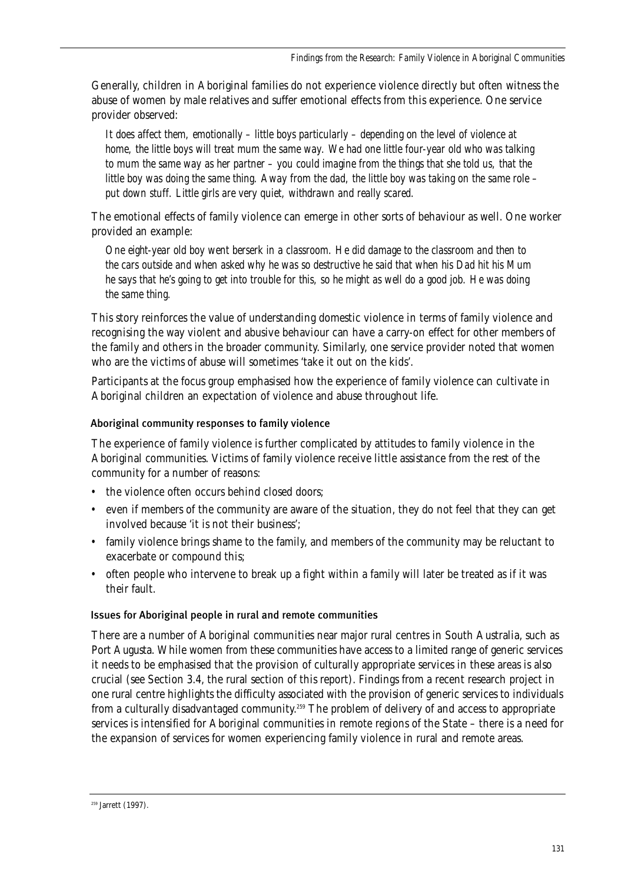Generally, children in Aboriginal families do not experience violence directly but often witness the abuse of women by male relatives and suffer emotional effects from this experience. One service provider observed:

> *It does affect them, emotionally – little boys particularly – depending on the level of violence at home, the little boys will treat mum the same way. We had one little four-year old who was talking to mum the same way as her partner – you could imagine from the things that she told us, that the little boy was doing the same thing. Away from the dad, the little boy was taking on the same role – put down stuff. Little girls are very quiet, withdrawn and really scared.*

The emotional effects of family violence can emerge in other sorts of behaviour as well. One worker provided an example:

> *One eight-year old boy went berserk in a classroom. He did damage to the classroom and then to the cars outside and when asked why he was so destructive he said that when his Dad hit his Mum he says that he's going to get into trouble for this, so he might as well do a good job. He was doing the same thing.*

This story reinforces the value of understanding domestic violence in terms of family violence and recognising the way violent and abusive behaviour can have a carry-on effect for other members of the family and others in the broader community. Similarly, one service provider noted that women who are the victims of abuse will sometimes 'take it out on the kids'.

Participants at the focus group emphasised how the experience of family violence can cultivate in Aboriginal children an expectation of violence and abuse throughout life.

### Aboriginal community responses to family violence

The experience of family violence is further complicated by attitudes to family violence in the Aboriginal communities. Victims of family violence receive little assistance from the rest of the community for a number of reasons:

- the violence often occurs behind closed doors;
- even if members of the community are aware of the situation, they do not feel that they can get involved because 'it is not their business';
- family violence brings shame to the family, and members of the community may be reluctant to exacerbate or compound this;
- often people who intervene to break up a fight within a family will later be treated as if it was their fault.

### Issues for Aboriginal people in rural and remote communities

There are a number of Aboriginal communities near major rural centres in South Australia, such as Port Augusta. While women from these communities have access to a limited range of generic services it needs to be emphasised that the provision of culturally appropriate services in these areas is also crucial (see Section 3.4, the rural section of this report). Findings from a recent research project in one rural centre highlights the difficulty associated with the provision of generic services to individuals from a culturally disadvantaged community.[259] The problem of delivery of and access to appropriate services is intensified for Aboriginal communities in remote regions of the State – there is a need for the expansion of services for women experiencing family violence in rural and remote areas.

[259] Jarrett (1997).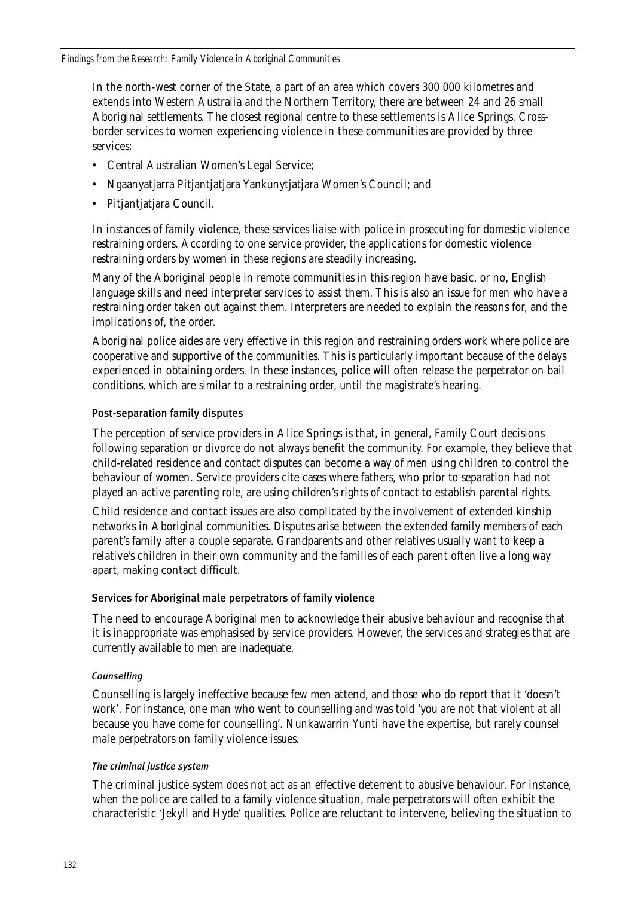In the north-west corner of the State, a part of an area which covers 300 000 kilometres and extends into Western Australia and the Northern Territory, there are between 24 and 26 small Aboriginal settlements. The closest regional centre to these settlements is Alice Springs. Cross-border services to women experiencing violence in these communities are provided by three services:

- Central Australian Women's Legal Service;
- Ngaanyatjarra Pitjantjatjara Yankunytjatjara Women's Council; and
- Pitjantjatjara Council.

In instances of family violence, these services liaise with police in prosecuting for domestic violence restraining orders. According to one service provider, the applications for domestic violence restraining orders by women in these regions are steadily increasing.

Many of the Aboriginal people in remote communities in this region have basic, or no, English language skills and need interpreter services to assist them. This is also an issue for men who have a restraining order taken out against them. Interpreters are needed to explain the reasons for, and the implications of, the order.

Aboriginal police aides are very effective in this region and restraining orders work where police are cooperative and supportive of the communities. This is particularly important because of the delays experienced in obtaining orders. In these instances, police will often release the perpetrator on bail conditions, which are similar to a restraining order, until the magistrate's hearing.

### Post-separation family disputes

The perception of service providers in Alice Springs is that, in general, Family Court decisions following separation or divorce do not always benefit the community. For example, they believe that child-related residence and contact disputes can become a way of men using children to control the behaviour of women. Service providers cite cases where fathers, who prior to separation had not played an active parenting role, are using children's rights of contact to establish parental rights.

Child residence and contact issues are also complicated by the involvement of extended kinship networks in Aboriginal communities. Disputes arise between the extended family members of each parent's family after a couple separate. Grandparents and other relatives usually want to keep a relative's children in their own community and the families of each parent often live a long way apart, making contact difficult.

### Services for Aboriginal male perpetrators of family violence

The need to encourage Aboriginal men to acknowledge their abusive behaviour and recognise that it is inappropriate was emphasised by service providers. However, the services and strategies that are currently available to men are inadequate.

#### *Counselling*

Counselling is largely ineffective because few men attend, and those who do report that it 'doesn't work'. For instance, one man who went to counselling and was told 'you are not that violent at all because you have come for counselling'. Nunkawarrin Yunti have the expertise, but rarely counsel male perpetrators on family violence issues.

#### *The criminal justice system*

The criminal justice system does not act as an effective deterrent to abusive behaviour. For instance, when the police are called to a family violence situation, male perpetrators will often exhibit the characteristic 'Jekyll and Hyde' qualities. Police are reluctant to intervene, believing the situation to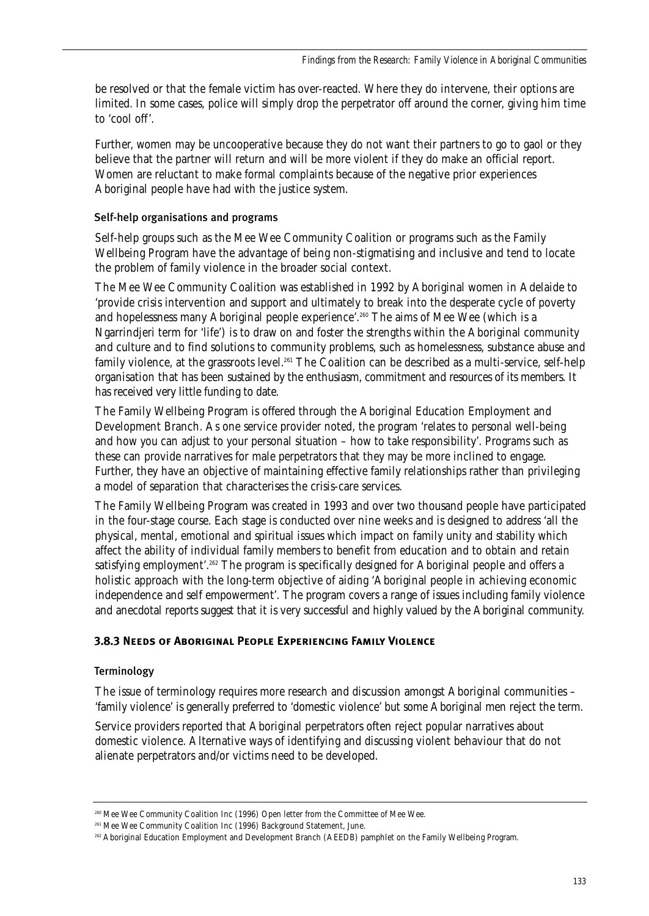be resolved or that the female victim has over-reacted. Where they do intervene, their options are limited. In some cases, police will simply drop the perpetrator off around the corner, giving him time to 'cool off'.

Further, women may be uncooperative because they do not want their partners to go to gaol or they believe that the partner will return and will be more violent if they do make an official report. Women are reluctant to make formal complaints because of the negative prior experiences Aboriginal people have had with the justice system.

#### Self-help organisations and programs

Self-help groups such as the Mee Wee Community Coalition or programs such as the Family Wellbeing Program have the advantage of being non-stigmatising and inclusive and tend to locate the problem of family violence in the broader social context.

The Mee Wee Community Coalition was established in 1992 by Aboriginal women in Adelaide to 'provide crisis intervention and support and ultimately to break into the desperate cycle of poverty and hopelessness many Aboriginal people experience'.[260] The aims of Mee Wee (which is a Ngarrindjeri term for 'life') is to draw on and foster the strengths within the Aboriginal community and culture and to find solutions to community problems, such as homelessness, substance abuse and family violence, at the grassroots level.[261] The Coalition can be described as a multi-service, self-help organisation that has been sustained by the enthusiasm, commitment and resources of its members. It has received very little funding to date.

The Family Wellbeing Program is offered through the Aboriginal Education Employment and Development Branch. As one service provider noted, the program 'relates to personal well-being and how you can adjust to your personal situation – how to take responsibility'. Programs such as these can provide narratives for male perpetrators that they may be more inclined to engage. Further, they have an objective of maintaining effective family relationships rather than privileging a model of separation that characterises the crisis-care services.

The Family Wellbeing Program was created in 1993 and over two thousand people have participated in the four-stage course. Each stage is conducted over nine weeks and is designed to address 'all the physical, mental, emotional and spiritual issues which impact on family unity and stability which affect the ability of individual family members to benefit from education and to obtain and retain satisfying employment'.[262] The program is specifically designed for Aboriginal people and offers a holistic approach with the long-term objective of aiding 'Aboriginal people in achieving economic independence and self empowerment'. The program covers a range of issues including family violence and anecdotal reports suggest that it is very successful and highly valued by the Aboriginal community.

### 3.8.3 Needs of Aboriginal People Experiencing Family Violence

#### Terminology

The issue of terminology requires more research and discussion amongst Aboriginal communities – 'family violence' is generally preferred to 'domestic violence' but some Aboriginal men reject the term.

Service providers reported that Aboriginal perpetrators often reject popular narratives about domestic violence. Alternative ways of identifying and discussing violent behaviour that do not alienate perpetrators and/or victims need to be developed.

---

[260] Mee Wee Community Coalition Inc (1996) Open letter from the Committee of Mee Wee.

[261] Mee Wee Community Coalition Inc (1996) Background Statement, June.

[262] Aboriginal Education Employment and Development Branch (AEEDB) pamphlet on the Family Wellbeing Program.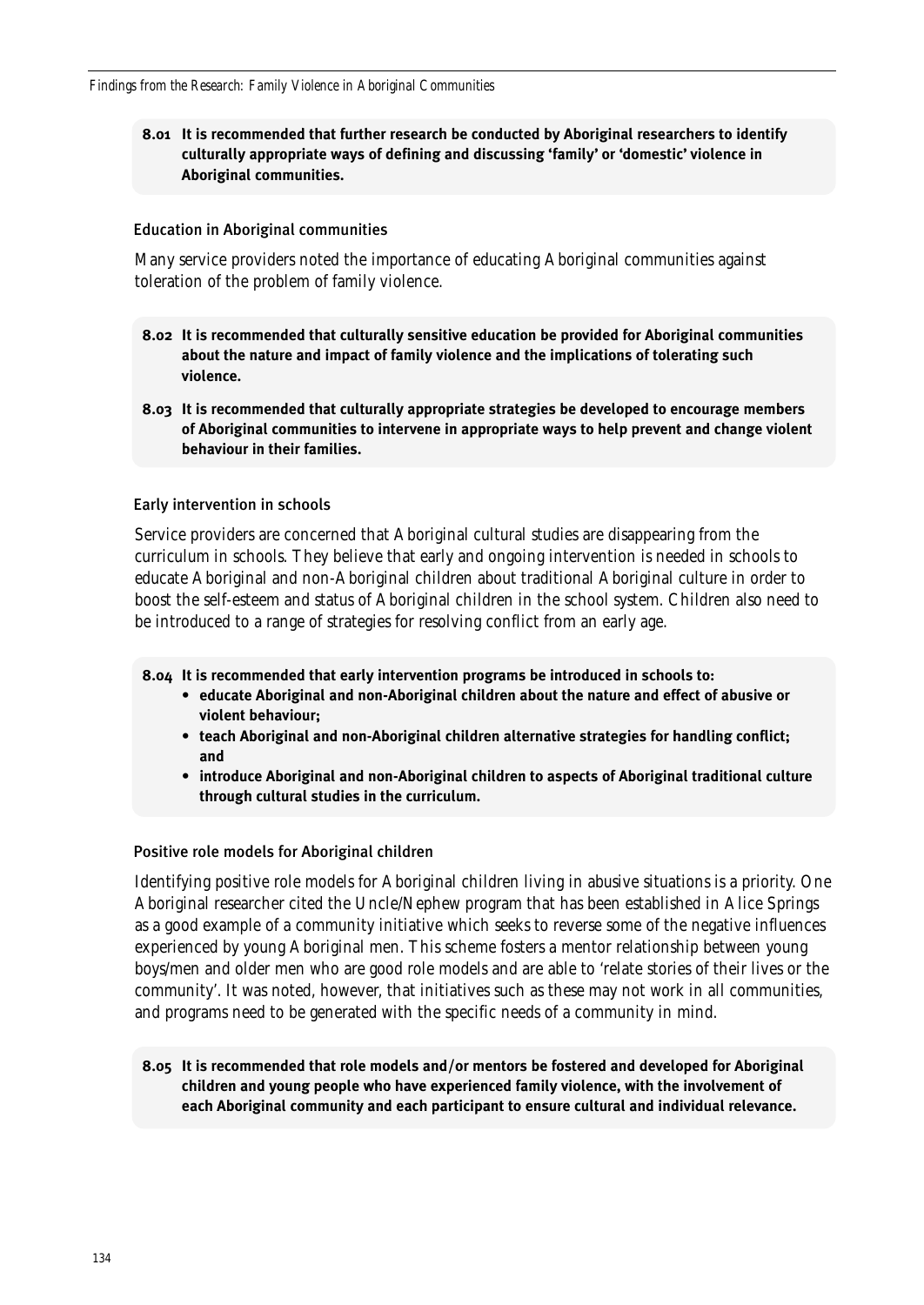**8.01 It is recommended that further research be conducted by Aboriginal researchers to identify culturally appropriate ways of defining and discussing 'family' or 'domestic' violence in Aboriginal communities.**

### Education in Aboriginal communities

Many service providers noted the importance of educating Aboriginal communities against toleration of the problem of family violence.

**8.02 It is recommended that culturally sensitive education be provided for Aboriginal communities about the nature and impact of family violence and the implications of tolerating such violence.**

**8.03 It is recommended that culturally appropriate strategies be developed to encourage members of Aboriginal communities to intervene in appropriate ways to help prevent and change violent behaviour in their families.**

### Early intervention in schools

Service providers are concerned that Aboriginal cultural studies are disappearing from the curriculum in schools. They believe that early and ongoing intervention is needed in schools to educate Aboriginal and non-Aboriginal children about traditional Aboriginal culture in order to boost the self-esteem and status of Aboriginal children in the school system. Children also need to be introduced to a range of strategies for resolving conflict from an early age.

**8.04 It is recommended that early intervention programs be introduced in schools to:**

- **educate Aboriginal and non-Aboriginal children about the nature and effect of abusive or violent behaviour;**
- **teach Aboriginal and non-Aboriginal children alternative strategies for handling conflict; and**
- **introduce Aboriginal and non-Aboriginal children to aspects of Aboriginal traditional culture through cultural studies in the curriculum.**

### Positive role models for Aboriginal children

Identifying positive role models for Aboriginal children living in abusive situations is a priority. One Aboriginal researcher cited the Uncle/Nephew program that has been established in Alice Springs as a good example of a community initiative which seeks to reverse some of the negative influences experienced by young Aboriginal men. This scheme fosters a mentor relationship between young boys/men and older men who are good role models and are able to 'relate stories of their lives or the community'. It was noted, however, that initiatives such as these may not work in all communities, and programs need to be generated with the specific needs of a community in mind.

**8.05 It is recommended that role models and/or mentors be fostered and developed for Aboriginal children and young people who have experienced family violence, with the involvement of each Aboriginal community and each participant to ensure cultural and individual relevance.**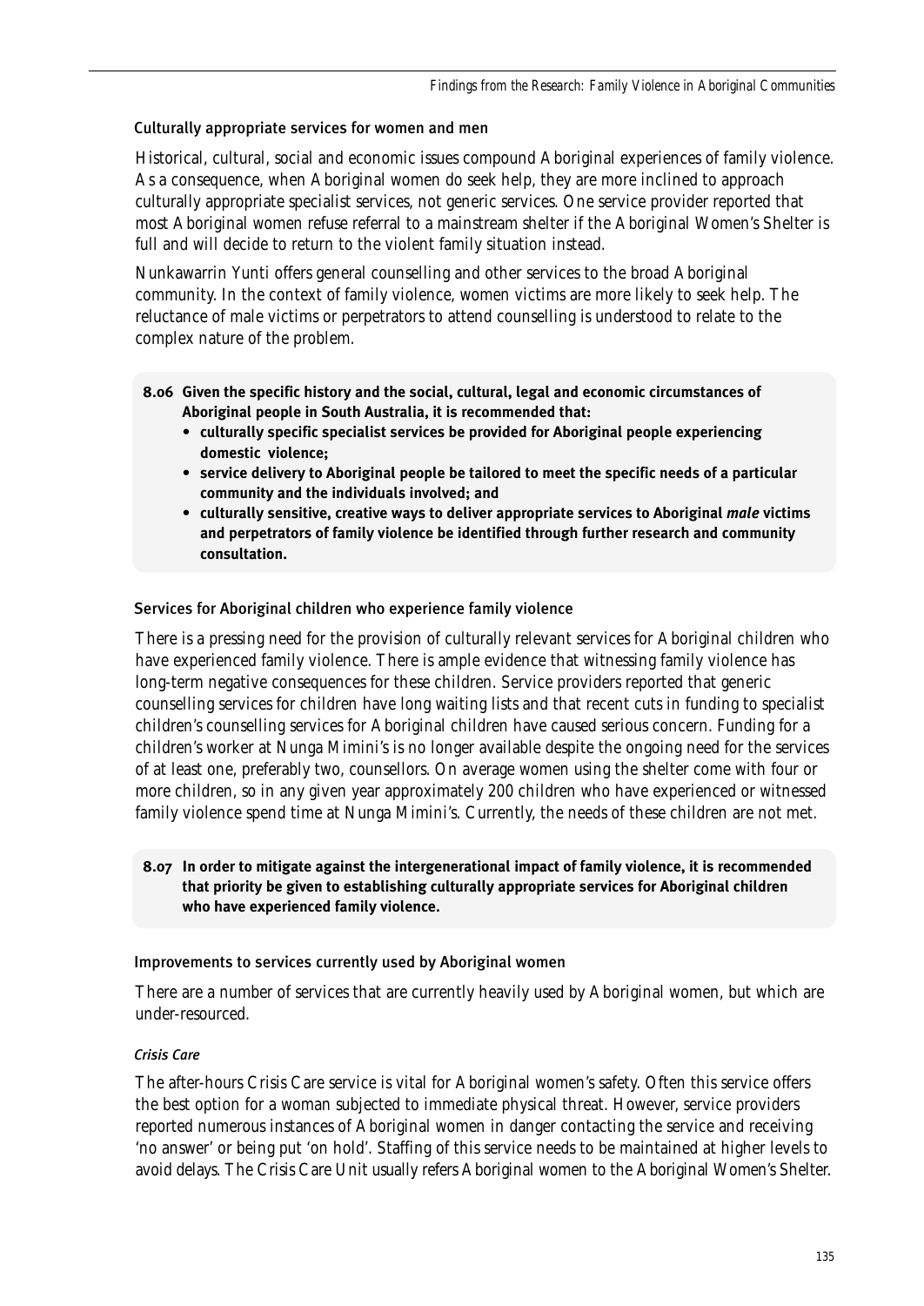### Culturally appropriate services for women and men

Historical, cultural, social and economic issues compound Aboriginal experiences of family violence. As a consequence, when Aboriginal women do seek help, they are more inclined to approach culturally appropriate specialist services, not generic services. One service provider reported that most Aboriginal women refuse referral to a mainstream shelter if the Aboriginal Women's Shelter is full and will decide to return to the violent family situation instead.

Nunkawarrin Yunti offers general counselling and other services to the broad Aboriginal community. In the context of family violence, women victims are more likely to seek help. The reluctance of male victims or perpetrators to attend counselling is understood to relate to the complex nature of the problem.

> **8.06 Given the specific history and the social, cultural, legal and economic circumstances of Aboriginal people in South Australia, it is recommended that:**
> - **culturally specific specialist services be provided for Aboriginal people experiencing domestic violence;**
> - **service delivery to Aboriginal people be tailored to meet the specific needs of a particular community and the individuals involved; and**
> - **culturally sensitive, creative ways to deliver appropriate services to Aboriginal *male* victims and perpetrators of family violence be identified through further research and community consultation.**

### Services for Aboriginal children who experience family violence

There is a pressing need for the provision of culturally relevant services for Aboriginal children who have experienced family violence. There is ample evidence that witnessing family violence has long-term negative consequences for these children. Service providers reported that generic counselling services for children have long waiting lists and that recent cuts in funding to specialist children's counselling services for Aboriginal children have caused serious concern. Funding for a children's worker at Nunga Mimini's is no longer available despite the ongoing need for the services of at least one, preferably two, counsellors. On average women using the shelter come with four or more children, so in any given year approximately 200 children who have experienced or witnessed family violence spend time at Nunga Mimini's. Currently, the needs of these children are not met.

> **8.07 In order to mitigate against the intergenerational impact of family violence, it is recommended that priority be given to establishing culturally appropriate services for Aboriginal children who have experienced family violence.**

### Improvements to services currently used by Aboriginal women

There are a number of services that are currently heavily used by Aboriginal women, but which are under-resourced.

#### *Crisis Care*

The after-hours Crisis Care service is vital for Aboriginal women's safety. Often this service offers the best option for a woman subjected to immediate physical threat. However, service providers reported numerous instances of Aboriginal women in danger contacting the service and receiving 'no answer' or being put 'on hold'. Staffing of this service needs to be maintained at higher levels to avoid delays. The Crisis Care Unit usually refers Aboriginal women to the Aboriginal Women's Shelter.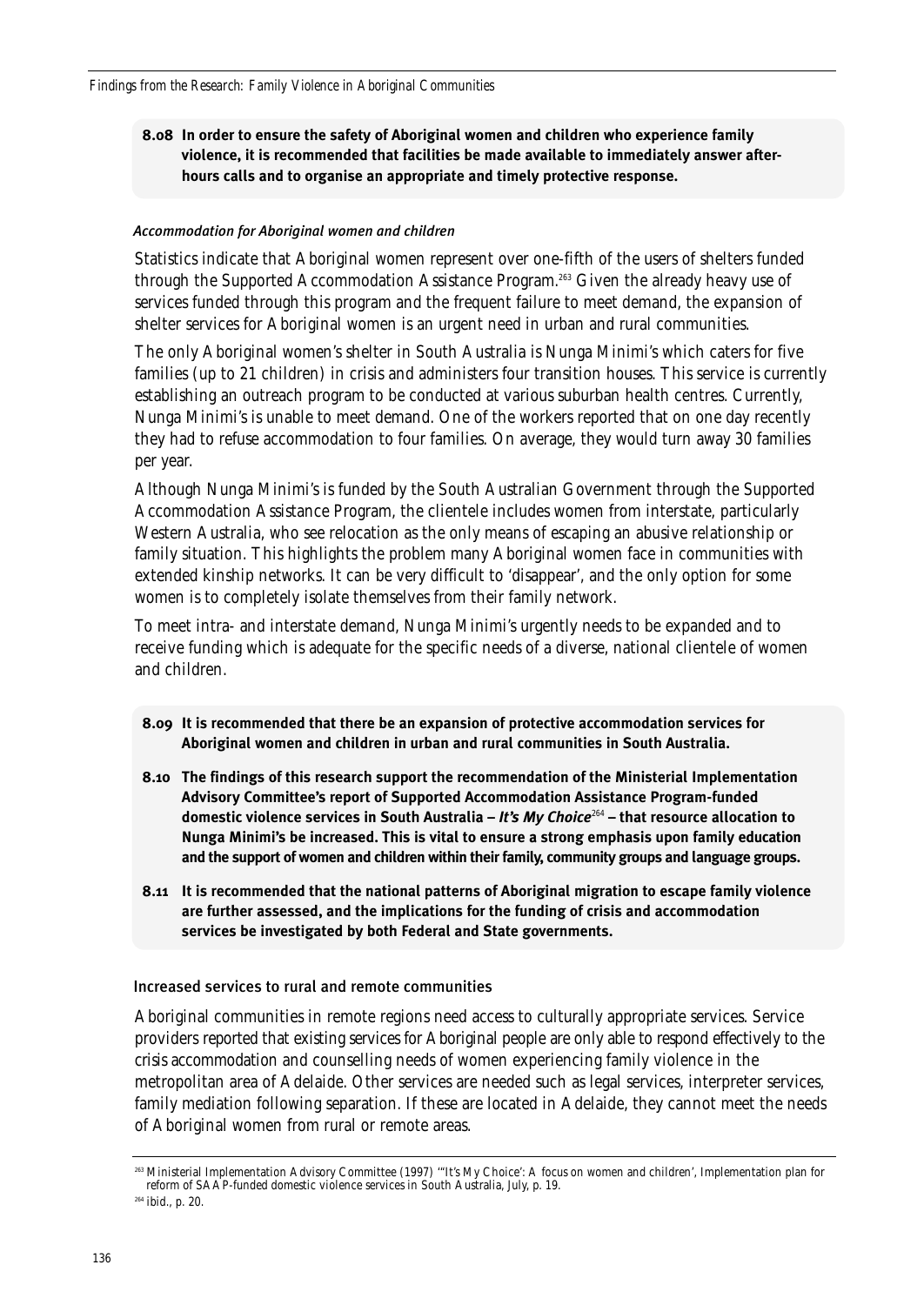**8.08 In order to ensure the safety of Aboriginal women and children who experience family violence, it is recommended that facilities be made available to immediately answer after-hours calls and to organise an appropriate and timely protective response.**

### *Accommodation for Aboriginal women and children*

Statistics indicate that Aboriginal women represent over one-fifth of the users of shelters funded through the Supported Accommodation Assistance Program.[263] Given the already heavy use of services funded through this program and the frequent failure to meet demand, the expansion of shelter services for Aboriginal women is an urgent need in urban and rural communities.

The only Aboriginal women's shelter in South Australia is Nunga Minimi's which caters for five families (up to 21 children) in crisis and administers four transition houses. This service is currently establishing an outreach program to be conducted at various suburban health centres. Currently, Nunga Minimi's is unable to meet demand. One of the workers reported that on one day recently they had to refuse accommodation to four families. On average, they would turn away 30 families per year.

Although Nunga Minimi's is funded by the South Australian Government through the Supported Accommodation Assistance Program, the clientele includes women from interstate, particularly Western Australia, who see relocation as the only means of escaping an abusive relationship or family situation. This highlights the problem many Aboriginal women face in communities with extended kinship networks. It can be very difficult to 'disappear', and the only option for some women is to completely isolate themselves from their family network.

To meet intra- and interstate demand, Nunga Minimi's urgently needs to be expanded and to receive funding which is adequate for the specific needs of a diverse, national clientele of women and children.

**8.09 It is recommended that there be an expansion of protective accommodation services for Aboriginal women and children in urban and rural communities in South Australia.**

**8.10 The findings of this research support the recommendation of the Ministerial Implementation Advisory Committee's report of Supported Accommodation Assistance Program-funded domestic violence services in South Australia – *It's My Choice*[264] – that resource allocation to Nunga Minimi's be increased. This is vital to ensure a strong emphasis upon family education and the support of women and children within their family, community groups and language groups.**

**8.11 It is recommended that the national patterns of Aboriginal migration to escape family violence are further assessed, and the implications for the funding of crisis and accommodation services be investigated by both Federal and State governments.**

### Increased services to rural and remote communities

Aboriginal communities in remote regions need access to culturally appropriate services. Service providers reported that existing services for Aboriginal people are only able to respond effectively to the crisis accommodation and counselling needs of women experiencing family violence in the metropolitan area of Adelaide. Other services are needed such as legal services, interpreter services, family mediation following separation. If these are located in Adelaide, they cannot meet the needs of Aboriginal women from rural or remote areas.

---

[263] Ministerial Implementation Advisory Committee (1997) '"It's My Choice': A focus on women and children', Implementation plan for reform of SAAP-funded domestic violence services in South Australia, July, p. 19.

[264] ibid., p. 20.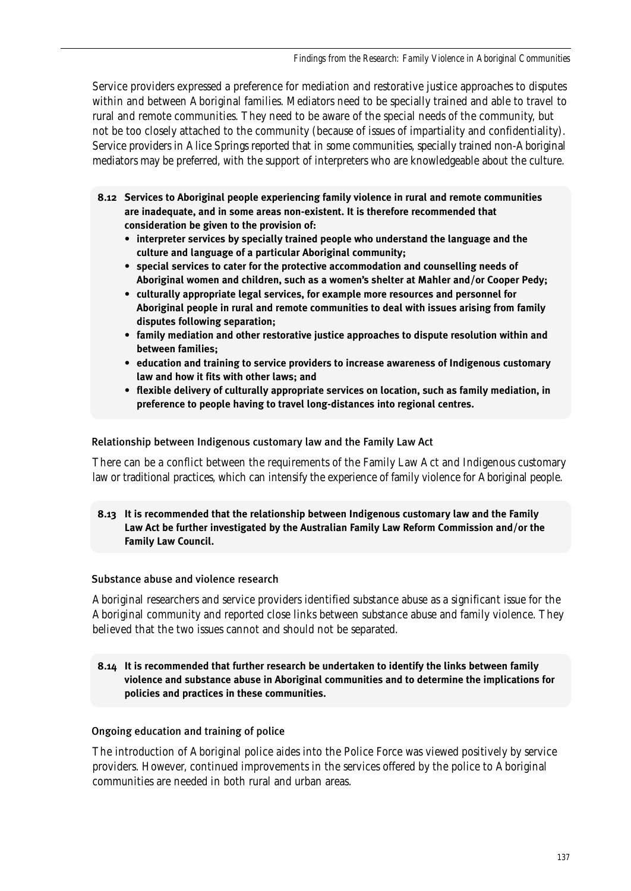Service providers expressed a preference for mediation and restorative justice approaches to disputes within and between Aboriginal families. Mediators need to be specially trained and able to travel to rural and remote communities. They need to be aware of the special needs of the community, but not be too closely attached to the community (because of issues of impartiality and confidentiality). Service providers in Alice Springs reported that in some communities, specially trained non-Aboriginal mediators may be preferred, with the support of interpreters who are knowledgeable about the culture.

**8.12 Services to Aboriginal people experiencing family violence in rural and remote communities are inadequate, and in some areas non-existent. It is therefore recommended that consideration be given to the provision of:**

- **interpreter services by specially trained people who understand the language and the culture and language of a particular Aboriginal community;**
- **special services to cater for the protective accommodation and counselling needs of Aboriginal women and children, such as a women's shelter at Mahler and/or Cooper Pedy;**
- **culturally appropriate legal services, for example more resources and personnel for Aboriginal people in rural and remote communities to deal with issues arising from family disputes following separation;**
- **family mediation and other restorative justice approaches to dispute resolution within and between families;**
- **education and training to service providers to increase awareness of Indigenous customary law and how it fits with other laws; and**
- **flexible delivery of culturally appropriate services on location, such as family mediation, in preference to people having to travel long-distances into regional centres.**

### Relationship between Indigenous customary law and the Family Law Act

There can be a conflict between the requirements of the Family Law Act and Indigenous customary law or traditional practices, which can intensify the experience of family violence for Aboriginal people.

**8.13 It is recommended that the relationship between Indigenous customary law and the Family Law Act be further investigated by the Australian Family Law Reform Commission and/or the Family Law Council.**

### Substance abuse and violence research

Aboriginal researchers and service providers identified substance abuse as a significant issue for the Aboriginal community and reported close links between substance abuse and family violence. They believed that the two issues cannot and should not be separated.

**8.14 It is recommended that further research be undertaken to identify the links between family violence and substance abuse in Aboriginal communities and to determine the implications for policies and practices in these communities.**

### Ongoing education and training of police

The introduction of Aboriginal police aides into the Police Force was viewed positively by service providers. However, continued improvements in the services offered by the police to Aboriginal communities are needed in both rural and urban areas.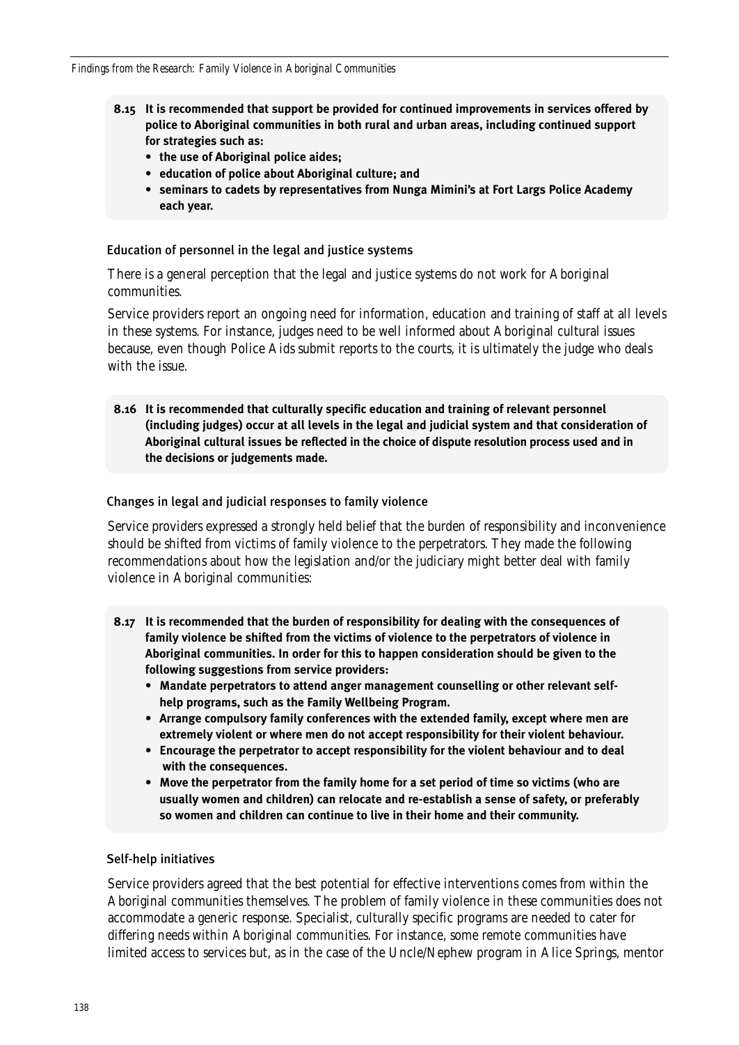**8.15 It is recommended that support be provided for continued improvements in services offered by police to Aboriginal communities in both rural and urban areas, including continued support for strategies such as:**

- **the use of Aboriginal police aides;**
- **education of police about Aboriginal culture; and**
- **seminars to cadets by representatives from Nunga Mimini's at Fort Largs Police Academy each year.**

### Education of personnel in the legal and justice systems

There is a general perception that the legal and justice systems do not work for Aboriginal communities.

Service providers report an ongoing need for information, education and training of staff at all levels in these systems. For instance, judges need to be well informed about Aboriginal cultural issues because, even though Police Aids submit reports to the courts, it is ultimately the judge who deals with the issue.

**8.16 It is recommended that culturally specific education and training of relevant personnel (including judges) occur at all levels in the legal and judicial system and that consideration of Aboriginal cultural issues be reflected in the choice of dispute resolution process used and in the decisions or judgements made.**

### Changes in legal and judicial responses to family violence

Service providers expressed a strongly held belief that the burden of responsibility and inconvenience should be shifted from victims of family violence to the perpetrators. They made the following recommendations about how the legislation and/or the judiciary might better deal with family violence in Aboriginal communities:

**8.17 It is recommended that the burden of responsibility for dealing with the consequences of family violence be shifted from the victims of violence to the perpetrators of violence in Aboriginal communities. In order for this to happen consideration should be given to the following suggestions from service providers:**

- **Mandate perpetrators to attend anger management counselling or other relevant self-help programs, such as the Family Wellbeing Program.**
- **Arrange compulsory family conferences with the extended family, except where men are extremely violent or where men do not accept responsibility for their violent behaviour.**
- **Encourage the perpetrator to accept responsibility for the violent behaviour and to deal with the consequences.**
- **Move the perpetrator from the family home for a set period of time so victims (who are usually women and children) can relocate and re-establish a sense of safety, or preferably so women and children can continue to live in their home and their community.**

### Self-help initiatives

Service providers agreed that the best potential for effective interventions comes from within the Aboriginal communities themselves. The problem of family violence in these communities does not accommodate a generic response. Specialist, culturally specific programs are needed to cater for differing needs within Aboriginal communities. For instance, some remote communities have limited access to services but, as in the case of the Uncle/Nephew program in Alice Springs, mentor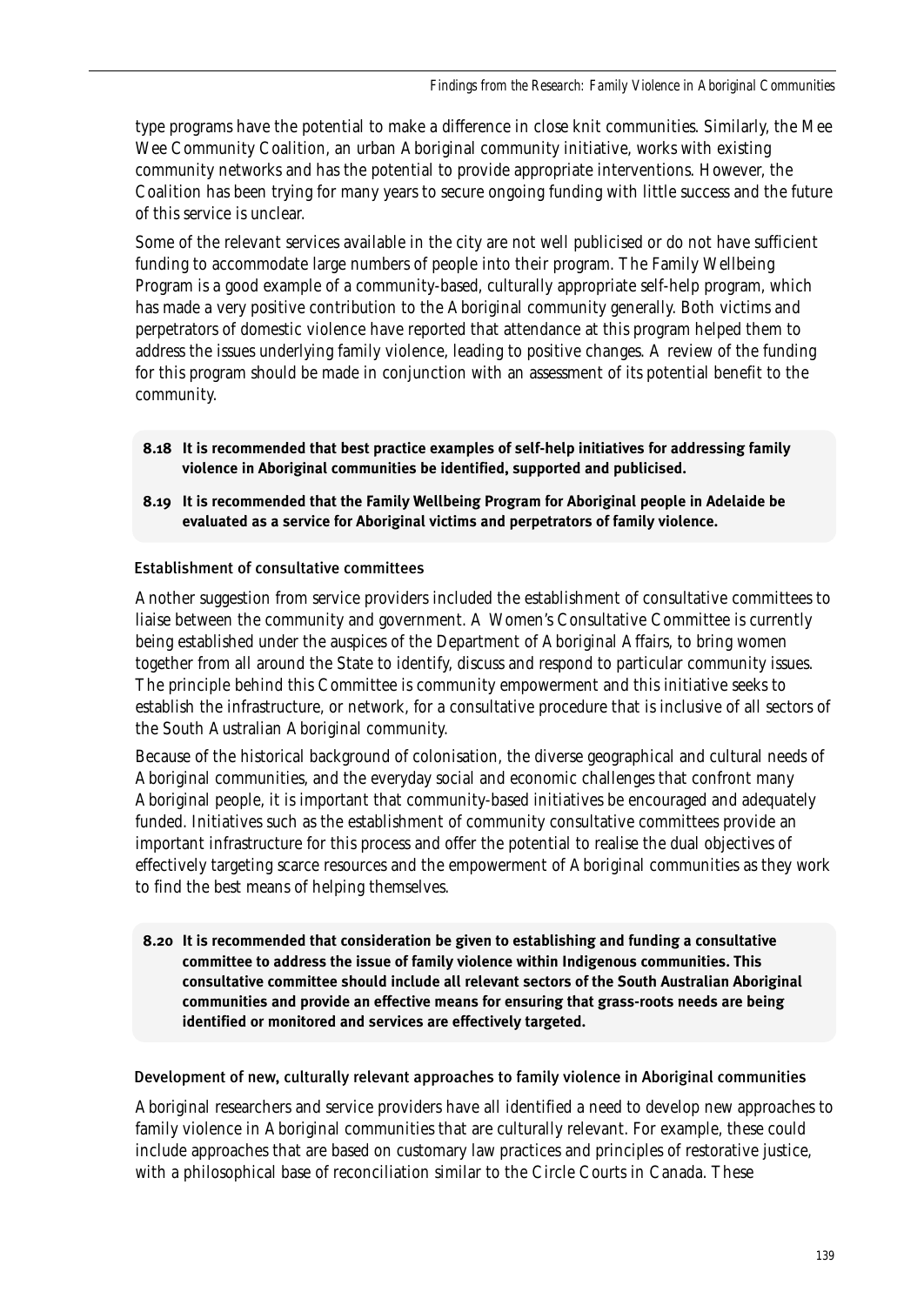type programs have the potential to make a difference in close knit communities. Similarly, the Mee Wee Community Coalition, an urban Aboriginal community initiative, works with existing community networks and has the potential to provide appropriate interventions. However, the Coalition has been trying for many years to secure ongoing funding with little success and the future of this service is unclear.

Some of the relevant services available in the city are not well publicised or do not have sufficient funding to accommodate large numbers of people into their program. The Family Wellbeing Program is a good example of a community-based, culturally appropriate self-help program, which has made a very positive contribution to the Aboriginal community generally. Both victims and perpetrators of domestic violence have reported that attendance at this program helped them to address the issues underlying family violence, leading to positive changes. A review of the funding for this program should be made in conjunction with an assessment of its potential benefit to the community.

**8.18 It is recommended that best practice examples of self-help initiatives for addressing family violence in Aboriginal communities be identified, supported and publicised.**

**8.19 It is recommended that the Family Wellbeing Program for Aboriginal people in Adelaide be evaluated as a service for Aboriginal victims and perpetrators of family violence.**

### Establishment of consultative committees

Another suggestion from service providers included the establishment of consultative committees to liaise between the community and government. A Women's Consultative Committee is currently being established under the auspices of the Department of Aboriginal Affairs, to bring women together from all around the State to identify, discuss and respond to particular community issues. The principle behind this Committee is community empowerment and this initiative seeks to establish the infrastructure, or network, for a consultative procedure that is inclusive of all sectors of the South Australian Aboriginal community.

Because of the historical background of colonisation, the diverse geographical and cultural needs of Aboriginal communities, and the everyday social and economic challenges that confront many Aboriginal people, it is important that community-based initiatives be encouraged and adequately funded. Initiatives such as the establishment of community consultative committees provide an important infrastructure for this process and offer the potential to realise the dual objectives of effectively targeting scarce resources and the empowerment of Aboriginal communities as they work to find the best means of helping themselves.

**8.20 It is recommended that consideration be given to establishing and funding a consultative committee to address the issue of family violence within Indigenous communities. This consultative committee should include all relevant sectors of the South Australian Aboriginal communities and provide an effective means for ensuring that grass-roots needs are being identified or monitored and services are effectively targeted.**

### Development of new, culturally relevant approaches to family violence in Aboriginal communities

Aboriginal researchers and service providers have all identified a need to develop new approaches to family violence in Aboriginal communities that are culturally relevant. For example, these could include approaches that are based on customary law practices and principles of restorative justice, with a philosophical base of reconciliation similar to the Circle Courts in Canada. These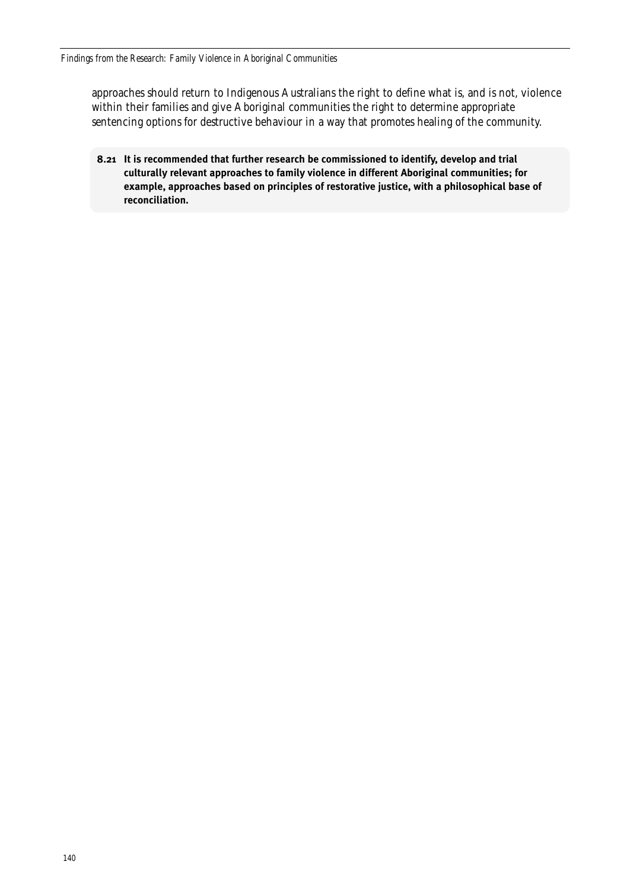approaches should return to Indigenous Australians the right to define what is, and is not, violence within their families and give Aboriginal communities the right to determine appropriate sentencing options for destructive behaviour in a way that promotes healing of the community.

**8.21 It is recommended that further research be commissioned to identify, develop and trial culturally relevant approaches to family violence in different Aboriginal communities; for example, approaches based on principles of restorative justice, with a philosophical base of reconciliation.**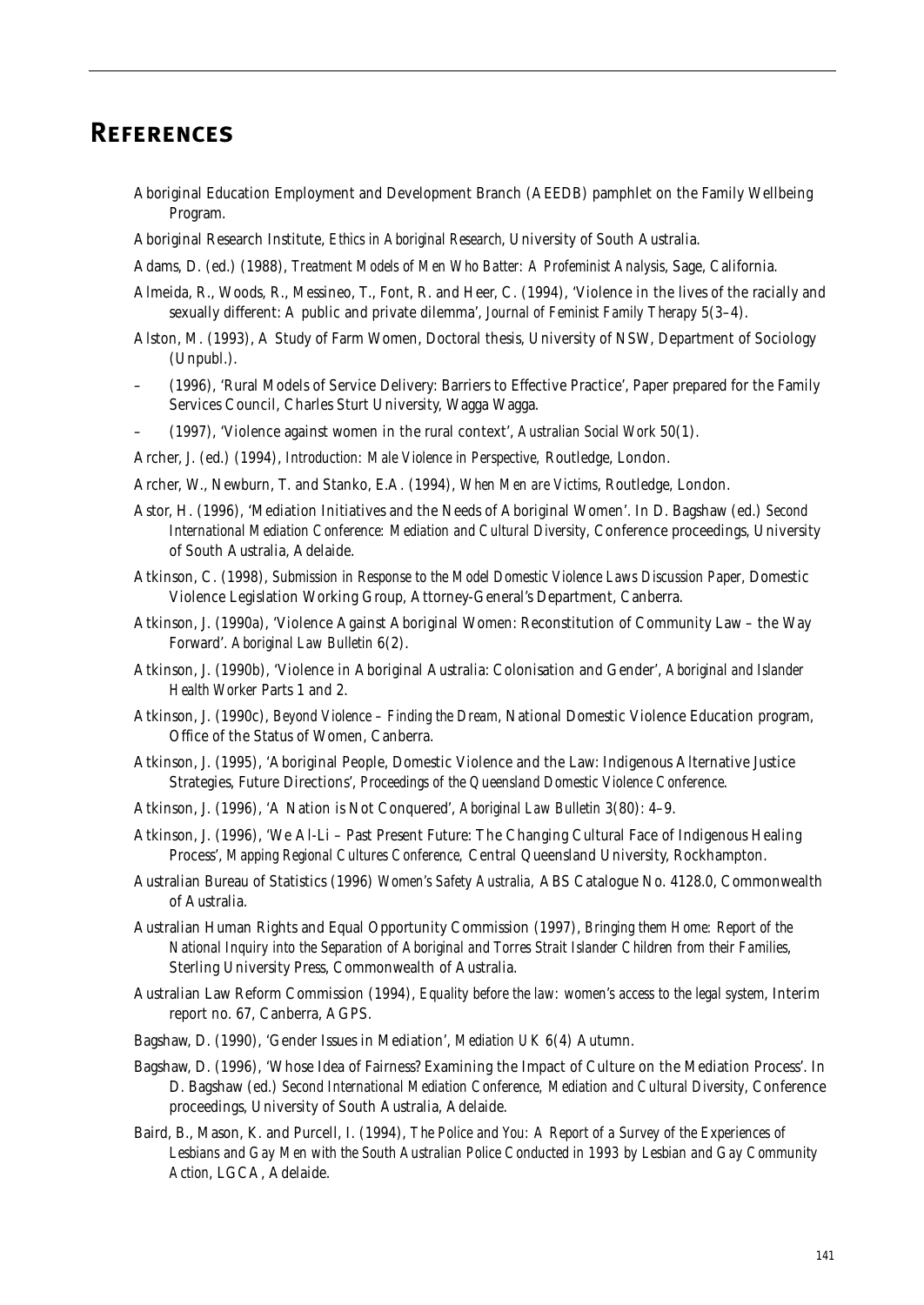# References

Aboriginal Education Employment and Development Branch (AEEDB) pamphlet on the Family Wellbeing Program.

Aboriginal Research Institute, *Ethics in Aboriginal Research*, University of South Australia.

Adams, D. (ed.) (1988), *Treatment Models of Men Who Batter: A Profeminist Analysis*, Sage, California.

Almeida, R., Woods, R., Messineo, T., Font, R. and Heer, C. (1994), 'Violence in the lives of the racially and sexually different: A public and private dilemma', *Journal of Feminist Family Therapy* 5(3–4).

Alston, M. (1993), A Study of Farm Women, Doctoral thesis, University of NSW, Department of Sociology (Unpubl.).

– (1996), 'Rural Models of Service Delivery: Barriers to Effective Practice', Paper prepared for the Family Services Council, Charles Sturt University, Wagga Wagga.

– (1997), 'Violence against women in the rural context', *Australian Social Work* 50(1).

Archer, J. (ed.) (1994), *Introduction: Male Violence in Perspective*, Routledge, London.

Archer, W., Newburn, T. and Stanko, E.A. (1994), *When Men are Victims*, Routledge, London.

Astor, H. (1996), 'Mediation Initiatives and the Needs of Aboriginal Women'. In D. Bagshaw (ed.) *Second International Mediation Conference: Mediation and Cultural Diversity*, Conference proceedings, University of South Australia, Adelaide.

Atkinson, C. (1998), *Submission in Response to the Model Domestic Violence Laws Discussion Paper*, Domestic Violence Legislation Working Group, Attorney-General's Department, Canberra.

Atkinson, J. (1990a), 'Violence Against Aboriginal Women: Reconstitution of Community Law – the Way Forward'. *Aboriginal Law Bulletin* 6(2).

Atkinson, J. (1990b), 'Violence in Aboriginal Australia: Colonisation and Gender', *Aboriginal and Islander Health Worker* Parts 1 and 2.

Atkinson, J. (1990c), *Beyond Violence – Finding the Dream*, National Domestic Violence Education program, Office of the Status of Women, Canberra.

Atkinson, J. (1995), 'Aboriginal People, Domestic Violence and the Law: Indigenous Alternative Justice Strategies, Future Directions', *Proceedings of the Queensland Domestic Violence Conference*.

Atkinson, J. (1996), 'A Nation is Not Conquered', *Aboriginal Law Bulletin* 3(80): 4–9.

Atkinson, J. (1996), 'We Al-Li – Past Present Future: The Changing Cultural Face of Indigenous Healing Process', *Mapping Regional Cultures Conference*, Central Queensland University, Rockhampton.

Australian Bureau of Statistics (1996) *Women's Safety Australia*, ABS Catalogue No. 4128.0, Commonwealth of Australia.

Australian Human Rights and Equal Opportunity Commission (1997), *Bringing them Home: Report of the National Inquiry into the Separation of Aboriginal and Torres Strait Islander Children from their Families*, Sterling University Press, Commonwealth of Australia.

Australian Law Reform Commission (1994), *Equality before the law: women's access to the legal system*, Interim report no. 67, Canberra, AGPS.

Bagshaw, D. (1990), 'Gender Issues in Mediation', *Mediation UK* 6(4) Autumn.

Bagshaw, D. (1996), 'Whose Idea of Fairness? Examining the Impact of Culture on the Mediation Process'. In D. Bagshaw (ed.) *Second International Mediation Conference, Mediation and Cultural Diversity*, Conference proceedings, University of South Australia, Adelaide.

Baird, B., Mason, K. and Purcell, I. (1994), *The Police and You: A Report of a Survey of the Experiences of Lesbians and Gay Men with the South Australian Police Conducted in 1993 by Lesbian and Gay Community Action*, LGCA, Adelaide.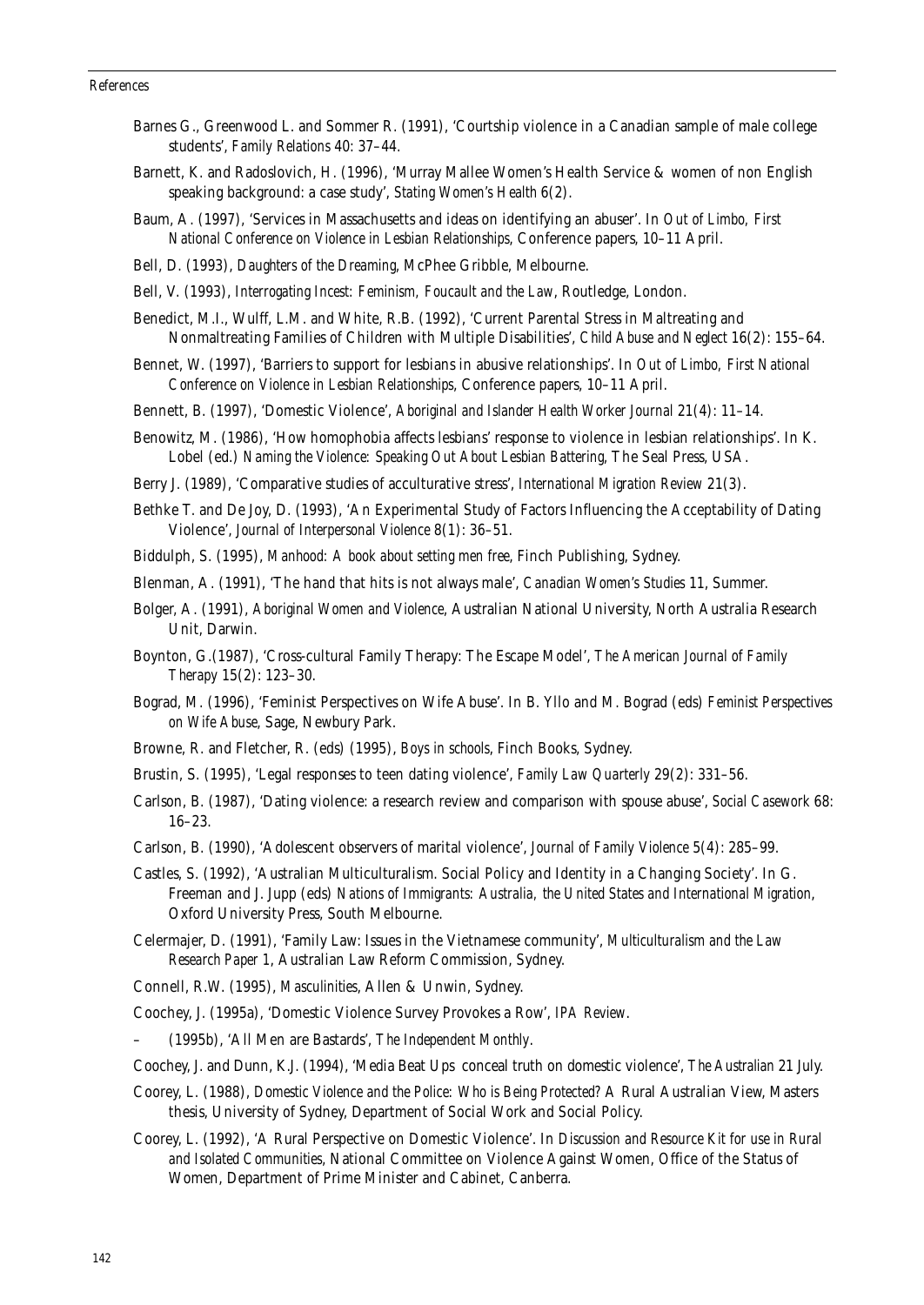Barnes G., Greenwood L. and Sommer R. (1991), 'Courtship violence in a Canadian sample of male college students', *Family Relations* 40: 37–44.

Barnett, K. and Radoslovich, H. (1996), 'Murray Mallee Women's Health Service & women of non English speaking background: a case study', *Stating Women's Health* 6(2).

Baum, A. (1997), 'Services in Massachusetts and ideas on identifying an abuser'. In *Out of Limbo, First National Conference on Violence in Lesbian Relationships*, Conference papers, 10–11 April.

Bell, D. (1993), *Daughters of the Dreaming*, McPhee Gribble, Melbourne.

Bell, V. (1993), *Interrogating Incest: Feminism, Foucault and the Law*, Routledge, London.

Benedict, M.I., Wulff, L.M. and White, R.B. (1992), 'Current Parental Stress in Maltreating and Nonmaltreating Families of Children with Multiple Disabilities', *Child Abuse and Neglect* 16(2): 155–64.

Bennet, W. (1997), 'Barriers to support for lesbians in abusive relationships'. In *Out of Limbo, First National Conference on Violence in Lesbian Relationships*, Conference papers, 10–11 April.

Bennett, B. (1997), 'Domestic Violence', *Aboriginal and Islander Health Worker Journal* 21(4): 11–14.

Benowitz, M. (1986), 'How homophobia affects lesbians' response to violence in lesbian relationships'. In K. Lobel (ed.) *Naming the Violence: Speaking Out About Lesbian Battering*, The Seal Press, USA.

Berry J. (1989), 'Comparative studies of acculturative stress', *International Migration Review* 21(3).

Bethke T. and De Joy, D. (1993), 'An Experimental Study of Factors Influencing the Acceptability of Dating Violence', *Journal of Interpersonal Violence* 8(1): 36–51.

Biddulph, S. (1995), *Manhood: A book about setting men free*, Finch Publishing, Sydney.

Blenman, A. (1991), 'The hand that hits is not always male', *Canadian Women's Studies* 11, Summer.

Bolger, A. (1991), *Aboriginal Women and Violence*, Australian National University, North Australia Research Unit, Darwin.

Boynton, G.(1987), 'Cross-cultural Family Therapy: The Escape Model', *The American Journal of Family Therapy* 15(2): 123–30.

Bograd, M. (1996), 'Feminist Perspectives on Wife Abuse'. In B. Yllo and M. Bograd (eds) *Feminist Perspectives on Wife Abuse*, Sage, Newbury Park.

Browne, R. and Fletcher, R. (eds) (1995), *Boys in schools*, Finch Books, Sydney.

Brustin, S. (1995), 'Legal responses to teen dating violence', *Family Law Quarterly* 29(2): 331–56.

Carlson, B. (1987), 'Dating violence: a research review and comparison with spouse abuse', *Social Casework* 68: 16–23.

Carlson, B. (1990), 'Adolescent observers of marital violence', *Journal of Family Violence* 5(4): 285–99.

Castles, S. (1992), 'Australian Multiculturalism. Social Policy and Identity in a Changing Society'. In G. Freeman and J. Jupp (eds) *Nations of Immigrants: Australia, the United States and International Migration*, Oxford University Press, South Melbourne.

Celermajer, D. (1991), 'Family Law: Issues in the Vietnamese community', *Multiculturalism and the Law Research Paper 1*, Australian Law Reform Commission, Sydney.

Connell, R.W. (1995), *Masculinities*, Allen & Unwin, Sydney.

Coochey, J. (1995a), 'Domestic Violence Survey Provokes a Row', *IPA Review*.

– (1995b), 'All Men are Bastards', *The Independent Monthly*.

Coochey, J. and Dunn, K.J. (1994), 'Media Beat Ups conceal truth on domestic violence', *The Australian* 21 July.

Coorey, L. (1988), *Domestic Violence and the Police: Who is Being Protected?* A Rural Australian View, Masters thesis, University of Sydney, Department of Social Work and Social Policy.

Coorey, L. (1992), 'A Rural Perspective on Domestic Violence'. In *Discussion and Resource Kit for use in Rural and Isolated Communities*, National Committee on Violence Against Women, Office of the Status of Women, Department of Prime Minister and Cabinet, Canberra.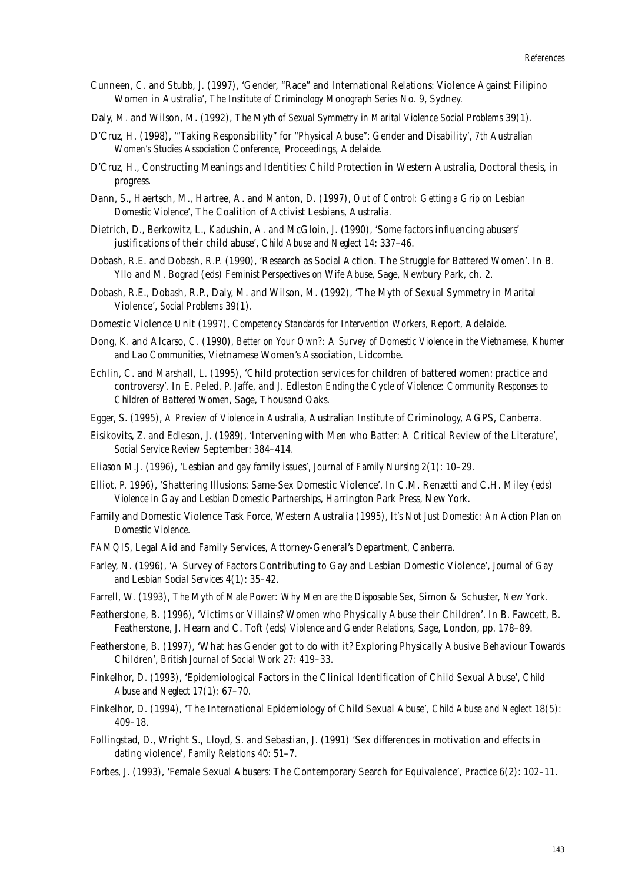Cunneen, C. and Stubb, J. (1997), 'Gender, "Race" and International Relations: Violence Against Filipino Women in Australia', *The Institute of Criminology Monograph Series* No. 9, Sydney.

Daly, M. and Wilson, M. (1992), *The Myth of Sexual Symmetry in Marital Violence Social Problems* 39(1).

D'Cruz, H. (1998), '"Taking Responsibility" for "Physical Abuse": Gender and Disability', *7th Australian Women's Studies Association Conference,* Proceedings, Adelaide.

D'Cruz, H., Constructing Meanings and Identities: Child Protection in Western Australia, Doctoral thesis, in progress.

Dann, S., Haertsch, M., Hartree, A. and Manton, D. (1997), *Out of Control: Getting a Grip on Lesbian Domestic Violence',* The Coalition of Activist Lesbians, Australia.

Dietrich, D., Berkowitz, L., Kadushin, A. and McGloin, J. (1990), 'Some factors influencing abusers' justifications of their child abuse', *Child Abuse and Neglect* 14: 337–46.

Dobash, R.E. and Dobash, R.P. (1990), 'Research as Social Action. The Struggle for Battered Women'. In B. Yllo and M. Bograd (eds) *Feminist Perspectives on Wife Abuse,* Sage, Newbury Park, ch. 2.

Dobash, R.E., Dobash, R.P., Daly, M. and Wilson, M. (1992), 'The Myth of Sexual Symmetry in Marital Violence', *Social Problems* 39(1).

Domestic Violence Unit (1997), *Competency Standards for Intervention Workers,* Report, Adelaide.

Dong, K. and Alcarso, C. (1990), *Better on Your Own?: A Survey of Domestic Violence in the Vietnamese, Khumer and Lao Communities,* Vietnamese Women's Association, Lidcombe.

Echlin, C. and Marshall, L. (1995), 'Child protection services for children of battered women: practice and controversy'. In E. Peled, P. Jaffe, and J. Edleston *Ending the Cycle of Violence: Community Responses to Children of Battered Women,* Sage, Thousand Oaks.

Egger, S. (1995), *A Preview of Violence in Australia,* Australian Institute of Criminology, AGPS, Canberra.

Eisikovits, Z. and Edleson, J. (1989), 'Intervening with Men who Batter: A Critical Review of the Literature', *Social Service Review* September: 384–414.

Eliason M.J. (1996), 'Lesbian and gay family issues', *Journal of Family Nursing* 2(1): 10–29.

Elliot, P. 1996), 'Shattering Illusions: Same-Sex Domestic Violence'. In C.M. Renzetti and C.H. Miley (eds) *Violence in Gay and Lesbian Domestic Partnerships,* Harrington Park Press, New York.

Family and Domestic Violence Task Force, Western Australia (1995), *It's Not Just Domestic: An Action Plan on Domestic Violence.*

*FAMQIS,* Legal Aid and Family Services, Attorney-General's Department, Canberra.

Farley, N. (1996), 'A Survey of Factors Contributing to Gay and Lesbian Domestic Violence', *Journal of Gay and Lesbian Social Services* 4(1): 35–42.

Farrell, W. (1993), *The Myth of Male Power: Why Men are the Disposable Sex,* Simon & Schuster, New York.

Featherstone, B. (1996), 'Victims or Villains? Women who Physically Abuse their Children'. In B. Fawcett, B. Featherstone, J. Hearn and C. Toft (eds) *Violence and Gender Relations,* Sage, London, pp. 178–89.

Featherstone, B. (1997), 'What has Gender got to do with it? Exploring Physically Abusive Behaviour Towards Children', *British Journal of Social Work* 27: 419–33.

Finkelhor, D. (1993), 'Epidemiological Factors in the Clinical Identification of Child Sexual Abuse', *Child Abuse and Neglect* 17(1): 67–70.

Finkelhor, D. (1994), 'The International Epidemiology of Child Sexual Abuse', *Child Abuse and Neglect 18(5):* 409–18.

Follingstad, D., Wright S., Lloyd, S. and Sebastian, J. (1991) 'Sex differences in motivation and effects in dating violence', *Family Relations* 40: 51–7.

Forbes, J. (1993), 'Female Sexual Abusers: The Contemporary Search for Equivalence', *Practice* 6(2): 102–11.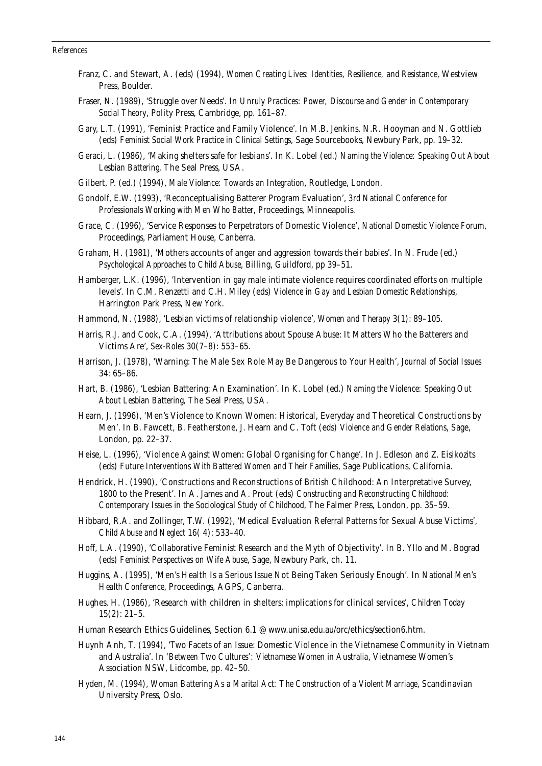Franz, C. and Stewart, A. (eds) (1994), *Women Creating Lives: Identities, Resilience, and Resistance*, Westview Press, Boulder.

Fraser, N. (1989), 'Struggle over Needs'. In *Unruly Practices: Power, Discourse and Gender in Contemporary Social Theory*, Polity Press, Cambridge, pp. 161–87.

Gary, L.T. (1991), 'Feminist Practice and Family Violence'. In M.B. Jenkins, N.R. Hooyman and N. Gottlieb (eds) *Feminist Social Work Practice in Clinical Settings*, Sage Sourcebooks, Newbury Park, pp. 19–32.

Geraci, L. (1986), 'Making shelters safe for lesbians'. In K. Lobel (ed.) *Naming the Violence: Speaking Out About Lesbian Battering*, The Seal Press, USA.

Gilbert, P. (ed.) (1994), *Male Violence: Towards an Integration*, Routledge, London.

Gondolf, E.W. (1993), 'Reconceptualising Batterer Program Evaluation', *3rd National Conference for Professionals Working with Men Who Batter*, Proceedings, Minneapolis.

Grace, C. (1996), 'Service Responses to Perpetrators of Domestic Violence', *National Domestic Violence Forum*, Proceedings, Parliament House, Canberra.

Graham, H. (1981), 'Mothers accounts of anger and aggression towards their babies'. In N. Frude (ed.) *Psychological Approaches to Child Abuse*, Billing, Guildford, pp 39–51.

Hamberger, L.K. (1996), 'Intervention in gay male intimate violence requires coordinated efforts on multiple levels'. In C.M. Renzetti and C.H. Miley (eds) *Violence in Gay and Lesbian Domestic Relationships*, Harrington Park Press, New York.

Hammond, N. (1988), 'Lesbian victims of relationship violence', *Women and Therapy* 3(1): 89–105.

Harris, R.J. and Cook, C.A. (1994), 'Attributions about Spouse Abuse: It Matters Who the Batterers and Victims Are', *Sex-Roles* 30(7–8): 553–65.

Harrison, J. (1978), 'Warning: The Male Sex Role May Be Dangerous to Your Health', *Journal of Social Issues* 34: 65–86.

Hart, B. (1986), 'Lesbian Battering: An Examination'. In K. Lobel (ed.) *Naming the Violence: Speaking Out About Lesbian Battering*, The Seal Press, USA.

Hearn, J. (1996), 'Men's Violence to Known Women: Historical, Everyday and Theoretical Constructions by Men'. In B. Fawcett, B. Featherstone, J. Hearn and C. Toft (eds) *Violence and Gender Relations*, Sage, London, pp. 22–37.

Heise, L. (1996), 'Violence Against Women: Global Organising for Change'. In J. Edleson and Z. Eisikozits (eds) *Future Interventions With Battered Women and Their Families*, Sage Publications, California.

Hendrick, H. (1990), 'Constructions and Reconstructions of British Childhood: An Interpretative Survey, 1800 to the Present'. In A. James and A. Prout (eds) *Constructing and Reconstructing Childhood: Contemporary Issues in the Sociological Study of Childhood*, The Falmer Press, London, pp. 35–59.

Hibbard, R.A. and Zollinger, T.W. (1992), 'Medical Evaluation Referral Patterns for Sexual Abuse Victims', *Child Abuse and Neglect* 16( 4): 533–40.

Hoff, L.A. (1990), 'Collaborative Feminist Research and the Myth of Objectivity'. In B. Yllo and M. Bograd (eds) *Feminist Perspectives on Wife Abuse*, Sage, Newbury Park, ch. 11.

Huggins, A. (1995), 'Men's Health Is a Serious Issue Not Being Taken Seriously Enough'. In *National Men's Health Conference*, Proceedings, AGPS, Canberra.

Hughes, H. (1986), 'Research with children in shelters: implications for clinical services', *Children Today* 15(2): 21–5.

Human Research Ethics Guidelines, Section 6.1 @ www.unisa.edu.au/orc/ethics/section6.htm.

Huynh Anh, T. (1994), 'Two Facets of an Issue: Domestic Violence in the Vietnamese Community in Vietnam and Australia'. In *'Between Two Cultures': Vietnamese Women in Australia*, Vietnamese Women's Association NSW, Lidcombe, pp. 42–50.

Hyden, M. (1994), *Woman Battering As a Marital Act: The Construction of a Violent Marriage*, Scandinavian University Press, Oslo.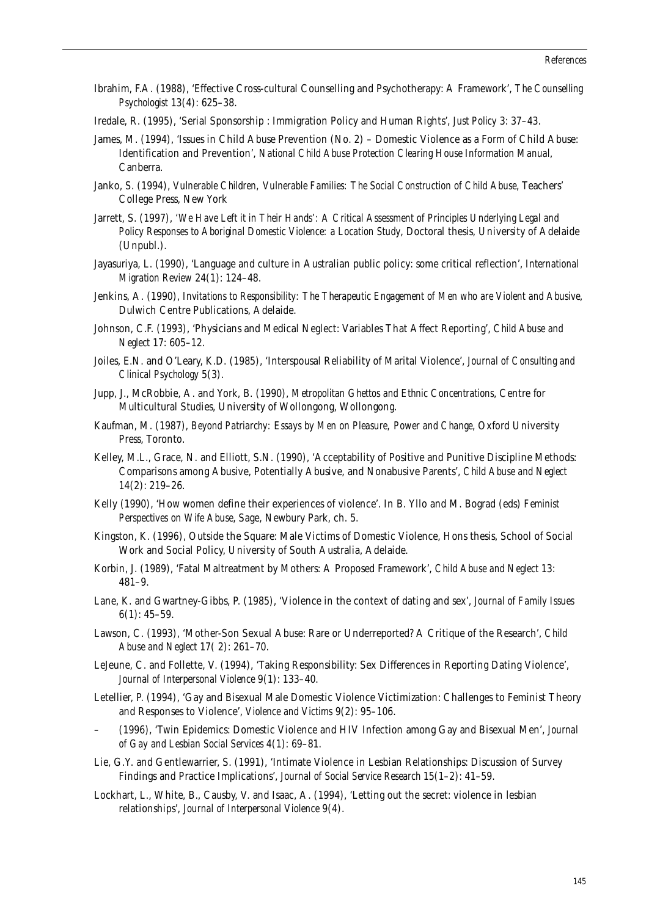Ibrahim, F.A. (1988), 'Effective Cross-cultural Counselling and Psychotherapy: A Framework', *The Counselling Psychologist* 13(4): 625–38.

Iredale, R. (1995), 'Serial Sponsorship : Immigration Policy and Human Rights', *Just Policy* 3: 37–43.

James, M. (1994), 'Issues in Child Abuse Prevention (No. 2) – Domestic Violence as a Form of Child Abuse: Identification and Prevention', *National Child Abuse Protection Clearing House Information Manual*, Canberra.

Janko, S. (1994), *Vulnerable Children, Vulnerable Families: The Social Construction of Child Abuse*, Teachers' College Press, New York

Jarrett, S. (1997), *'We Have Left it in Their Hands': A Critical Assessment of Principles Underlying Legal and Policy Responses to Aboriginal Domestic Violence: a Location Study*, Doctoral thesis, University of Adelaide (Unpubl.).

Jayasuriya, L. (1990), 'Language and culture in Australian public policy: some critical reflection', *International Migration Review* 24(1): 124–48.

Jenkins, A. (1990), *Invitations to Responsibility: The Therapeutic Engagement of Men who are Violent and Abusive*, Dulwich Centre Publications, Adelaide.

Johnson, C.F. (1993), 'Physicians and Medical Neglect: Variables That Affect Reporting', *Child Abuse and Neglect* 17: 605–12.

Joiles, E.N. and O'Leary, K.D. (1985), 'Interspousal Reliability of Marital Violence', *Journal of Consulting and Clinical Psychology* 5(3).

Jupp, J., McRobbie, A. and York, B. (1990), *Metropolitan Ghettos and Ethnic Concentrations*, Centre for Multicultural Studies, University of Wollongong, Wollongong.

Kaufman, M. (1987), *Beyond Patriarchy: Essays by Men on Pleasure, Power and Change*, Oxford University Press, Toronto.

Kelley, M.L., Grace, N. and Elliott, S.N. (1990), 'Acceptability of Positive and Punitive Discipline Methods: Comparisons among Abusive, Potentially Abusive, and Nonabusive Parents', *Child Abuse and Neglect* 14(2): 219–26.

Kelly (1990), 'How women define their experiences of violence'. In B. Yllo and M. Bograd (eds) *Feminist Perspectives on Wife Abuse*, Sage, Newbury Park, ch. 5.

Kingston, K. (1996), Outside the Square: Male Victims of Domestic Violence, Hons thesis, School of Social Work and Social Policy, University of South Australia, Adelaide.

Korbin, J. (1989), 'Fatal Maltreatment by Mothers: A Proposed Framework', *Child Abuse and Neglect* 13: 481–9.

Lane, K. and Gwartney-Gibbs, P. (1985), 'Violence in the context of dating and sex', *Journal of Family Issues* 6(1): 45–59.

Lawson, C. (1993), 'Mother-Son Sexual Abuse: Rare or Underreported? A Critique of the Research', *Child Abuse and Neglect* 17( 2): 261–70.

LeJeune, C. and Follette, V. (1994), 'Taking Responsibility: Sex Differences in Reporting Dating Violence', *Journal of Interpersonal Violence* 9(1): 133–40.

Letellier, P. (1994), 'Gay and Bisexual Male Domestic Violence Victimization: Challenges to Feminist Theory and Responses to Violence', *Violence and Victims* 9(2): 95–106.

– (1996), 'Twin Epidemics: Domestic Violence and HIV Infection among Gay and Bisexual Men', *Journal of Gay and Lesbian Social Services* 4(1): 69–81.

Lie, G.Y. and Gentlewarrier, S. (1991), 'Intimate Violence in Lesbian Relationships: Discussion of Survey Findings and Practice Implications', *Journal of Social Service Research* 15(1–2): 41–59.

Lockhart, L., White, B., Causby, V. and Isaac, A. (1994), 'Letting out the secret: violence in lesbian relationships', *Journal of Interpersonal Violence* 9(4).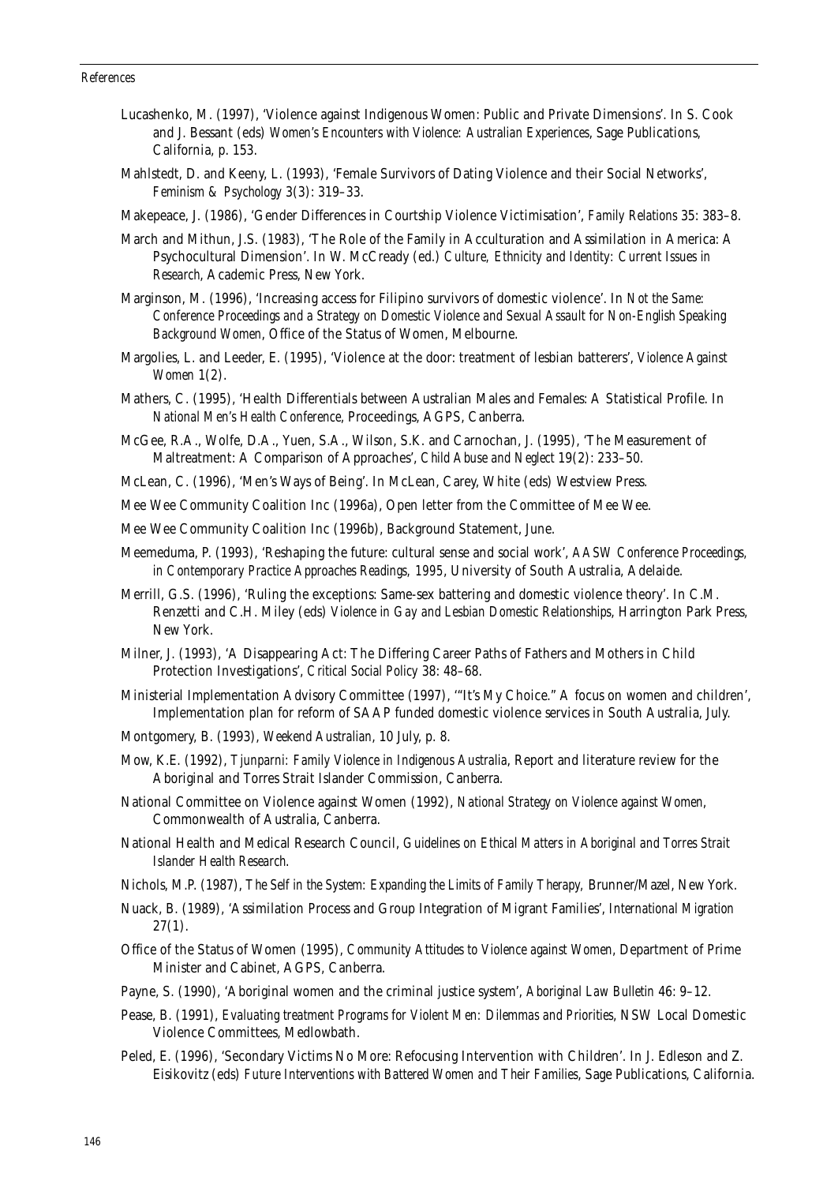Lucashenko, M. (1997), 'Violence against Indigenous Women: Public and Private Dimensions'. In S. Cook and J. Bessant (eds) *Women's Encounters with Violence: Australian Experiences*, Sage Publications, California, p. 153.

Mahlstedt, D. and Keeny, L. (1993), 'Female Survivors of Dating Violence and their Social Networks', *Feminism & Psychology* 3(3): 319–33.

Makepeace, J. (1986), 'Gender Differences in Courtship Violence Victimisation', *Family Relations* 35: 383–8.

March and Mithun, J.S. (1983), 'The Role of the Family in Acculturation and Assimilation in America: A Psychocultural Dimension'. In W. McCready (ed.) *Culture, Ethnicity and Identity: Current Issues in Research*, Academic Press, New York.

Marginson, M. (1996), 'Increasing access for Filipino survivors of domestic violence'. In *Not the Same: Conference Proceedings and a Strategy on Domestic Violence and Sexual Assault for Non-English Speaking Background Women*, Office of the Status of Women, Melbourne.

Margolies, L. and Leeder, E. (1995), 'Violence at the door: treatment of lesbian batterers', *Violence Against Women* 1(2).

Mathers, C. (1995), 'Health Differentials between Australian Males and Females: A Statistical Profile. In *National Men's Health Conference*, Proceedings, AGPS, Canberra.

McGee, R.A., Wolfe, D.A., Yuen, S.A., Wilson, S.K. and Carnochan, J. (1995), 'The Measurement of Maltreatment: A Comparison of Approaches', *Child Abuse and Neglect* 19(2): 233–50.

McLean, C. (1996), 'Men's Ways of Being'. In McLean, Carey, White (eds) Westview Press.

Mee Wee Community Coalition Inc (1996a), Open letter from the Committee of Mee Wee.

Mee Wee Community Coalition Inc (1996b), Background Statement, June.

Meemeduma, P. (1993), 'Reshaping the future: cultural sense and social work', *AASW Conference Proceedings, in Contemporary Practice Approaches Readings, 1995*, University of South Australia, Adelaide.

Merrill, G.S. (1996), 'Ruling the exceptions: Same-sex battering and domestic violence theory'. In C.M. Renzetti and C.H. Miley (eds) *Violence in Gay and Lesbian Domestic Relationships*, Harrington Park Press, New York.

Milner, J. (1993), 'A Disappearing Act: The Differing Career Paths of Fathers and Mothers in Child Protection Investigations', *Critical Social Policy* 38: 48–68.

Ministerial Implementation Advisory Committee (1997), '"It's My Choice." A focus on women and children', Implementation plan for reform of SAAP funded domestic violence services in South Australia, July.

Montgomery, B. (1993), *Weekend Australian*, 10 July, p. 8.

Mow, K.E. (1992), *Tjunparni: Family Violence in Indigenous Australia*, Report and literature review for the Aboriginal and Torres Strait Islander Commission, Canberra.

National Committee on Violence against Women (1992), *National Strategy on Violence against Women*, Commonwealth of Australia, Canberra.

National Health and Medical Research Council, *Guidelines on Ethical Matters in Aboriginal and Torres Strait Islander Health Research*.

Nichols, M.P. (1987), *The Self in the System: Expanding the Limits of Family Therapy,* Brunner/Mazel, New York.

Nuack, B. (1989), 'Assimilation Process and Group Integration of Migrant Families', *International Migration* 27(1).

Office of the Status of Women (1995), *Community Attitudes to Violence against Women*, Department of Prime Minister and Cabinet, AGPS, Canberra.

Payne, S. (1990), 'Aboriginal women and the criminal justice system', *Aboriginal Law Bulletin* 46: 9–12.

Pease, B. (1991), *Evaluating treatment Programs for Violent Men: Dilemmas and Priorities*, NSW Local Domestic Violence Committees, Medlowbath.

Peled, E. (1996), 'Secondary Victims No More: Refocusing Intervention with Children'. In J. Edleson and Z. Eisikovitz (eds) *Future Interventions with Battered Women and Their Families*, Sage Publications, California.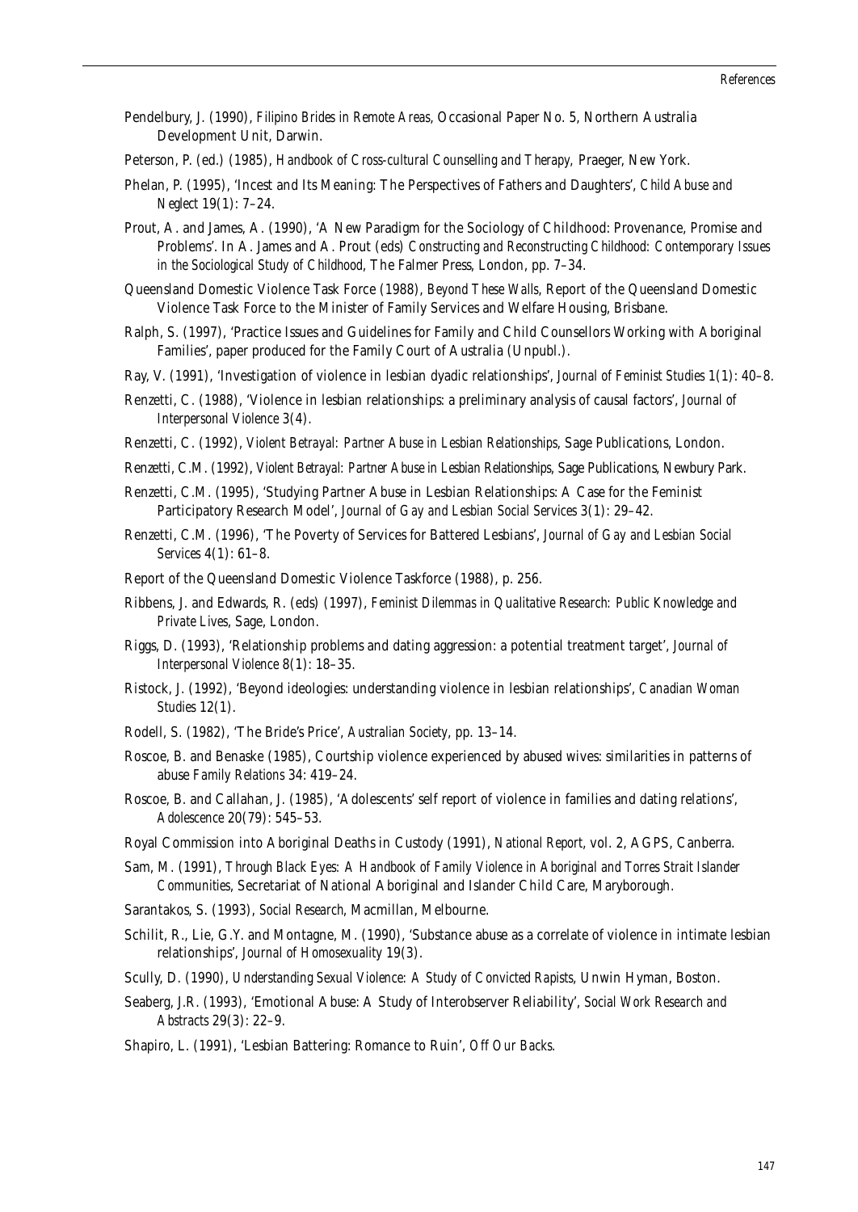Pendelbury, J. (1990), *Filipino Brides in Remote Areas*, Occasional Paper No. 5, Northern Australia Development Unit, Darwin.

Peterson, P. (ed.) (1985), *Handbook of Cross-cultural Counselling and Therapy,* Praeger, New York.

Phelan, P. (1995), 'Incest and Its Meaning: The Perspectives of Fathers and Daughters', *Child Abuse and Neglect* 19(1): 7–24.

Prout, A. and James, A. (1990), 'A New Paradigm for the Sociology of Childhood: Provenance, Promise and Problems'. In A. James and A. Prout (eds) *Constructing and Reconstructing Childhood: Contemporary Issues in the Sociological Study of Childhood*, The Falmer Press, London, pp. 7–34.

Queensland Domestic Violence Task Force (1988), *Beyond These Walls*, Report of the Queensland Domestic Violence Task Force to the Minister of Family Services and Welfare Housing, Brisbane.

Ralph, S. (1997), 'Practice Issues and Guidelines for Family and Child Counsellors Working with Aboriginal Families', paper produced for the Family Court of Australia (Unpubl.).

Ray, V. (1991), 'Investigation of violence in lesbian dyadic relationships', *Journal of Feminist Studies* 1(1): 40–8.

Renzetti, C. (1988), 'Violence in lesbian relationships: a preliminary analysis of causal factors', *Journal of Interpersonal Violence* 3(4).

Renzetti, C. (1992), *Violent Betrayal: Partner Abuse in Lesbian Relationships*, Sage Publications, London.

Renzetti, C.M. (1992), *Violent Betrayal: Partner Abuse in Lesbian Relationships*, Sage Publications, Newbury Park.

Renzetti, C.M. (1995), 'Studying Partner Abuse in Lesbian Relationships: A Case for the Feminist Participatory Research Model', *Journal of Gay and Lesbian Social Services* 3(1): 29–42.

Renzetti, C.M. (1996), 'The Poverty of Services for Battered Lesbians', *Journal of Gay and Lesbian Social Services* 4(1): 61–8.

Report of the Queensland Domestic Violence Taskforce (1988), p. 256.

Ribbens, J. and Edwards, R. (eds) (1997), *Feminist Dilemmas in Qualitative Research: Public Knowledge and Private Lives*, Sage, London.

Riggs, D. (1993), 'Relationship problems and dating aggression: a potential treatment target', *Journal of Interpersonal Violence* 8(1): 18–35.

Ristock, J. (1992), 'Beyond ideologies: understanding violence in lesbian relationships', *Canadian Woman Studies* 12(1).

Rodell, S. (1982), 'The Bride's Price', *Australian Society*, pp. 13–14.

Roscoe, B. and Benaske (1985), Courtship violence experienced by abused wives: similarities in patterns of abuse *Family Relations* 34: 419–24.

Roscoe, B. and Callahan, J. (1985), 'Adolescents' self report of violence in families and dating relations', *Adolescence* 20(79): 545–53.

Royal Commission into Aboriginal Deaths in Custody (1991), *National Report*, vol. 2, AGPS, Canberra.

Sam, M. (1991), *Through Black Eyes: A Handbook of Family Violence in Aboriginal and Torres Strait Islander Communities*, Secretariat of National Aboriginal and Islander Child Care, Maryborough.

Sarantakos, S. (1993), *Social Research*, Macmillan, Melbourne.

Schilit, R., Lie, G.Y. and Montagne, M. (1990), 'Substance abuse as a correlate of violence in intimate lesbian relationships', *Journal of Homosexuality* 19(3).

Scully, D. (1990), *Understanding Sexual Violence: A Study of Convicted Rapists*, Unwin Hyman, Boston.

Seaberg, J.R. (1993), 'Emotional Abuse: A Study of Interobserver Reliability', *Social Work Research and Abstracts* 29(3): 22–9.

Shapiro, L. (1991), 'Lesbian Battering: Romance to Ruin', *Off Our Backs*.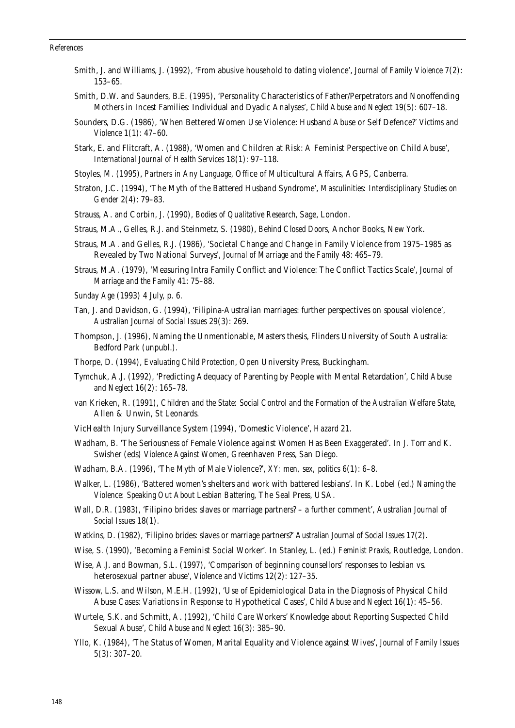Smith, J. and Williams, J. (1992), 'From abusive household to dating violence', *Journal of Family Violence* 7(2): 153–65.

Smith, D.W. and Saunders, B.E. (1995), 'Personality Characteristics of Father/Perpetrators and Nonoffending Mothers in Incest Families: Individual and Dyadic Analyses', *Child Abuse and Neglect* 19(5): 607–18.

Sounders, D.G. (1986), 'When Bettered Women Use Violence: Husband Abuse or Self Defence?' *Victims and Violence* 1(1): 47–60.

Stark, E. and Flitcraft, A. (1988), 'Women and Children at Risk: A Feminist Perspective on Child Abuse', *International Journal of Health Services* 18(1): 97–118.

Stoyles, M. (1995), *Partners in Any Language*, Office of Multicultural Affairs, AGPS, Canberra.

Straton, J.C. (1994), 'The Myth of the Battered Husband Syndrome', *Masculinities: Interdisciplinary Studies on Gender* 2(4): 79–83.

Strauss, A. and Corbin, J. (1990), *Bodies of Qualitative Research*, Sage, London.

Straus, M.A., Gelles, R.J. and Steinmetz, S. (1980), *Behind Closed Doors*, Anchor Books, New York.

Straus, M.A. and Gelles, R.J. (1986), 'Societal Change and Change in Family Violence from 1975–1985 as Revealed by Two National Surveys', *Journal of Marriage and the Family* 48: 465–79.

Straus, M.A. (1979), 'Measuring Intra Family Conflict and Violence: The Conflict Tactics Scale', *Journal of Marriage and the Family* 41: 75–88.

*Sunday Age* (1993) 4 July, p. 6.

Tan, J. and Davidson, G. (1994), 'Filipina-Australian marriages: further perspectives on spousal violence', *Australian Journal of Social Issues* 29(3): 269.

Thompson, J. (1996), Naming the Unmentionable, Masters thesis, Flinders University of South Australia: Bedford Park (unpubl.).

Thorpe, D. (1994), *Evaluating Child Protection*, Open University Press, Buckingham.

Tymchuk, A.J. (1992), 'Predicting Adequacy of Parenting by People with Mental Retardation', *Child Abuse and Neglect* 16(2): 165–78.

van Krieken, R. (1991), *Children and the State: Social Control and the Formation of the Australian Welfare State*, Allen & Unwin, St Leonards.

VicHealth Injury Surveillance System (1994), 'Domestic Violence', *Hazard* 21.

Wadham, B. 'The Seriousness of Female Violence against Women Has Been Exaggerated'. In J. Torr and K. Swisher (eds) *Violence Against Women*, Greenhaven Press, San Diego.

Wadham, B.A. (1996), 'The Myth of Male Violence?', *XY: men, sex, politics* 6(1): 6–8.

Walker, L. (1986), 'Battered women's shelters and work with battered lesbians'. In K. Lobel (ed.) *Naming the Violence: Speaking Out About Lesbian Battering*, The Seal Press, USA.

Wall, D.R. (1983), 'Filipino brides: slaves or marriage partners? – a further comment', *Australian Journal of Social Issues* 18(1).

Watkins, D. (1982), 'Filipino brides: slaves or marriage partners?' *Australian Journal of Social Issues* 17(2).

Wise, S. (1990), 'Becoming a Feminist Social Worker'. In Stanley, L. (ed.) *Feminist Praxis*, Routledge, London.

Wise, A.J. and Bowman, S.L. (1997), 'Comparison of beginning counsellors' responses to lesbian vs. heterosexual partner abuse', *Violence and Victims* 12(2): 127–35.

Wissow, L.S. and Wilson, M.E.H. (1992), 'Use of Epidemiological Data in the Diagnosis of Physical Child Abuse Cases: Variations in Response to Hypothetical Cases', *Child Abuse and Neglect* 16(1): 45–56.

Wurtele, S.K. and Schmitt, A. (1992), 'Child Care Workers' Knowledge about Reporting Suspected Child Sexual Abuse', *Child Abuse and Neglect* 16(3): 385–90.

Yllo, K. (1984), 'The Status of Women, Marital Equality and Violence against Wives', *Journal of Family Issues* 5(3): 307–20.